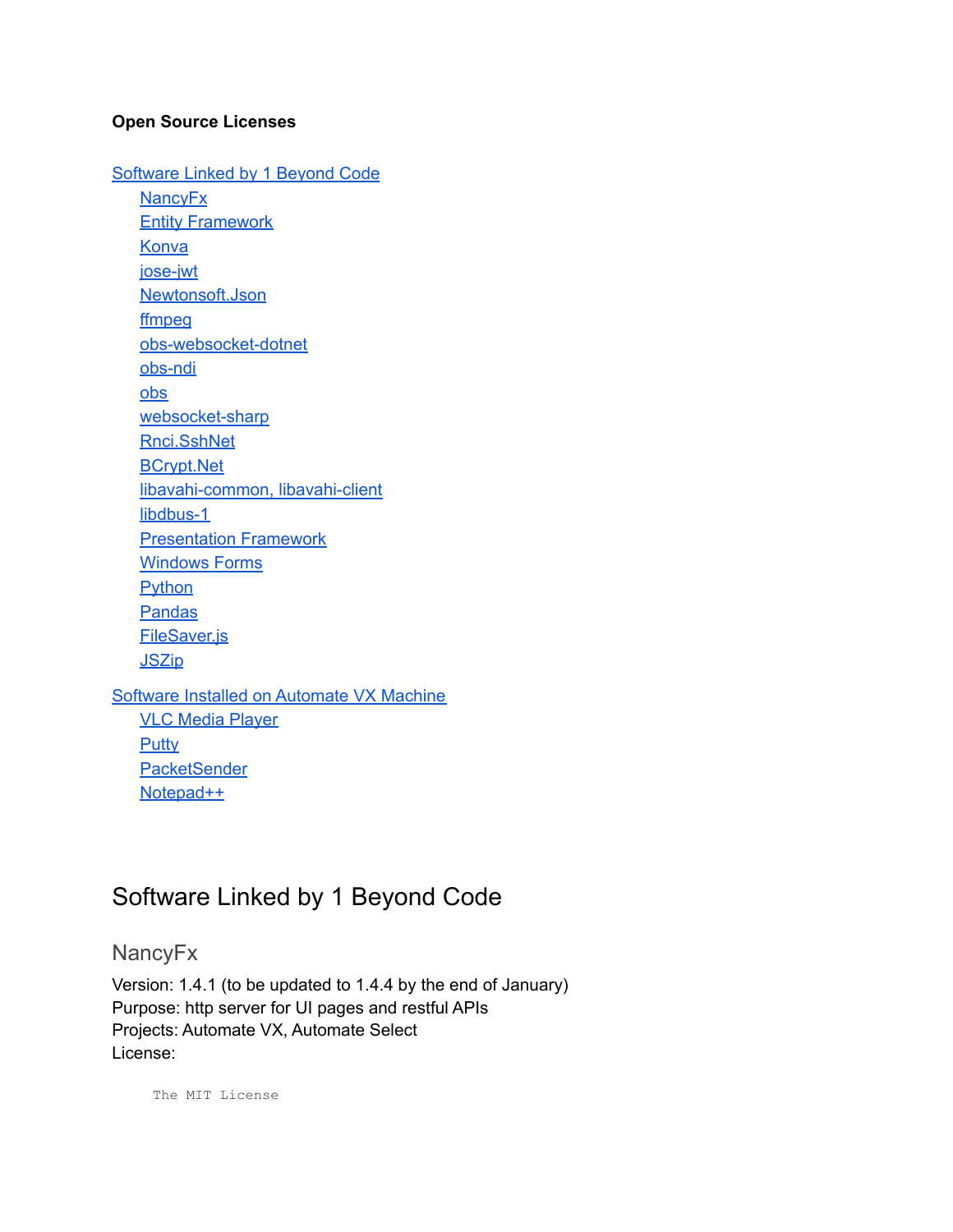**Open Source Licenses**

[Software Linked by 1 Beyond Code](#)
- [NancyFx](#)
- [Entity Framework](#)
- [Konva](#)
- [jose-jwt](#)
- [Newtonsoft.Json](#)
- [ffmpeg](#)
- [obs-websocket-dotnet](#)
- [obs-ndi](#)
- [obs](#)
- [websocket-sharp](#)
- [Rnci.SshNet](#)
- [BCrypt.Net](#)
- [libavahi-common, libavahi-client](#)
- [libdbus-1](#)
- [Presentation Framework](#)
- [Windows Forms](#)
- [Python](#)
- [Pandas](#)
- [FileSaver.js](#)
- [JSZip](#)

[Software Installed on Automate VX Machine](#)
- [VLC Media Player](#)
- [Putty](#)
- [PacketSender](#)
- [Notepad++](#)

# Software Linked by 1 Beyond Code

## NancyFx

Version: 1.4.1 (to be updated to 1.4.4 by the end of January)
Purpose: http server for UI pages and restful APIs
Projects: Automate VX, Automate Select
License:

```
The MIT License
```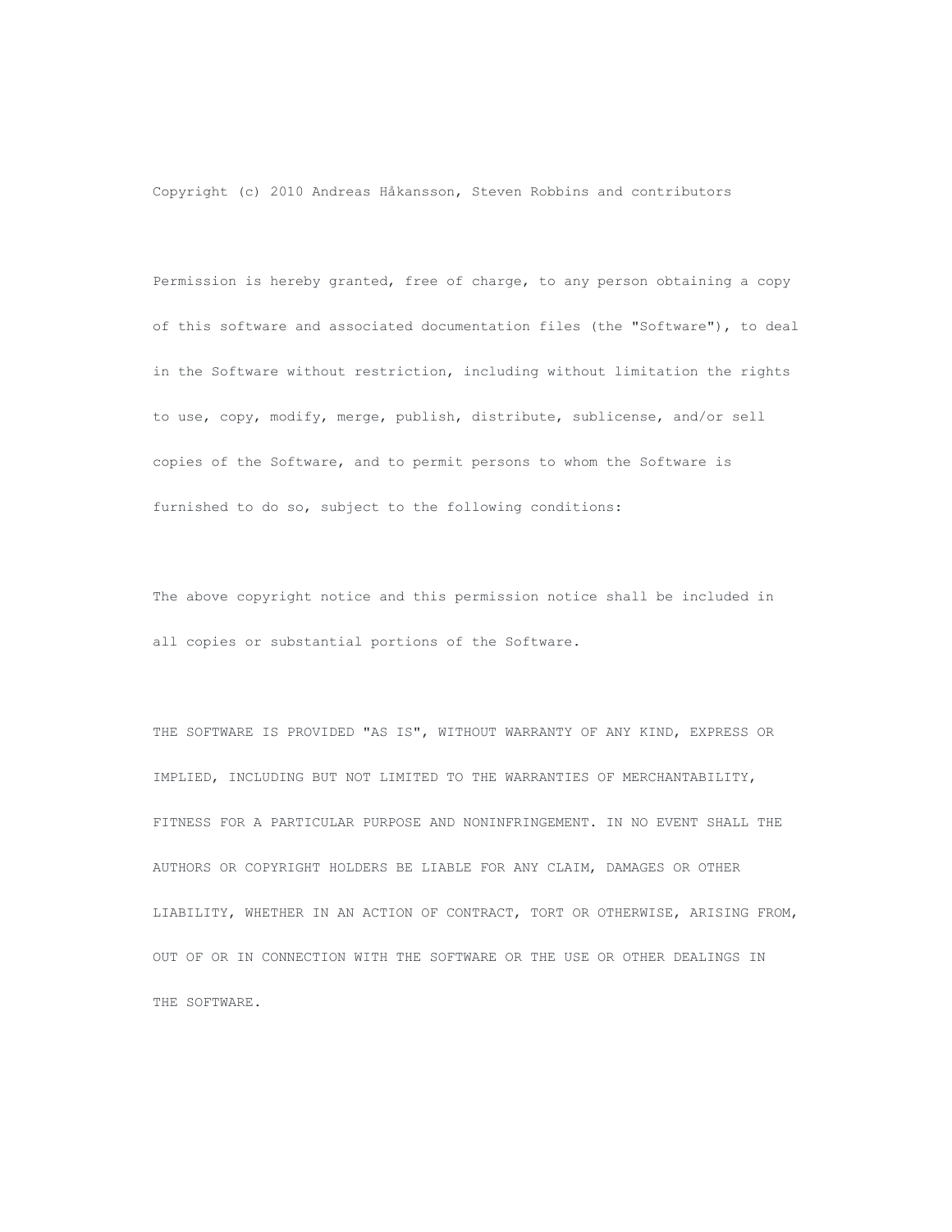Copyright (c) 2010 Andreas Håkansson, Steven Robbins and contributors

Permission is hereby granted, free of charge, to any person obtaining a copy of this software and associated documentation files (the "Software"), to deal in the Software without restriction, including without limitation the rights to use, copy, modify, merge, publish, distribute, sublicense, and/or sell copies of the Software, and to permit persons to whom the Software is furnished to do so, subject to the following conditions:

The above copyright notice and this permission notice shall be included in all copies or substantial portions of the Software.

THE SOFTWARE IS PROVIDED "AS IS", WITHOUT WARRANTY OF ANY KIND, EXPRESS OR IMPLIED, INCLUDING BUT NOT LIMITED TO THE WARRANTIES OF MERCHANTABILITY, FITNESS FOR A PARTICULAR PURPOSE AND NONINFRINGEMENT. IN NO EVENT SHALL THE AUTHORS OR COPYRIGHT HOLDERS BE LIABLE FOR ANY CLAIM, DAMAGES OR OTHER LIABILITY, WHETHER IN AN ACTION OF CONTRACT, TORT OR OTHERWISE, ARISING FROM, OUT OF OR IN CONNECTION WITH THE SOFTWARE OR THE USE OR OTHER DEALINGS IN THE SOFTWARE.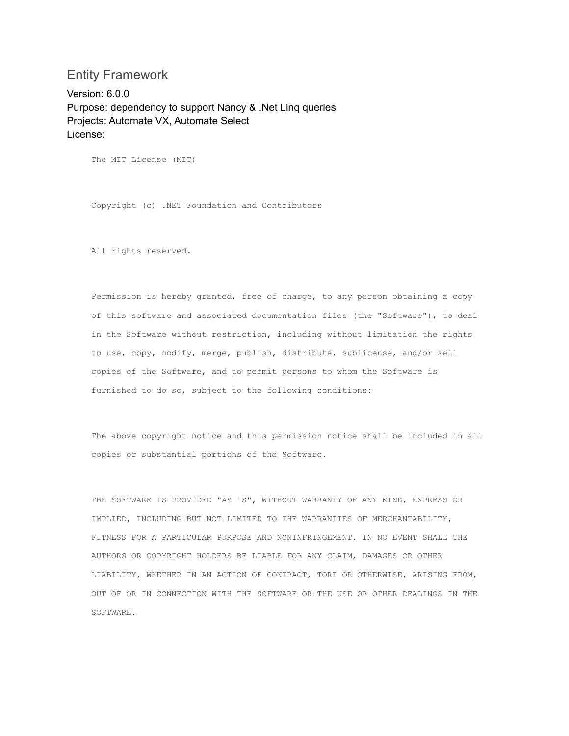## Entity Framework

Version: 6.0.0
Purpose: dependency to support Nancy & .Net Linq queries
Projects: Automate VX, Automate Select
License:

```
The MIT License (MIT)


Copyright (c) .NET Foundation and Contributors


All rights reserved.


Permission is hereby granted, free of charge, to any person obtaining a copy
of this software and associated documentation files (the "Software"), to deal
in the Software without restriction, including without limitation the rights
to use, copy, modify, merge, publish, distribute, sublicense, and/or sell
copies of the Software, and to permit persons to whom the Software is
furnished to do so, subject to the following conditions:


The above copyright notice and this permission notice shall be included in all
copies or substantial portions of the Software.


THE SOFTWARE IS PROVIDED "AS IS", WITHOUT WARRANTY OF ANY KIND, EXPRESS OR
IMPLIED, INCLUDING BUT NOT LIMITED TO THE WARRANTIES OF MERCHANTABILITY,
FITNESS FOR A PARTICULAR PURPOSE AND NONINFRINGEMENT. IN NO EVENT SHALL THE
AUTHORS OR COPYRIGHT HOLDERS BE LIABLE FOR ANY CLAIM, DAMAGES OR OTHER
LIABILITY, WHETHER IN AN ACTION OF CONTRACT, TORT OR OTHERWISE, ARISING FROM,
OUT OF OR IN CONNECTION WITH THE SOFTWARE OR THE USE OR OTHER DEALINGS IN THE
SOFTWARE.
```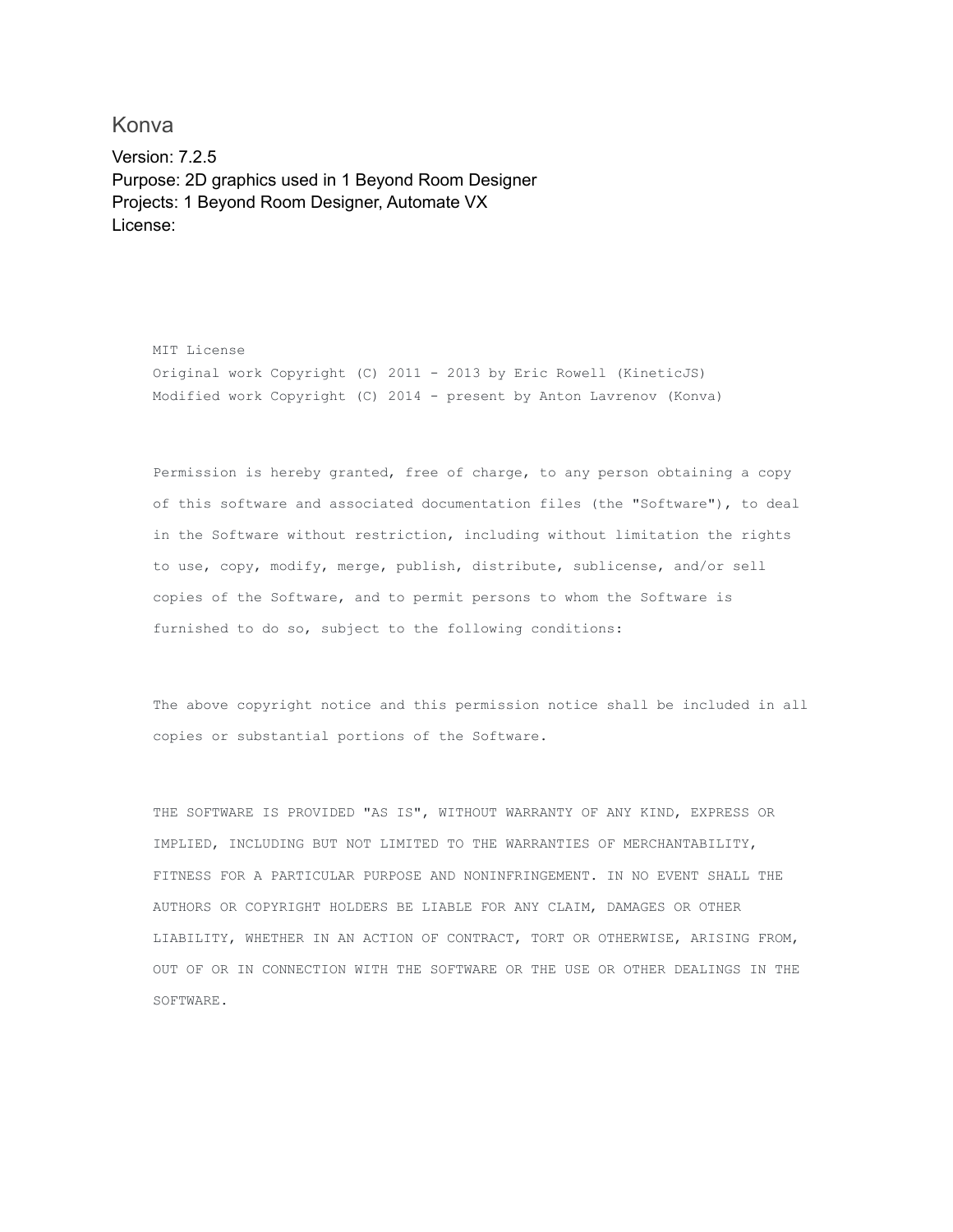## Konva

Version: 7.2.5
Purpose: 2D graphics used in 1 Beyond Room Designer
Projects: 1 Beyond Room Designer, Automate VX
License:

```
MIT License
Original work Copyright (C) 2011 - 2013 by Eric Rowell (KineticJS)
Modified work Copyright (C) 2014 - present by Anton Lavrenov (Konva)

Permission is hereby granted, free of charge, to any person obtaining a copy
of this software and associated documentation files (the "Software"), to deal
in the Software without restriction, including without limitation the rights
to use, copy, modify, merge, publish, distribute, sublicense, and/or sell
copies of the Software, and to permit persons to whom the Software is
furnished to do so, subject to the following conditions:

The above copyright notice and this permission notice shall be included in all
copies or substantial portions of the Software.

THE SOFTWARE IS PROVIDED "AS IS", WITHOUT WARRANTY OF ANY KIND, EXPRESS OR
IMPLIED, INCLUDING BUT NOT LIMITED TO THE WARRANTIES OF MERCHANTABILITY,
FITNESS FOR A PARTICULAR PURPOSE AND NONINFRINGEMENT. IN NO EVENT SHALL THE
AUTHORS OR COPYRIGHT HOLDERS BE LIABLE FOR ANY CLAIM, DAMAGES OR OTHER
LIABILITY, WHETHER IN AN ACTION OF CONTRACT, TORT OR OTHERWISE, ARISING FROM,
OUT OF OR IN CONNECTION WITH THE SOFTWARE OR THE USE OR OTHER DEALINGS IN THE
SOFTWARE.
```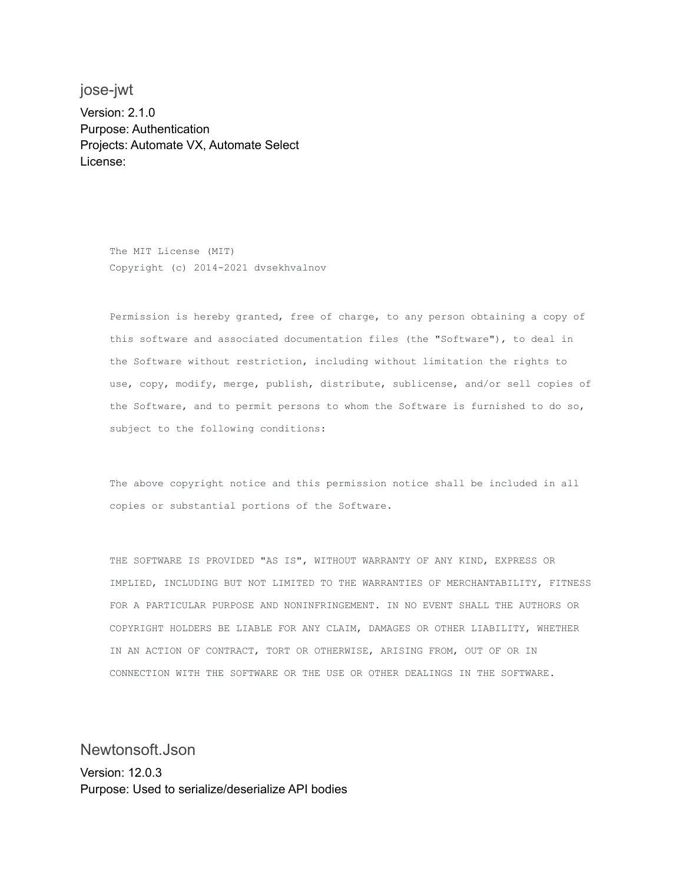## jose-jwt

Version: 2.1.0
Purpose: Authentication
Projects: Automate VX, Automate Select
License:

```
The MIT License (MIT)
Copyright (c) 2014-2021 dvsekhvalnov

Permission is hereby granted, free of charge, to any person obtaining a copy of
this software and associated documentation files (the "Software"), to deal in
the Software without restriction, including without limitation the rights to
use, copy, modify, merge, publish, distribute, sublicense, and/or sell copies of
the Software, and to permit persons to whom the Software is furnished to do so,
subject to the following conditions:

The above copyright notice and this permission notice shall be included in all
copies or substantial portions of the Software.

THE SOFTWARE IS PROVIDED "AS IS", WITHOUT WARRANTY OF ANY KIND, EXPRESS OR
IMPLIED, INCLUDING BUT NOT LIMITED TO THE WARRANTIES OF MERCHANTABILITY, FITNESS
FOR A PARTICULAR PURPOSE AND NONINFRINGEMENT. IN NO EVENT SHALL THE AUTHORS OR
COPYRIGHT HOLDERS BE LIABLE FOR ANY CLAIM, DAMAGES OR OTHER LIABILITY, WHETHER
IN AN ACTION OF CONTRACT, TORT OR OTHERWISE, ARISING FROM, OUT OF OR IN
CONNECTION WITH THE SOFTWARE OR THE USE OR OTHER DEALINGS IN THE SOFTWARE.
```

## Newtonsoft.Json

Version: 12.0.3
Purpose: Used to serialize/deserialize API bodies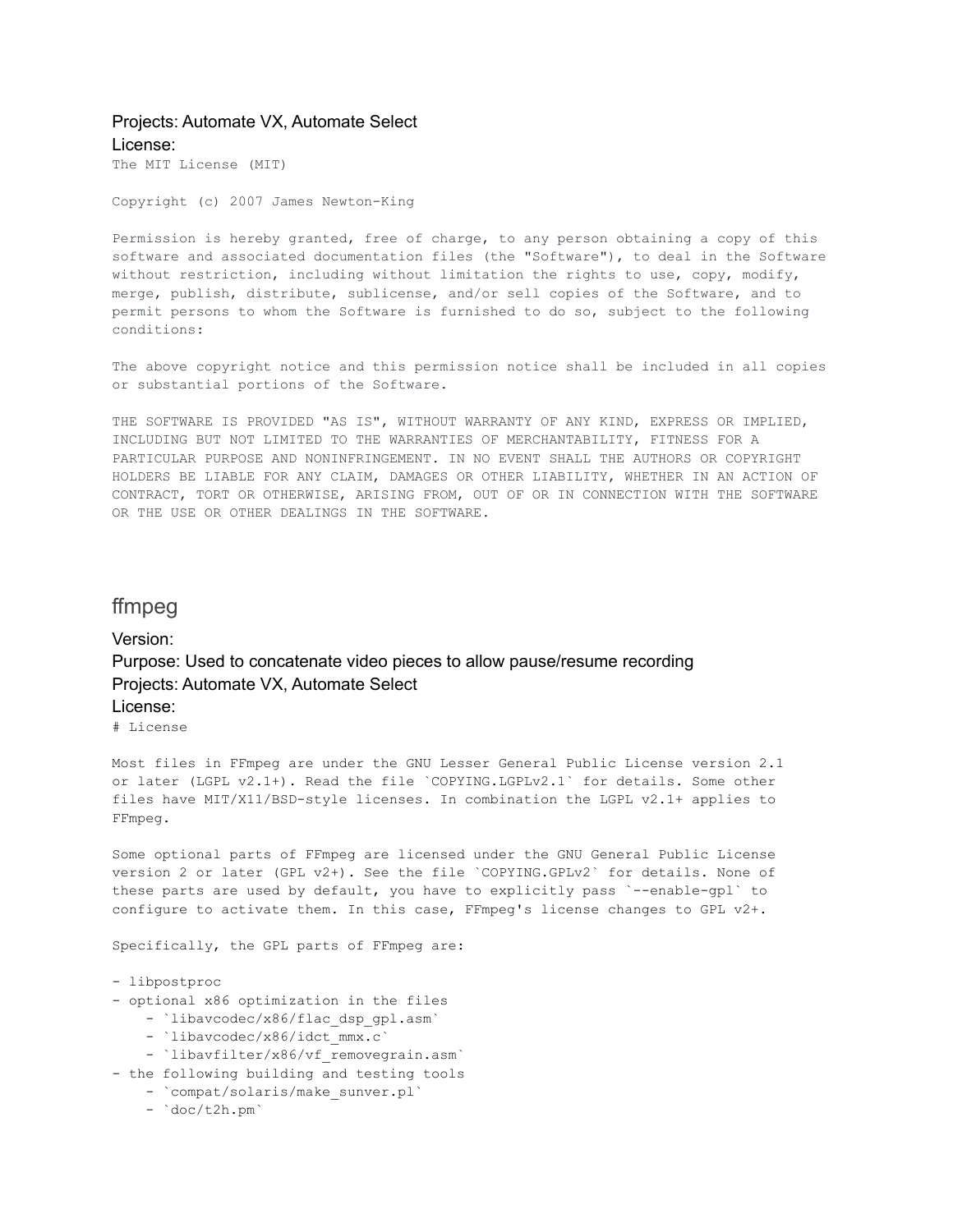Projects: Automate VX, Automate Select

License:

```
The MIT License (MIT)

Copyright (c) 2007 James Newton-King

Permission is hereby granted, free of charge, to any person obtaining a copy of this
software and associated documentation files (the "Software"), to deal in the Software
without restriction, including without limitation the rights to use, copy, modify,
merge, publish, distribute, sublicense, and/or sell copies of the Software, and to
permit persons to whom the Software is furnished to do so, subject to the following
conditions:

The above copyright notice and this permission notice shall be included in all copies
or substantial portions of the Software.

THE SOFTWARE IS PROVIDED "AS IS", WITHOUT WARRANTY OF ANY KIND, EXPRESS OR IMPLIED,
INCLUDING BUT NOT LIMITED TO THE WARRANTIES OF MERCHANTABILITY, FITNESS FOR A
PARTICULAR PURPOSE AND NONINFRINGEMENT. IN NO EVENT SHALL THE AUTHORS OR COPYRIGHT
HOLDERS BE LIABLE FOR ANY CLAIM, DAMAGES OR OTHER LIABILITY, WHETHER IN AN ACTION OF
CONTRACT, TORT OR OTHERWISE, ARISING FROM, OUT OF OR IN CONNECTION WITH THE SOFTWARE
OR THE USE OR OTHER DEALINGS IN THE SOFTWARE.
```

## ffmpeg

Version:

Purpose: Used to concatenate video pieces to allow pause/resume recording

Projects: Automate VX, Automate Select

License:

```
# License

Most files in FFmpeg are under the GNU Lesser General Public License version 2.1
or later (LGPL v2.1+). Read the file `COPYING.LGPLv2.1` for details. Some other
files have MIT/X11/BSD-style licenses. In combination the LGPL v2.1+ applies to
FFmpeg.

Some optional parts of FFmpeg are licensed under the GNU General Public License
version 2 or later (GPL v2+). See the file `COPYING.GPLv2` for details. None of
these parts are used by default, you have to explicitly pass `--enable-gpl` to
configure to activate them. In this case, FFmpeg's license changes to GPL v2+.

Specifically, the GPL parts of FFmpeg are:

- libpostproc
- optional x86 optimization in the files
    - `libavcodec/x86/flac_dsp_gpl.asm`
    - `libavcodec/x86/idct_mmx.c`
    - `libavfilter/x86/vf_removegrain.asm`
- the following building and testing tools
    - `compat/solaris/make_sunver.pl`
    - `doc/t2h.pm`
```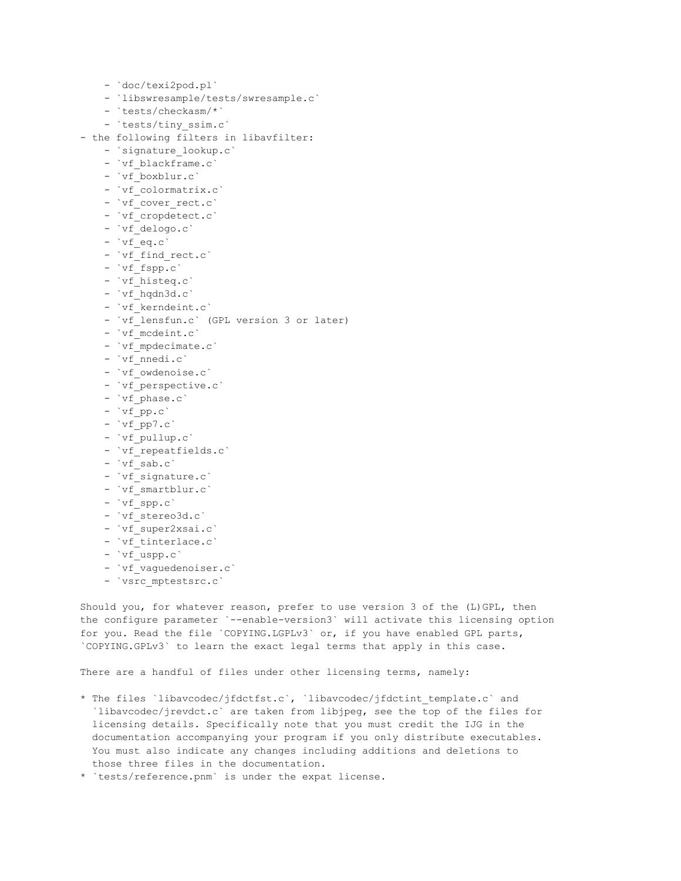- `doc/texi2pod.pl`
    - `libswresample/tests/swresample.c`
    - `tests/checkasm/*`
    - `tests/tiny_ssim.c`
- the following filters in libavfilter:
    - `signature_lookup.c`
    - `vf_blackframe.c`
    - `vf_boxblur.c`
    - `vf_colormatrix.c`
    - `vf_cover_rect.c`
    - `vf_cropdetect.c`
    - `vf_delogo.c`
    - `vf_eq.c`
    - `vf_find_rect.c`
    - `vf_fspp.c`
    - `vf_histeq.c`
    - `vf_hqdn3d.c`
    - `vf_kerndeint.c`
    - `vf_lensfun.c` (GPL version 3 or later)
    - `vf_mcdeint.c`
    - `vf_mpdecimate.c`
    - `vf_nnedi.c`
    - `vf_owdenoise.c`
    - `vf_perspective.c`
    - `vf_phase.c`
    - `vf_pp.c`
    - `vf_pp7.c`
    - `vf_pullup.c`
    - `vf_repeatfields.c`
    - `vf_sab.c`
    - `vf_signature.c`
    - `vf_smartblur.c`
    - `vf_spp.c`
    - `vf_stereo3d.c`
    - `vf_super2xsai.c`
    - `vf_tinterlace.c`
    - `vf_uspp.c`
    - `vf_vaguedenoiser.c`
    - `vsrc_mptestsrc.c`

Should you, for whatever reason, prefer to use version 3 of the (L)GPL, then the configure parameter `--enable-version3` will activate this licensing option for you. Read the file `COPYING.LGPLv3` or, if you have enabled GPL parts, `COPYING.GPLv3` to learn the exact legal terms that apply in this case.

There are a handful of files under other licensing terms, namely:

* The files `libavcodec/jfdctfst.c`, `libavcodec/jfdctint_template.c` and `libavcodec/jrevdct.c` are taken from libjpeg, see the top of the files for licensing details. Specifically note that you must credit the IJG in the documentation accompanying your program if you only distribute executables. You must also indicate any changes including additions and deletions to those three files in the documentation.
* `tests/reference.pnm` is under the expat license.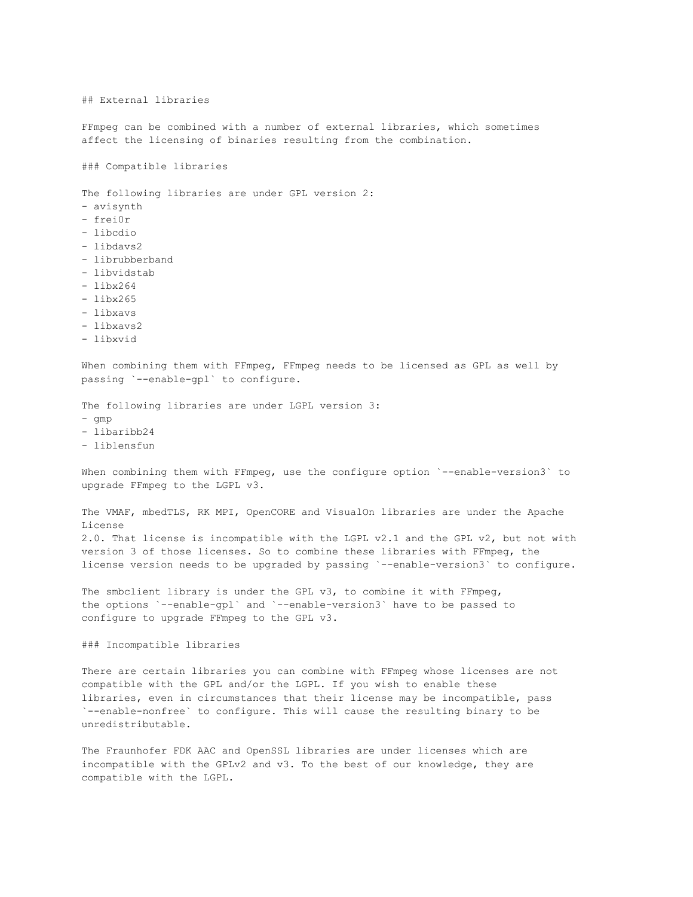## External libraries

FFmpeg can be combined with a number of external libraries, which sometimes affect the licensing of binaries resulting from the combination.

### Compatible libraries

The following libraries are under GPL version 2:
- avisynth
- frei0r
- libcdio
- libdavs2
- librubberband
- libvidstab
- libx264
- libx265
- libxavs
- libxavs2
- libxvid

When combining them with FFmpeg, FFmpeg needs to be licensed as GPL as well by passing `--enable-gpl` to configure.

The following libraries are under LGPL version 3:
- gmp
- libaribb24
- liblensfun

When combining them with FFmpeg, use the configure option `--enable-version3` to upgrade FFmpeg to the LGPL v3.

The VMAF, mbedTLS, RK MPI, OpenCORE and VisualOn libraries are under the Apache License 2.0. That license is incompatible with the LGPL v2.1 and the GPL v2, but not with version 3 of those licenses. So to combine these libraries with FFmpeg, the license version needs to be upgraded by passing `--enable-version3` to configure.

The smbclient library is under the GPL v3, to combine it with FFmpeg, the options `--enable-gpl` and `--enable-version3` have to be passed to configure to upgrade FFmpeg to the GPL v3.

### Incompatible libraries

There are certain libraries you can combine with FFmpeg whose licenses are not compatible with the GPL and/or the LGPL. If you wish to enable these libraries, even in circumstances that their license may be incompatible, pass `--enable-nonfree` to configure. This will cause the resulting binary to be unredistributable.

The Fraunhofer FDK AAC and OpenSSL libraries are under licenses which are incompatible with the GPLv2 and v3. To the best of our knowledge, they are compatible with the LGPL.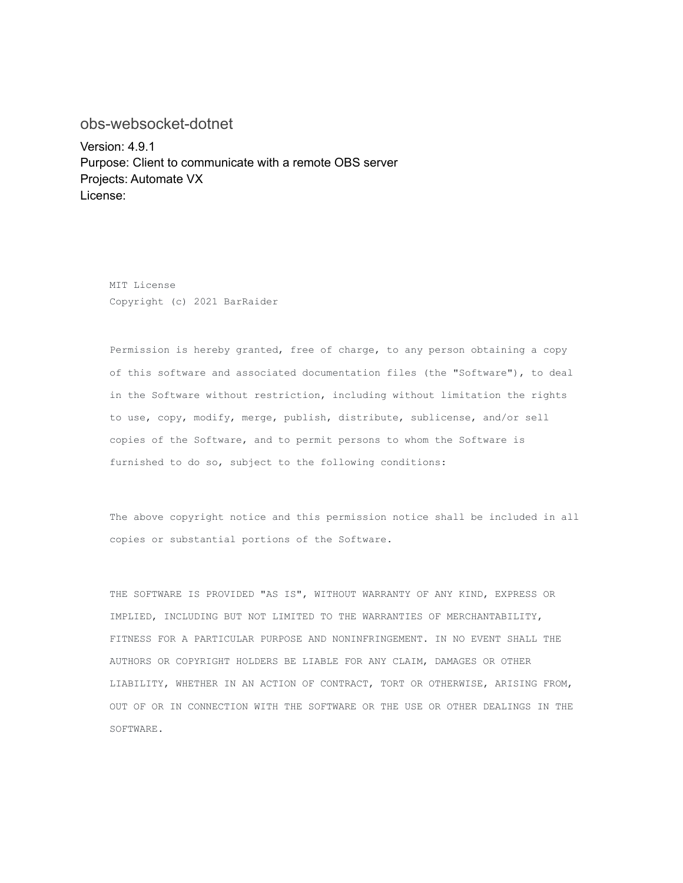## obs-websocket-dotnet

Version: 4.9.1
Purpose: Client to communicate with a remote OBS server
Projects: Automate VX
License:

```
MIT License
Copyright (c) 2021 BarRaider

Permission is hereby granted, free of charge, to any person obtaining a copy
of this software and associated documentation files (the "Software"), to deal
in the Software without restriction, including without limitation the rights
to use, copy, modify, merge, publish, distribute, sublicense, and/or sell
copies of the Software, and to permit persons to whom the Software is
furnished to do so, subject to the following conditions:

The above copyright notice and this permission notice shall be included in all
copies or substantial portions of the Software.

THE SOFTWARE IS PROVIDED "AS IS", WITHOUT WARRANTY OF ANY KIND, EXPRESS OR
IMPLIED, INCLUDING BUT NOT LIMITED TO THE WARRANTIES OF MERCHANTABILITY,
FITNESS FOR A PARTICULAR PURPOSE AND NONINFRINGEMENT. IN NO EVENT SHALL THE
AUTHORS OR COPYRIGHT HOLDERS BE LIABLE FOR ANY CLAIM, DAMAGES OR OTHER
LIABILITY, WHETHER IN AN ACTION OF CONTRACT, TORT OR OTHERWISE, ARISING FROM,
OUT OF OR IN CONNECTION WITH THE SOFTWARE OR THE USE OR OTHER DEALINGS IN THE
SOFTWARE.
```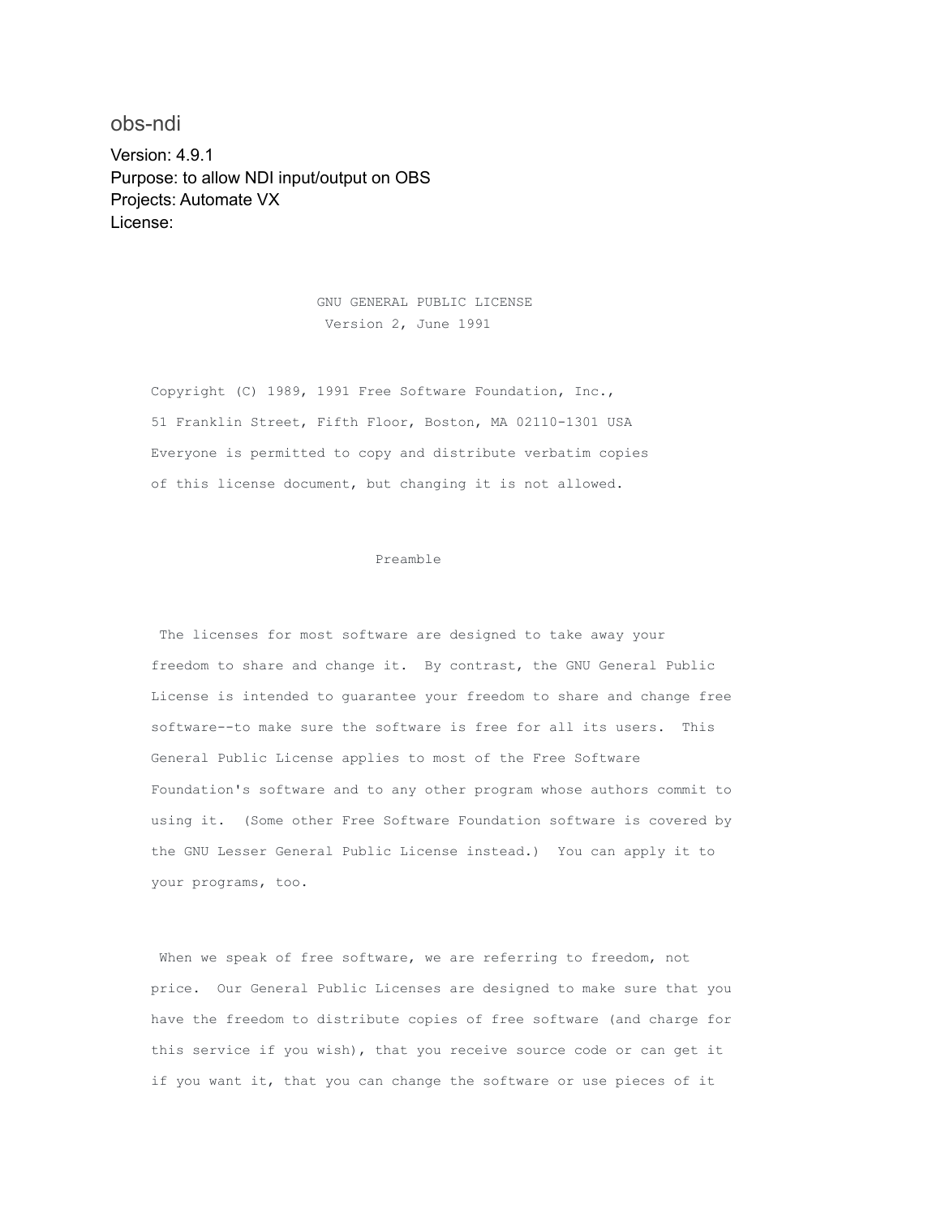# obs-ndi

Version: 4.9.1
Purpose: to allow NDI input/output on OBS
Projects: Automate VX
License:

GNU GENERAL PUBLIC LICENSE
Version 2, June 1991

Copyright (C) 1989, 1991 Free Software Foundation, Inc.,
51 Franklin Street, Fifth Floor, Boston, MA 02110-1301 USA
Everyone is permitted to copy and distribute verbatim copies
of this license document, but changing it is not allowed.

Preamble

The licenses for most software are designed to take away your freedom to share and change it. By contrast, the GNU General Public License is intended to guarantee your freedom to share and change free software--to make sure the software is free for all its users. This General Public License applies to most of the Free Software Foundation's software and to any other program whose authors commit to using it. (Some other Free Software Foundation software is covered by the GNU Lesser General Public License instead.) You can apply it to your programs, too.

When we speak of free software, we are referring to freedom, not price. Our General Public Licenses are designed to make sure that you have the freedom to distribute copies of free software (and charge for this service if you wish), that you receive source code or can get it if you want it, that you can change the software or use pieces of it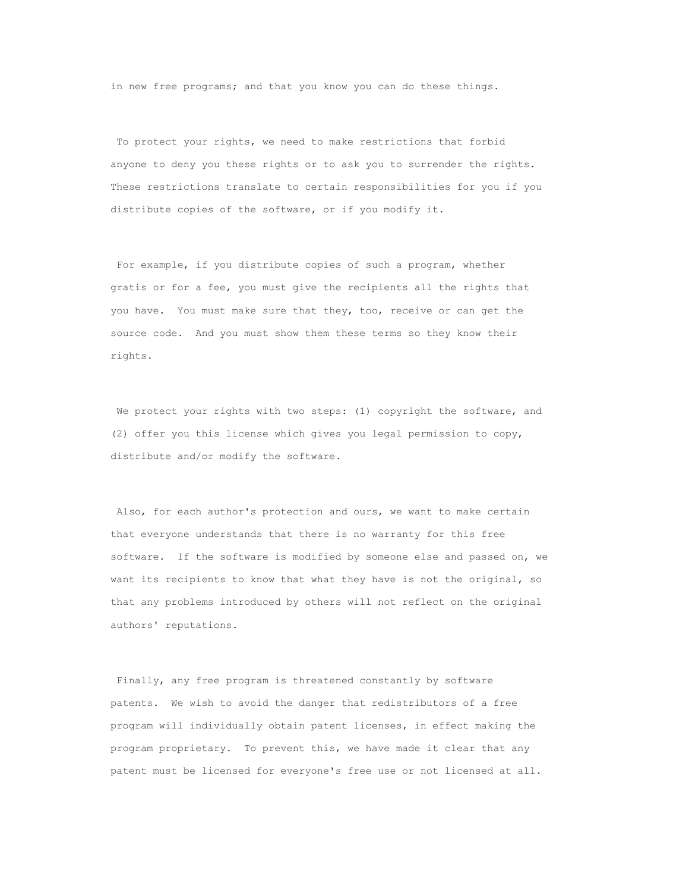in new free programs; and that you know you can do these things.

To protect your rights, we need to make restrictions that forbid anyone to deny you these rights or to ask you to surrender the rights. These restrictions translate to certain responsibilities for you if you distribute copies of the software, or if you modify it.

For example, if you distribute copies of such a program, whether gratis or for a fee, you must give the recipients all the rights that you have. You must make sure that they, too, receive or can get the source code. And you must show them these terms so they know their rights.

We protect your rights with two steps: (1) copyright the software, and (2) offer you this license which gives you legal permission to copy, distribute and/or modify the software.

Also, for each author's protection and ours, we want to make certain that everyone understands that there is no warranty for this free software. If the software is modified by someone else and passed on, we want its recipients to know that what they have is not the original, so that any problems introduced by others will not reflect on the original authors' reputations.

Finally, any free program is threatened constantly by software patents. We wish to avoid the danger that redistributors of a free program will individually obtain patent licenses, in effect making the program proprietary. To prevent this, we have made it clear that any patent must be licensed for everyone's free use or not licensed at all.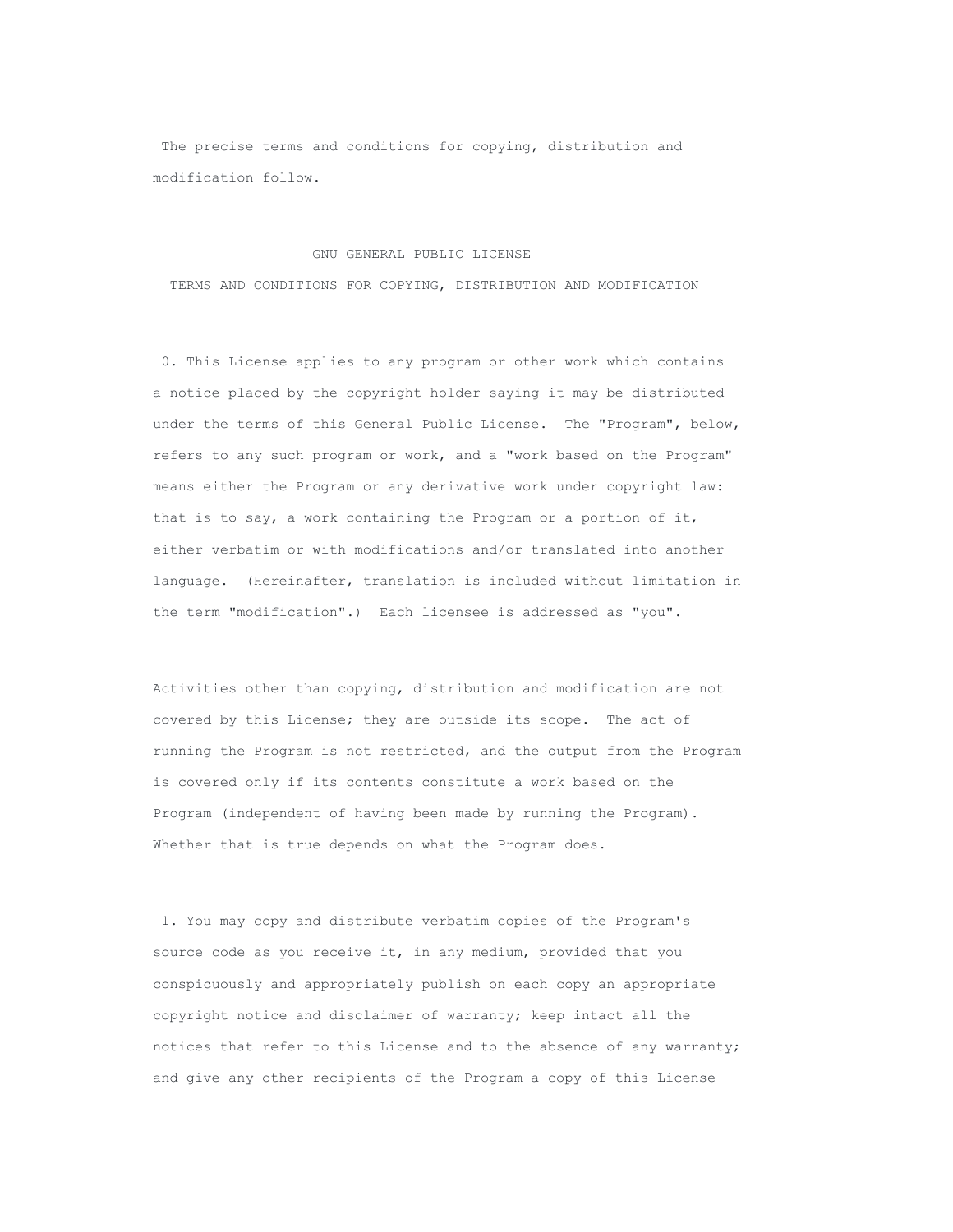The precise terms and conditions for copying, distribution and modification follow.

# GNU GENERAL PUBLIC LICENSE

## TERMS AND CONDITIONS FOR COPYING, DISTRIBUTION AND MODIFICATION

0. This License applies to any program or other work which contains a notice placed by the copyright holder saying it may be distributed under the terms of this General Public License. The "Program", below, refers to any such program or work, and a "work based on the Program" means either the Program or any derivative work under copyright law: that is to say, a work containing the Program or a portion of it, either verbatim or with modifications and/or translated into another language. (Hereinafter, translation is included without limitation in the term "modification".) Each licensee is addressed as "you".

Activities other than copying, distribution and modification are not covered by this License; they are outside its scope. The act of running the Program is not restricted, and the output from the Program is covered only if its contents constitute a work based on the Program (independent of having been made by running the Program). Whether that is true depends on what the Program does.

1. You may copy and distribute verbatim copies of the Program's source code as you receive it, in any medium, provided that you conspicuously and appropriately publish on each copy an appropriate copyright notice and disclaimer of warranty; keep intact all the notices that refer to this License and to the absence of any warranty; and give any other recipients of the Program a copy of this License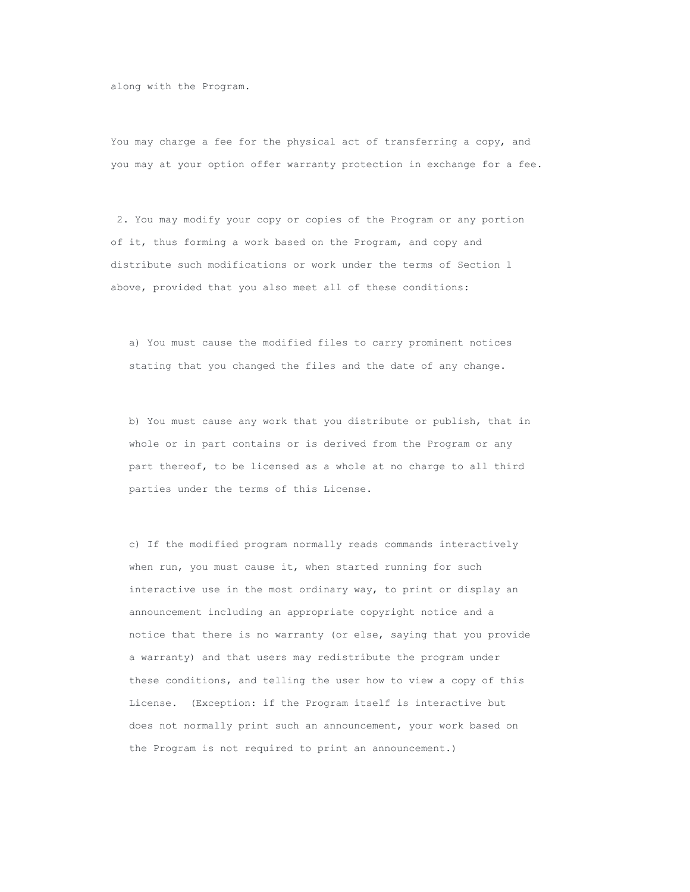along with the Program.

You may charge a fee for the physical act of transferring a copy, and you may at your option offer warranty protection in exchange for a fee.

2. You may modify your copy or copies of the Program or any portion of it, thus forming a work based on the Program, and copy and distribute such modifications or work under the terms of Section 1 above, provided that you also meet all of these conditions:

a) You must cause the modified files to carry prominent notices stating that you changed the files and the date of any change.

b) You must cause any work that you distribute or publish, that in whole or in part contains or is derived from the Program or any part thereof, to be licensed as a whole at no charge to all third parties under the terms of this License.

c) If the modified program normally reads commands interactively when run, you must cause it, when started running for such interactive use in the most ordinary way, to print or display an announcement including an appropriate copyright notice and a notice that there is no warranty (or else, saying that you provide a warranty) and that users may redistribute the program under these conditions, and telling the user how to view a copy of this License. (Exception: if the Program itself is interactive but does not normally print such an announcement, your work based on the Program is not required to print an announcement.)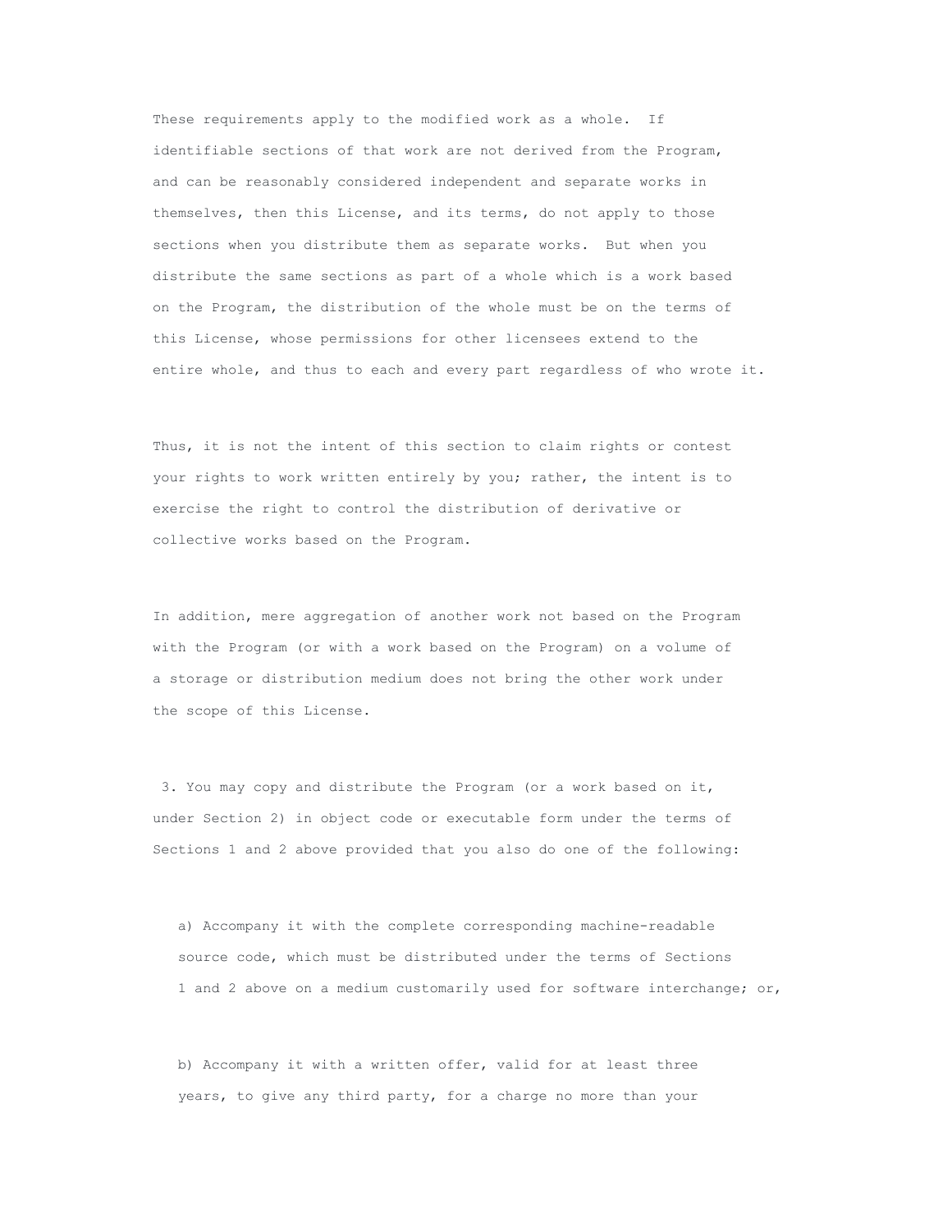These requirements apply to the modified work as a whole. If identifiable sections of that work are not derived from the Program, and can be reasonably considered independent and separate works in themselves, then this License, and its terms, do not apply to those sections when you distribute them as separate works. But when you distribute the same sections as part of a whole which is a work based on the Program, the distribution of the whole must be on the terms of this License, whose permissions for other licensees extend to the entire whole, and thus to each and every part regardless of who wrote it.

Thus, it is not the intent of this section to claim rights or contest your rights to work written entirely by you; rather, the intent is to exercise the right to control the distribution of derivative or collective works based on the Program.

In addition, mere aggregation of another work not based on the Program with the Program (or with a work based on the Program) on a volume of a storage or distribution medium does not bring the other work under the scope of this License.

3. You may copy and distribute the Program (or a work based on it, under Section 2) in object code or executable form under the terms of Sections 1 and 2 above provided that you also do one of the following:

a) Accompany it with the complete corresponding machine-readable source code, which must be distributed under the terms of Sections 1 and 2 above on a medium customarily used for software interchange; or,

b) Accompany it with a written offer, valid for at least three years, to give any third party, for a charge no more than your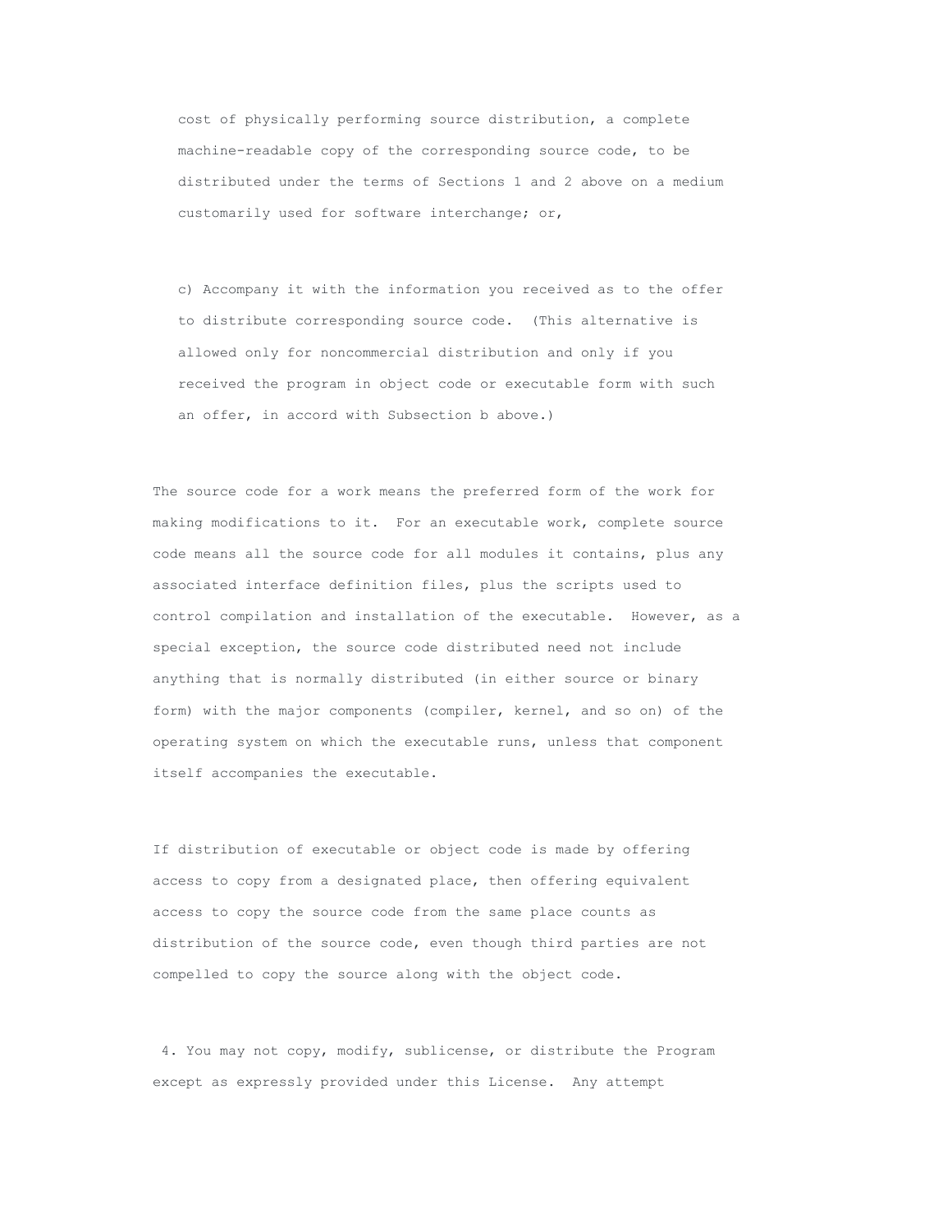cost of physically performing source distribution, a complete machine-readable copy of the corresponding source code, to be distributed under the terms of Sections 1 and 2 above on a medium customarily used for software interchange; or,

c) Accompany it with the information you received as to the offer to distribute corresponding source code. (This alternative is allowed only for noncommercial distribution and only if you received the program in object code or executable form with such an offer, in accord with Subsection b above.)

The source code for a work means the preferred form of the work for making modifications to it. For an executable work, complete source code means all the source code for all modules it contains, plus any associated interface definition files, plus the scripts used to control compilation and installation of the executable. However, as a special exception, the source code distributed need not include anything that is normally distributed (in either source or binary form) with the major components (compiler, kernel, and so on) of the operating system on which the executable runs, unless that component itself accompanies the executable.

If distribution of executable or object code is made by offering access to copy from a designated place, then offering equivalent access to copy the source code from the same place counts as distribution of the source code, even though third parties are not compelled to copy the source along with the object code.

4. You may not copy, modify, sublicense, or distribute the Program except as expressly provided under this License. Any attempt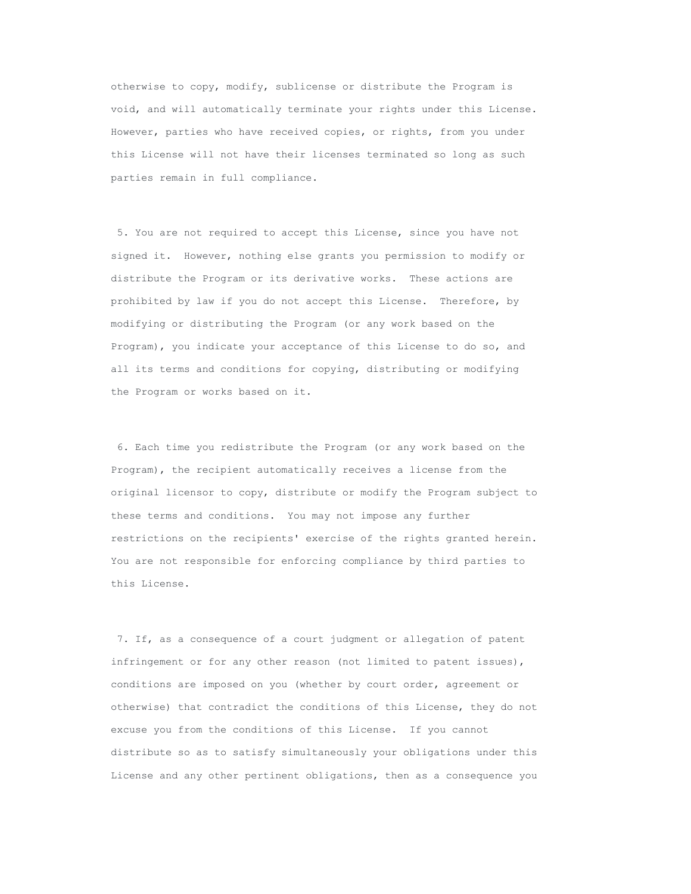otherwise to copy, modify, sublicense or distribute the Program is void, and will automatically terminate your rights under this License. However, parties who have received copies, or rights, from you under this License will not have their licenses terminated so long as such parties remain in full compliance.

5. You are not required to accept this License, since you have not signed it. However, nothing else grants you permission to modify or distribute the Program or its derivative works. These actions are prohibited by law if you do not accept this License. Therefore, by modifying or distributing the Program (or any work based on the Program), you indicate your acceptance of this License to do so, and all its terms and conditions for copying, distributing or modifying the Program or works based on it.

6. Each time you redistribute the Program (or any work based on the Program), the recipient automatically receives a license from the original licensor to copy, distribute or modify the Program subject to these terms and conditions. You may not impose any further restrictions on the recipients' exercise of the rights granted herein. You are not responsible for enforcing compliance by third parties to this License.

7. If, as a consequence of a court judgment or allegation of patent infringement or for any other reason (not limited to patent issues), conditions are imposed on you (whether by court order, agreement or otherwise) that contradict the conditions of this License, they do not excuse you from the conditions of this License. If you cannot distribute so as to satisfy simultaneously your obligations under this License and any other pertinent obligations, then as a consequence you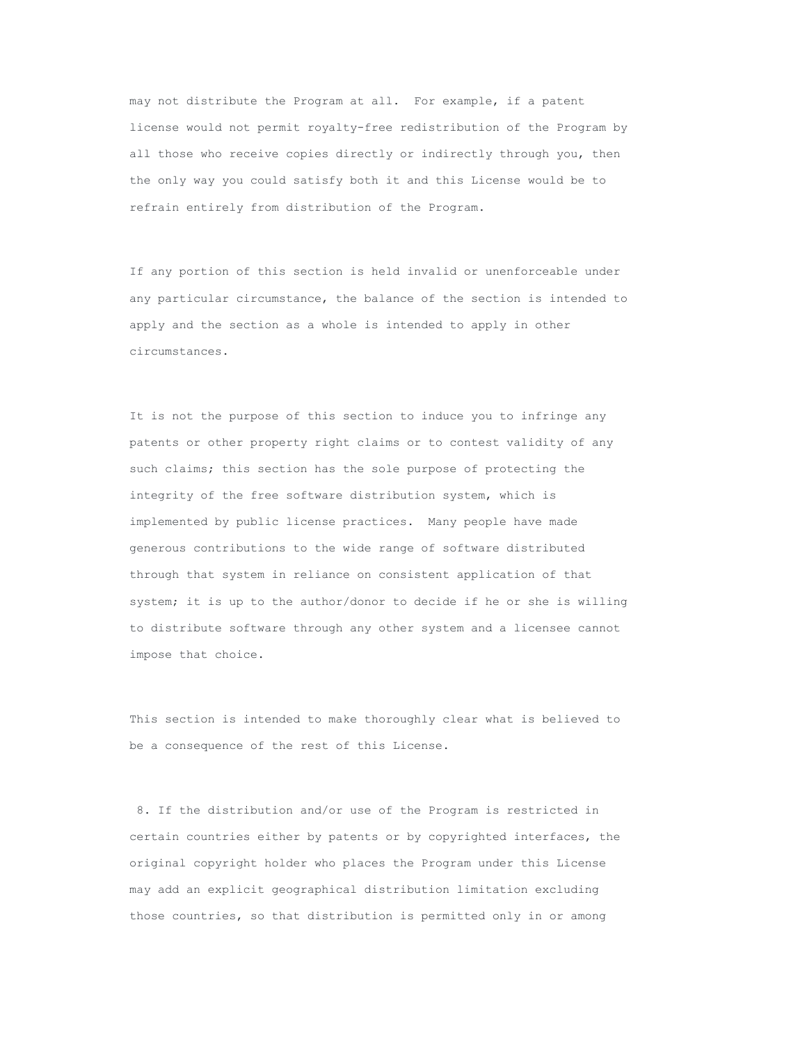may not distribute the Program at all. For example, if a patent license would not permit royalty-free redistribution of the Program by all those who receive copies directly or indirectly through you, then the only way you could satisfy both it and this License would be to refrain entirely from distribution of the Program.

If any portion of this section is held invalid or unenforceable under any particular circumstance, the balance of the section is intended to apply and the section as a whole is intended to apply in other circumstances.

It is not the purpose of this section to induce you to infringe any patents or other property right claims or to contest validity of any such claims; this section has the sole purpose of protecting the integrity of the free software distribution system, which is implemented by public license practices. Many people have made generous contributions to the wide range of software distributed through that system in reliance on consistent application of that system; it is up to the author/donor to decide if he or she is willing to distribute software through any other system and a licensee cannot impose that choice.

This section is intended to make thoroughly clear what is believed to be a consequence of the rest of this License.

8. If the distribution and/or use of the Program is restricted in certain countries either by patents or by copyrighted interfaces, the original copyright holder who places the Program under this License may add an explicit geographical distribution limitation excluding those countries, so that distribution is permitted only in or among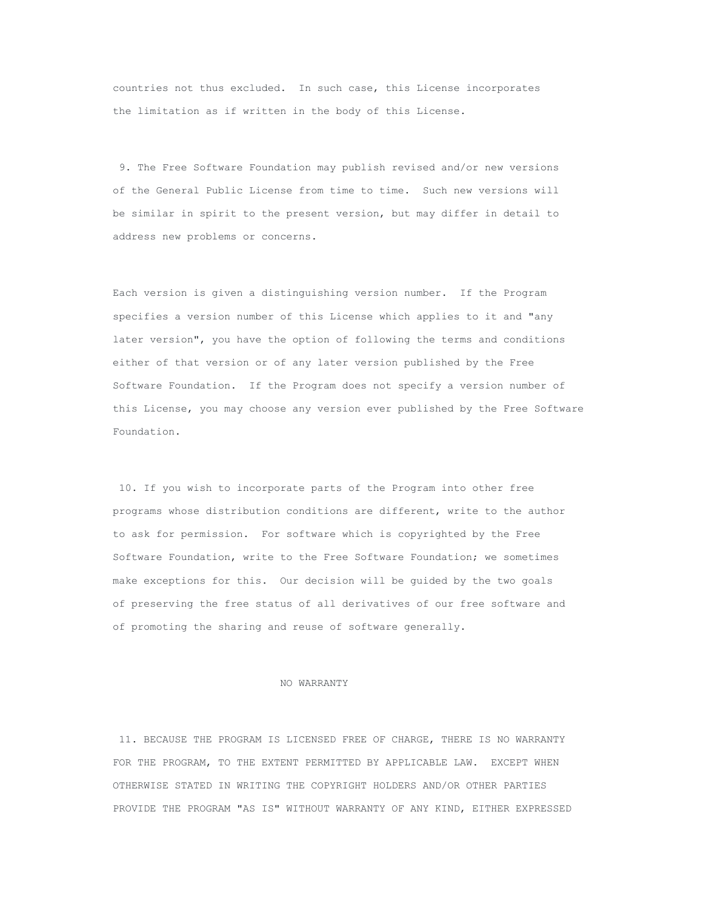countries not thus excluded. In such case, this License incorporates the limitation as if written in the body of this License.

9. The Free Software Foundation may publish revised and/or new versions of the General Public License from time to time. Such new versions will be similar in spirit to the present version, but may differ in detail to address new problems or concerns.

Each version is given a distinguishing version number. If the Program specifies a version number of this License which applies to it and "any later version", you have the option of following the terms and conditions either of that version or of any later version published by the Free Software Foundation. If the Program does not specify a version number of this License, you may choose any version ever published by the Free Software Foundation.

10. If you wish to incorporate parts of the Program into other free programs whose distribution conditions are different, write to the author to ask for permission. For software which is copyrighted by the Free Software Foundation, write to the Free Software Foundation; we sometimes make exceptions for this. Our decision will be guided by the two goals of preserving the free status of all derivatives of our free software and of promoting the sharing and reuse of software generally.

NO WARRANTY

11. BECAUSE THE PROGRAM IS LICENSED FREE OF CHARGE, THERE IS NO WARRANTY FOR THE PROGRAM, TO THE EXTENT PERMITTED BY APPLICABLE LAW. EXCEPT WHEN OTHERWISE STATED IN WRITING THE COPYRIGHT HOLDERS AND/OR OTHER PARTIES PROVIDE THE PROGRAM "AS IS" WITHOUT WARRANTY OF ANY KIND, EITHER EXPRESSED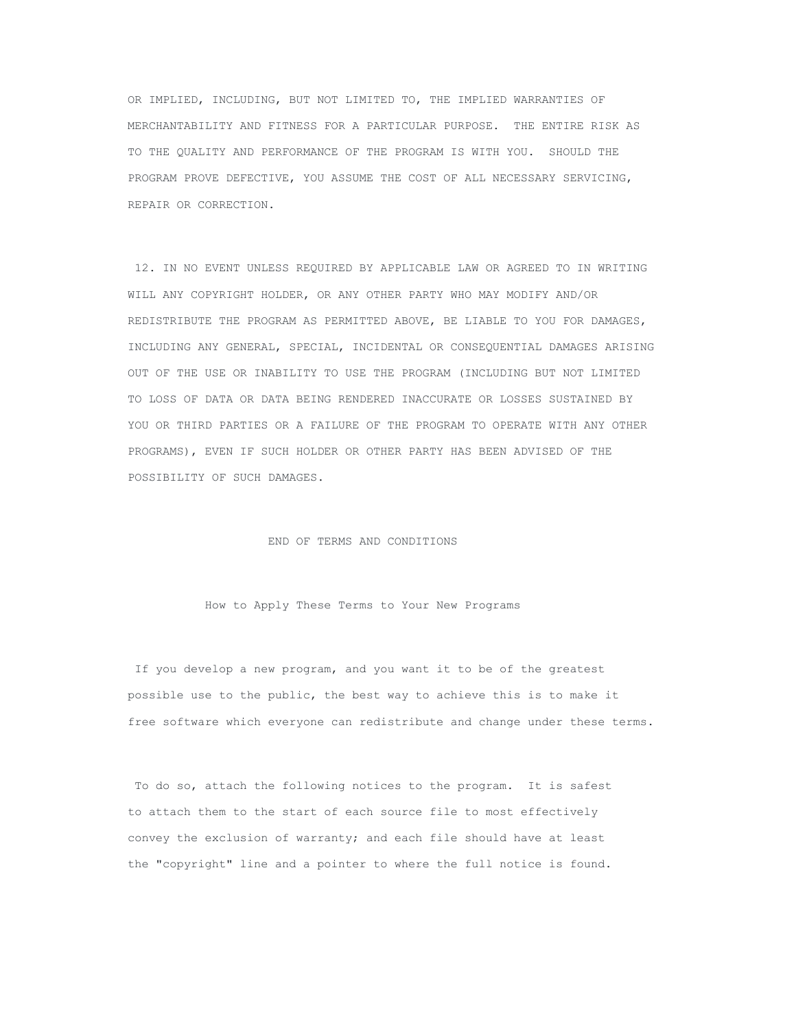OR IMPLIED, INCLUDING, BUT NOT LIMITED TO, THE IMPLIED WARRANTIES OF MERCHANTABILITY AND FITNESS FOR A PARTICULAR PURPOSE. THE ENTIRE RISK AS TO THE QUALITY AND PERFORMANCE OF THE PROGRAM IS WITH YOU. SHOULD THE PROGRAM PROVE DEFECTIVE, YOU ASSUME THE COST OF ALL NECESSARY SERVICING, REPAIR OR CORRECTION.

12. IN NO EVENT UNLESS REQUIRED BY APPLICABLE LAW OR AGREED TO IN WRITING WILL ANY COPYRIGHT HOLDER, OR ANY OTHER PARTY WHO MAY MODIFY AND/OR REDISTRIBUTE THE PROGRAM AS PERMITTED ABOVE, BE LIABLE TO YOU FOR DAMAGES, INCLUDING ANY GENERAL, SPECIAL, INCIDENTAL OR CONSEQUENTIAL DAMAGES ARISING OUT OF THE USE OR INABILITY TO USE THE PROGRAM (INCLUDING BUT NOT LIMITED TO LOSS OF DATA OR DATA BEING RENDERED INACCURATE OR LOSSES SUSTAINED BY YOU OR THIRD PARTIES OR A FAILURE OF THE PROGRAM TO OPERATE WITH ANY OTHER PROGRAMS), EVEN IF SUCH HOLDER OR OTHER PARTY HAS BEEN ADVISED OF THE POSSIBILITY OF SUCH DAMAGES.

END OF TERMS AND CONDITIONS

## How to Apply These Terms to Your New Programs

If you develop a new program, and you want it to be of the greatest possible use to the public, the best way to achieve this is to make it free software which everyone can redistribute and change under these terms.

To do so, attach the following notices to the program. It is safest to attach them to the start of each source file to most effectively convey the exclusion of warranty; and each file should have at least the "copyright" line and a pointer to where the full notice is found.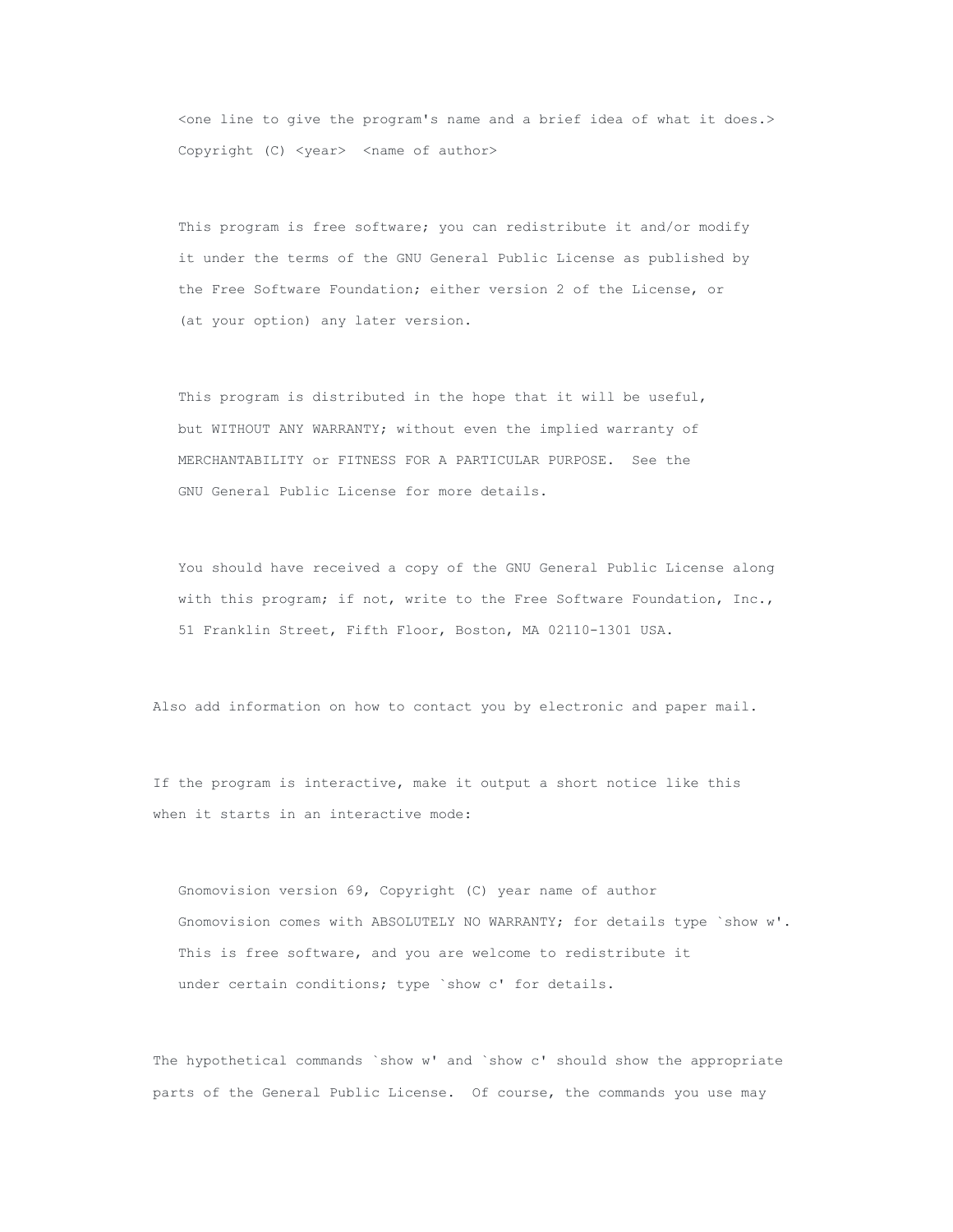```
    <one line to give the program's name and a brief idea of what it does.>
    Copyright (C) <year>  <name of author>

    This program is free software; you can redistribute it and/or modify
    it under the terms of the GNU General Public License as published by
    the Free Software Foundation; either version 2 of the License, or
    (at your option) any later version.

    This program is distributed in the hope that it will be useful,
    but WITHOUT ANY WARRANTY; without even the implied warranty of
    MERCHANTABILITY or FITNESS FOR A PARTICULAR PURPOSE.  See the
    GNU General Public License for more details.

    You should have received a copy of the GNU General Public License along
    with this program; if not, write to the Free Software Foundation, Inc.,
    51 Franklin Street, Fifth Floor, Boston, MA 02110-1301 USA.
```

Also add information on how to contact you by electronic and paper mail.

If the program is interactive, make it output a short notice like this when it starts in an interactive mode:

```
    Gnomovision version 69, Copyright (C) year name of author
    Gnomovision comes with ABSOLUTELY NO WARRANTY; for details type `show w'.
    This is free software, and you are welcome to redistribute it
    under certain conditions; type `show c' for details.
```

The hypothetical commands `show w' and `show c' should show the appropriate parts of the General Public License. Of course, the commands you use may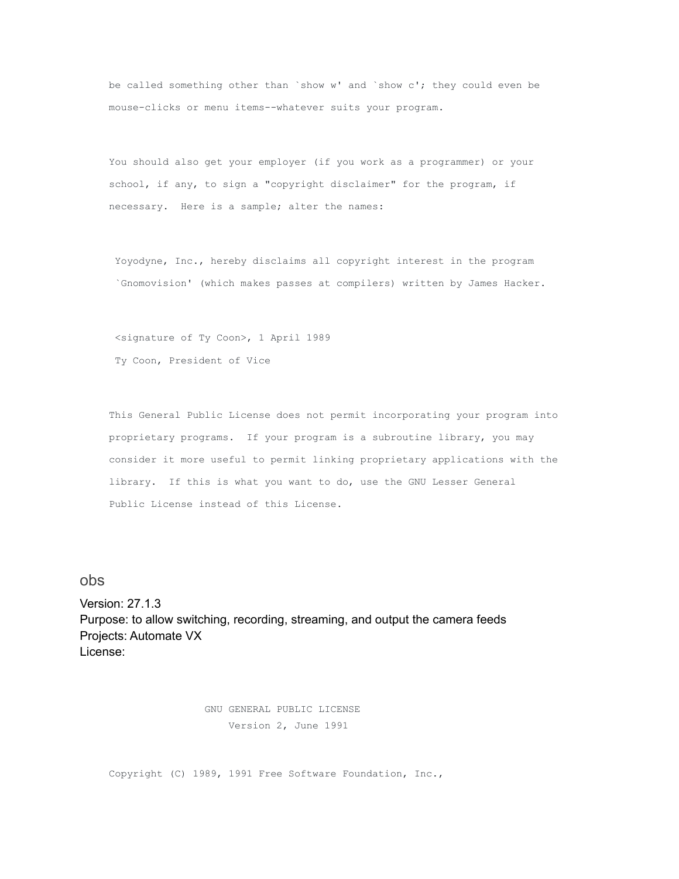be called something other than `show w' and `show c'; they could even be mouse-clicks or menu items--whatever suits your program.

You should also get your employer (if you work as a programmer) or your school, if any, to sign a "copyright disclaimer" for the program, if necessary.  Here is a sample; alter the names:

Yoyodyne, Inc., hereby disclaims all copyright interest in the program `Gnomovision' (which makes passes at compilers) written by James Hacker.

<signature of Ty Coon>, 1 April 1989
Ty Coon, President of Vice

This General Public License does not permit incorporating your program into proprietary programs.  If your program is a subroutine library, you may consider it more useful to permit linking proprietary applications with the library.  If this is what you want to do, use the GNU Lesser General Public License instead of this License.

## obs

Version: 27.1.3
Purpose: to allow switching, recording, streaming, and output the camera feeds
Projects: Automate VX
License:

GNU GENERAL PUBLIC LICENSE
Version 2, June 1991

Copyright (C) 1989, 1991 Free Software Foundation, Inc.,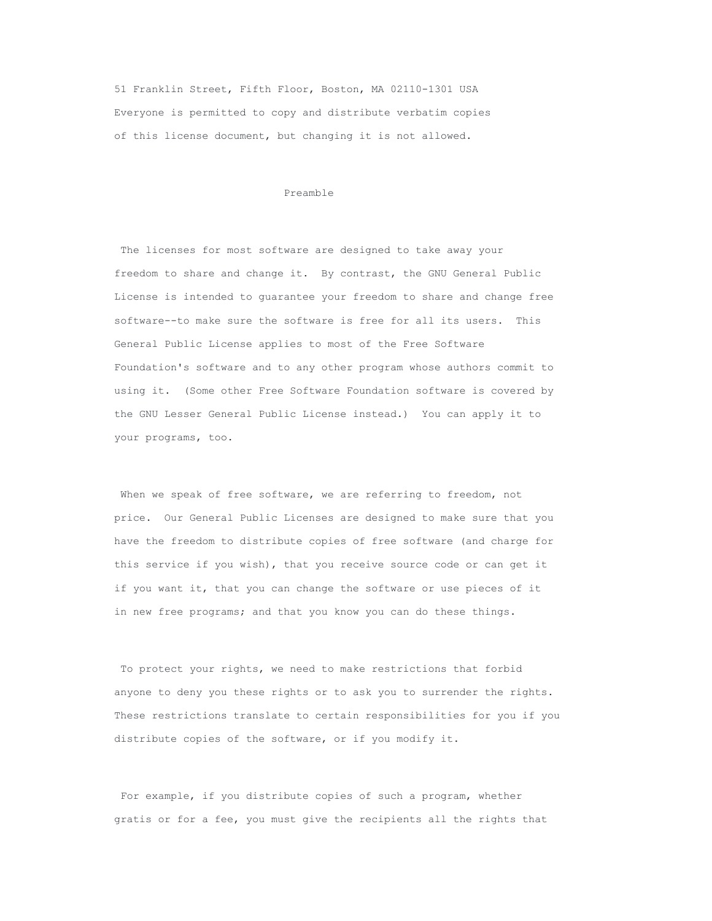51 Franklin Street, Fifth Floor, Boston, MA 02110-1301 USA
Everyone is permitted to copy and distribute verbatim copies
of this license document, but changing it is not allowed.

## Preamble

The licenses for most software are designed to take away your freedom to share and change it. By contrast, the GNU General Public License is intended to guarantee your freedom to share and change free software--to make sure the software is free for all its users. This General Public License applies to most of the Free Software Foundation's software and to any other program whose authors commit to using it. (Some other Free Software Foundation software is covered by the GNU Lesser General Public License instead.) You can apply it to your programs, too.

When we speak of free software, we are referring to freedom, not price. Our General Public Licenses are designed to make sure that you have the freedom to distribute copies of free software (and charge for this service if you wish), that you receive source code or can get it if you want it, that you can change the software or use pieces of it in new free programs; and that you know you can do these things.

To protect your rights, we need to make restrictions that forbid anyone to deny you these rights or to ask you to surrender the rights. These restrictions translate to certain responsibilities for you if you distribute copies of the software, or if you modify it.

For example, if you distribute copies of such a program, whether gratis or for a fee, you must give the recipients all the rights that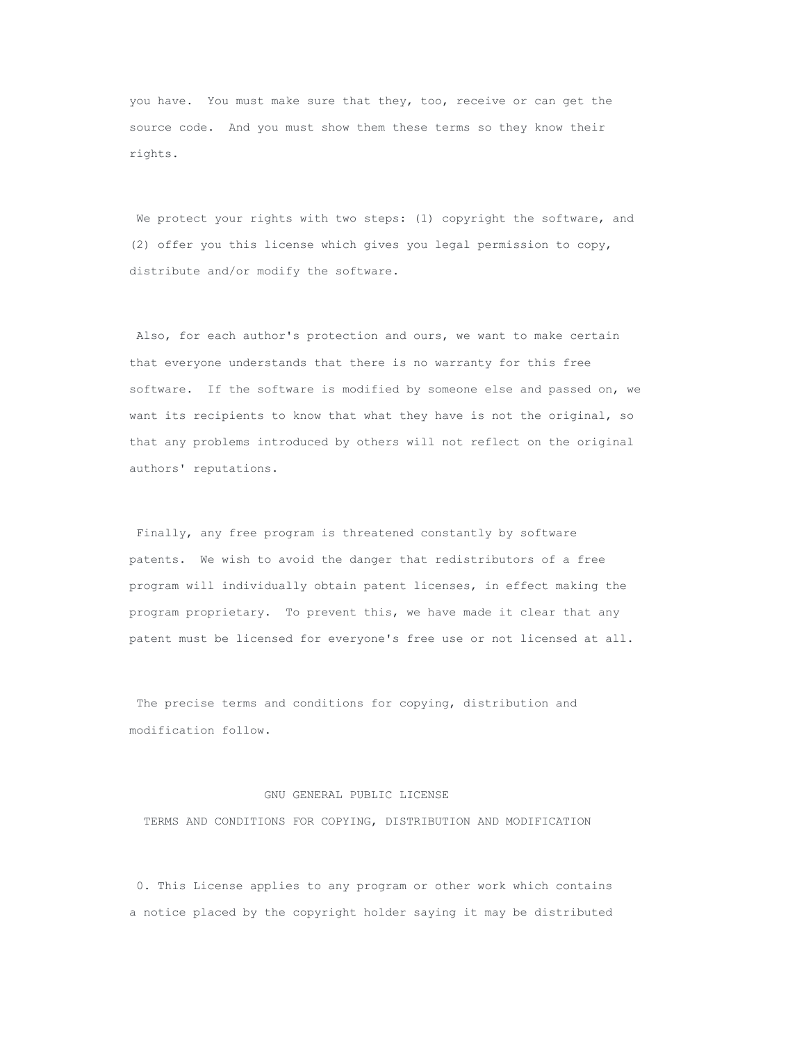you have. You must make sure that they, too, receive or can get the source code. And you must show them these terms so they know their rights.

We protect your rights with two steps: (1) copyright the software, and (2) offer you this license which gives you legal permission to copy, distribute and/or modify the software.

Also, for each author's protection and ours, we want to make certain that everyone understands that there is no warranty for this free software. If the software is modified by someone else and passed on, we want its recipients to know that what they have is not the original, so that any problems introduced by others will not reflect on the original authors' reputations.

Finally, any free program is threatened constantly by software patents. We wish to avoid the danger that redistributors of a free program will individually obtain patent licenses, in effect making the program proprietary. To prevent this, we have made it clear that any patent must be licensed for everyone's free use or not licensed at all.

The precise terms and conditions for copying, distribution and modification follow.

GNU GENERAL PUBLIC LICENSE

TERMS AND CONDITIONS FOR COPYING, DISTRIBUTION AND MODIFICATION

0. This License applies to any program or other work which contains a notice placed by the copyright holder saying it may be distributed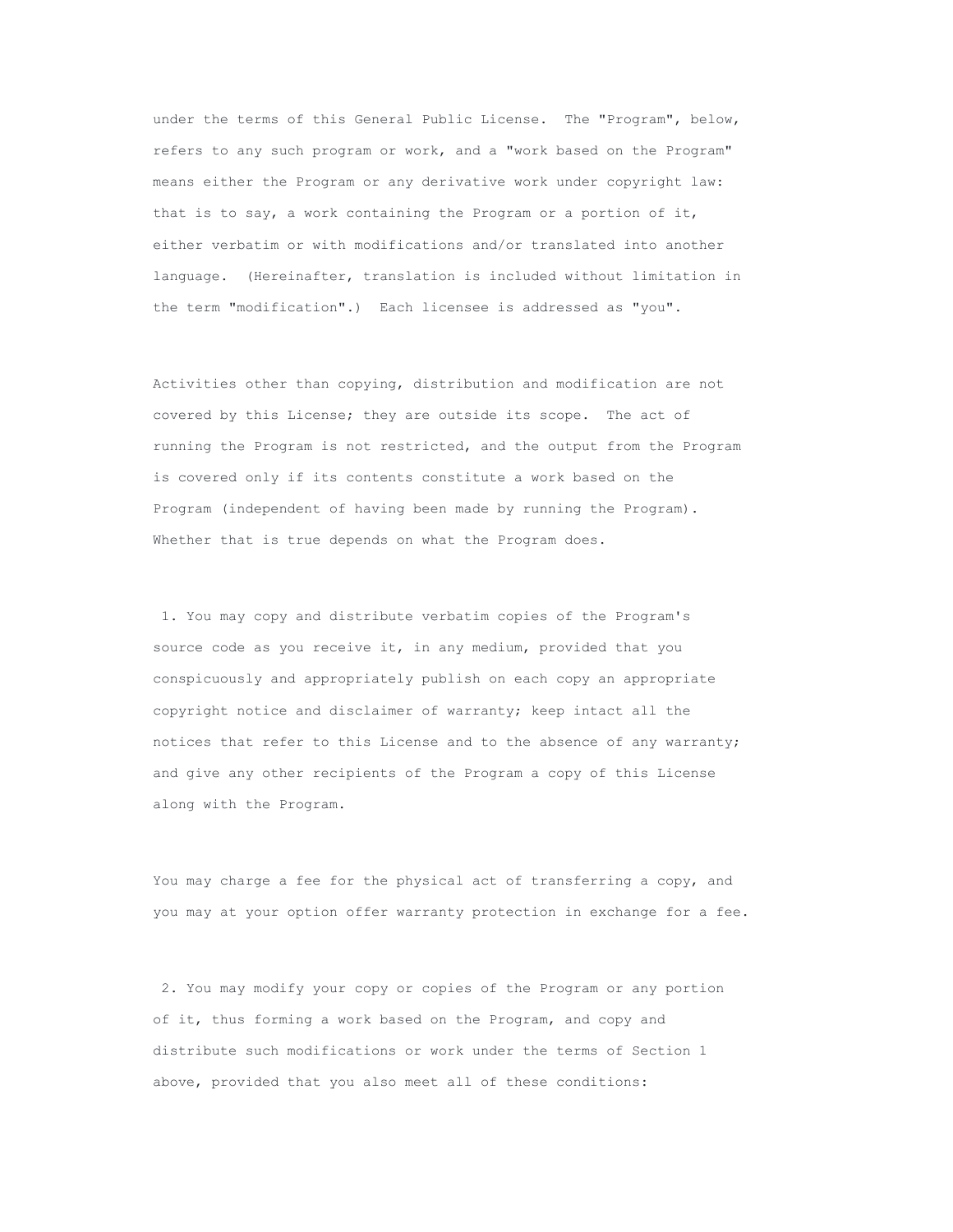under the terms of this General Public License. The "Program", below, refers to any such program or work, and a "work based on the Program" means either the Program or any derivative work under copyright law: that is to say, a work containing the Program or a portion of it, either verbatim or with modifications and/or translated into another language. (Hereinafter, translation is included without limitation in the term "modification".) Each licensee is addressed as "you".

Activities other than copying, distribution and modification are not covered by this License; they are outside its scope. The act of running the Program is not restricted, and the output from the Program is covered only if its contents constitute a work based on the Program (independent of having been made by running the Program). Whether that is true depends on what the Program does.

1. You may copy and distribute verbatim copies of the Program's source code as you receive it, in any medium, provided that you conspicuously and appropriately publish on each copy an appropriate copyright notice and disclaimer of warranty; keep intact all the notices that refer to this License and to the absence of any warranty; and give any other recipients of the Program a copy of this License along with the Program.

You may charge a fee for the physical act of transferring a copy, and you may at your option offer warranty protection in exchange for a fee.

2. You may modify your copy or copies of the Program or any portion of it, thus forming a work based on the Program, and copy and distribute such modifications or work under the terms of Section 1 above, provided that you also meet all of these conditions: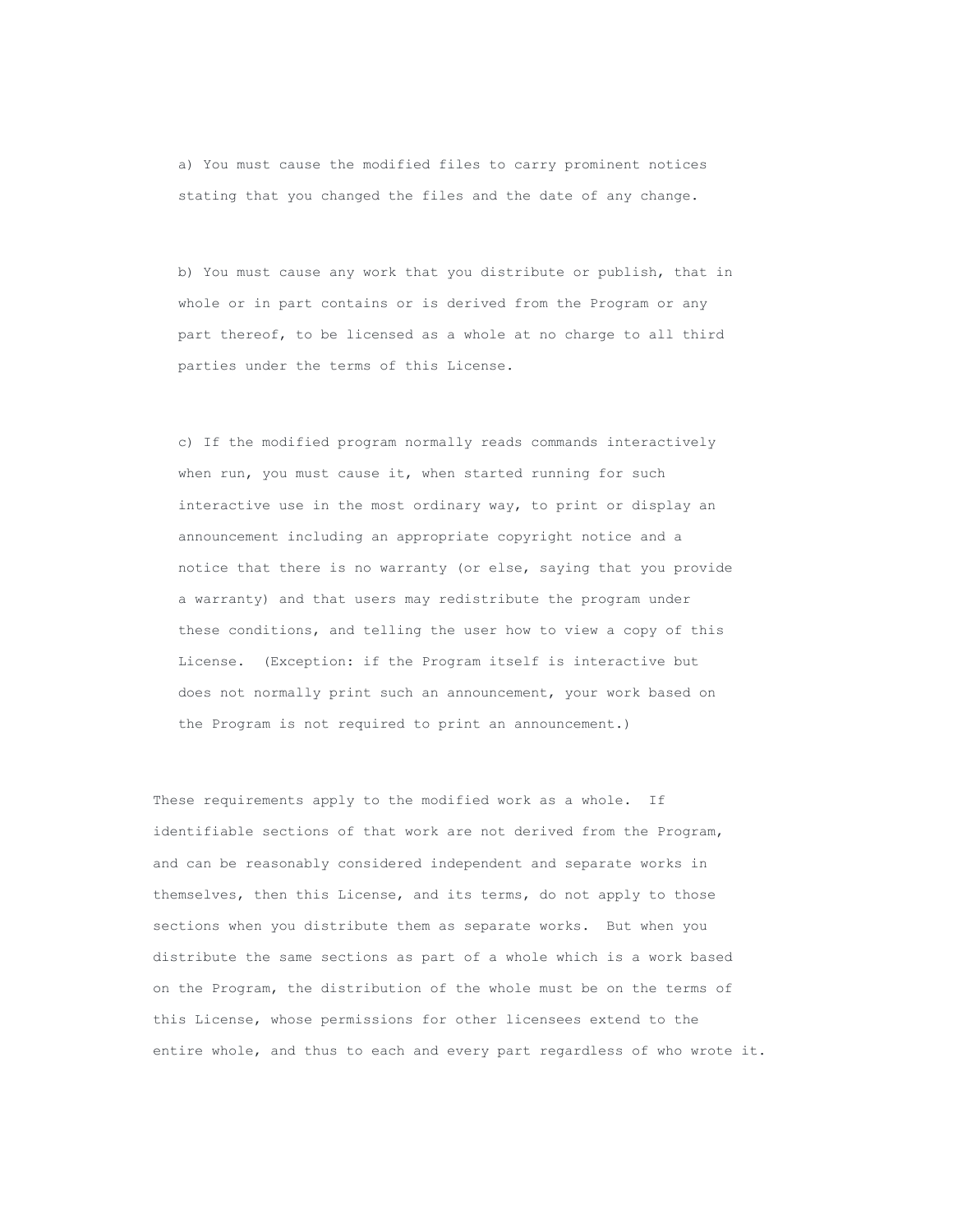a) You must cause the modified files to carry prominent notices stating that you changed the files and the date of any change.

b) You must cause any work that you distribute or publish, that in whole or in part contains or is derived from the Program or any part thereof, to be licensed as a whole at no charge to all third parties under the terms of this License.

c) If the modified program normally reads commands interactively when run, you must cause it, when started running for such interactive use in the most ordinary way, to print or display an announcement including an appropriate copyright notice and a notice that there is no warranty (or else, saying that you provide a warranty) and that users may redistribute the program under these conditions, and telling the user how to view a copy of this License. (Exception: if the Program itself is interactive but does not normally print such an announcement, your work based on the Program is not required to print an announcement.)

These requirements apply to the modified work as a whole. If identifiable sections of that work are not derived from the Program, and can be reasonably considered independent and separate works in themselves, then this License, and its terms, do not apply to those sections when you distribute them as separate works. But when you distribute the same sections as part of a whole which is a work based on the Program, the distribution of the whole must be on the terms of this License, whose permissions for other licensees extend to the entire whole, and thus to each and every part regardless of who wrote it.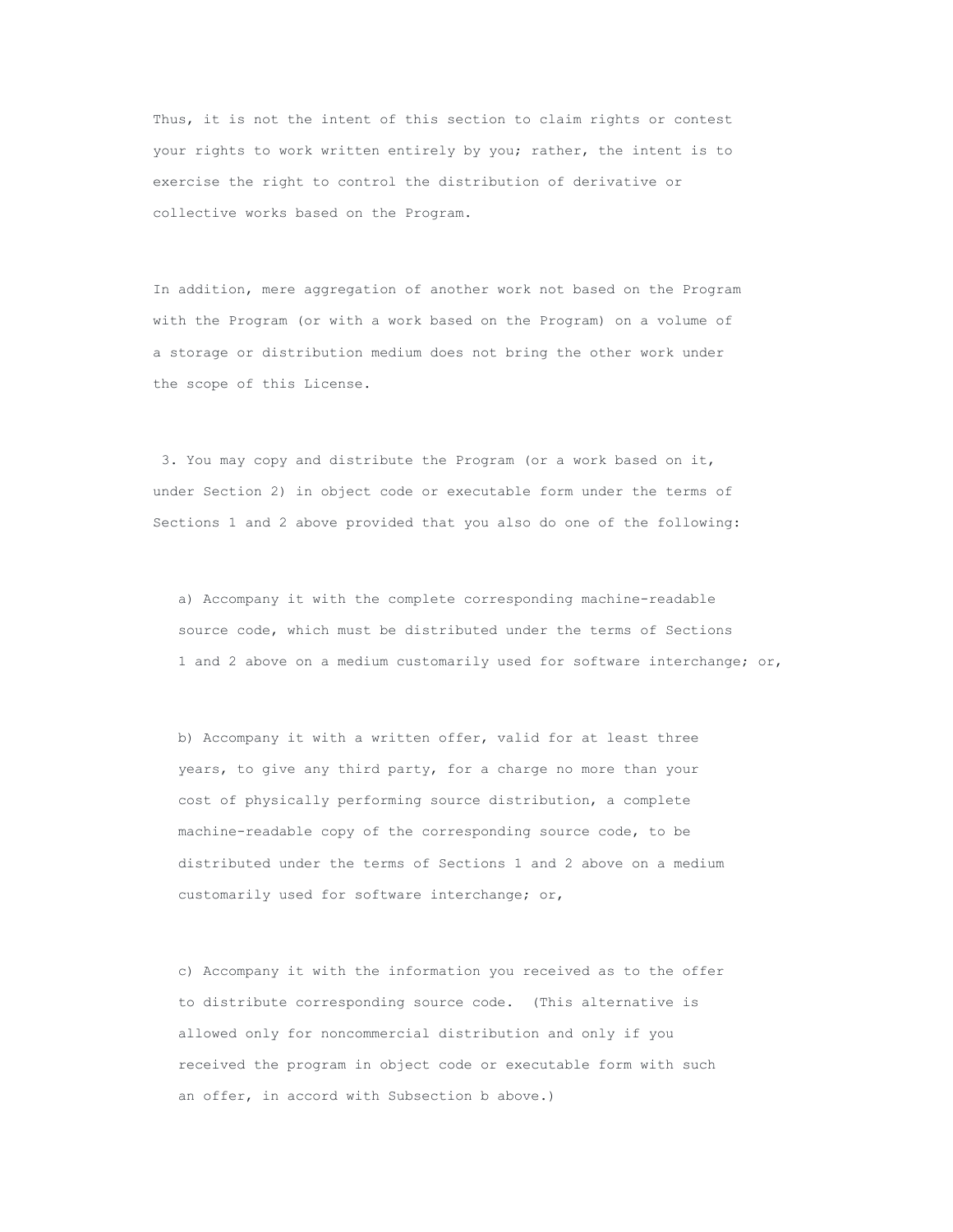Thus, it is not the intent of this section to claim rights or contest your rights to work written entirely by you; rather, the intent is to exercise the right to control the distribution of derivative or collective works based on the Program.

In addition, mere aggregation of another work not based on the Program with the Program (or with a work based on the Program) on a volume of a storage or distribution medium does not bring the other work under the scope of this License.

3. You may copy and distribute the Program (or a work based on it, under Section 2) in object code or executable form under the terms of Sections 1 and 2 above provided that you also do one of the following:

a) Accompany it with the complete corresponding machine-readable source code, which must be distributed under the terms of Sections 1 and 2 above on a medium customarily used for software interchange; or,

b) Accompany it with a written offer, valid for at least three years, to give any third party, for a charge no more than your cost of physically performing source distribution, a complete machine-readable copy of the corresponding source code, to be distributed under the terms of Sections 1 and 2 above on a medium customarily used for software interchange; or,

c) Accompany it with the information you received as to the offer to distribute corresponding source code. (This alternative is allowed only for noncommercial distribution and only if you received the program in object code or executable form with such an offer, in accord with Subsection b above.)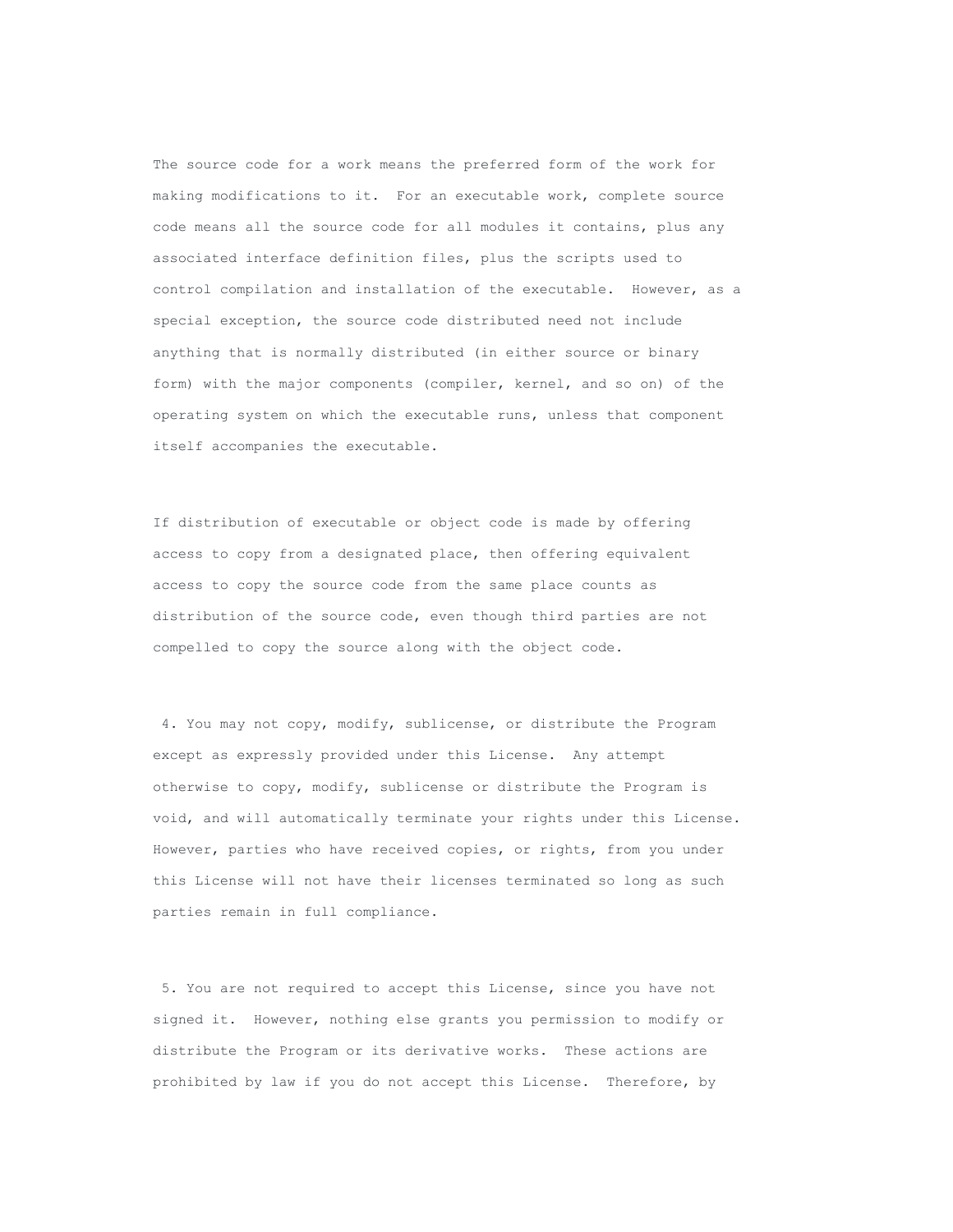The source code for a work means the preferred form of the work for making modifications to it. For an executable work, complete source code means all the source code for all modules it contains, plus any associated interface definition files, plus the scripts used to control compilation and installation of the executable. However, as a special exception, the source code distributed need not include anything that is normally distributed (in either source or binary form) with the major components (compiler, kernel, and so on) of the operating system on which the executable runs, unless that component itself accompanies the executable.

If distribution of executable or object code is made by offering access to copy from a designated place, then offering equivalent access to copy the source code from the same place counts as distribution of the source code, even though third parties are not compelled to copy the source along with the object code.

4. You may not copy, modify, sublicense, or distribute the Program except as expressly provided under this License. Any attempt otherwise to copy, modify, sublicense or distribute the Program is void, and will automatically terminate your rights under this License. However, parties who have received copies, or rights, from you under this License will not have their licenses terminated so long as such parties remain in full compliance.

5. You are not required to accept this License, since you have not signed it. However, nothing else grants you permission to modify or distribute the Program or its derivative works. These actions are prohibited by law if you do not accept this License. Therefore, by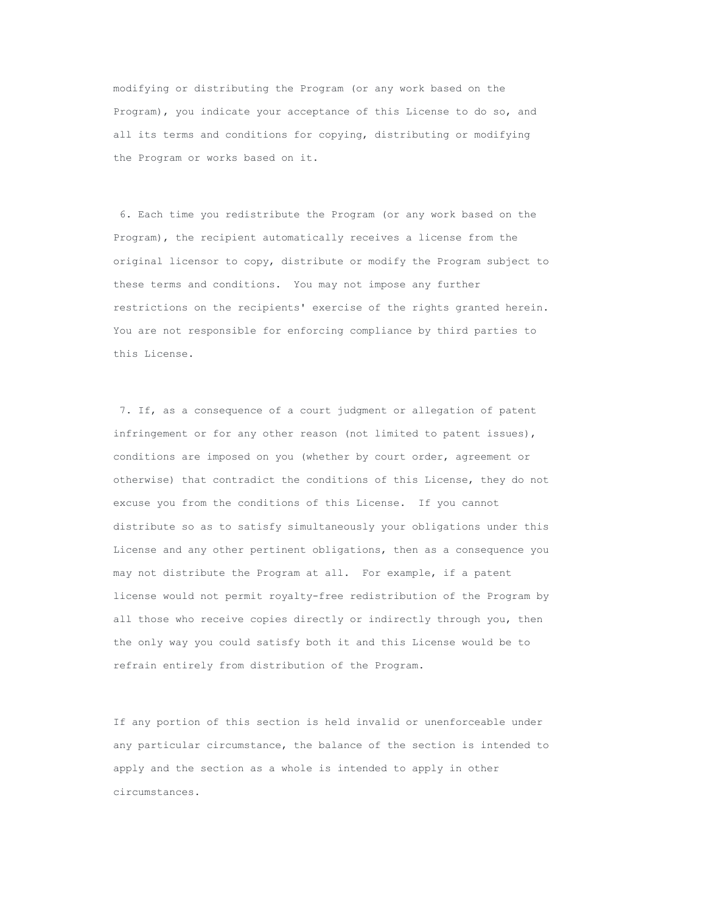modifying or distributing the Program (or any work based on the Program), you indicate your acceptance of this License to do so, and all its terms and conditions for copying, distributing or modifying the Program or works based on it.

6. Each time you redistribute the Program (or any work based on the Program), the recipient automatically receives a license from the original licensor to copy, distribute or modify the Program subject to these terms and conditions. You may not impose any further restrictions on the recipients' exercise of the rights granted herein. You are not responsible for enforcing compliance by third parties to this License.

7. If, as a consequence of a court judgment or allegation of patent infringement or for any other reason (not limited to patent issues), conditions are imposed on you (whether by court order, agreement or otherwise) that contradict the conditions of this License, they do not excuse you from the conditions of this License. If you cannot distribute so as to satisfy simultaneously your obligations under this License and any other pertinent obligations, then as a consequence you may not distribute the Program at all. For example, if a patent license would not permit royalty-free redistribution of the Program by all those who receive copies directly or indirectly through you, then the only way you could satisfy both it and this License would be to refrain entirely from distribution of the Program.

If any portion of this section is held invalid or unenforceable under any particular circumstance, the balance of the section is intended to apply and the section as a whole is intended to apply in other circumstances.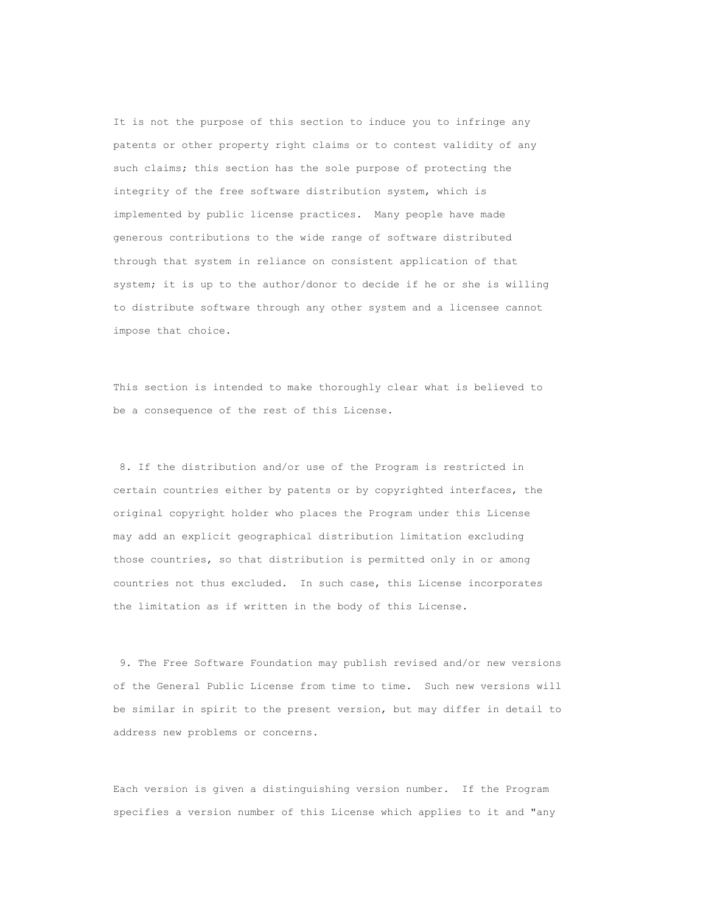It is not the purpose of this section to induce you to infringe any patents or other property right claims or to contest validity of any such claims; this section has the sole purpose of protecting the integrity of the free software distribution system, which is implemented by public license practices. Many people have made generous contributions to the wide range of software distributed through that system in reliance on consistent application of that system; it is up to the author/donor to decide if he or she is willing to distribute software through any other system and a licensee cannot impose that choice.

This section is intended to make thoroughly clear what is believed to be a consequence of the rest of this License.

8. If the distribution and/or use of the Program is restricted in certain countries either by patents or by copyrighted interfaces, the original copyright holder who places the Program under this License may add an explicit geographical distribution limitation excluding those countries, so that distribution is permitted only in or among countries not thus excluded. In such case, this License incorporates the limitation as if written in the body of this License.

9. The Free Software Foundation may publish revised and/or new versions of the General Public License from time to time. Such new versions will be similar in spirit to the present version, but may differ in detail to address new problems or concerns.

Each version is given a distinguishing version number. If the Program specifies a version number of this License which applies to it and "any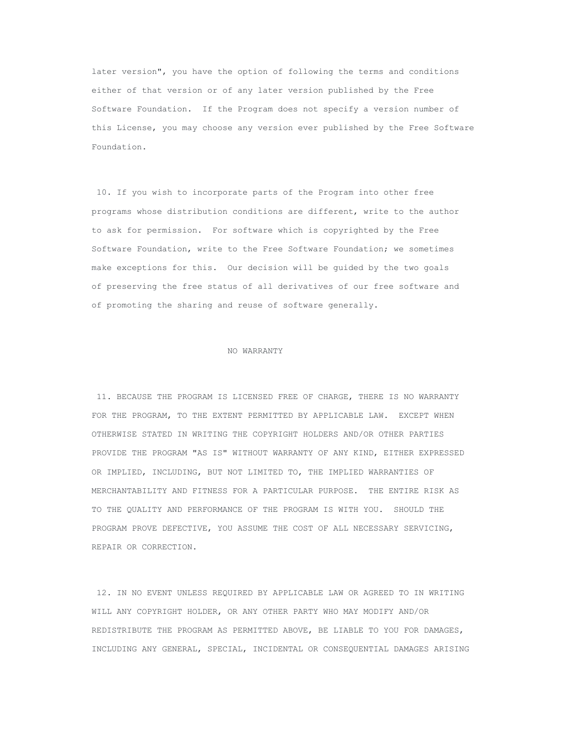later version", you have the option of following the terms and conditions either of that version or of any later version published by the Free Software Foundation. If the Program does not specify a version number of this License, you may choose any version ever published by the Free Software Foundation.

10. If you wish to incorporate parts of the Program into other free programs whose distribution conditions are different, write to the author to ask for permission. For software which is copyrighted by the Free Software Foundation, write to the Free Software Foundation; we sometimes make exceptions for this. Our decision will be guided by the two goals of preserving the free status of all derivatives of our free software and of promoting the sharing and reuse of software generally.

NO WARRANTY

11. BECAUSE THE PROGRAM IS LICENSED FREE OF CHARGE, THERE IS NO WARRANTY FOR THE PROGRAM, TO THE EXTENT PERMITTED BY APPLICABLE LAW. EXCEPT WHEN OTHERWISE STATED IN WRITING THE COPYRIGHT HOLDERS AND/OR OTHER PARTIES PROVIDE THE PROGRAM "AS IS" WITHOUT WARRANTY OF ANY KIND, EITHER EXPRESSED OR IMPLIED, INCLUDING, BUT NOT LIMITED TO, THE IMPLIED WARRANTIES OF MERCHANTABILITY AND FITNESS FOR A PARTICULAR PURPOSE. THE ENTIRE RISK AS TO THE QUALITY AND PERFORMANCE OF THE PROGRAM IS WITH YOU. SHOULD THE PROGRAM PROVE DEFECTIVE, YOU ASSUME THE COST OF ALL NECESSARY SERVICING, REPAIR OR CORRECTION.

12. IN NO EVENT UNLESS REQUIRED BY APPLICABLE LAW OR AGREED TO IN WRITING WILL ANY COPYRIGHT HOLDER, OR ANY OTHER PARTY WHO MAY MODIFY AND/OR REDISTRIBUTE THE PROGRAM AS PERMITTED ABOVE, BE LIABLE TO YOU FOR DAMAGES, INCLUDING ANY GENERAL, SPECIAL, INCIDENTAL OR CONSEQUENTIAL DAMAGES ARISING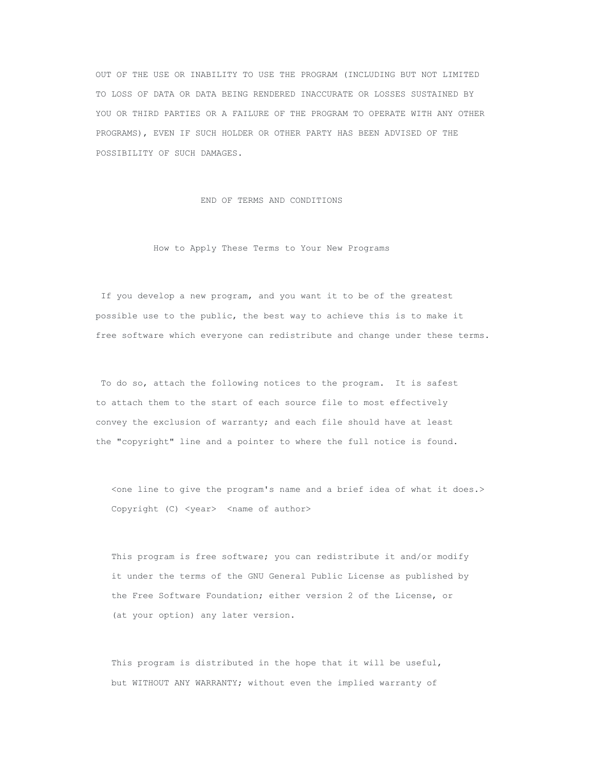OUT OF THE USE OR INABILITY TO USE THE PROGRAM (INCLUDING BUT NOT LIMITED TO LOSS OF DATA OR DATA BEING RENDERED INACCURATE OR LOSSES SUSTAINED BY YOU OR THIRD PARTIES OR A FAILURE OF THE PROGRAM TO OPERATE WITH ANY OTHER PROGRAMS), EVEN IF SUCH HOLDER OR OTHER PARTY HAS BEEN ADVISED OF THE POSSIBILITY OF SUCH DAMAGES.

END OF TERMS AND CONDITIONS

How to Apply These Terms to Your New Programs

If you develop a new program, and you want it to be of the greatest possible use to the public, the best way to achieve this is to make it free software which everyone can redistribute and change under these terms.

To do so, attach the following notices to the program. It is safest to attach them to the start of each source file to most effectively convey the exclusion of warranty; and each file should have at least the "copyright" line and a pointer to where the full notice is found.

```
<one line to give the program's name and a brief idea of what it does.>
Copyright (C) <year>  <name of author>

This program is free software; you can redistribute it and/or modify
it under the terms of the GNU General Public License as published by
the Free Software Foundation; either version 2 of the License, or
(at your option) any later version.

This program is distributed in the hope that it will be useful,
but WITHOUT ANY WARRANTY; without even the implied warranty of
```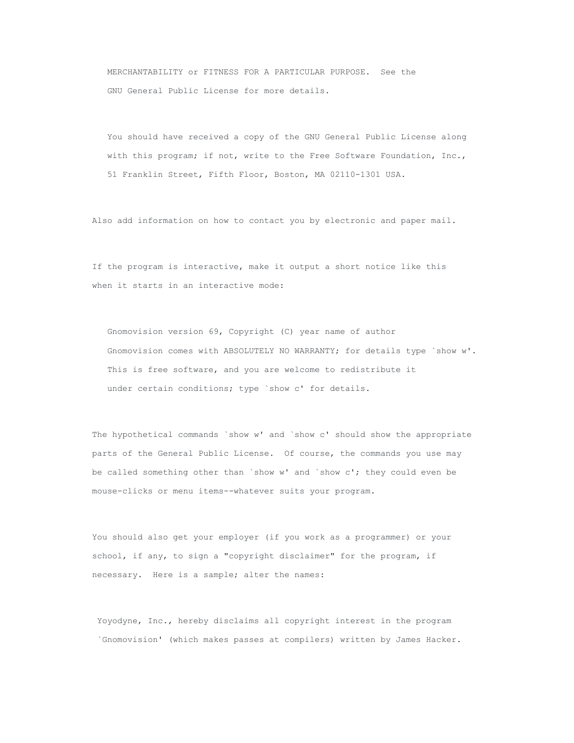MERCHANTABILITY or FITNESS FOR A PARTICULAR PURPOSE.  See the
    GNU General Public License for more details.

    You should have received a copy of the GNU General Public License along
    with this program; if not, write to the Free Software Foundation, Inc.,
    51 Franklin Street, Fifth Floor, Boston, MA 02110-1301 USA.

Also add information on how to contact you by electronic and paper mail.

If the program is interactive, make it output a short notice like this when it starts in an interactive mode:

```
Gnomovision version 69, Copyright (C) year name of author
Gnomovision comes with ABSOLUTELY NO WARRANTY; for details type `show w'.
This is free software, and you are welcome to redistribute it
under certain conditions; type `show c' for details.
```

The hypothetical commands `show w' and `show c' should show the appropriate parts of the General Public License.  Of course, the commands you use may be called something other than `show w' and `show c'; they could even be mouse-clicks or menu items--whatever suits your program.

You should also get your employer (if you work as a programmer) or your school, if any, to sign a "copyright disclaimer" for the program, if necessary.  Here is a sample; alter the names:

```
Yoyodyne, Inc., hereby disclaims all copyright interest in the program
`Gnomovision' (which makes passes at compilers) written by James Hacker.
```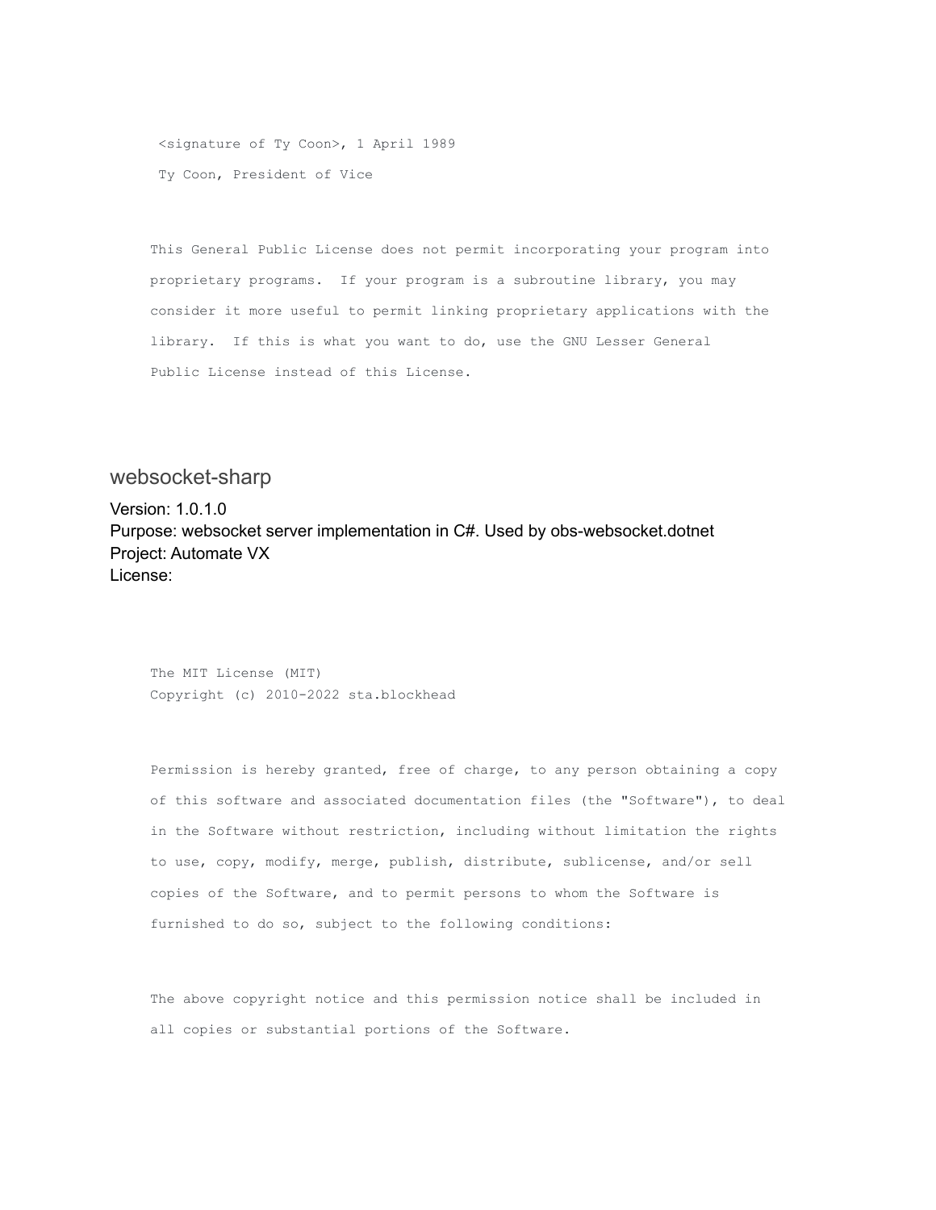```
 <signature of Ty Coon>, 1 April 1989

 Ty Coon, President of Vice


This General Public License does not permit incorporating your program into

proprietary programs.  If your program is a subroutine library, you may

consider it more useful to permit linking proprietary applications with the

library.  If this is what you want to do, use the GNU Lesser General

Public License instead of this License.
```

## websocket-sharp

Version: 1.0.1.0
Purpose: websocket server implementation in C#. Used by obs-websocket.dotnet
Project: Automate VX
License:

```
The MIT License (MIT)
Copyright (c) 2010-2022 sta.blockhead


Permission is hereby granted, free of charge, to any person obtaining a copy

of this software and associated documentation files (the "Software"), to deal

in the Software without restriction, including without limitation the rights

to use, copy, modify, merge, publish, distribute, sublicense, and/or sell

copies of the Software, and to permit persons to whom the Software is

furnished to do so, subject to the following conditions:


The above copyright notice and this permission notice shall be included in

all copies or substantial portions of the Software.
```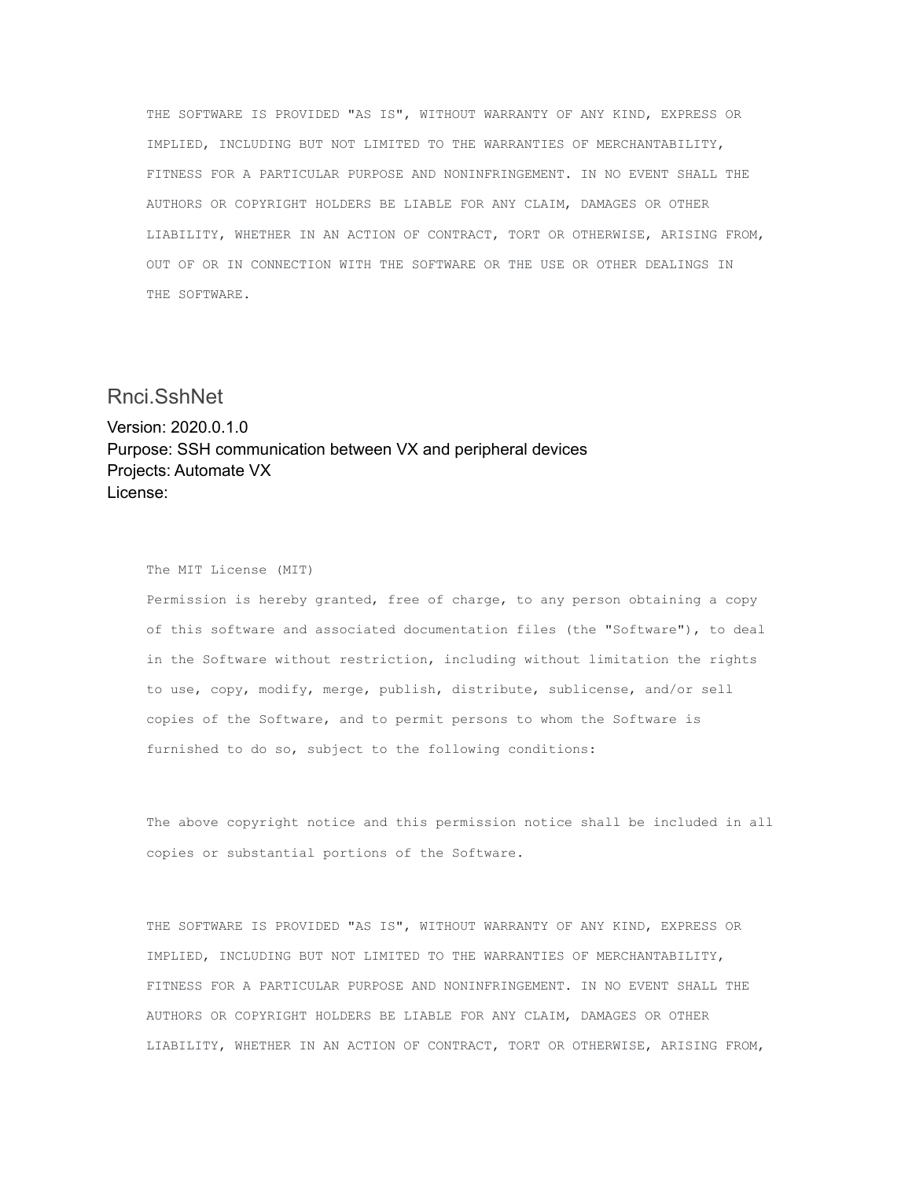```
THE SOFTWARE IS PROVIDED "AS IS", WITHOUT WARRANTY OF ANY KIND, EXPRESS OR
IMPLIED, INCLUDING BUT NOT LIMITED TO THE WARRANTIES OF MERCHANTABILITY,
FITNESS FOR A PARTICULAR PURPOSE AND NONINFRINGEMENT. IN NO EVENT SHALL THE
AUTHORS OR COPYRIGHT HOLDERS BE LIABLE FOR ANY CLAIM, DAMAGES OR OTHER
LIABILITY, WHETHER IN AN ACTION OF CONTRACT, TORT OR OTHERWISE, ARISING FROM,
OUT OF OR IN CONNECTION WITH THE SOFTWARE OR THE USE OR OTHER DEALINGS IN
THE SOFTWARE.
```

## Rnci.SshNet

Version: 2020.0.1.0
Purpose: SSH communication between VX and peripheral devices
Projects: Automate VX
License:

```
The MIT License (MIT)
Permission is hereby granted, free of charge, to any person obtaining a copy
of this software and associated documentation files (the "Software"), to deal
in the Software without restriction, including without limitation the rights
to use, copy, modify, merge, publish, distribute, sublicense, and/or sell
copies of the Software, and to permit persons to whom the Software is
furnished to do so, subject to the following conditions:

The above copyright notice and this permission notice shall be included in all
copies or substantial portions of the Software.

THE SOFTWARE IS PROVIDED "AS IS", WITHOUT WARRANTY OF ANY KIND, EXPRESS OR
IMPLIED, INCLUDING BUT NOT LIMITED TO THE WARRANTIES OF MERCHANTABILITY,
FITNESS FOR A PARTICULAR PURPOSE AND NONINFRINGEMENT. IN NO EVENT SHALL THE
AUTHORS OR COPYRIGHT HOLDERS BE LIABLE FOR ANY CLAIM, DAMAGES OR OTHER
LIABILITY, WHETHER IN AN ACTION OF CONTRACT, TORT OR OTHERWISE, ARISING FROM,
```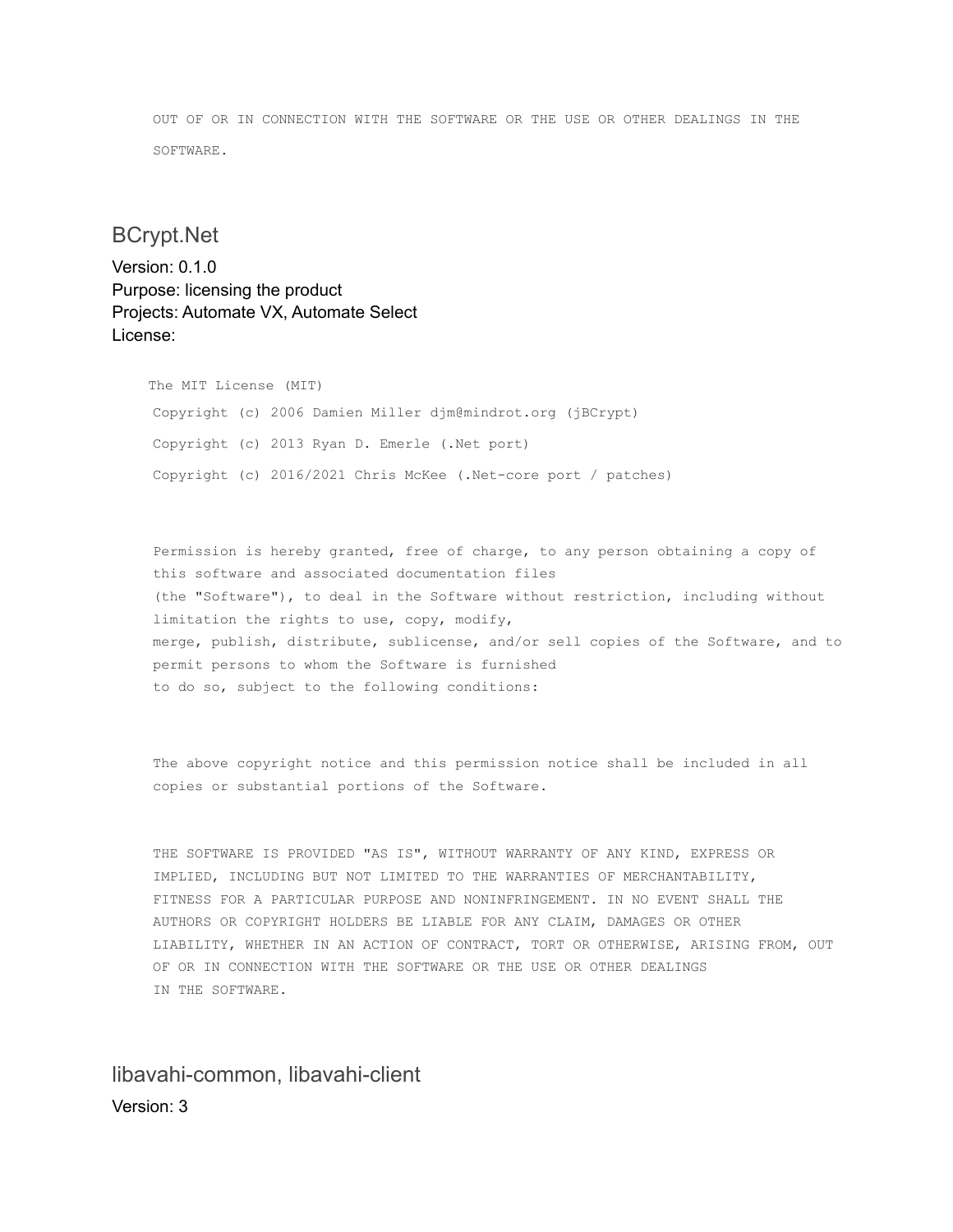```
OUT OF OR IN CONNECTION WITH THE SOFTWARE OR THE USE OR OTHER DEALINGS IN THE
SOFTWARE.
```

## BCrypt.Net

Version: 0.1.0
Purpose: licensing the product
Projects: Automate VX, Automate Select
License:

```
The MIT License (MIT)
Copyright (c) 2006 Damien Miller djm@mindrot.org (jBCrypt)
Copyright (c) 2013 Ryan D. Emerle (.Net port)
Copyright (c) 2016/2021 Chris McKee (.Net-core port / patches)


Permission is hereby granted, free of charge, to any person obtaining a copy of
this software and associated documentation files
(the "Software"), to deal in the Software without restriction, including without
limitation the rights to use, copy, modify,
merge, publish, distribute, sublicense, and/or sell copies of the Software, and to
permit persons to whom the Software is furnished
to do so, subject to the following conditions:


The above copyright notice and this permission notice shall be included in all
copies or substantial portions of the Software.


THE SOFTWARE IS PROVIDED "AS IS", WITHOUT WARRANTY OF ANY KIND, EXPRESS OR
IMPLIED, INCLUDING BUT NOT LIMITED TO THE WARRANTIES OF MERCHANTABILITY,
FITNESS FOR A PARTICULAR PURPOSE AND NONINFRINGEMENT. IN NO EVENT SHALL THE
AUTHORS OR COPYRIGHT HOLDERS BE LIABLE FOR ANY CLAIM, DAMAGES OR OTHER
LIABILITY, WHETHER IN AN ACTION OF CONTRACT, TORT OR OTHERWISE, ARISING FROM, OUT
OF OR IN CONNECTION WITH THE SOFTWARE OR THE USE OR OTHER DEALINGS
IN THE SOFTWARE.
```

## libavahi-common, libavahi-client

Version: 3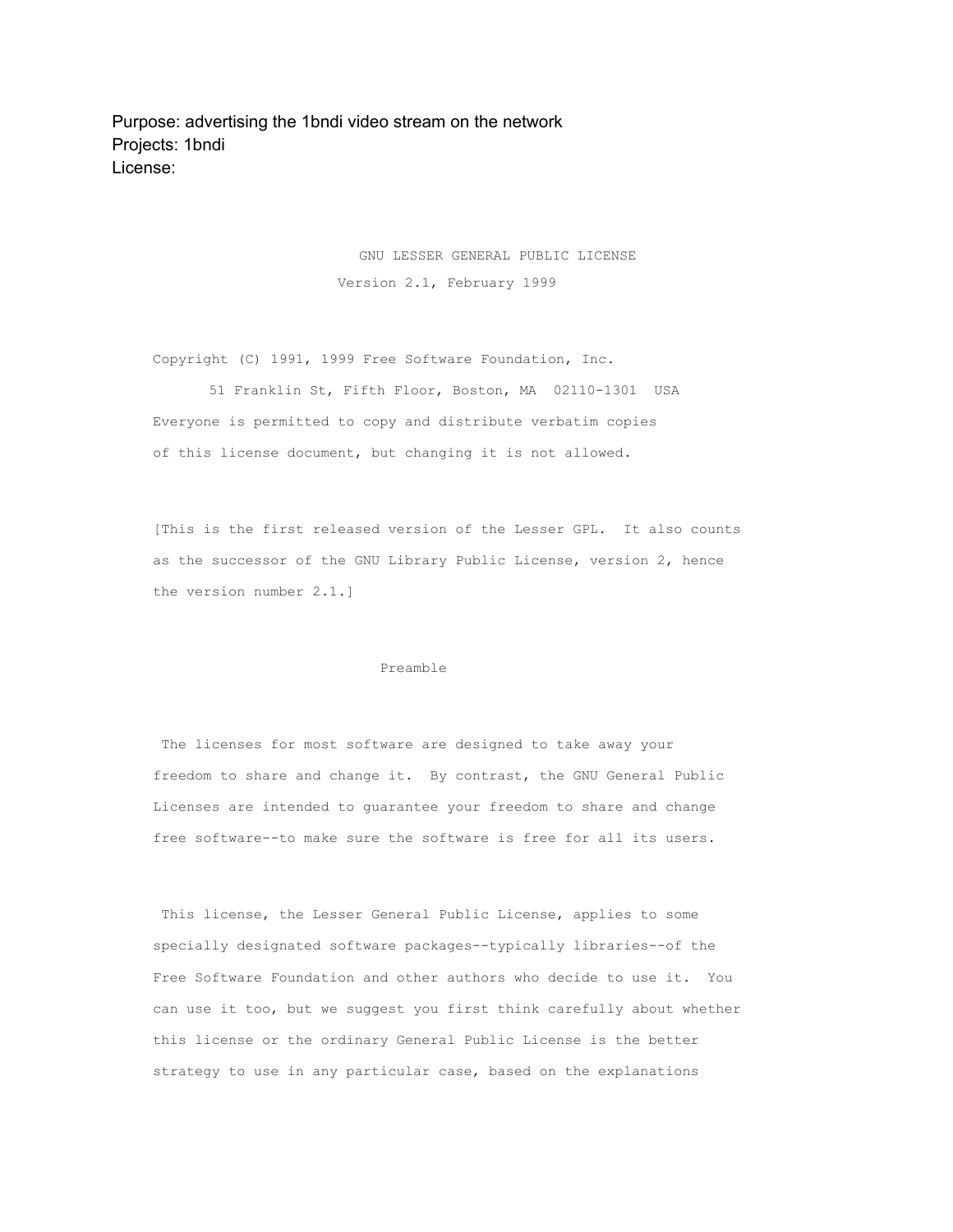Purpose: advertising the 1bndi video stream on the network
Projects: 1bndi
License:

GNU LESSER GENERAL PUBLIC LICENSE

Version 2.1, February 1999

Copyright (C) 1991, 1999 Free Software Foundation, Inc.

51 Franklin St, Fifth Floor, Boston, MA 02110-1301 USA

Everyone is permitted to copy and distribute verbatim copies of this license document, but changing it is not allowed.

[This is the first released version of the Lesser GPL. It also counts as the successor of the GNU Library Public License, version 2, hence the version number 2.1.]

Preamble

The licenses for most software are designed to take away your freedom to share and change it. By contrast, the GNU General Public Licenses are intended to guarantee your freedom to share and change free software--to make sure the software is free for all its users.

This license, the Lesser General Public License, applies to some specially designated software packages--typically libraries--of the Free Software Foundation and other authors who decide to use it. You can use it too, but we suggest you first think carefully about whether this license or the ordinary General Public License is the better strategy to use in any particular case, based on the explanations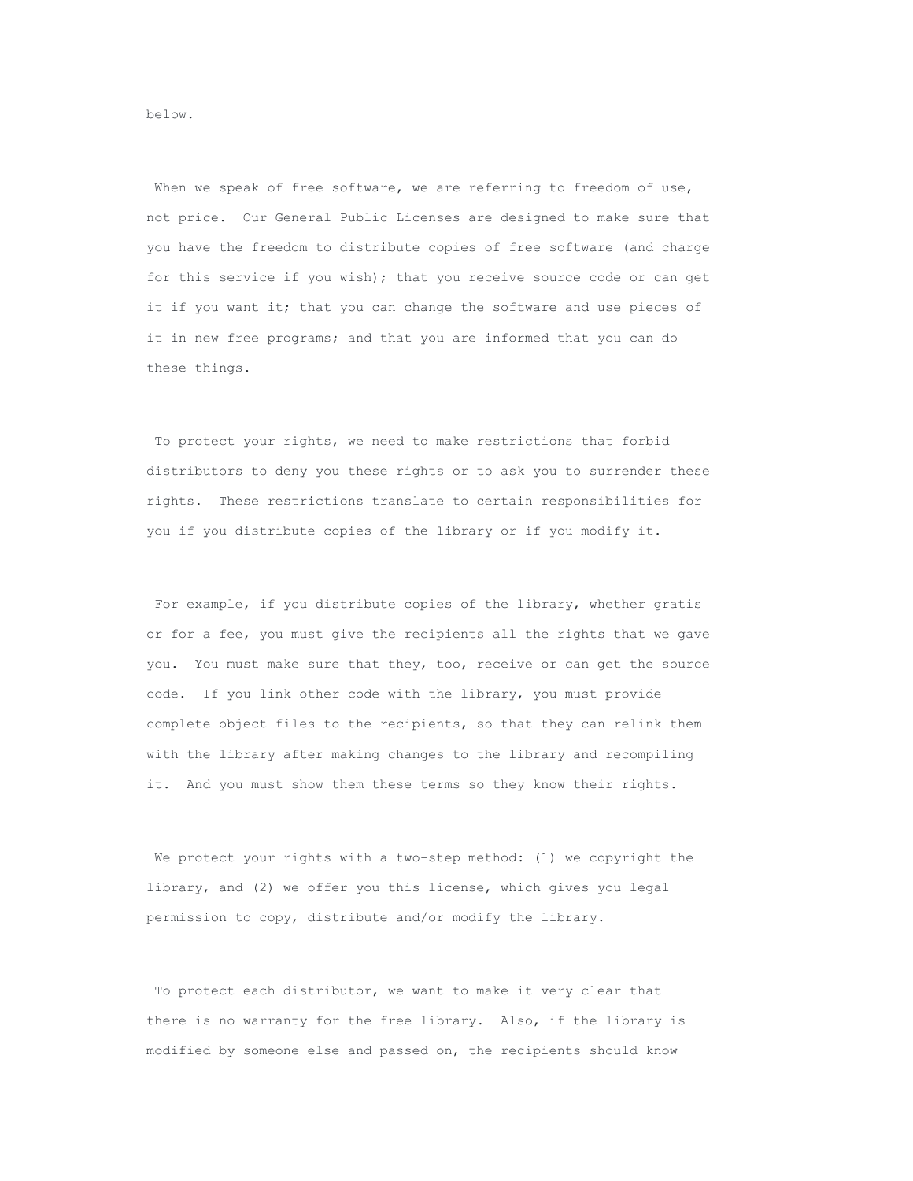below.

When we speak of free software, we are referring to freedom of use, not price. Our General Public Licenses are designed to make sure that you have the freedom to distribute copies of free software (and charge for this service if you wish); that you receive source code or can get it if you want it; that you can change the software and use pieces of it in new free programs; and that you are informed that you can do these things.

To protect your rights, we need to make restrictions that forbid distributors to deny you these rights or to ask you to surrender these rights. These restrictions translate to certain responsibilities for you if you distribute copies of the library or if you modify it.

For example, if you distribute copies of the library, whether gratis or for a fee, you must give the recipients all the rights that we gave you. You must make sure that they, too, receive or can get the source code. If you link other code with the library, you must provide complete object files to the recipients, so that they can relink them with the library after making changes to the library and recompiling it. And you must show them these terms so they know their rights.

We protect your rights with a two-step method: (1) we copyright the library, and (2) we offer you this license, which gives you legal permission to copy, distribute and/or modify the library.

To protect each distributor, we want to make it very clear that there is no warranty for the free library. Also, if the library is modified by someone else and passed on, the recipients should know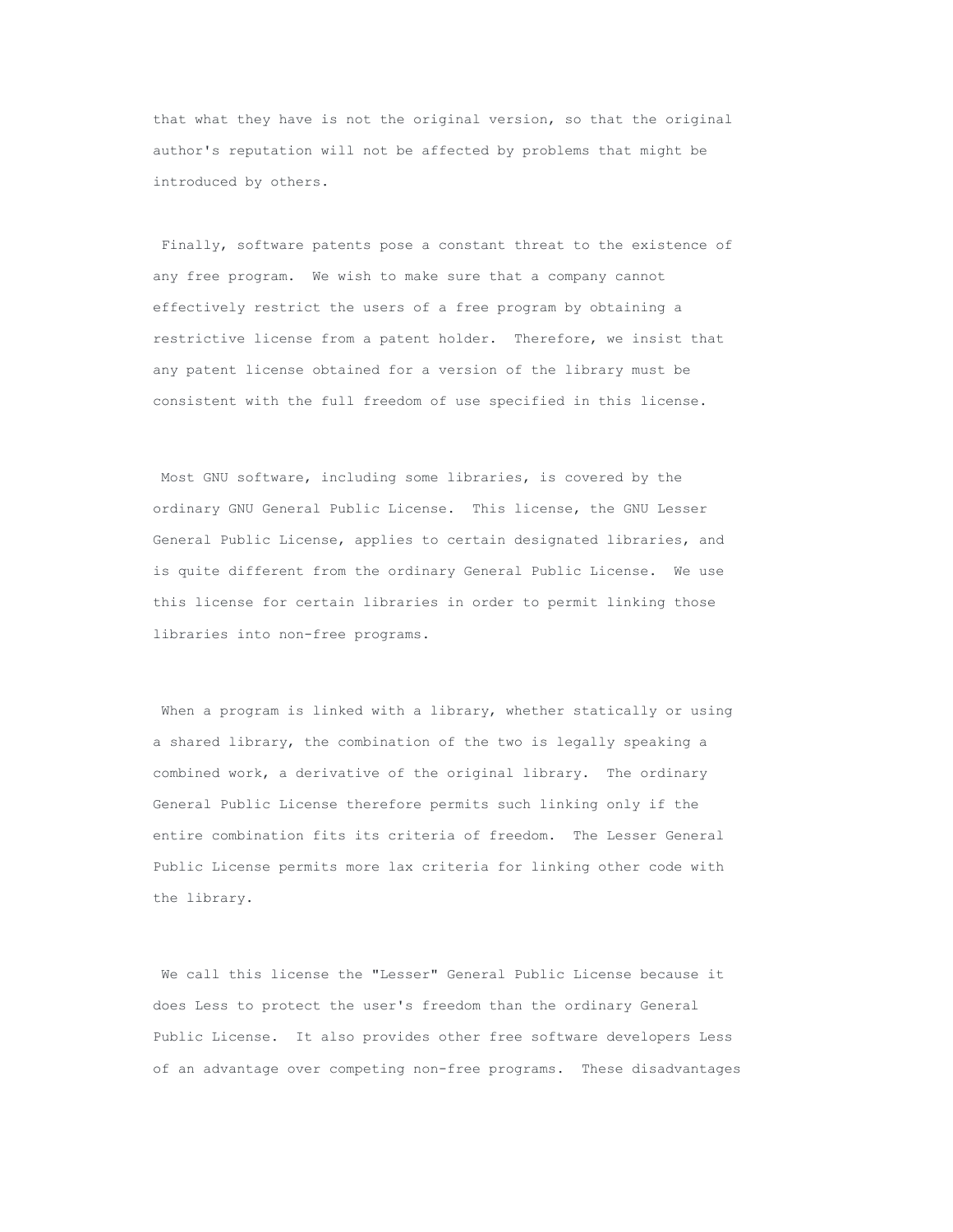that what they have is not the original version, so that the original author's reputation will not be affected by problems that might be introduced by others.

Finally, software patents pose a constant threat to the existence of any free program. We wish to make sure that a company cannot effectively restrict the users of a free program by obtaining a restrictive license from a patent holder. Therefore, we insist that any patent license obtained for a version of the library must be consistent with the full freedom of use specified in this license.

Most GNU software, including some libraries, is covered by the ordinary GNU General Public License. This license, the GNU Lesser General Public License, applies to certain designated libraries, and is quite different from the ordinary General Public License. We use this license for certain libraries in order to permit linking those libraries into non-free programs.

When a program is linked with a library, whether statically or using a shared library, the combination of the two is legally speaking a combined work, a derivative of the original library. The ordinary General Public License therefore permits such linking only if the entire combination fits its criteria of freedom. The Lesser General Public License permits more lax criteria for linking other code with the library.

We call this license the "Lesser" General Public License because it does Less to protect the user's freedom than the ordinary General Public License. It also provides other free software developers Less of an advantage over competing non-free programs. These disadvantages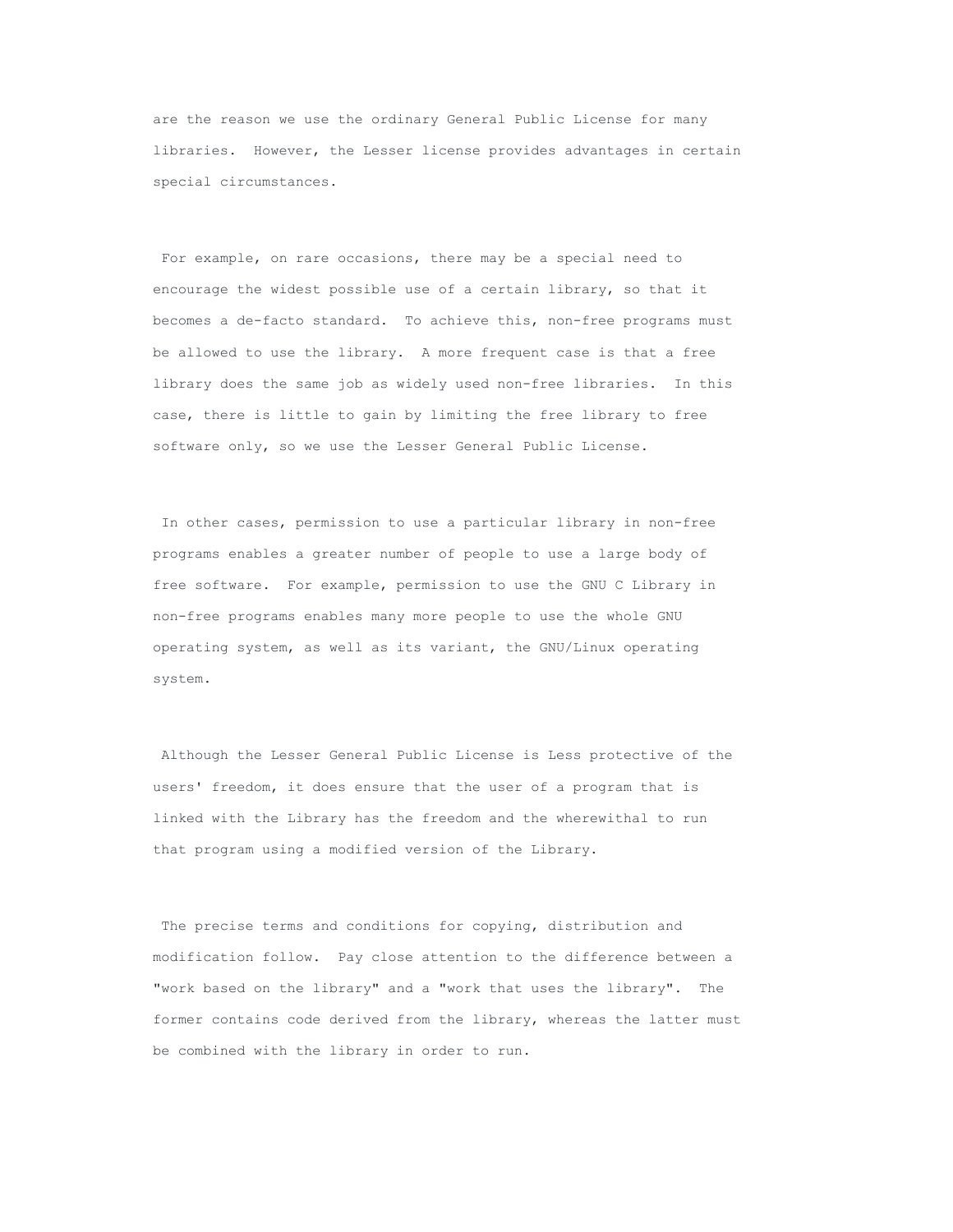are the reason we use the ordinary General Public License for many libraries. However, the Lesser license provides advantages in certain special circumstances.

For example, on rare occasions, there may be a special need to encourage the widest possible use of a certain library, so that it becomes a de-facto standard. To achieve this, non-free programs must be allowed to use the library. A more frequent case is that a free library does the same job as widely used non-free libraries. In this case, there is little to gain by limiting the free library to free software only, so we use the Lesser General Public License.

In other cases, permission to use a particular library in non-free programs enables a greater number of people to use a large body of free software. For example, permission to use the GNU C Library in non-free programs enables many more people to use the whole GNU operating system, as well as its variant, the GNU/Linux operating system.

Although the Lesser General Public License is Less protective of the users' freedom, it does ensure that the user of a program that is linked with the Library has the freedom and the wherewithal to run that program using a modified version of the Library.

The precise terms and conditions for copying, distribution and modification follow. Pay close attention to the difference between a "work based on the library" and a "work that uses the library". The former contains code derived from the library, whereas the latter must be combined with the library in order to run.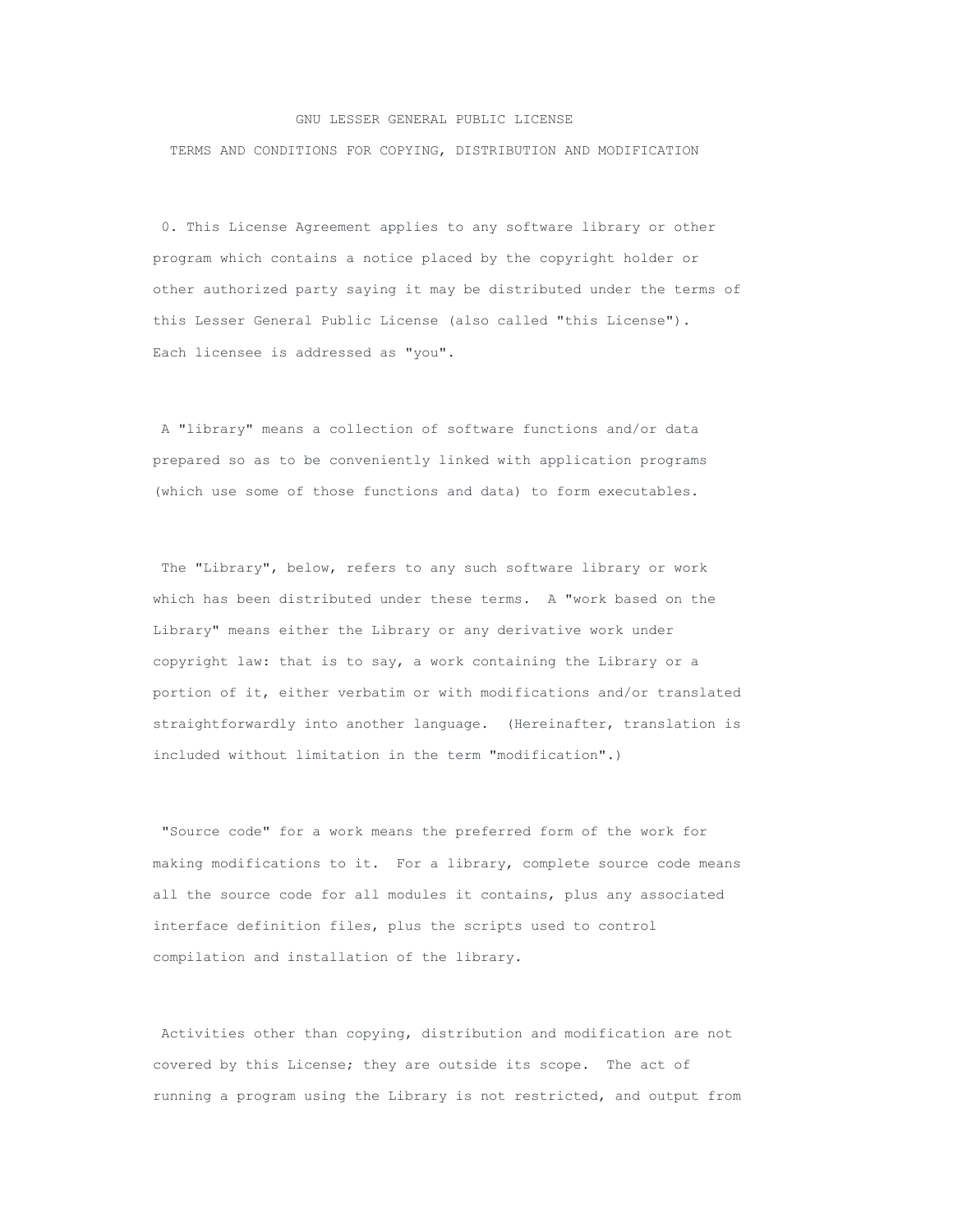# GNU LESSER GENERAL PUBLIC LICENSE

## TERMS AND CONDITIONS FOR COPYING, DISTRIBUTION AND MODIFICATION

0. This License Agreement applies to any software library or other program which contains a notice placed by the copyright holder or other authorized party saying it may be distributed under the terms of this Lesser General Public License (also called "this License"). Each licensee is addressed as "you".

A "library" means a collection of software functions and/or data prepared so as to be conveniently linked with application programs (which use some of those functions and data) to form executables.

The "Library", below, refers to any such software library or work which has been distributed under these terms. A "work based on the Library" means either the Library or any derivative work under copyright law: that is to say, a work containing the Library or a portion of it, either verbatim or with modifications and/or translated straightforwardly into another language. (Hereinafter, translation is included without limitation in the term "modification".)

"Source code" for a work means the preferred form of the work for making modifications to it. For a library, complete source code means all the source code for all modules it contains, plus any associated interface definition files, plus the scripts used to control compilation and installation of the library.

Activities other than copying, distribution and modification are not covered by this License; they are outside its scope. The act of running a program using the Library is not restricted, and output from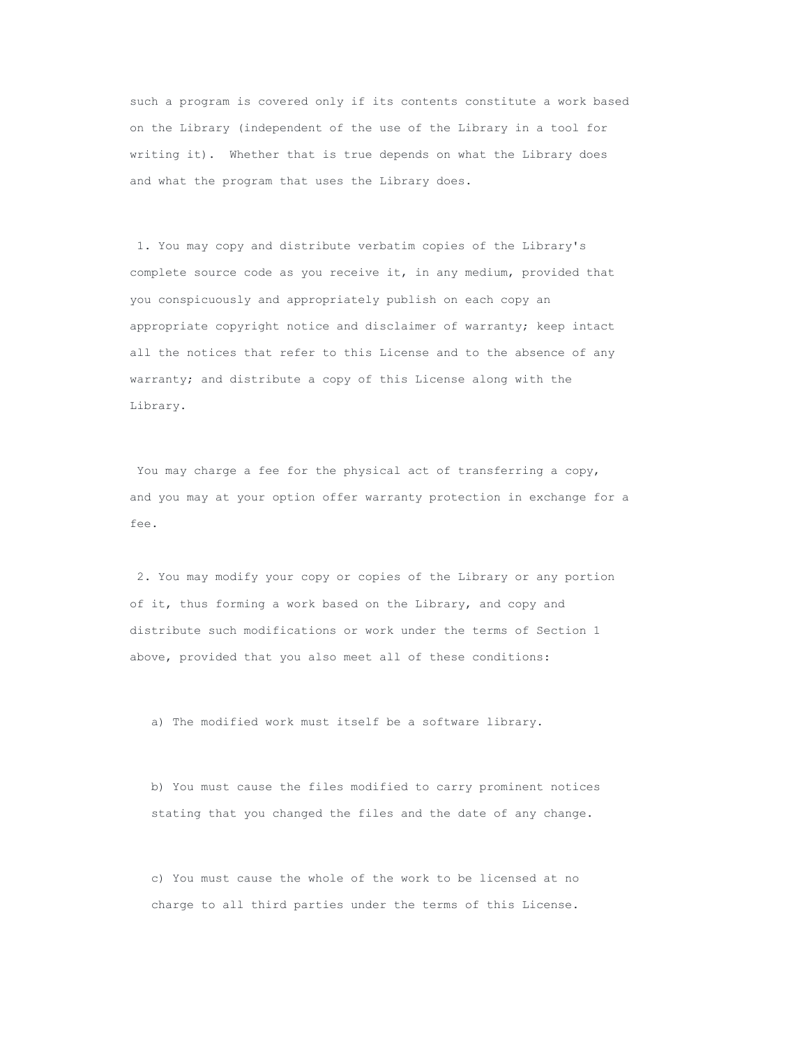such a program is covered only if its contents constitute a work based on the Library (independent of the use of the Library in a tool for writing it). Whether that is true depends on what the Library does and what the program that uses the Library does.

1. You may copy and distribute verbatim copies of the Library's complete source code as you receive it, in any medium, provided that you conspicuously and appropriately publish on each copy an appropriate copyright notice and disclaimer of warranty; keep intact all the notices that refer to this License and to the absence of any warranty; and distribute a copy of this License along with the Library.

You may charge a fee for the physical act of transferring a copy, and you may at your option offer warranty protection in exchange for a fee.

2. You may modify your copy or copies of the Library or any portion of it, thus forming a work based on the Library, and copy and distribute such modifications or work under the terms of Section 1 above, provided that you also meet all of these conditions:

a) The modified work must itself be a software library.

b) You must cause the files modified to carry prominent notices stating that you changed the files and the date of any change.

c) You must cause the whole of the work to be licensed at no charge to all third parties under the terms of this License.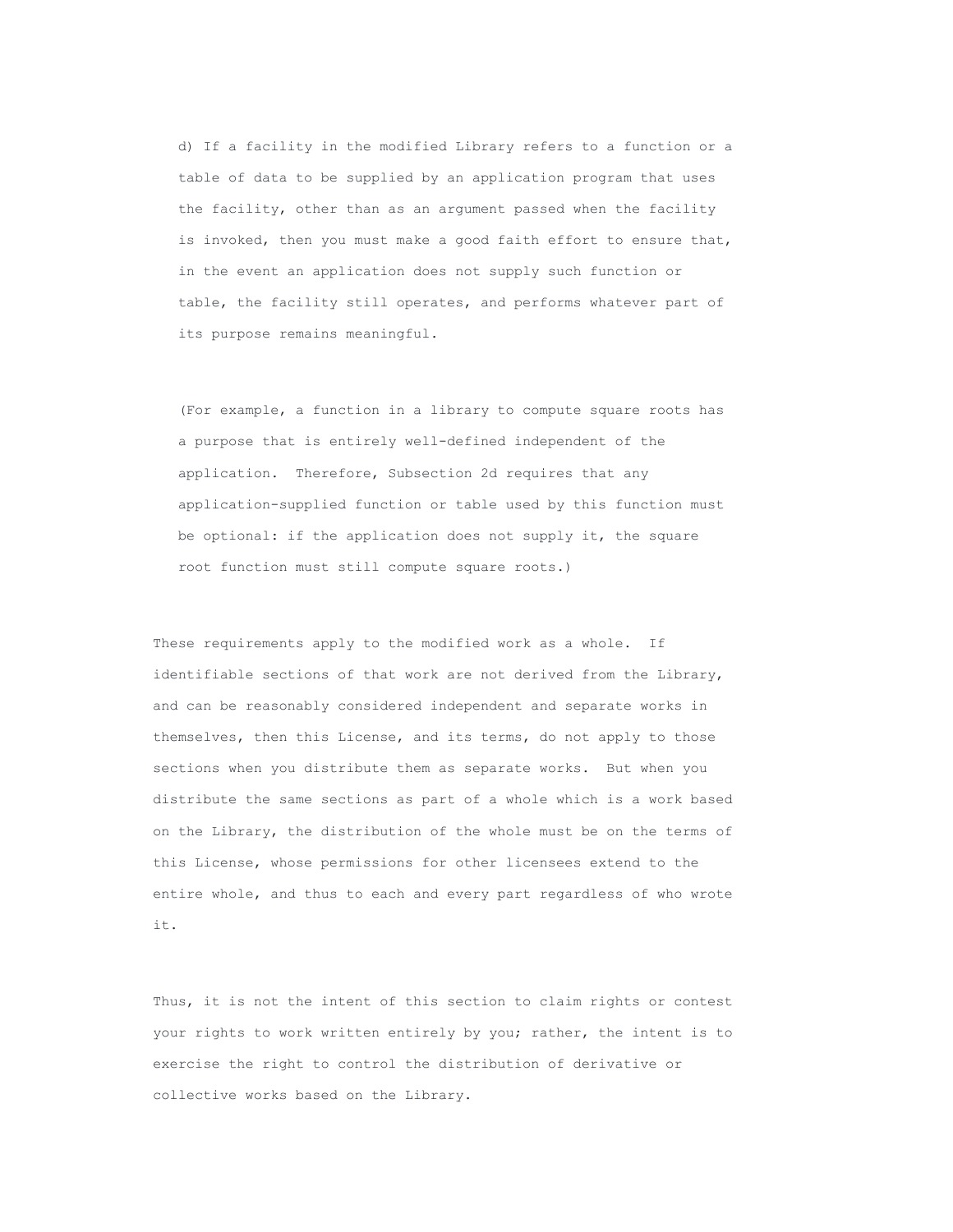d) If a facility in the modified Library refers to a function or a table of data to be supplied by an application program that uses the facility, other than as an argument passed when the facility is invoked, then you must make a good faith effort to ensure that, in the event an application does not supply such function or table, the facility still operates, and performs whatever part of its purpose remains meaningful.

(For example, a function in a library to compute square roots has a purpose that is entirely well-defined independent of the application. Therefore, Subsection 2d requires that any application-supplied function or table used by this function must be optional: if the application does not supply it, the square root function must still compute square roots.)

These requirements apply to the modified work as a whole. If identifiable sections of that work are not derived from the Library, and can be reasonably considered independent and separate works in themselves, then this License, and its terms, do not apply to those sections when you distribute them as separate works. But when you distribute the same sections as part of a whole which is a work based on the Library, the distribution of the whole must be on the terms of this License, whose permissions for other licensees extend to the entire whole, and thus to each and every part regardless of who wrote it.

Thus, it is not the intent of this section to claim rights or contest your rights to work written entirely by you; rather, the intent is to exercise the right to control the distribution of derivative or collective works based on the Library.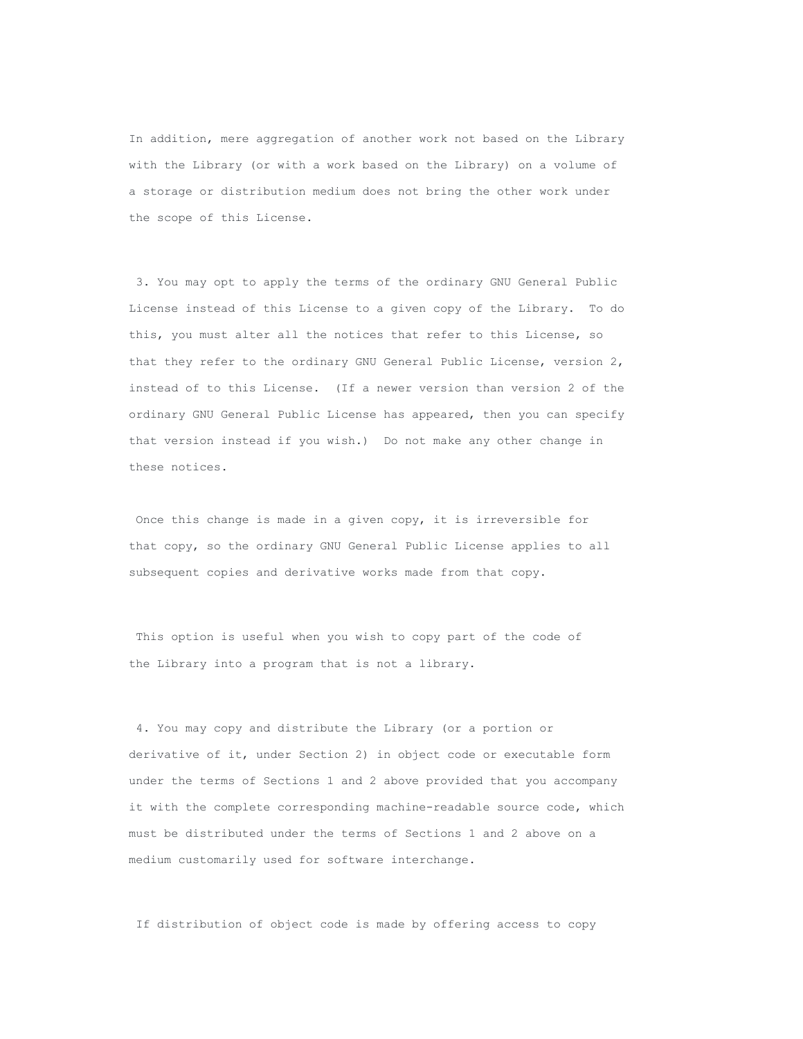In addition, mere aggregation of another work not based on the Library with the Library (or with a work based on the Library) on a volume of a storage or distribution medium does not bring the other work under the scope of this License.

3. You may opt to apply the terms of the ordinary GNU General Public License instead of this License to a given copy of the Library. To do this, you must alter all the notices that refer to this License, so that they refer to the ordinary GNU General Public License, version 2, instead of to this License. (If a newer version than version 2 of the ordinary GNU General Public License has appeared, then you can specify that version instead if you wish.) Do not make any other change in these notices.

Once this change is made in a given copy, it is irreversible for that copy, so the ordinary GNU General Public License applies to all subsequent copies and derivative works made from that copy.

This option is useful when you wish to copy part of the code of the Library into a program that is not a library.

4. You may copy and distribute the Library (or a portion or derivative of it, under Section 2) in object code or executable form under the terms of Sections 1 and 2 above provided that you accompany it with the complete corresponding machine-readable source code, which must be distributed under the terms of Sections 1 and 2 above on a medium customarily used for software interchange.

If distribution of object code is made by offering access to copy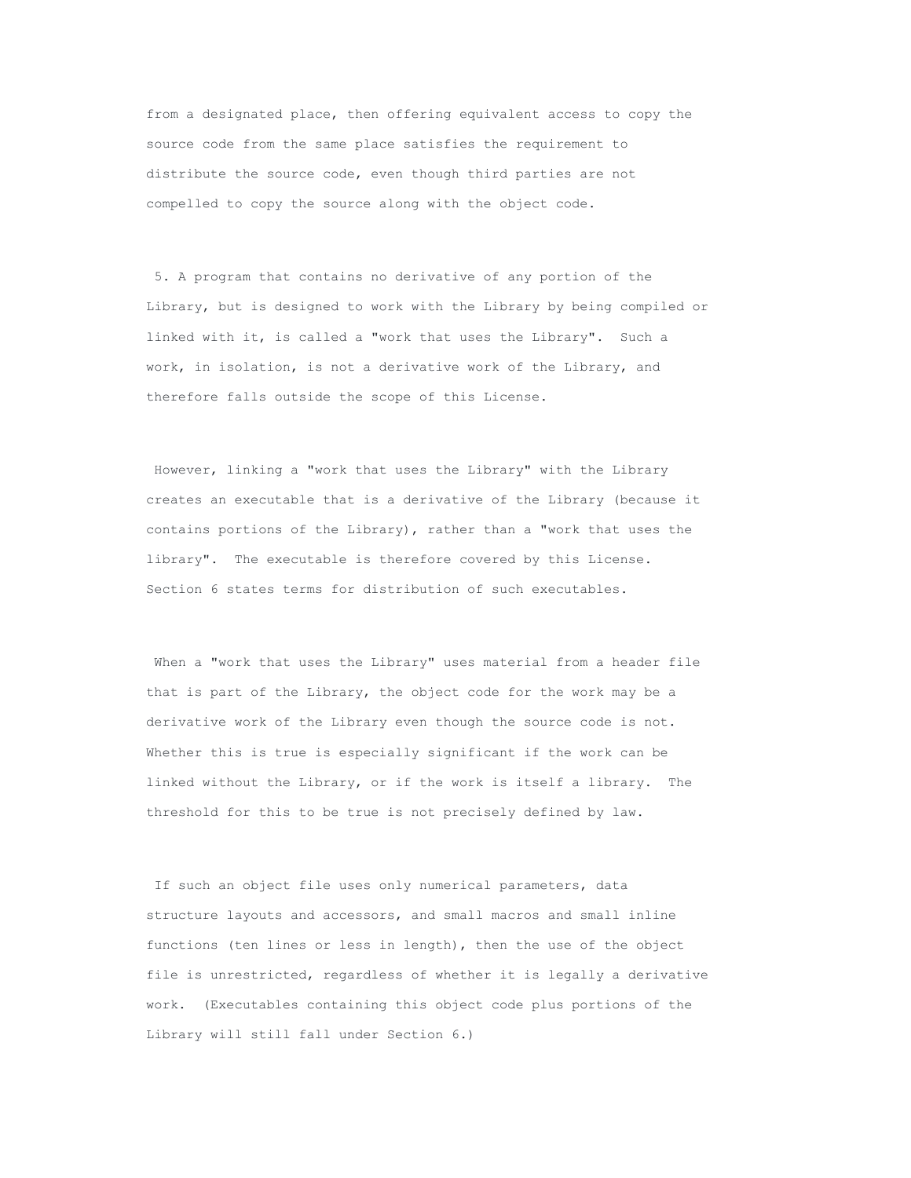from a designated place, then offering equivalent access to copy the source code from the same place satisfies the requirement to distribute the source code, even though third parties are not compelled to copy the source along with the object code.

5. A program that contains no derivative of any portion of the Library, but is designed to work with the Library by being compiled or linked with it, is called a "work that uses the Library". Such a work, in isolation, is not a derivative work of the Library, and therefore falls outside the scope of this License.

However, linking a "work that uses the Library" with the Library creates an executable that is a derivative of the Library (because it contains portions of the Library), rather than a "work that uses the library". The executable is therefore covered by this License. Section 6 states terms for distribution of such executables.

When a "work that uses the Library" uses material from a header file that is part of the Library, the object code for the work may be a derivative work of the Library even though the source code is not. Whether this is true is especially significant if the work can be linked without the Library, or if the work is itself a library. The threshold for this to be true is not precisely defined by law.

If such an object file uses only numerical parameters, data structure layouts and accessors, and small macros and small inline functions (ten lines or less in length), then the use of the object file is unrestricted, regardless of whether it is legally a derivative work. (Executables containing this object code plus portions of the Library will still fall under Section 6.)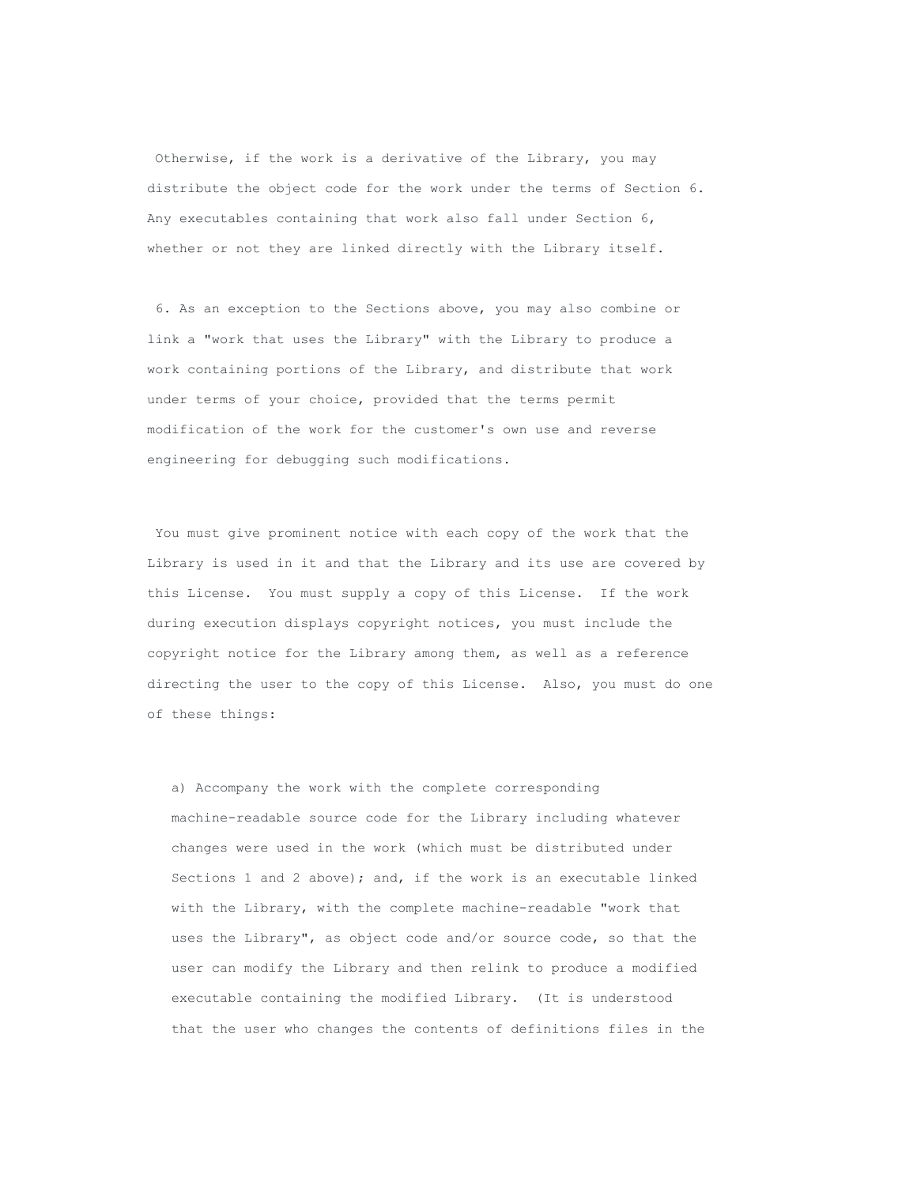Otherwise, if the work is a derivative of the Library, you may distribute the object code for the work under the terms of Section 6. Any executables containing that work also fall under Section 6, whether or not they are linked directly with the Library itself.

6. As an exception to the Sections above, you may also combine or link a "work that uses the Library" with the Library to produce a work containing portions of the Library, and distribute that work under terms of your choice, provided that the terms permit modification of the work for the customer's own use and reverse engineering for debugging such modifications.

You must give prominent notice with each copy of the work that the Library is used in it and that the Library and its use are covered by this License. You must supply a copy of this License. If the work during execution displays copyright notices, you must include the copyright notice for the Library among them, as well as a reference directing the user to the copy of this License. Also, you must do one of these things:

a) Accompany the work with the complete corresponding machine-readable source code for the Library including whatever changes were used in the work (which must be distributed under Sections 1 and 2 above); and, if the work is an executable linked with the Library, with the complete machine-readable "work that uses the Library", as object code and/or source code, so that the user can modify the Library and then relink to produce a modified executable containing the modified Library. (It is understood that the user who changes the contents of definitions files in the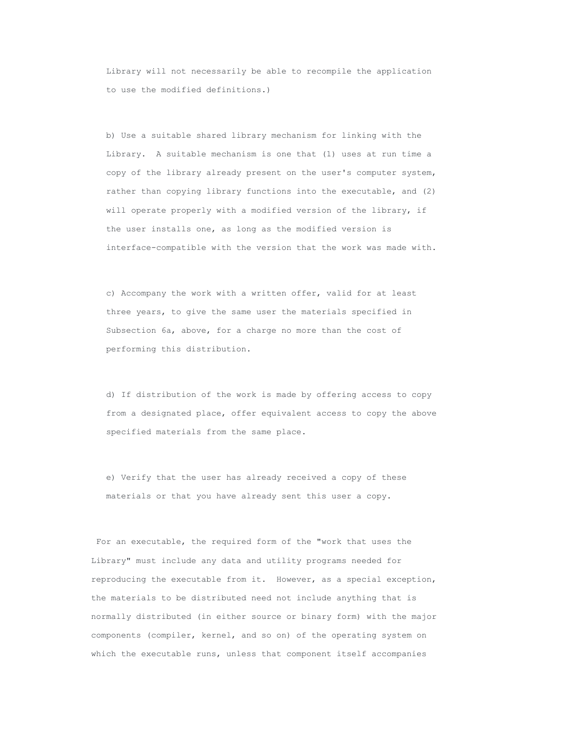Library will not necessarily be able to recompile the application to use the modified definitions.)

b) Use a suitable shared library mechanism for linking with the Library. A suitable mechanism is one that (1) uses at run time a copy of the library already present on the user's computer system, rather than copying library functions into the executable, and (2) will operate properly with a modified version of the library, if the user installs one, as long as the modified version is interface-compatible with the version that the work was made with.

c) Accompany the work with a written offer, valid for at least three years, to give the same user the materials specified in Subsection 6a, above, for a charge no more than the cost of performing this distribution.

d) If distribution of the work is made by offering access to copy from a designated place, offer equivalent access to copy the above specified materials from the same place.

e) Verify that the user has already received a copy of these materials or that you have already sent this user a copy.

For an executable, the required form of the "work that uses the Library" must include any data and utility programs needed for reproducing the executable from it. However, as a special exception, the materials to be distributed need not include anything that is normally distributed (in either source or binary form) with the major components (compiler, kernel, and so on) of the operating system on which the executable runs, unless that component itself accompanies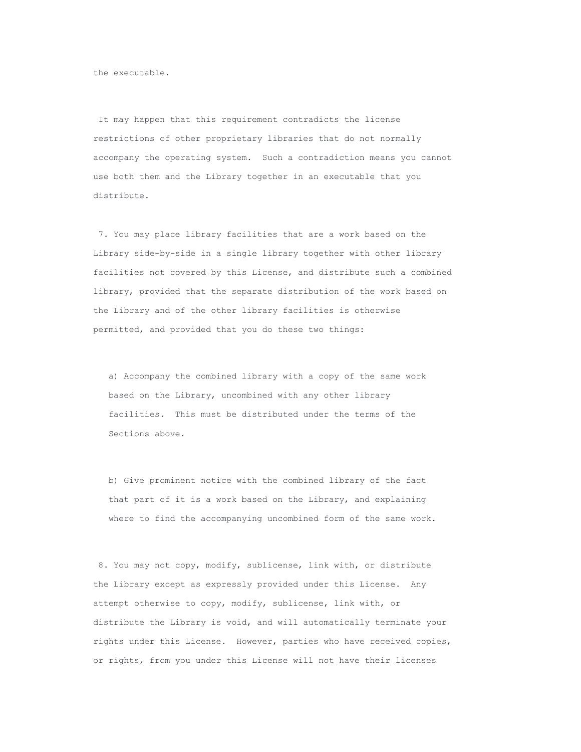the executable.

It may happen that this requirement contradicts the license restrictions of other proprietary libraries that do not normally accompany the operating system. Such a contradiction means you cannot use both them and the Library together in an executable that you distribute.

7. You may place library facilities that are a work based on the Library side-by-side in a single library together with other library facilities not covered by this License, and distribute such a combined library, provided that the separate distribution of the work based on the Library and of the other library facilities is otherwise permitted, and provided that you do these two things:

a) Accompany the combined library with a copy of the same work based on the Library, uncombined with any other library facilities. This must be distributed under the terms of the Sections above.

b) Give prominent notice with the combined library of the fact that part of it is a work based on the Library, and explaining where to find the accompanying uncombined form of the same work.

8. You may not copy, modify, sublicense, link with, or distribute the Library except as expressly provided under this License. Any attempt otherwise to copy, modify, sublicense, link with, or distribute the Library is void, and will automatically terminate your rights under this License. However, parties who have received copies, or rights, from you under this License will not have their licenses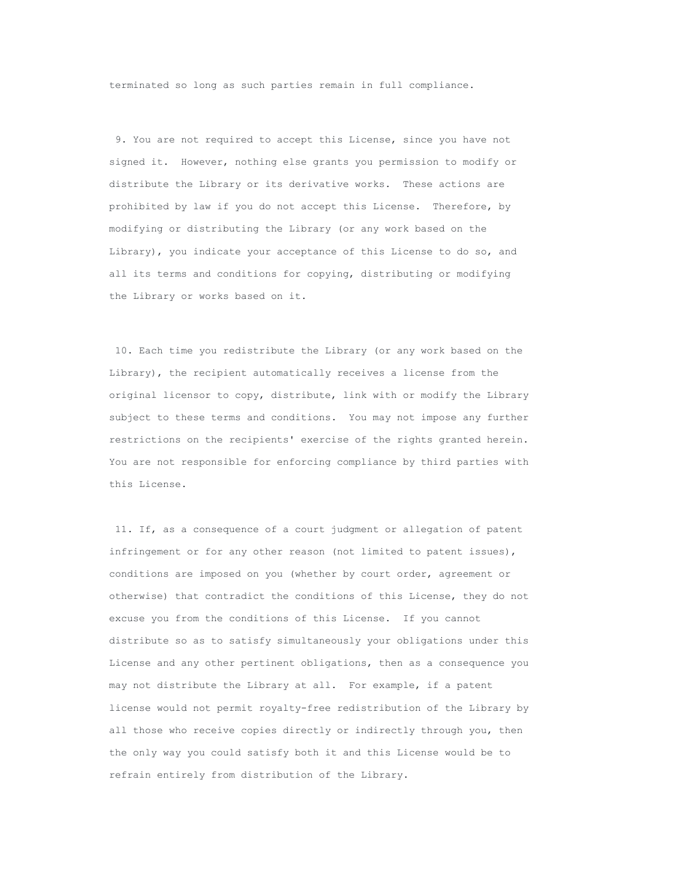terminated so long as such parties remain in full compliance.

9. You are not required to accept this License, since you have not signed it. However, nothing else grants you permission to modify or distribute the Library or its derivative works. These actions are prohibited by law if you do not accept this License. Therefore, by modifying or distributing the Library (or any work based on the Library), you indicate your acceptance of this License to do so, and all its terms and conditions for copying, distributing or modifying the Library or works based on it.

10. Each time you redistribute the Library (or any work based on the Library), the recipient automatically receives a license from the original licensor to copy, distribute, link with or modify the Library subject to these terms and conditions. You may not impose any further restrictions on the recipients' exercise of the rights granted herein. You are not responsible for enforcing compliance by third parties with this License.

11. If, as a consequence of a court judgment or allegation of patent infringement or for any other reason (not limited to patent issues), conditions are imposed on you (whether by court order, agreement or otherwise) that contradict the conditions of this License, they do not excuse you from the conditions of this License. If you cannot distribute so as to satisfy simultaneously your obligations under this License and any other pertinent obligations, then as a consequence you may not distribute the Library at all. For example, if a patent license would not permit royalty-free redistribution of the Library by all those who receive copies directly or indirectly through you, then the only way you could satisfy both it and this License would be to refrain entirely from distribution of the Library.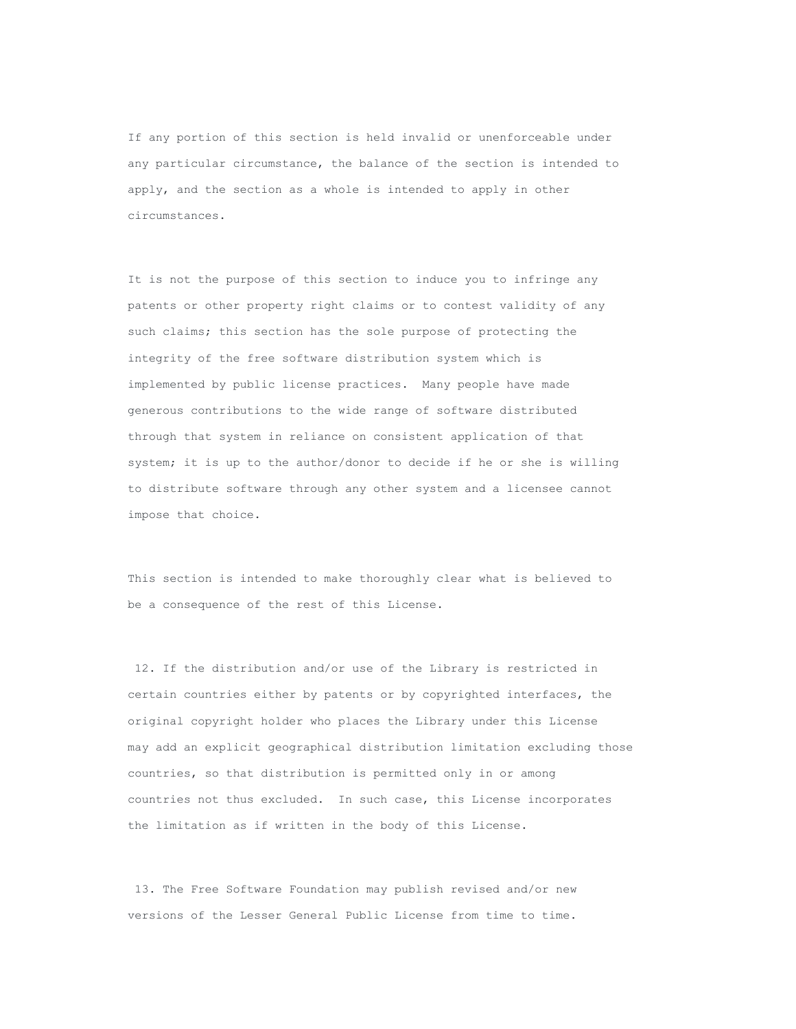If any portion of this section is held invalid or unenforceable under any particular circumstance, the balance of the section is intended to apply, and the section as a whole is intended to apply in other circumstances.

It is not the purpose of this section to induce you to infringe any patents or other property right claims or to contest validity of any such claims; this section has the sole purpose of protecting the integrity of the free software distribution system which is implemented by public license practices. Many people have made generous contributions to the wide range of software distributed through that system in reliance on consistent application of that system; it is up to the author/donor to decide if he or she is willing to distribute software through any other system and a licensee cannot impose that choice.

This section is intended to make thoroughly clear what is believed to be a consequence of the rest of this License.

12. If the distribution and/or use of the Library is restricted in certain countries either by patents or by copyrighted interfaces, the original copyright holder who places the Library under this License may add an explicit geographical distribution limitation excluding those countries, so that distribution is permitted only in or among countries not thus excluded. In such case, this License incorporates the limitation as if written in the body of this License.

13. The Free Software Foundation may publish revised and/or new versions of the Lesser General Public License from time to time.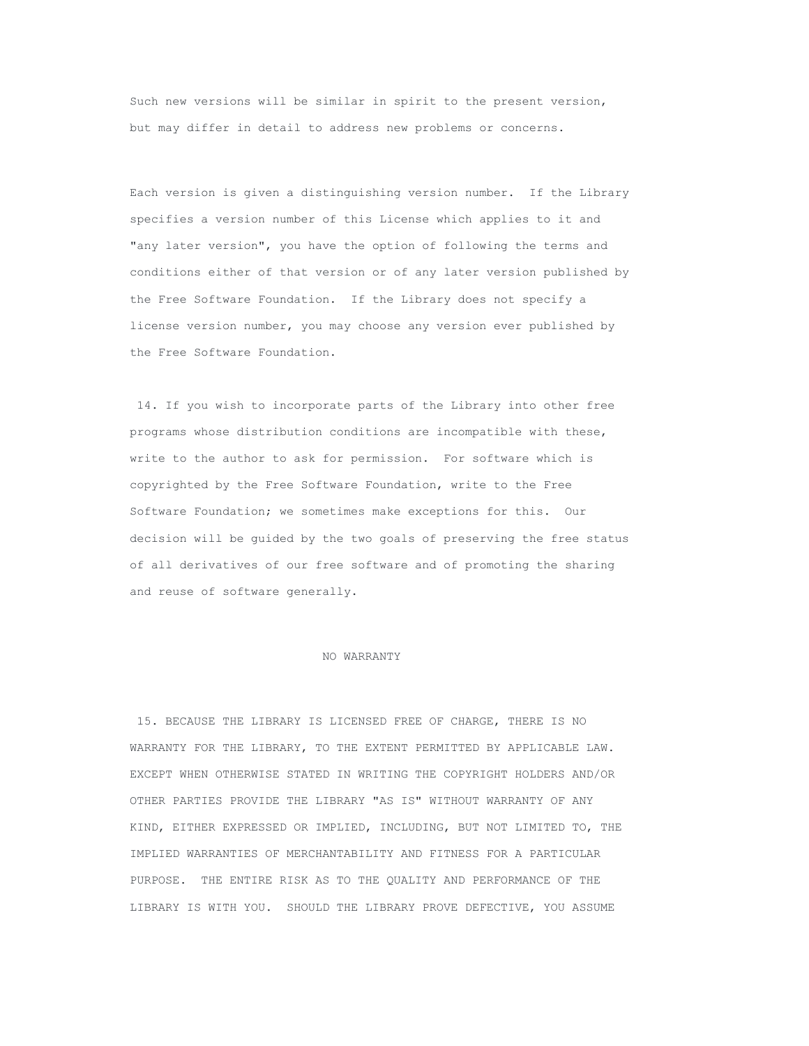Such new versions will be similar in spirit to the present version, but may differ in detail to address new problems or concerns.

Each version is given a distinguishing version number. If the Library specifies a version number of this License which applies to it and "any later version", you have the option of following the terms and conditions either of that version or of any later version published by the Free Software Foundation. If the Library does not specify a license version number, you may choose any version ever published by the Free Software Foundation.

14. If you wish to incorporate parts of the Library into other free programs whose distribution conditions are incompatible with these, write to the author to ask for permission. For software which is copyrighted by the Free Software Foundation, write to the Free Software Foundation; we sometimes make exceptions for this. Our decision will be guided by the two goals of preserving the free status of all derivatives of our free software and of promoting the sharing and reuse of software generally.

NO WARRANTY

15. BECAUSE THE LIBRARY IS LICENSED FREE OF CHARGE, THERE IS NO WARRANTY FOR THE LIBRARY, TO THE EXTENT PERMITTED BY APPLICABLE LAW. EXCEPT WHEN OTHERWISE STATED IN WRITING THE COPYRIGHT HOLDERS AND/OR OTHER PARTIES PROVIDE THE LIBRARY "AS IS" WITHOUT WARRANTY OF ANY KIND, EITHER EXPRESSED OR IMPLIED, INCLUDING, BUT NOT LIMITED TO, THE IMPLIED WARRANTIES OF MERCHANTABILITY AND FITNESS FOR A PARTICULAR PURPOSE. THE ENTIRE RISK AS TO THE QUALITY AND PERFORMANCE OF THE LIBRARY IS WITH YOU. SHOULD THE LIBRARY PROVE DEFECTIVE, YOU ASSUME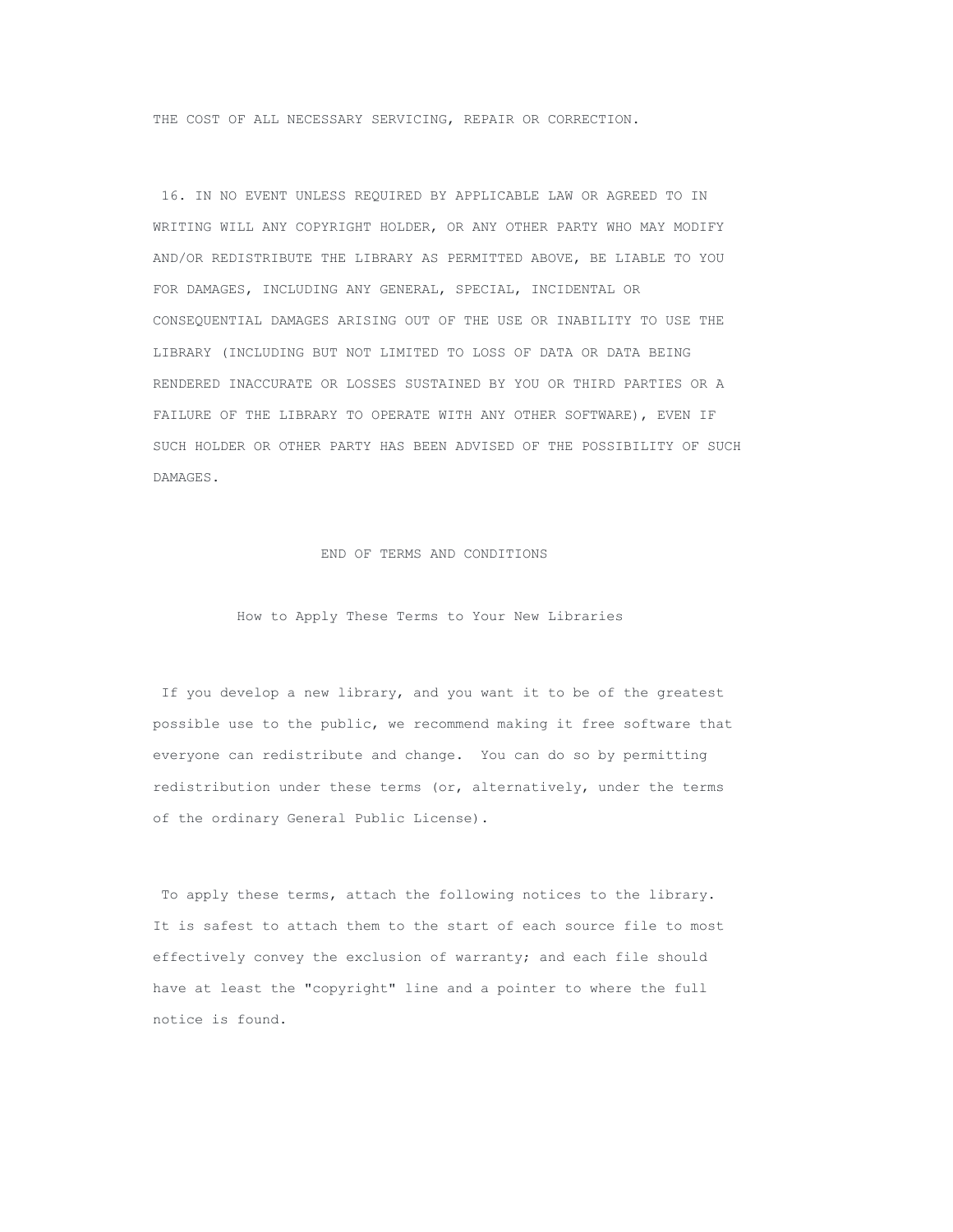THE COST OF ALL NECESSARY SERVICING, REPAIR OR CORRECTION.

16. IN NO EVENT UNLESS REQUIRED BY APPLICABLE LAW OR AGREED TO IN WRITING WILL ANY COPYRIGHT HOLDER, OR ANY OTHER PARTY WHO MAY MODIFY AND/OR REDISTRIBUTE THE LIBRARY AS PERMITTED ABOVE, BE LIABLE TO YOU FOR DAMAGES, INCLUDING ANY GENERAL, SPECIAL, INCIDENTAL OR CONSEQUENTIAL DAMAGES ARISING OUT OF THE USE OR INABILITY TO USE THE LIBRARY (INCLUDING BUT NOT LIMITED TO LOSS OF DATA OR DATA BEING RENDERED INACCURATE OR LOSSES SUSTAINED BY YOU OR THIRD PARTIES OR A FAILURE OF THE LIBRARY TO OPERATE WITH ANY OTHER SOFTWARE), EVEN IF SUCH HOLDER OR OTHER PARTY HAS BEEN ADVISED OF THE POSSIBILITY OF SUCH DAMAGES.

END OF TERMS AND CONDITIONS

## How to Apply These Terms to Your New Libraries

If you develop a new library, and you want it to be of the greatest possible use to the public, we recommend making it free software that everyone can redistribute and change. You can do so by permitting redistribution under these terms (or, alternatively, under the terms of the ordinary General Public License).

To apply these terms, attach the following notices to the library. It is safest to attach them to the start of each source file to most effectively convey the exclusion of warranty; and each file should have at least the "copyright" line and a pointer to where the full notice is found.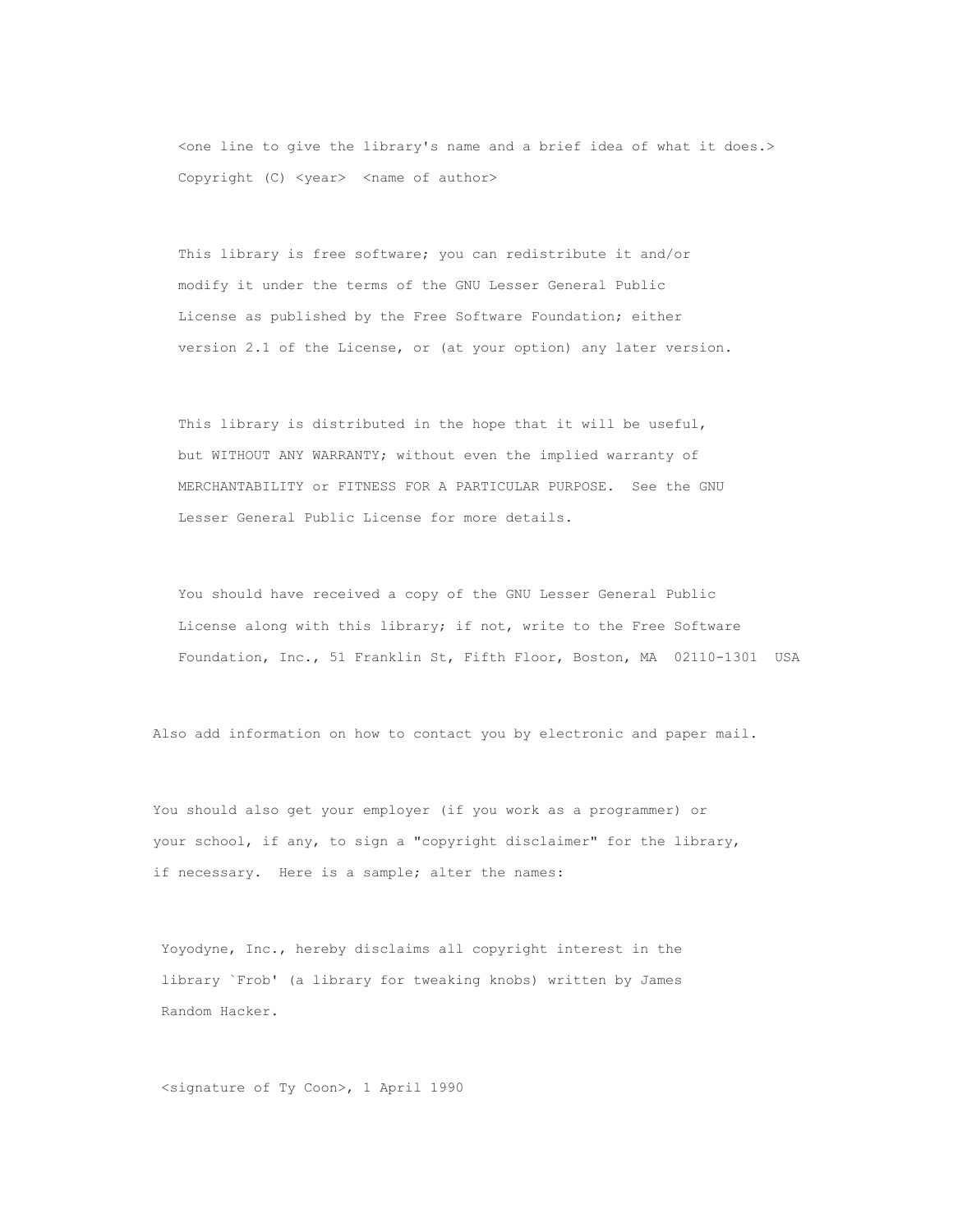```
    <one line to give the library's name and a brief idea of what it does.>
    Copyright (C) <year>  <name of author>

    This library is free software; you can redistribute it and/or
    modify it under the terms of the GNU Lesser General Public
    License as published by the Free Software Foundation; either
    version 2.1 of the License, or (at your option) any later version.

    This library is distributed in the hope that it will be useful,
    but WITHOUT ANY WARRANTY; without even the implied warranty of
    MERCHANTABILITY or FITNESS FOR A PARTICULAR PURPOSE.  See the GNU
    Lesser General Public License for more details.

    You should have received a copy of the GNU Lesser General Public
    License along with this library; if not, write to the Free Software
    Foundation, Inc., 51 Franklin St, Fifth Floor, Boston, MA  02110-1301  USA
```

Also add information on how to contact you by electronic and paper mail.

You should also get your employer (if you work as a programmer) or your school, if any, to sign a "copyright disclaimer" for the library, if necessary. Here is a sample; alter the names:

```
  Yoyodyne, Inc., hereby disclaims all copyright interest in the
  library `Frob' (a library for tweaking knobs) written by James
  Random Hacker.

  <signature of Ty Coon>, 1 April 1990
```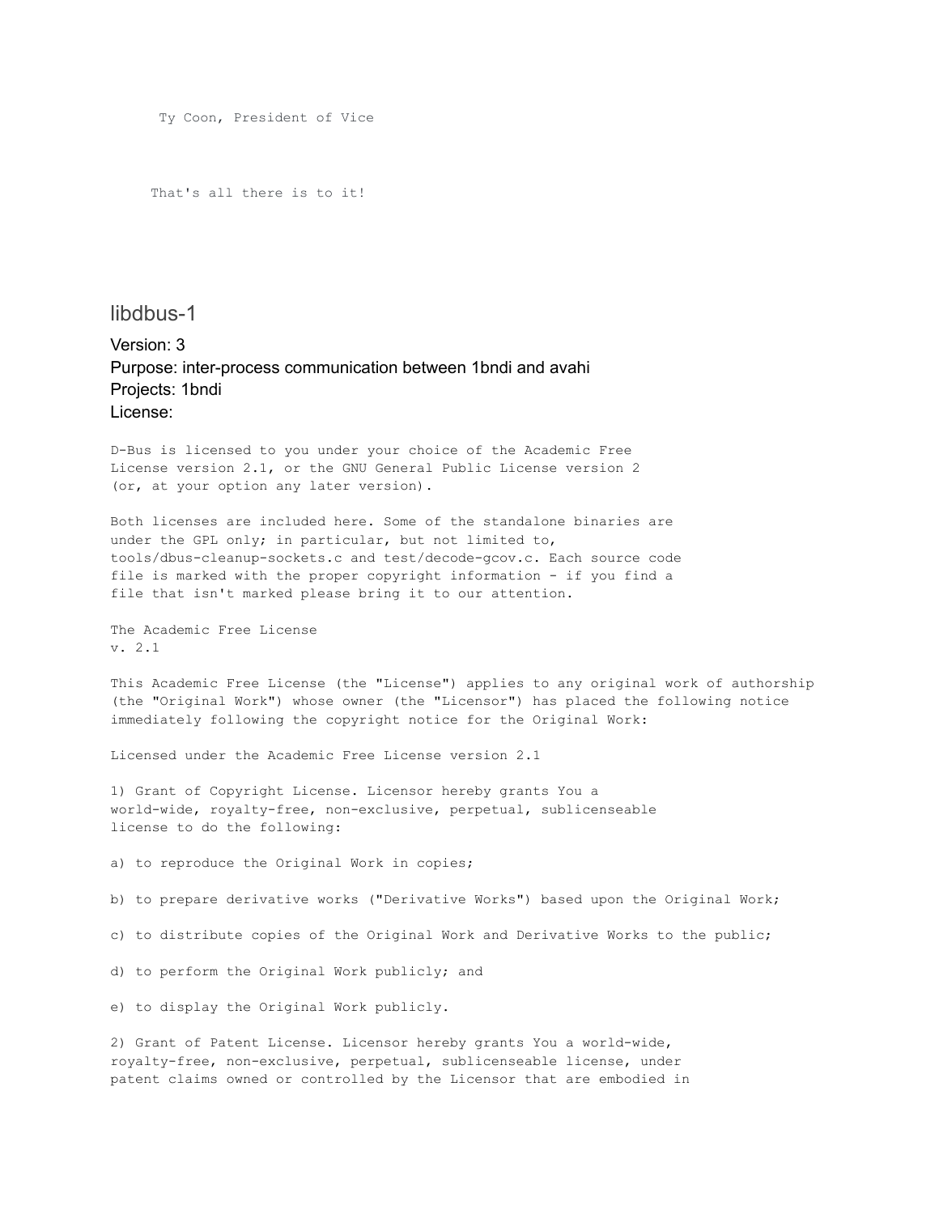```
Ty Coon, President of Vice


That's all there is to it!
```

## libdbus-1

Version: 3
Purpose: inter-process communication between 1bndi and avahi
Projects: 1bndi
License:

```
D-Bus is licensed to you under your choice of the Academic Free
License version 2.1, or the GNU General Public License version 2
(or, at your option any later version).

Both licenses are included here. Some of the standalone binaries are
under the GPL only; in particular, but not limited to,
tools/dbus-cleanup-sockets.c and test/decode-gcov.c. Each source code
file is marked with the proper copyright information - if you find a
file that isn't marked please bring it to our attention.

The Academic Free License
v. 2.1

This Academic Free License (the "License") applies to any original work of authorship
(the "Original Work") whose owner (the "Licensor") has placed the following notice
immediately following the copyright notice for the Original Work:

Licensed under the Academic Free License version 2.1

1) Grant of Copyright License. Licensor hereby grants You a
world-wide, royalty-free, non-exclusive, perpetual, sublicenseable
license to do the following:

a) to reproduce the Original Work in copies;

b) to prepare derivative works ("Derivative Works") based upon the Original Work;

c) to distribute copies of the Original Work and Derivative Works to the public;

d) to perform the Original Work publicly; and

e) to display the Original Work publicly.

2) Grant of Patent License. Licensor hereby grants You a world-wide,
royalty-free, non-exclusive, perpetual, sublicenseable license, under
patent claims owned or controlled by the Licensor that are embodied in
```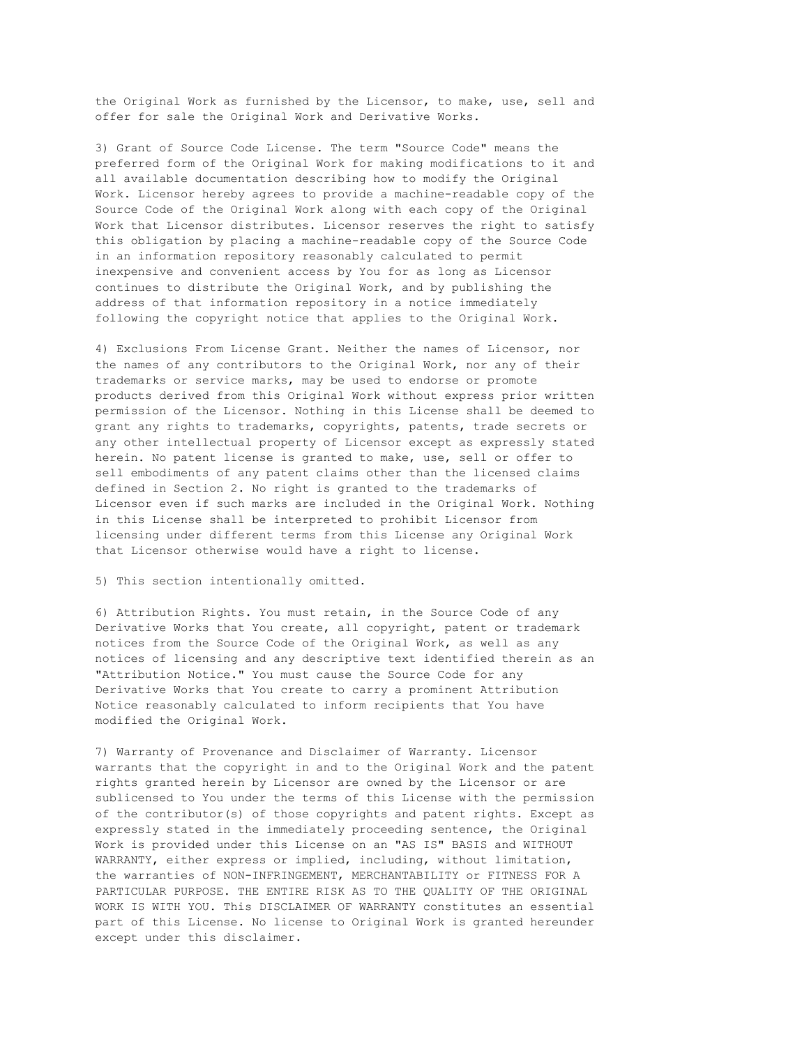the Original Work as furnished by the Licensor, to make, use, sell and offer for sale the Original Work and Derivative Works.

3) Grant of Source Code License. The term "Source Code" means the preferred form of the Original Work for making modifications to it and all available documentation describing how to modify the Original Work. Licensor hereby agrees to provide a machine-readable copy of the Source Code of the Original Work along with each copy of the Original Work that Licensor distributes. Licensor reserves the right to satisfy this obligation by placing a machine-readable copy of the Source Code in an information repository reasonably calculated to permit inexpensive and convenient access by You for as long as Licensor continues to distribute the Original Work, and by publishing the address of that information repository in a notice immediately following the copyright notice that applies to the Original Work.

4) Exclusions From License Grant. Neither the names of Licensor, nor the names of any contributors to the Original Work, nor any of their trademarks or service marks, may be used to endorse or promote products derived from this Original Work without express prior written permission of the Licensor. Nothing in this License shall be deemed to grant any rights to trademarks, copyrights, patents, trade secrets or any other intellectual property of Licensor except as expressly stated herein. No patent license is granted to make, use, sell or offer to sell embodiments of any patent claims other than the licensed claims defined in Section 2. No right is granted to the trademarks of Licensor even if such marks are included in the Original Work. Nothing in this License shall be interpreted to prohibit Licensor from licensing under different terms from this License any Original Work that Licensor otherwise would have a right to license.

5) This section intentionally omitted.

6) Attribution Rights. You must retain, in the Source Code of any Derivative Works that You create, all copyright, patent or trademark notices from the Source Code of the Original Work, as well as any notices of licensing and any descriptive text identified therein as an "Attribution Notice." You must cause the Source Code for any Derivative Works that You create to carry a prominent Attribution Notice reasonably calculated to inform recipients that You have modified the Original Work.

7) Warranty of Provenance and Disclaimer of Warranty. Licensor warrants that the copyright in and to the Original Work and the patent rights granted herein by Licensor are owned by the Licensor or are sublicensed to You under the terms of this License with the permission of the contributor(s) of those copyrights and patent rights. Except as expressly stated in the immediately proceeding sentence, the Original Work is provided under this License on an "AS IS" BASIS and WITHOUT WARRANTY, either express or implied, including, without limitation, the warranties of NON-INFRINGEMENT, MERCHANTABILITY or FITNESS FOR A PARTICULAR PURPOSE. THE ENTIRE RISK AS TO THE QUALITY OF THE ORIGINAL WORK IS WITH YOU. This DISCLAIMER OF WARRANTY constitutes an essential part of this License. No license to Original Work is granted hereunder except under this disclaimer.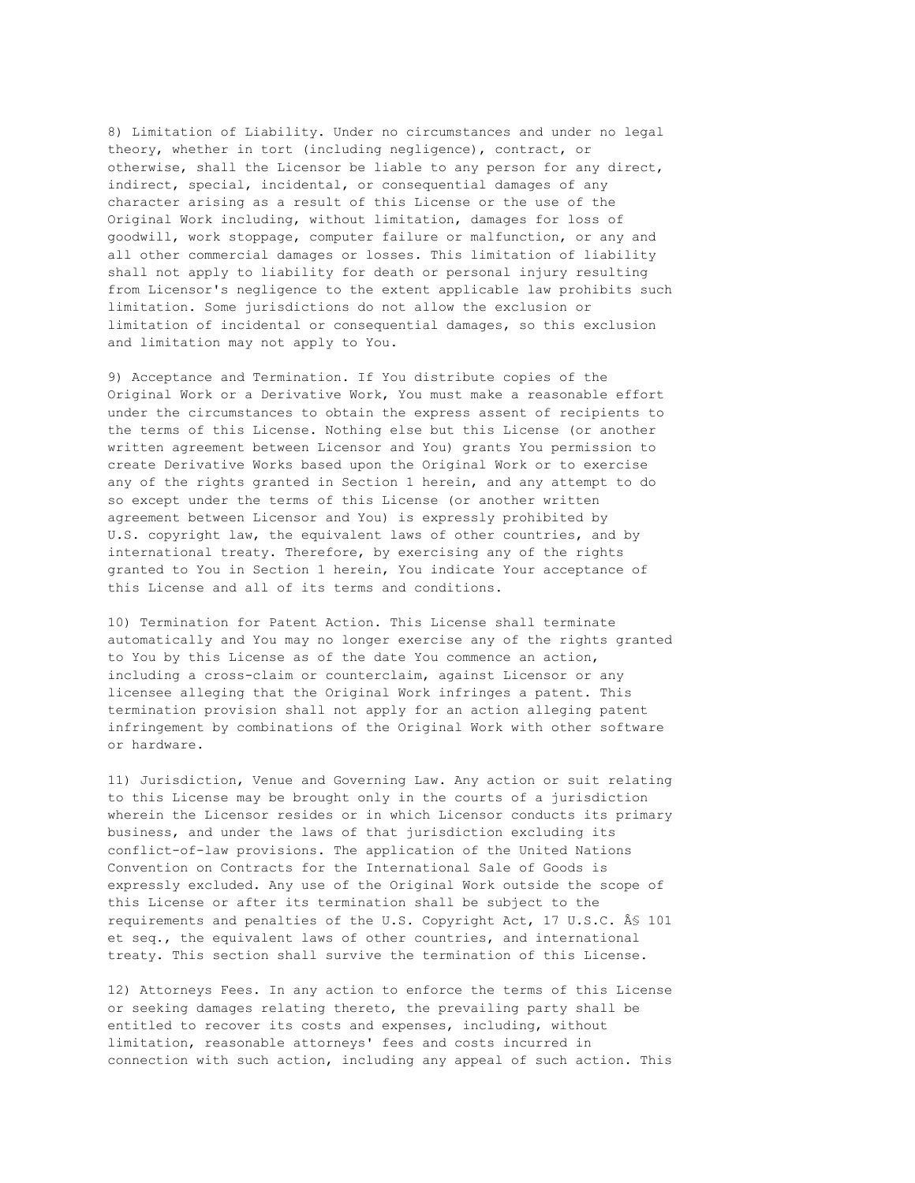8) Limitation of Liability. Under no circumstances and under no legal theory, whether in tort (including negligence), contract, or otherwise, shall the Licensor be liable to any person for any direct, indirect, special, incidental, or consequential damages of any character arising as a result of this License or the use of the Original Work including, without limitation, damages for loss of goodwill, work stoppage, computer failure or malfunction, or any and all other commercial damages or losses. This limitation of liability shall not apply to liability for death or personal injury resulting from Licensor's negligence to the extent applicable law prohibits such limitation. Some jurisdictions do not allow the exclusion or limitation of incidental or consequential damages, so this exclusion and limitation may not apply to You.

9) Acceptance and Termination. If You distribute copies of the Original Work or a Derivative Work, You must make a reasonable effort under the circumstances to obtain the express assent of recipients to the terms of this License. Nothing else but this License (or another written agreement between Licensor and You) grants You permission to create Derivative Works based upon the Original Work or to exercise any of the rights granted in Section 1 herein, and any attempt to do so except under the terms of this License (or another written agreement between Licensor and You) is expressly prohibited by U.S. copyright law, the equivalent laws of other countries, and by international treaty. Therefore, by exercising any of the rights granted to You in Section 1 herein, You indicate Your acceptance of this License and all of its terms and conditions.

10) Termination for Patent Action. This License shall terminate automatically and You may no longer exercise any of the rights granted to You by this License as of the date You commence an action, including a cross-claim or counterclaim, against Licensor or any licensee alleging that the Original Work infringes a patent. This termination provision shall not apply for an action alleging patent infringement by combinations of the Original Work with other software or hardware.

11) Jurisdiction, Venue and Governing Law. Any action or suit relating to this License may be brought only in the courts of a jurisdiction wherein the Licensor resides or in which Licensor conducts its primary business, and under the laws of that jurisdiction excluding its conflict-of-law provisions. The application of the United Nations Convention on Contracts for the International Sale of Goods is expressly excluded. Any use of the Original Work outside the scope of this License or after its termination shall be subject to the requirements and penalties of the U.S. Copyright Act, 17 U.S.C. Â§ 101 et seq., the equivalent laws of other countries, and international treaty. This section shall survive the termination of this License.

12) Attorneys Fees. In any action to enforce the terms of this License or seeking damages relating thereto, the prevailing party shall be entitled to recover its costs and expenses, including, without limitation, reasonable attorneys' fees and costs incurred in connection with such action, including any appeal of such action. This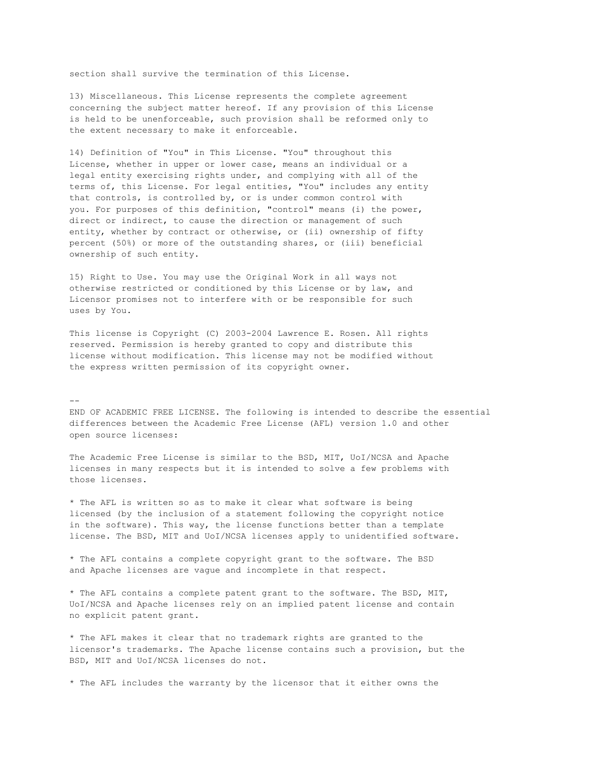section shall survive the termination of this License.

13) Miscellaneous. This License represents the complete agreement concerning the subject matter hereof. If any provision of this License is held to be unenforceable, such provision shall be reformed only to the extent necessary to make it enforceable.

14) Definition of "You" in This License. "You" throughout this License, whether in upper or lower case, means an individual or a legal entity exercising rights under, and complying with all of the terms of, this License. For legal entities, "You" includes any entity that controls, is controlled by, or is under common control with you. For purposes of this definition, "control" means (i) the power, direct or indirect, to cause the direction or management of such entity, whether by contract or otherwise, or (ii) ownership of fifty percent (50%) or more of the outstanding shares, or (iii) beneficial ownership of such entity.

15) Right to Use. You may use the Original Work in all ways not otherwise restricted or conditioned by this License or by law, and Licensor promises not to interfere with or be responsible for such uses by You.

This license is Copyright (C) 2003-2004 Lawrence E. Rosen. All rights reserved. Permission is hereby granted to copy and distribute this license without modification. This license may not be modified without the express written permission of its copyright owner.

--
END OF ACADEMIC FREE LICENSE. The following is intended to describe the essential differences between the Academic Free License (AFL) version 1.0 and other open source licenses:

The Academic Free License is similar to the BSD, MIT, UoI/NCSA and Apache licenses in many respects but it is intended to solve a few problems with those licenses.

* The AFL is written so as to make it clear what software is being licensed (by the inclusion of a statement following the copyright notice in the software). This way, the license functions better than a template license. The BSD, MIT and UoI/NCSA licenses apply to unidentified software.

* The AFL contains a complete copyright grant to the software. The BSD and Apache licenses are vague and incomplete in that respect.

* The AFL contains a complete patent grant to the software. The BSD, MIT, UoI/NCSA and Apache licenses rely on an implied patent license and contain no explicit patent grant.

* The AFL makes it clear that no trademark rights are granted to the licensor's trademarks. The Apache license contains such a provision, but the BSD, MIT and UoI/NCSA licenses do not.

* The AFL includes the warranty by the licensor that it either owns the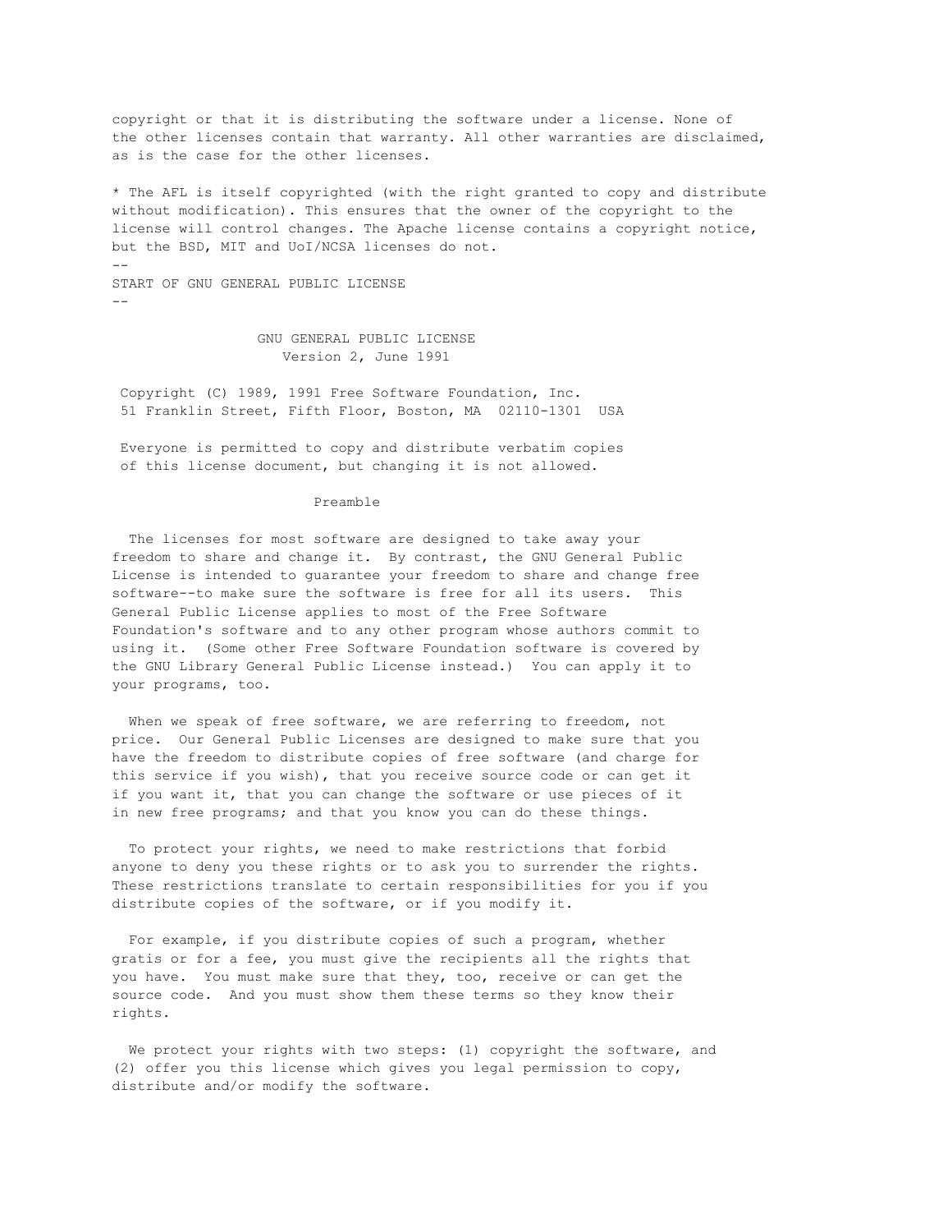copyright or that it is distributing the software under a license. None of the other licenses contain that warranty. All other warranties are disclaimed, as is the case for the other licenses.

* The AFL is itself copyrighted (with the right granted to copy and distribute without modification). This ensures that the owner of the copyright to the license will control changes. The Apache license contains a copyright notice, but the BSD, MIT and UoI/NCSA licenses do not.

--

START OF GNU GENERAL PUBLIC LICENSE

--

GNU GENERAL PUBLIC LICENSE
Version 2, June 1991

Copyright (C) 1989, 1991 Free Software Foundation, Inc.
51 Franklin Street, Fifth Floor, Boston, MA 02110-1301 USA

Everyone is permitted to copy and distribute verbatim copies of this license document, but changing it is not allowed.

Preamble

The licenses for most software are designed to take away your freedom to share and change it. By contrast, the GNU General Public License is intended to guarantee your freedom to share and change free software--to make sure the software is free for all its users. This General Public License applies to most of the Free Software Foundation's software and to any other program whose authors commit to using it. (Some other Free Software Foundation software is covered by the GNU Library General Public License instead.) You can apply it to your programs, too.

When we speak of free software, we are referring to freedom, not price. Our General Public Licenses are designed to make sure that you have the freedom to distribute copies of free software (and charge for this service if you wish), that you receive source code or can get it if you want it, that you can change the software or use pieces of it in new free programs; and that you know you can do these things.

To protect your rights, we need to make restrictions that forbid anyone to deny you these rights or to ask you to surrender the rights. These restrictions translate to certain responsibilities for you if you distribute copies of the software, or if you modify it.

For example, if you distribute copies of such a program, whether gratis or for a fee, you must give the recipients all the rights that you have. You must make sure that they, too, receive or can get the source code. And you must show them these terms so they know their rights.

We protect your rights with two steps: (1) copyright the software, and (2) offer you this license which gives you legal permission to copy, distribute and/or modify the software.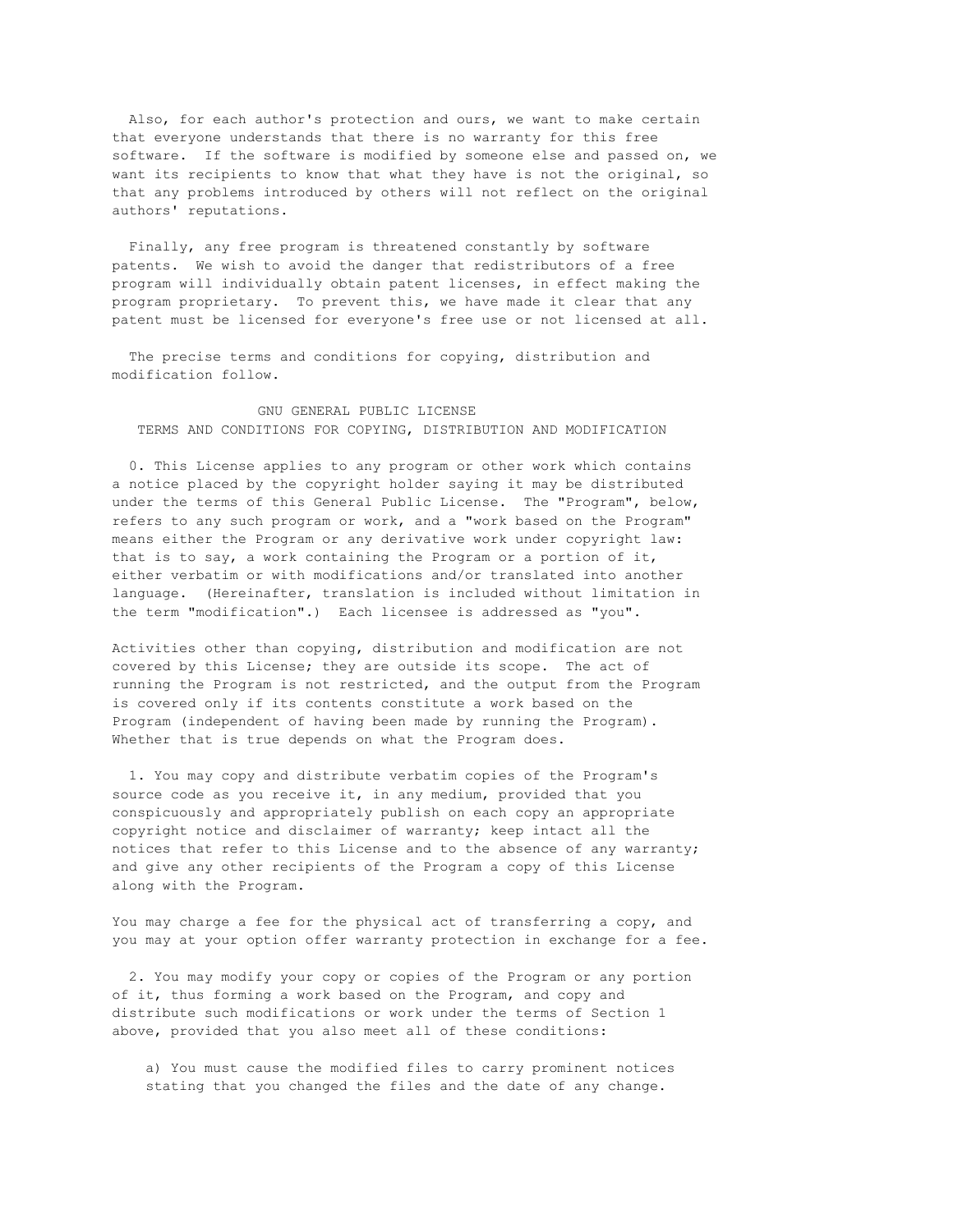Also, for each author's protection and ours, we want to make certain that everyone understands that there is no warranty for this free software. If the software is modified by someone else and passed on, we want its recipients to know that what they have is not the original, so that any problems introduced by others will not reflect on the original authors' reputations.

Finally, any free program is threatened constantly by software patents. We wish to avoid the danger that redistributors of a free program will individually obtain patent licenses, in effect making the program proprietary. To prevent this, we have made it clear that any patent must be licensed for everyone's free use or not licensed at all.

The precise terms and conditions for copying, distribution and modification follow.

## GNU GENERAL PUBLIC LICENSE
## TERMS AND CONDITIONS FOR COPYING, DISTRIBUTION AND MODIFICATION

0. This License applies to any program or other work which contains a notice placed by the copyright holder saying it may be distributed under the terms of this General Public License. The "Program", below, refers to any such program or work, and a "work based on the Program" means either the Program or any derivative work under copyright law: that is to say, a work containing the Program or a portion of it, either verbatim or with modifications and/or translated into another language. (Hereinafter, translation is included without limitation in the term "modification".) Each licensee is addressed as "you".

Activities other than copying, distribution and modification are not covered by this License; they are outside its scope. The act of running the Program is not restricted, and the output from the Program is covered only if its contents constitute a work based on the Program (independent of having been made by running the Program). Whether that is true depends on what the Program does.

1. You may copy and distribute verbatim copies of the Program's source code as you receive it, in any medium, provided that you conspicuously and appropriately publish on each copy an appropriate copyright notice and disclaimer of warranty; keep intact all the notices that refer to this License and to the absence of any warranty; and give any other recipients of the Program a copy of this License along with the Program.

You may charge a fee for the physical act of transferring a copy, and you may at your option offer warranty protection in exchange for a fee.

2. You may modify your copy or copies of the Program or any portion of it, thus forming a work based on the Program, and copy and distribute such modifications or work under the terms of Section 1 above, provided that you also meet all of these conditions:

   a) You must cause the modified files to carry prominent notices stating that you changed the files and the date of any change.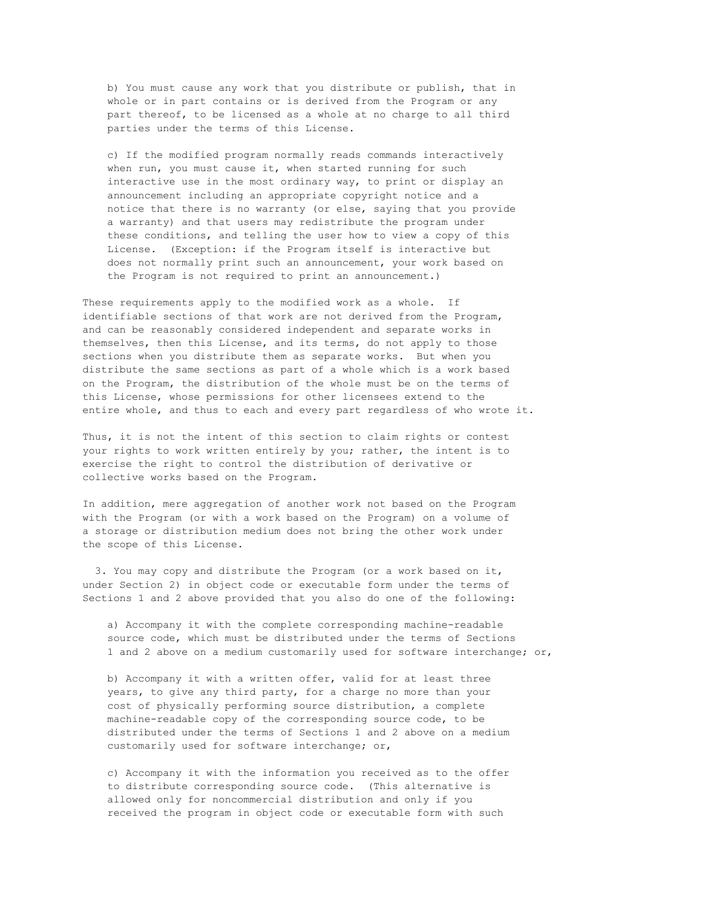b) You must cause any work that you distribute or publish, that in whole or in part contains or is derived from the Program or any part thereof, to be licensed as a whole at no charge to all third parties under the terms of this License.

c) If the modified program normally reads commands interactively when run, you must cause it, when started running for such interactive use in the most ordinary way, to print or display an announcement including an appropriate copyright notice and a notice that there is no warranty (or else, saying that you provide a warranty) and that users may redistribute the program under these conditions, and telling the user how to view a copy of this License. (Exception: if the Program itself is interactive but does not normally print such an announcement, your work based on the Program is not required to print an announcement.)

These requirements apply to the modified work as a whole. If identifiable sections of that work are not derived from the Program, and can be reasonably considered independent and separate works in themselves, then this License, and its terms, do not apply to those sections when you distribute them as separate works. But when you distribute the same sections as part of a whole which is a work based on the Program, the distribution of the whole must be on the terms of this License, whose permissions for other licensees extend to the entire whole, and thus to each and every part regardless of who wrote it.

Thus, it is not the intent of this section to claim rights or contest your rights to work written entirely by you; rather, the intent is to exercise the right to control the distribution of derivative or collective works based on the Program.

In addition, mere aggregation of another work not based on the Program with the Program (or with a work based on the Program) on a volume of a storage or distribution medium does not bring the other work under the scope of this License.

3. You may copy and distribute the Program (or a work based on it, under Section 2) in object code or executable form under the terms of Sections 1 and 2 above provided that you also do one of the following:

a) Accompany it with the complete corresponding machine-readable source code, which must be distributed under the terms of Sections 1 and 2 above on a medium customarily used for software interchange; or,

b) Accompany it with a written offer, valid for at least three years, to give any third party, for a charge no more than your cost of physically performing source distribution, a complete machine-readable copy of the corresponding source code, to be distributed under the terms of Sections 1 and 2 above on a medium customarily used for software interchange; or,

c) Accompany it with the information you received as to the offer to distribute corresponding source code. (This alternative is allowed only for noncommercial distribution and only if you received the program in object code or executable form with such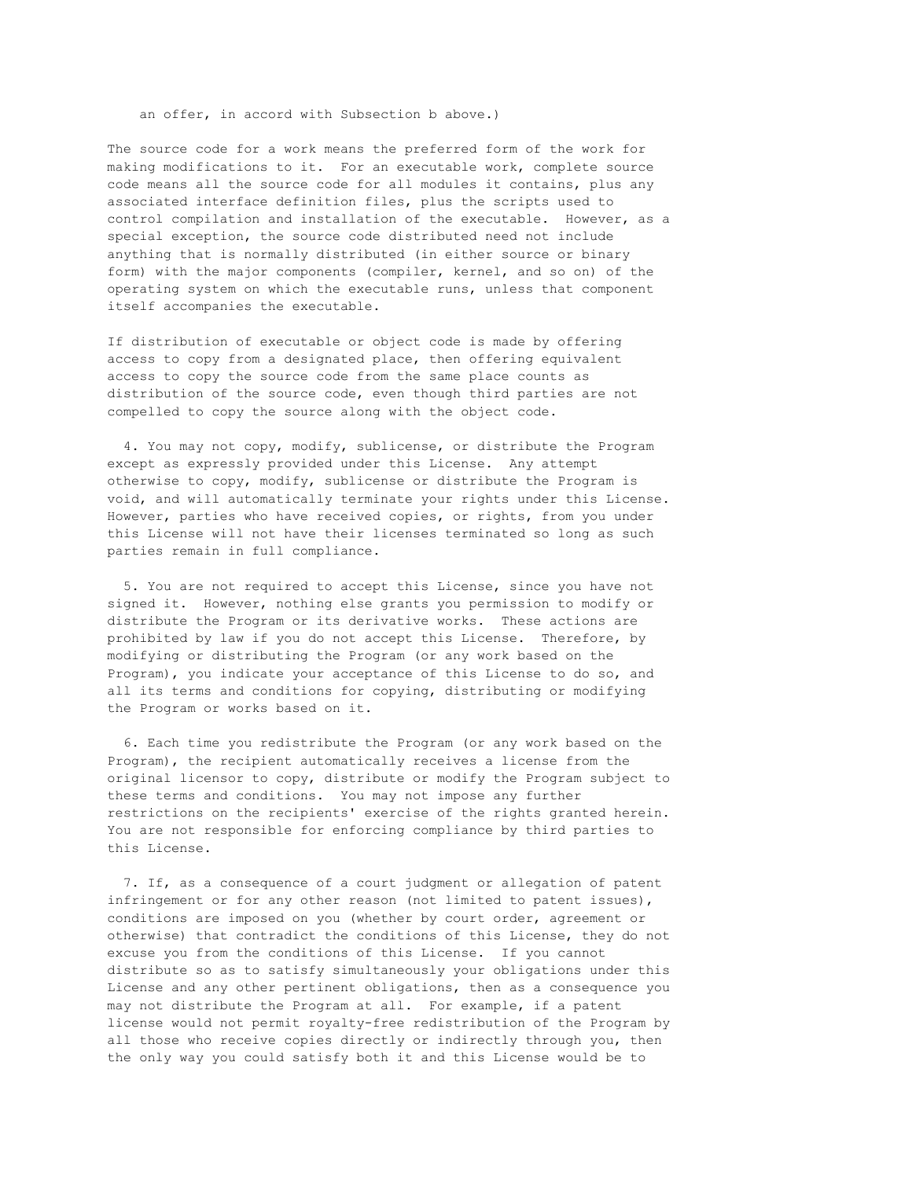an offer, in accord with Subsection b above.)

The source code for a work means the preferred form of the work for making modifications to it. For an executable work, complete source code means all the source code for all modules it contains, plus any associated interface definition files, plus the scripts used to control compilation and installation of the executable. However, as a special exception, the source code distributed need not include anything that is normally distributed (in either source or binary form) with the major components (compiler, kernel, and so on) of the operating system on which the executable runs, unless that component itself accompanies the executable.

If distribution of executable or object code is made by offering access to copy from a designated place, then offering equivalent access to copy the source code from the same place counts as distribution of the source code, even though third parties are not compelled to copy the source along with the object code.

4. You may not copy, modify, sublicense, or distribute the Program except as expressly provided under this License. Any attempt otherwise to copy, modify, sublicense or distribute the Program is void, and will automatically terminate your rights under this License. However, parties who have received copies, or rights, from you under this License will not have their licenses terminated so long as such parties remain in full compliance.

5. You are not required to accept this License, since you have not signed it. However, nothing else grants you permission to modify or distribute the Program or its derivative works. These actions are prohibited by law if you do not accept this License. Therefore, by modifying or distributing the Program (or any work based on the Program), you indicate your acceptance of this License to do so, and all its terms and conditions for copying, distributing or modifying the Program or works based on it.

6. Each time you redistribute the Program (or any work based on the Program), the recipient automatically receives a license from the original licensor to copy, distribute or modify the Program subject to these terms and conditions. You may not impose any further restrictions on the recipients' exercise of the rights granted herein. You are not responsible for enforcing compliance by third parties to this License.

7. If, as a consequence of a court judgment or allegation of patent infringement or for any other reason (not limited to patent issues), conditions are imposed on you (whether by court order, agreement or otherwise) that contradict the conditions of this License, they do not excuse you from the conditions of this License. If you cannot distribute so as to satisfy simultaneously your obligations under this License and any other pertinent obligations, then as a consequence you may not distribute the Program at all. For example, if a patent license would not permit royalty-free redistribution of the Program by all those who receive copies directly or indirectly through you, then the only way you could satisfy both it and this License would be to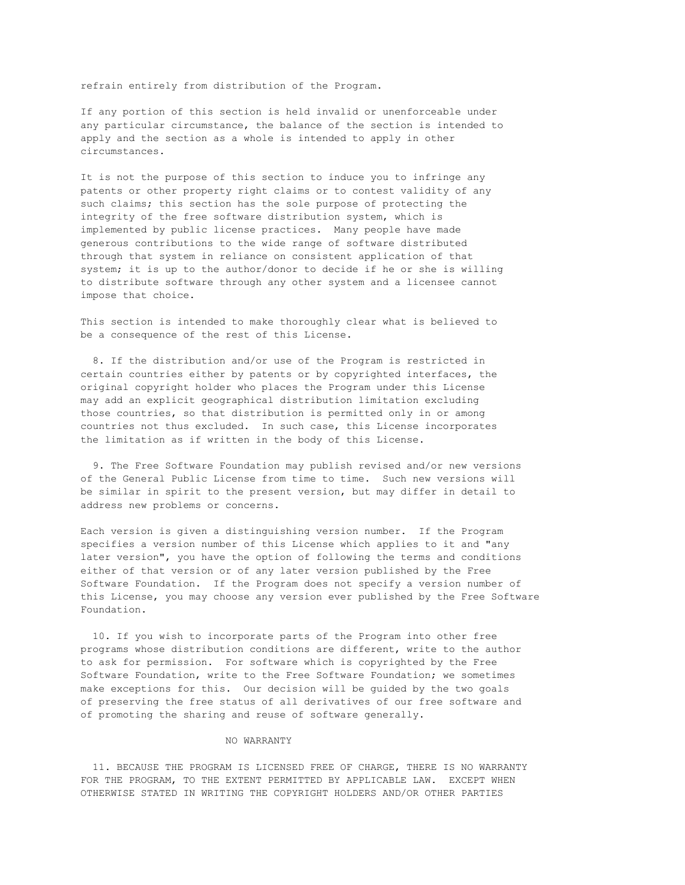refrain entirely from distribution of the Program.

If any portion of this section is held invalid or unenforceable under any particular circumstance, the balance of the section is intended to apply and the section as a whole is intended to apply in other circumstances.

It is not the purpose of this section to induce you to infringe any patents or other property right claims or to contest validity of any such claims; this section has the sole purpose of protecting the integrity of the free software distribution system, which is implemented by public license practices. Many people have made generous contributions to the wide range of software distributed through that system in reliance on consistent application of that system; it is up to the author/donor to decide if he or she is willing to distribute software through any other system and a licensee cannot impose that choice.

This section is intended to make thoroughly clear what is believed to be a consequence of the rest of this License.

8. If the distribution and/or use of the Program is restricted in certain countries either by patents or by copyrighted interfaces, the original copyright holder who places the Program under this License may add an explicit geographical distribution limitation excluding those countries, so that distribution is permitted only in or among countries not thus excluded. In such case, this License incorporates the limitation as if written in the body of this License.

9. The Free Software Foundation may publish revised and/or new versions of the General Public License from time to time. Such new versions will be similar in spirit to the present version, but may differ in detail to address new problems or concerns.

Each version is given a distinguishing version number. If the Program specifies a version number of this License which applies to it and "any later version", you have the option of following the terms and conditions either of that version or of any later version published by the Free Software Foundation. If the Program does not specify a version number of this License, you may choose any version ever published by the Free Software Foundation.

10. If you wish to incorporate parts of the Program into other free programs whose distribution conditions are different, write to the author to ask for permission. For software which is copyrighted by the Free Software Foundation, write to the Free Software Foundation; we sometimes make exceptions for this. Our decision will be guided by the two goals of preserving the free status of all derivatives of our free software and of promoting the sharing and reuse of software generally.

NO WARRANTY

11. BECAUSE THE PROGRAM IS LICENSED FREE OF CHARGE, THERE IS NO WARRANTY FOR THE PROGRAM, TO THE EXTENT PERMITTED BY APPLICABLE LAW. EXCEPT WHEN OTHERWISE STATED IN WRITING THE COPYRIGHT HOLDERS AND/OR OTHER PARTIES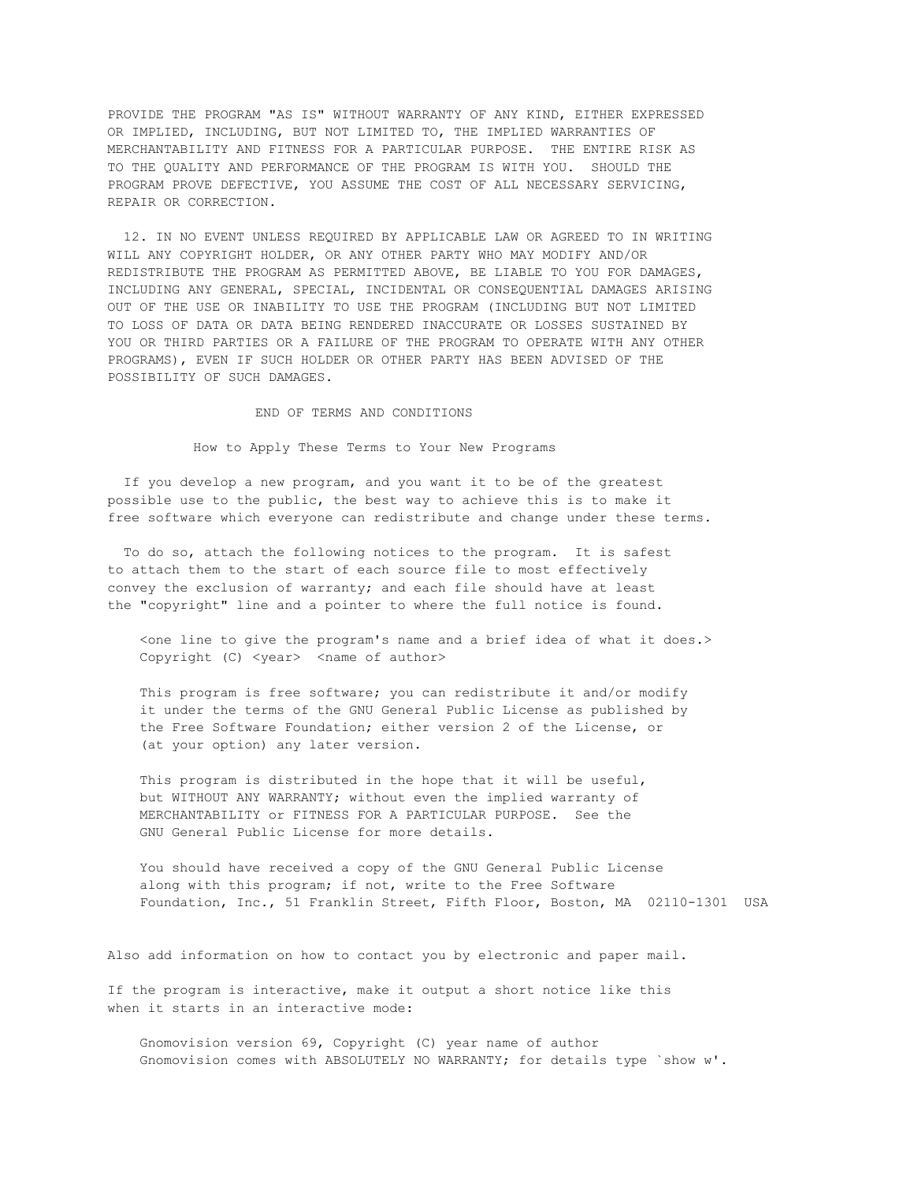PROVIDE THE PROGRAM "AS IS" WITHOUT WARRANTY OF ANY KIND, EITHER EXPRESSED OR IMPLIED, INCLUDING, BUT NOT LIMITED TO, THE IMPLIED WARRANTIES OF MERCHANTABILITY AND FITNESS FOR A PARTICULAR PURPOSE. THE ENTIRE RISK AS TO THE QUALITY AND PERFORMANCE OF THE PROGRAM IS WITH YOU. SHOULD THE PROGRAM PROVE DEFECTIVE, YOU ASSUME THE COST OF ALL NECESSARY SERVICING, REPAIR OR CORRECTION.

12. IN NO EVENT UNLESS REQUIRED BY APPLICABLE LAW OR AGREED TO IN WRITING WILL ANY COPYRIGHT HOLDER, OR ANY OTHER PARTY WHO MAY MODIFY AND/OR REDISTRIBUTE THE PROGRAM AS PERMITTED ABOVE, BE LIABLE TO YOU FOR DAMAGES, INCLUDING ANY GENERAL, SPECIAL, INCIDENTAL OR CONSEQUENTIAL DAMAGES ARISING OUT OF THE USE OR INABILITY TO USE THE PROGRAM (INCLUDING BUT NOT LIMITED TO LOSS OF DATA OR DATA BEING RENDERED INACCURATE OR LOSSES SUSTAINED BY YOU OR THIRD PARTIES OR A FAILURE OF THE PROGRAM TO OPERATE WITH ANY OTHER PROGRAMS), EVEN IF SUCH HOLDER OR OTHER PARTY HAS BEEN ADVISED OF THE POSSIBILITY OF SUCH DAMAGES.

END OF TERMS AND CONDITIONS

## How to Apply These Terms to Your New Programs

If you develop a new program, and you want it to be of the greatest possible use to the public, the best way to achieve this is to make it free software which everyone can redistribute and change under these terms.

To do so, attach the following notices to the program. It is safest to attach them to the start of each source file to most effectively convey the exclusion of warranty; and each file should have at least the "copyright" line and a pointer to where the full notice is found.

```
<one line to give the program's name and a brief idea of what it does.>
Copyright (C) <year>  <name of author>

This program is free software; you can redistribute it and/or modify
it under the terms of the GNU General Public License as published by
the Free Software Foundation; either version 2 of the License, or
(at your option) any later version.

This program is distributed in the hope that it will be useful,
but WITHOUT ANY WARRANTY; without even the implied warranty of
MERCHANTABILITY or FITNESS FOR A PARTICULAR PURPOSE.  See the
GNU General Public License for more details.

You should have received a copy of the GNU General Public License
along with this program; if not, write to the Free Software
Foundation, Inc., 51 Franklin Street, Fifth Floor, Boston, MA  02110-1301  USA
```

Also add information on how to contact you by electronic and paper mail.

If the program is interactive, make it output a short notice like this when it starts in an interactive mode:

```
Gnomovision version 69, Copyright (C) year name of author
Gnomovision comes with ABSOLUTELY NO WARRANTY; for details type `show w'.
```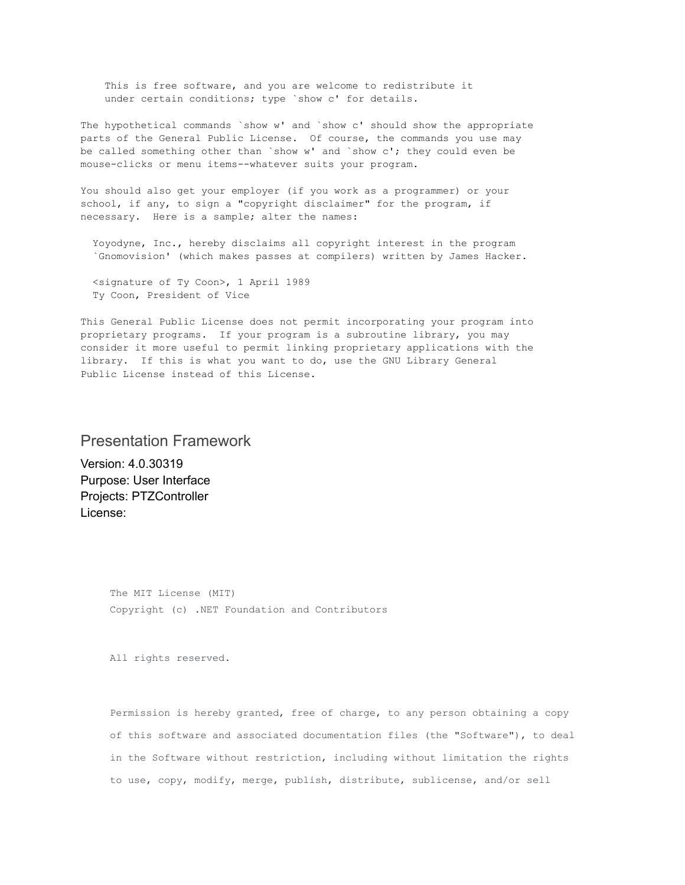```
    This is free software, and you are welcome to redistribute it
    under certain conditions; type `show c' for details.

The hypothetical commands `show w' and `show c' should show the appropriate
parts of the General Public License.  Of course, the commands you use may
be called something other than `show w' and `show c'; they could even be
mouse-clicks or menu items--whatever suits your program.

You should also get your employer (if you work as a programmer) or your
school, if any, to sign a "copyright disclaimer" for the program, if
necessary.  Here is a sample; alter the names:

  Yoyodyne, Inc., hereby disclaims all copyright interest in the program
  `Gnomovision' (which makes passes at compilers) written by James Hacker.

  <signature of Ty Coon>, 1 April 1989
  Ty Coon, President of Vice

This General Public License does not permit incorporating your program into
proprietary programs.  If your program is a subroutine library, you may
consider it more useful to permit linking proprietary applications with the
library.  If this is what you want to do, use the GNU Library General
Public License instead of this License.
```

## Presentation Framework

Version: 4.0.30319
Purpose: User Interface
Projects: PTZController
License:

```
The MIT License (MIT)
Copyright (c) .NET Foundation and Contributors

All rights reserved.

Permission is hereby granted, free of charge, to any person obtaining a copy
of this software and associated documentation files (the "Software"), to deal
in the Software without restriction, including without limitation the rights
to use, copy, modify, merge, publish, distribute, sublicense, and/or sell
```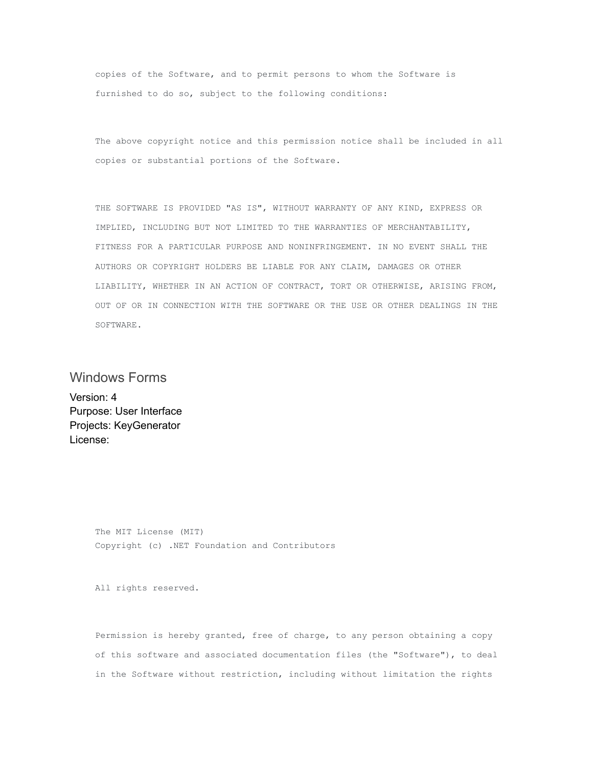```
copies of the Software, and to permit persons to whom the Software is
furnished to do so, subject to the following conditions:


The above copyright notice and this permission notice shall be included in all
copies or substantial portions of the Software.


THE SOFTWARE IS PROVIDED "AS IS", WITHOUT WARRANTY OF ANY KIND, EXPRESS OR
IMPLIED, INCLUDING BUT NOT LIMITED TO THE WARRANTIES OF MERCHANTABILITY,
FITNESS FOR A PARTICULAR PURPOSE AND NONINFRINGEMENT. IN NO EVENT SHALL THE
AUTHORS OR COPYRIGHT HOLDERS BE LIABLE FOR ANY CLAIM, DAMAGES OR OTHER
LIABILITY, WHETHER IN AN ACTION OF CONTRACT, TORT OR OTHERWISE, ARISING FROM,
OUT OF OR IN CONNECTION WITH THE SOFTWARE OR THE USE OR OTHER DEALINGS IN THE
SOFTWARE.
```

## Windows Forms

Version: 4
Purpose: User Interface
Projects: KeyGenerator
License:

```
The MIT License (MIT)
Copyright (c) .NET Foundation and Contributors


All rights reserved.


Permission is hereby granted, free of charge, to any person obtaining a copy
of this software and associated documentation files (the "Software"), to deal
in the Software without restriction, including without limitation the rights
```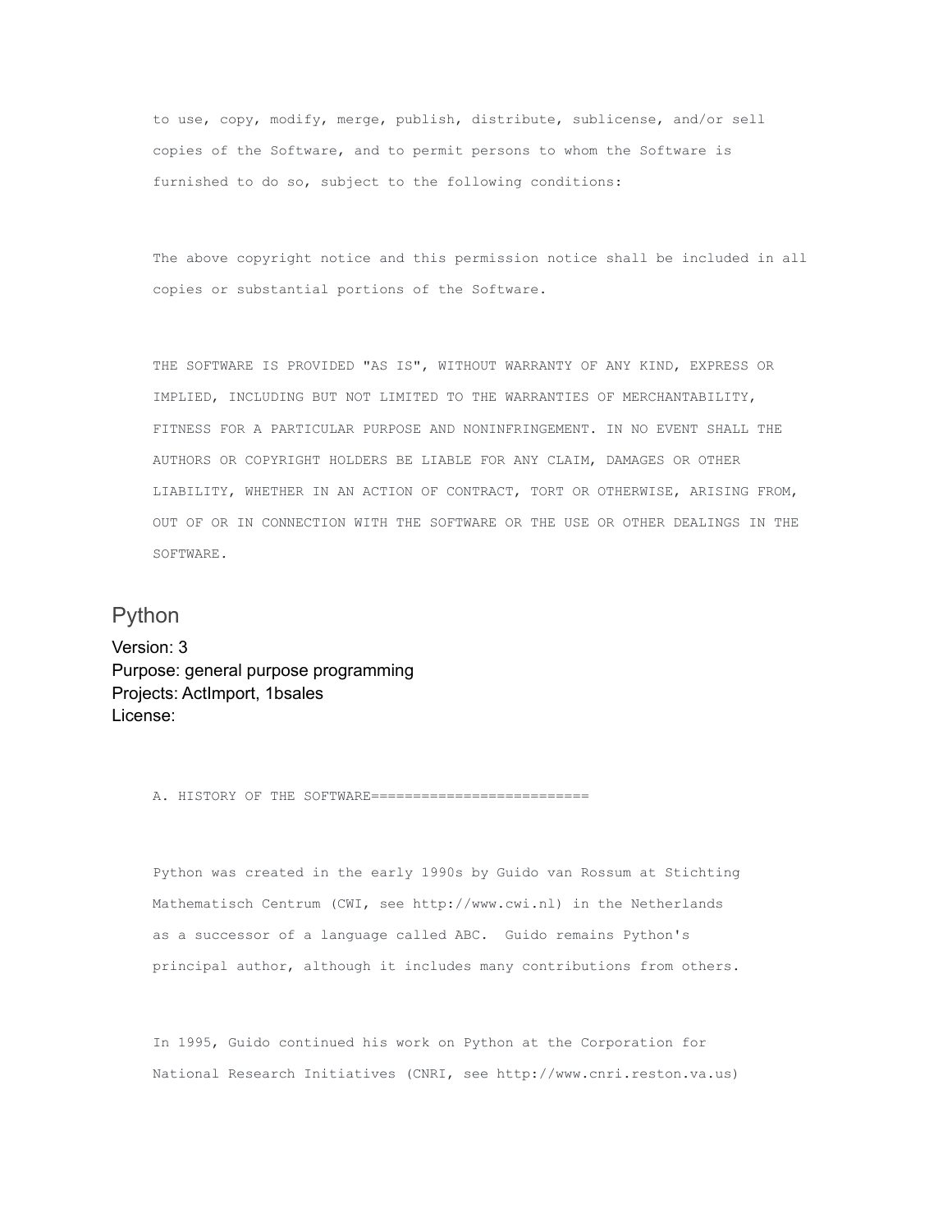```
to use, copy, modify, merge, publish, distribute, sublicense, and/or sell
copies of the Software, and to permit persons to whom the Software is
furnished to do so, subject to the following conditions:

The above copyright notice and this permission notice shall be included in all
copies or substantial portions of the Software.

THE SOFTWARE IS PROVIDED "AS IS", WITHOUT WARRANTY OF ANY KIND, EXPRESS OR
IMPLIED, INCLUDING BUT NOT LIMITED TO THE WARRANTIES OF MERCHANTABILITY,
FITNESS FOR A PARTICULAR PURPOSE AND NONINFRINGEMENT. IN NO EVENT SHALL THE
AUTHORS OR COPYRIGHT HOLDERS BE LIABLE FOR ANY CLAIM, DAMAGES OR OTHER
LIABILITY, WHETHER IN AN ACTION OF CONTRACT, TORT OR OTHERWISE, ARISING FROM,
OUT OF OR IN CONNECTION WITH THE SOFTWARE OR THE USE OR OTHER DEALINGS IN THE
SOFTWARE.
```

## Python

Version: 3
Purpose: general purpose programming
Projects: ActImport, 1bsales
License:

```
A. HISTORY OF THE SOFTWARE==========================

Python was created in the early 1990s by Guido van Rossum at Stichting
Mathematisch Centrum (CWI, see http://www.cwi.nl) in the Netherlands
as a successor of a language called ABC.  Guido remains Python's
principal author, although it includes many contributions from others.

In 1995, Guido continued his work on Python at the Corporation for
National Research Initiatives (CNRI, see http://www.cnri.reston.va.us)
```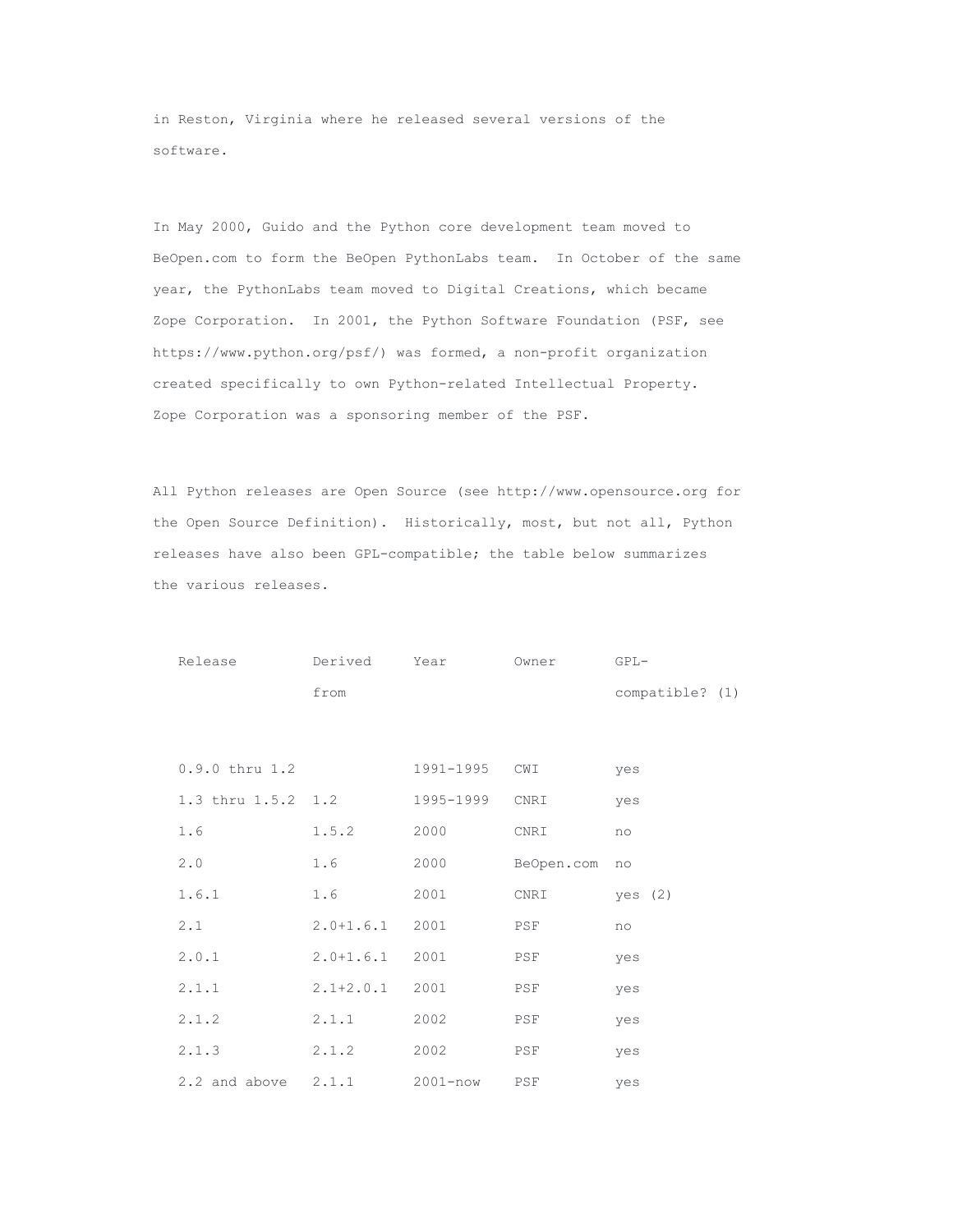in Reston, Virginia where he released several versions of the software.

In May 2000, Guido and the Python core development team moved to BeOpen.com to form the BeOpen PythonLabs team. In October of the same year, the PythonLabs team moved to Digital Creations, which became Zope Corporation. In 2001, the Python Software Foundation (PSF, see https://www.python.org/psf/) was formed, a non-profit organization created specifically to own Python-related Intellectual Property. Zope Corporation was a sponsoring member of the PSF.

All Python releases are Open Source (see http://www.opensource.org for the Open Source Definition). Historically, most, but not all, Python releases have also been GPL-compatible; the table below summarizes the various releases.

| Release | Derived from | Year | Owner | GPL-compatible? (1) |
|---|---|---|---|---|
| 0.9.0 thru 1.2 | | 1991-1995 | CWI | yes |
| 1.3 thru 1.5.2 | 1.2 | 1995-1999 | CNRI | yes |
| 1.6 | 1.5.2 | 2000 | CNRI | no |
| 2.0 | 1.6 | 2000 | BeOpen.com | no |
| 1.6.1 | 1.6 | 2001 | CNRI | yes (2) |
| 2.1 | 2.0+1.6.1 | 2001 | PSF | no |
| 2.0.1 | 2.0+1.6.1 | 2001 | PSF | yes |
| 2.1.1 | 2.1+2.0.1 | 2001 | PSF | yes |
| 2.1.2 | 2.1.1 | 2002 | PSF | yes |
| 2.1.3 | 2.1.2 | 2002 | PSF | yes |
| 2.2 and above | 2.1.1 | 2001-now | PSF | yes |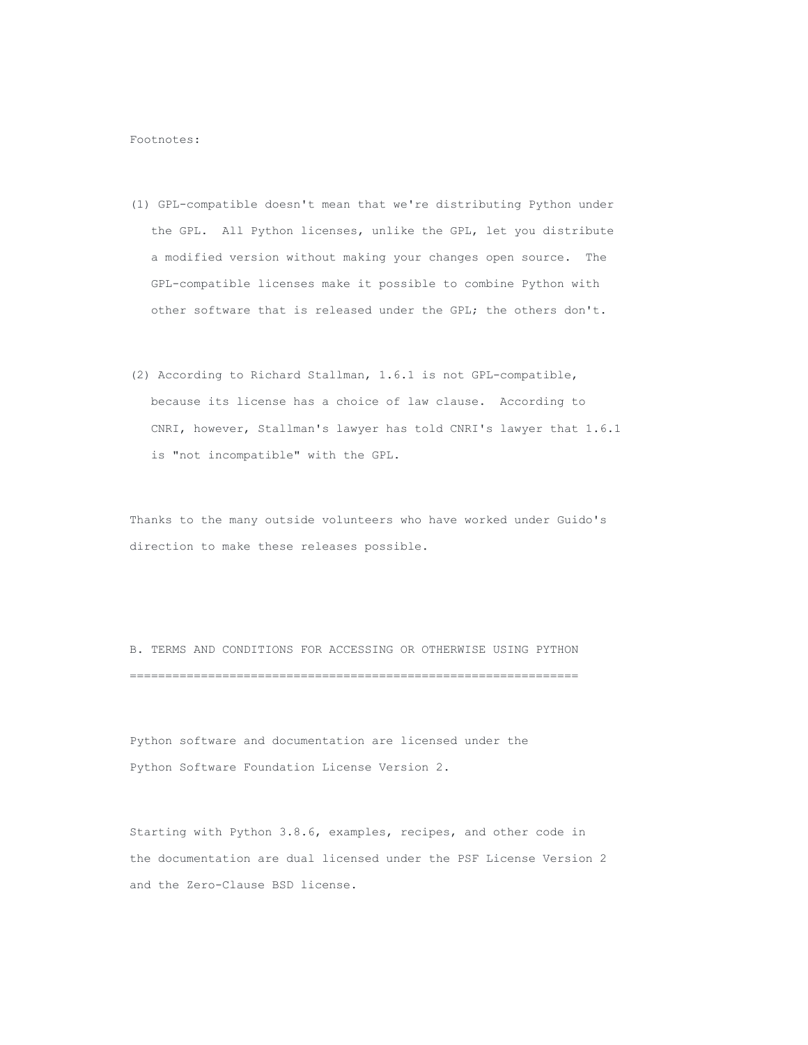Footnotes:

(1) GPL-compatible doesn't mean that we're distributing Python under the GPL. All Python licenses, unlike the GPL, let you distribute a modified version without making your changes open source. The GPL-compatible licenses make it possible to combine Python with other software that is released under the GPL; the others don't.

(2) According to Richard Stallman, 1.6.1 is not GPL-compatible, because its license has a choice of law clause. According to CNRI, however, Stallman's lawyer has told CNRI's lawyer that 1.6.1 is "not incompatible" with the GPL.

Thanks to the many outside volunteers who have worked under Guido's direction to make these releases possible.

## B. TERMS AND CONDITIONS FOR ACCESSING OR OTHERWISE USING PYTHON

Python software and documentation are licensed under the Python Software Foundation License Version 2.

Starting with Python 3.8.6, examples, recipes, and other code in the documentation are dual licensed under the PSF License Version 2 and the Zero-Clause BSD license.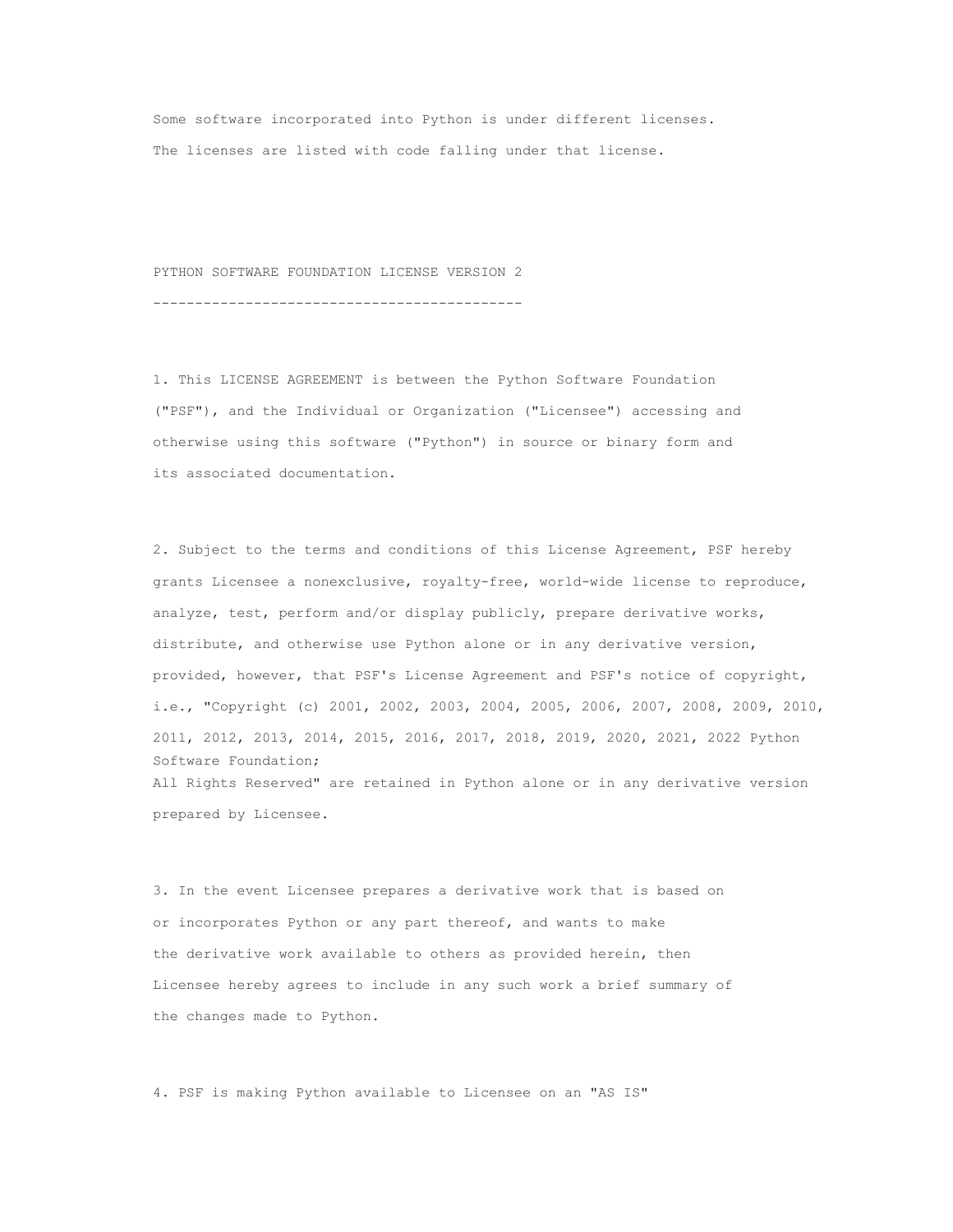Some software incorporated into Python is under different licenses.
The licenses are listed with code falling under that license.

PYTHON SOFTWARE FOUNDATION LICENSE VERSION 2

--------------------------------------------

1. This LICENSE AGREEMENT is between the Python Software Foundation ("PSF"), and the Individual or Organization ("Licensee") accessing and otherwise using this software ("Python") in source or binary form and its associated documentation.

2. Subject to the terms and conditions of this License Agreement, PSF hereby grants Licensee a nonexclusive, royalty-free, world-wide license to reproduce, analyze, test, perform and/or display publicly, prepare derivative works, distribute, and otherwise use Python alone or in any derivative version, provided, however, that PSF's License Agreement and PSF's notice of copyright, i.e., "Copyright (c) 2001, 2002, 2003, 2004, 2005, 2006, 2007, 2008, 2009, 2010, 2011, 2012, 2013, 2014, 2015, 2016, 2017, 2018, 2019, 2020, 2021, 2022 Python Software Foundation;
All Rights Reserved" are retained in Python alone or in any derivative version prepared by Licensee.

3. In the event Licensee prepares a derivative work that is based on or incorporates Python or any part thereof, and wants to make the derivative work available to others as provided herein, then Licensee hereby agrees to include in any such work a brief summary of the changes made to Python.

4. PSF is making Python available to Licensee on an "AS IS"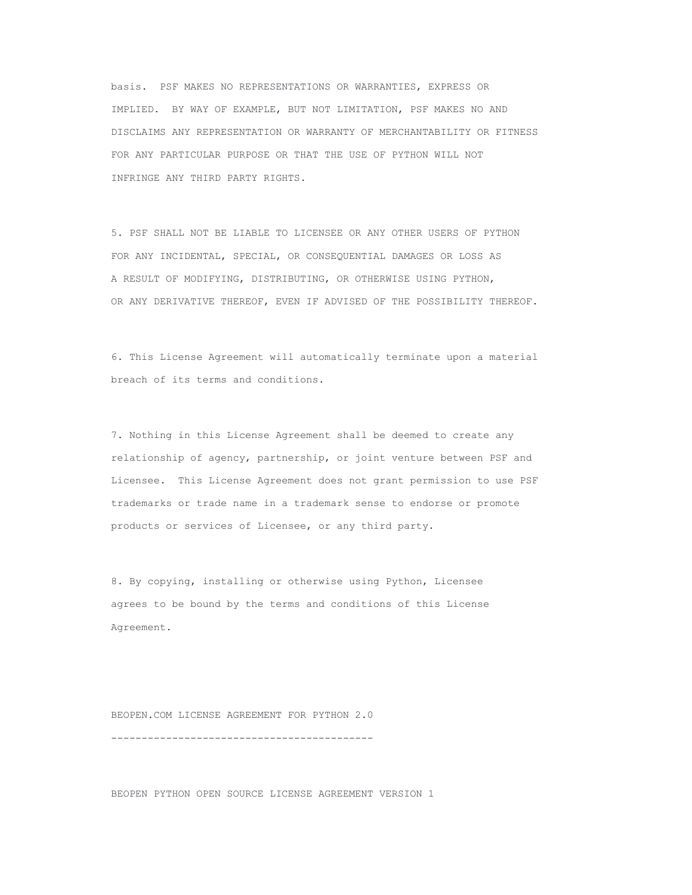basis. PSF MAKES NO REPRESENTATIONS OR WARRANTIES, EXPRESS OR IMPLIED. BY WAY OF EXAMPLE, BUT NOT LIMITATION, PSF MAKES NO AND DISCLAIMS ANY REPRESENTATION OR WARRANTY OF MERCHANTABILITY OR FITNESS FOR ANY PARTICULAR PURPOSE OR THAT THE USE OF PYTHON WILL NOT INFRINGE ANY THIRD PARTY RIGHTS.

5. PSF SHALL NOT BE LIABLE TO LICENSEE OR ANY OTHER USERS OF PYTHON FOR ANY INCIDENTAL, SPECIAL, OR CONSEQUENTIAL DAMAGES OR LOSS AS A RESULT OF MODIFYING, DISTRIBUTING, OR OTHERWISE USING PYTHON, OR ANY DERIVATIVE THEREOF, EVEN IF ADVISED OF THE POSSIBILITY THEREOF.

6. This License Agreement will automatically terminate upon a material breach of its terms and conditions.

7. Nothing in this License Agreement shall be deemed to create any relationship of agency, partnership, or joint venture between PSF and Licensee. This License Agreement does not grant permission to use PSF trademarks or trade name in a trademark sense to endorse or promote products or services of Licensee, or any third party.

8. By copying, installing or otherwise using Python, Licensee agrees to be bound by the terms and conditions of this License Agreement.

## BEOPEN.COM LICENSE AGREEMENT FOR PYTHON 2.0

BEOPEN PYTHON OPEN SOURCE LICENSE AGREEMENT VERSION 1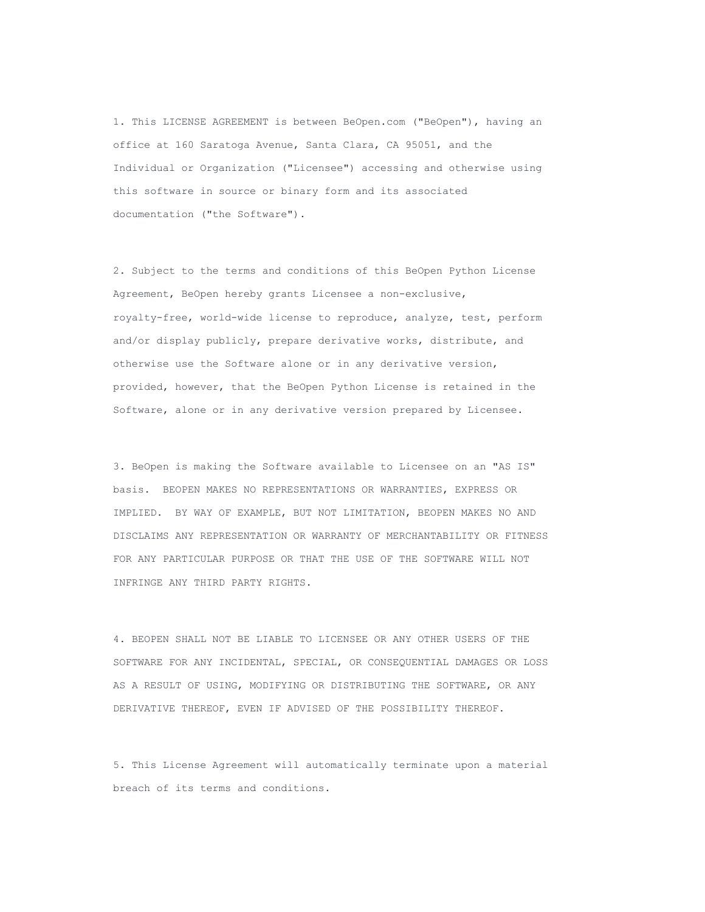1. This LICENSE AGREEMENT is between BeOpen.com ("BeOpen"), having an office at 160 Saratoga Avenue, Santa Clara, CA 95051, and the Individual or Organization ("Licensee") accessing and otherwise using this software in source or binary form and its associated documentation ("the Software").

2. Subject to the terms and conditions of this BeOpen Python License Agreement, BeOpen hereby grants Licensee a non-exclusive, royalty-free, world-wide license to reproduce, analyze, test, perform and/or display publicly, prepare derivative works, distribute, and otherwise use the Software alone or in any derivative version, provided, however, that the BeOpen Python License is retained in the Software, alone or in any derivative version prepared by Licensee.

3. BeOpen is making the Software available to Licensee on an "AS IS" basis. BEOPEN MAKES NO REPRESENTATIONS OR WARRANTIES, EXPRESS OR IMPLIED. BY WAY OF EXAMPLE, BUT NOT LIMITATION, BEOPEN MAKES NO AND DISCLAIMS ANY REPRESENTATION OR WARRANTY OF MERCHANTABILITY OR FITNESS FOR ANY PARTICULAR PURPOSE OR THAT THE USE OF THE SOFTWARE WILL NOT INFRINGE ANY THIRD PARTY RIGHTS.

4. BEOPEN SHALL NOT BE LIABLE TO LICENSEE OR ANY OTHER USERS OF THE SOFTWARE FOR ANY INCIDENTAL, SPECIAL, OR CONSEQUENTIAL DAMAGES OR LOSS AS A RESULT OF USING, MODIFYING OR DISTRIBUTING THE SOFTWARE, OR ANY DERIVATIVE THEREOF, EVEN IF ADVISED OF THE POSSIBILITY THEREOF.

5. This License Agreement will automatically terminate upon a material breach of its terms and conditions.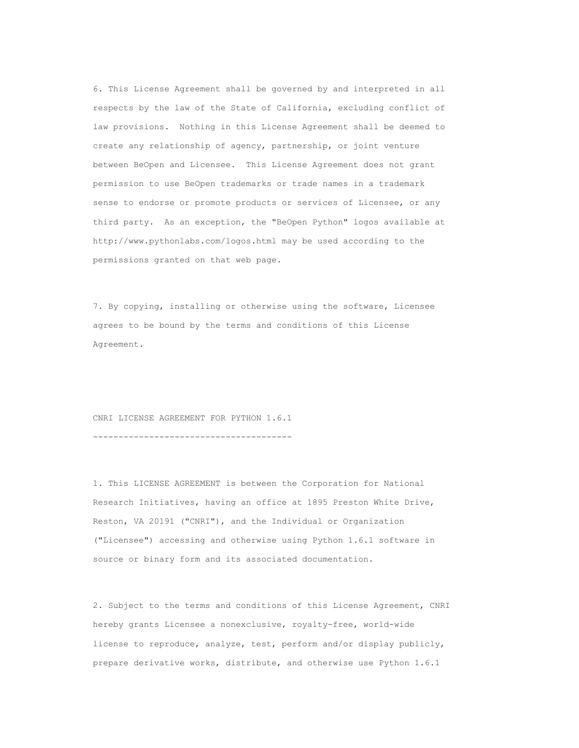6. This License Agreement shall be governed by and interpreted in all respects by the law of the State of California, excluding conflict of law provisions. Nothing in this License Agreement shall be deemed to create any relationship of agency, partnership, or joint venture between BeOpen and Licensee. This License Agreement does not grant permission to use BeOpen trademarks or trade names in a trademark sense to endorse or promote products or services of Licensee, or any third party. As an exception, the "BeOpen Python" logos available at http://www.pythonlabs.com/logos.html may be used according to the permissions granted on that web page.

7. By copying, installing or otherwise using the software, Licensee agrees to be bound by the terms and conditions of this License Agreement.

## CNRI LICENSE AGREEMENT FOR PYTHON 1.6.1

1. This LICENSE AGREEMENT is between the Corporation for National Research Initiatives, having an office at 1895 Preston White Drive, Reston, VA 20191 ("CNRI"), and the Individual or Organization ("Licensee") accessing and otherwise using Python 1.6.1 software in source or binary form and its associated documentation.

2. Subject to the terms and conditions of this License Agreement, CNRI hereby grants Licensee a nonexclusive, royalty-free, world-wide license to reproduce, analyze, test, perform and/or display publicly, prepare derivative works, distribute, and otherwise use Python 1.6.1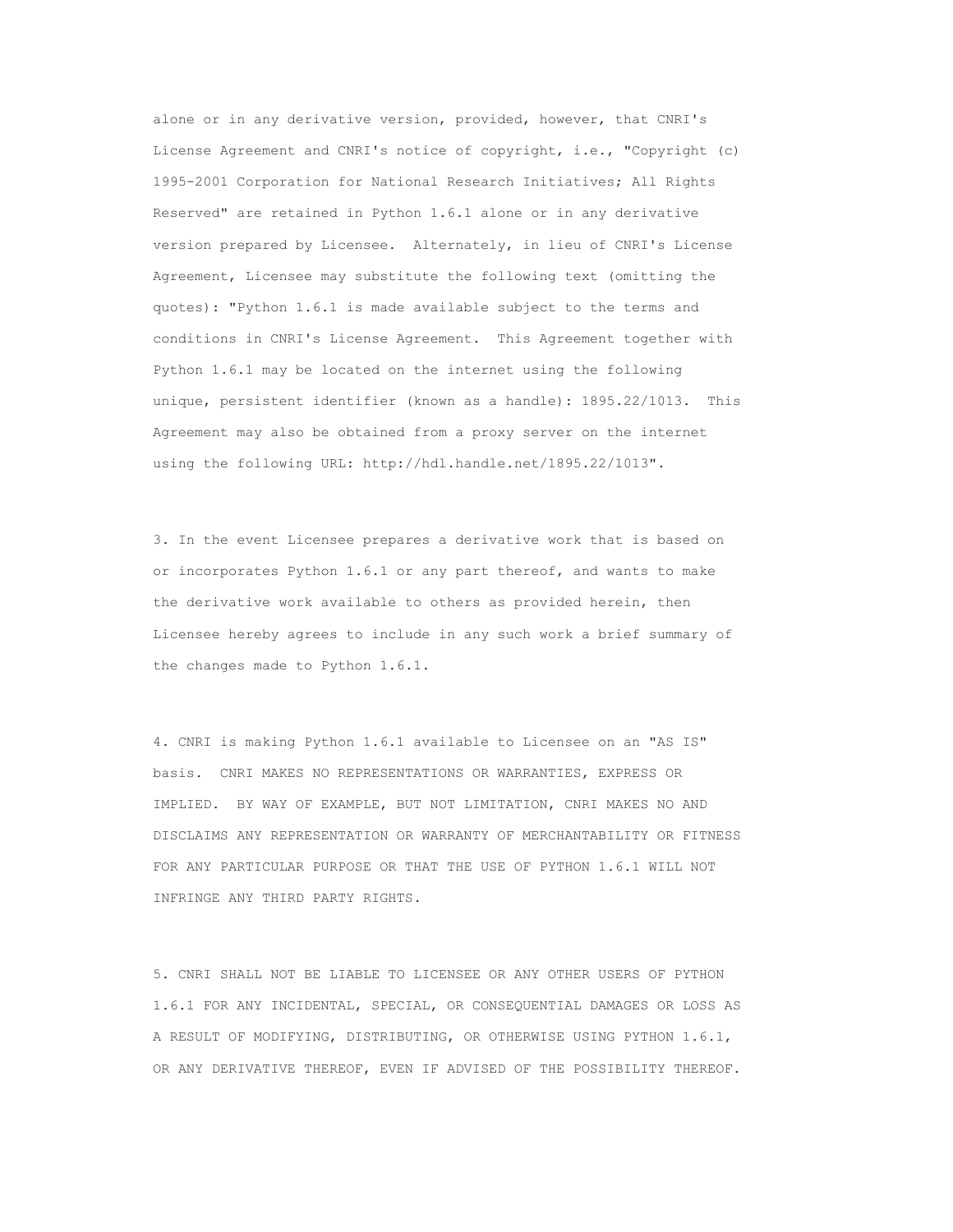alone or in any derivative version, provided, however, that CNRI's License Agreement and CNRI's notice of copyright, i.e., "Copyright (c) 1995-2001 Corporation for National Research Initiatives; All Rights Reserved" are retained in Python 1.6.1 alone or in any derivative version prepared by Licensee. Alternately, in lieu of CNRI's License Agreement, Licensee may substitute the following text (omitting the quotes): "Python 1.6.1 is made available subject to the terms and conditions in CNRI's License Agreement. This Agreement together with Python 1.6.1 may be located on the internet using the following unique, persistent identifier (known as a handle): 1895.22/1013. This Agreement may also be obtained from a proxy server on the internet using the following URL: http://hdl.handle.net/1895.22/1013".

3. In the event Licensee prepares a derivative work that is based on or incorporates Python 1.6.1 or any part thereof, and wants to make the derivative work available to others as provided herein, then Licensee hereby agrees to include in any such work a brief summary of the changes made to Python 1.6.1.

4. CNRI is making Python 1.6.1 available to Licensee on an "AS IS" basis. CNRI MAKES NO REPRESENTATIONS OR WARRANTIES, EXPRESS OR IMPLIED. BY WAY OF EXAMPLE, BUT NOT LIMITATION, CNRI MAKES NO AND DISCLAIMS ANY REPRESENTATION OR WARRANTY OF MERCHANTABILITY OR FITNESS FOR ANY PARTICULAR PURPOSE OR THAT THE USE OF PYTHON 1.6.1 WILL NOT INFRINGE ANY THIRD PARTY RIGHTS.

5. CNRI SHALL NOT BE LIABLE TO LICENSEE OR ANY OTHER USERS OF PYTHON 1.6.1 FOR ANY INCIDENTAL, SPECIAL, OR CONSEQUENTIAL DAMAGES OR LOSS AS A RESULT OF MODIFYING, DISTRIBUTING, OR OTHERWISE USING PYTHON 1.6.1, OR ANY DERIVATIVE THEREOF, EVEN IF ADVISED OF THE POSSIBILITY THEREOF.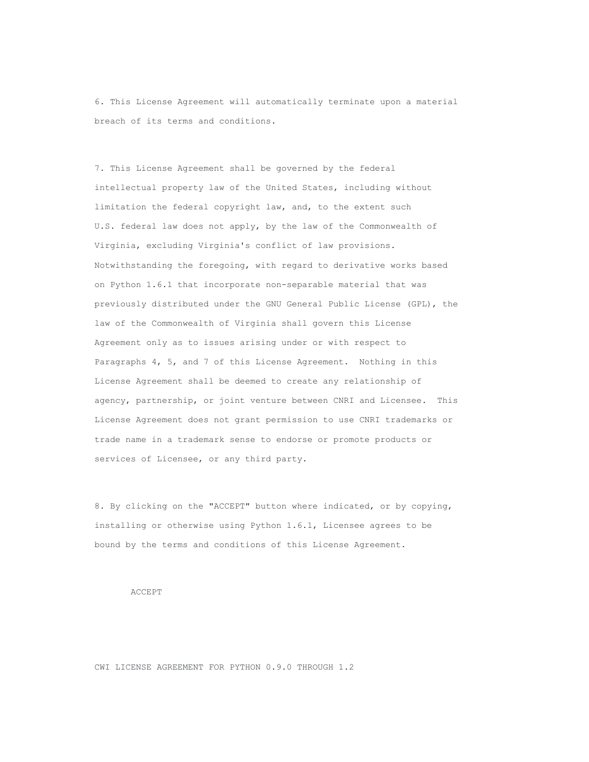6. This License Agreement will automatically terminate upon a material breach of its terms and conditions.

7. This License Agreement shall be governed by the federal intellectual property law of the United States, including without limitation the federal copyright law, and, to the extent such U.S. federal law does not apply, by the law of the Commonwealth of Virginia, excluding Virginia's conflict of law provisions. Notwithstanding the foregoing, with regard to derivative works based on Python 1.6.1 that incorporate non-separable material that was previously distributed under the GNU General Public License (GPL), the law of the Commonwealth of Virginia shall govern this License Agreement only as to issues arising under or with respect to Paragraphs 4, 5, and 7 of this License Agreement. Nothing in this License Agreement shall be deemed to create any relationship of agency, partnership, or joint venture between CNRI and Licensee. This License Agreement does not grant permission to use CNRI trademarks or trade name in a trademark sense to endorse or promote products or services of Licensee, or any third party.

8. By clicking on the "ACCEPT" button where indicated, or by copying, installing or otherwise using Python 1.6.1, Licensee agrees to be bound by the terms and conditions of this License Agreement.

ACCEPT

CWI LICENSE AGREEMENT FOR PYTHON 0.9.0 THROUGH 1.2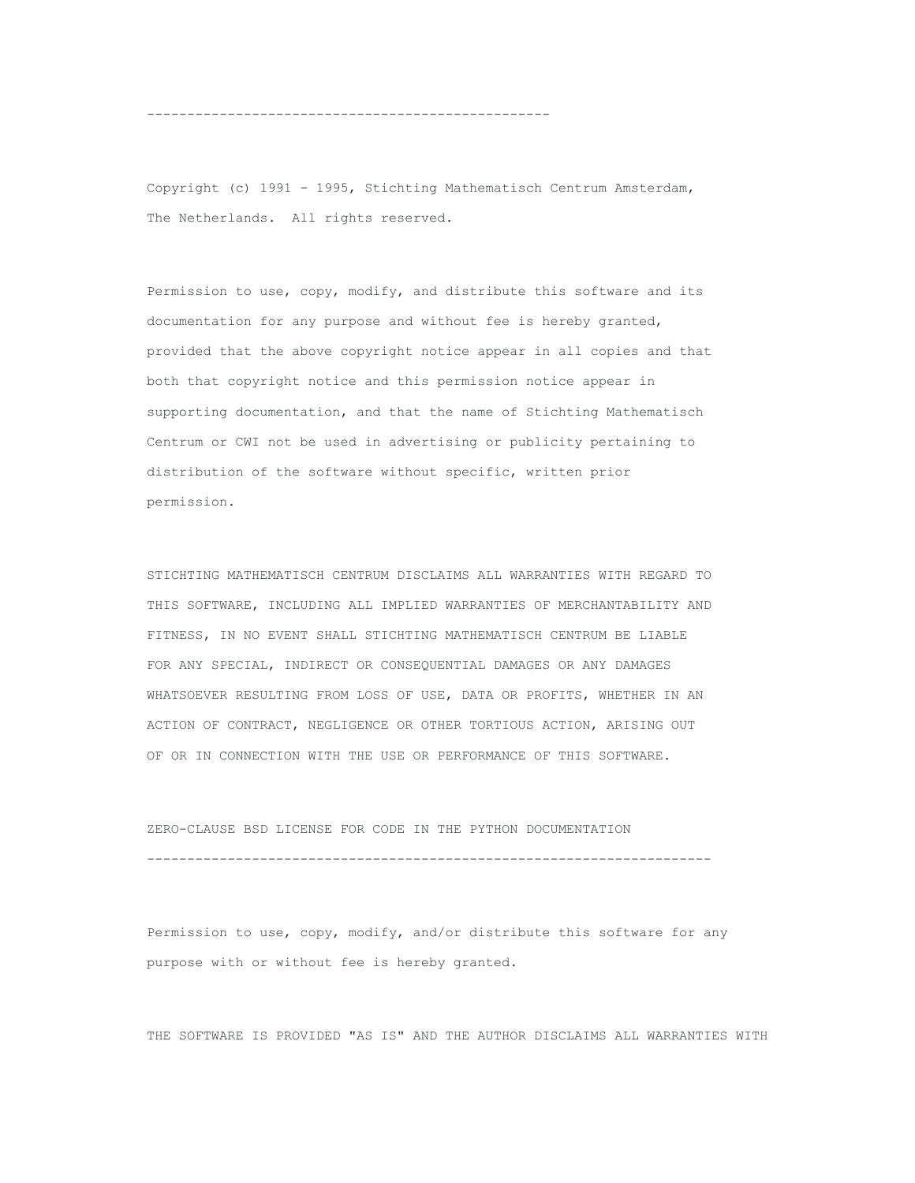--------------------------------------------------

Copyright (c) 1991 - 1995, Stichting Mathematisch Centrum Amsterdam, The Netherlands. All rights reserved.

Permission to use, copy, modify, and distribute this software and its documentation for any purpose and without fee is hereby granted, provided that the above copyright notice appear in all copies and that both that copyright notice and this permission notice appear in supporting documentation, and that the name of Stichting Mathematisch Centrum or CWI not be used in advertising or publicity pertaining to distribution of the software without specific, written prior permission.

STICHTING MATHEMATISCH CENTRUM DISCLAIMS ALL WARRANTIES WITH REGARD TO THIS SOFTWARE, INCLUDING ALL IMPLIED WARRANTIES OF MERCHANTABILITY AND FITNESS, IN NO EVENT SHALL STICHTING MATHEMATISCH CENTRUM BE LIABLE FOR ANY SPECIAL, INDIRECT OR CONSEQUENTIAL DAMAGES OR ANY DAMAGES WHATSOEVER RESULTING FROM LOSS OF USE, DATA OR PROFITS, WHETHER IN AN ACTION OF CONTRACT, NEGLIGENCE OR OTHER TORTIOUS ACTION, ARISING OUT OF OR IN CONNECTION WITH THE USE OR PERFORMANCE OF THIS SOFTWARE.

ZERO-CLAUSE BSD LICENSE FOR CODE IN THE PYTHON DOCUMENTATION
----------------------------------------------------------------------

Permission to use, copy, modify, and/or distribute this software for any purpose with or without fee is hereby granted.

THE SOFTWARE IS PROVIDED "AS IS" AND THE AUTHOR DISCLAIMS ALL WARRANTIES WITH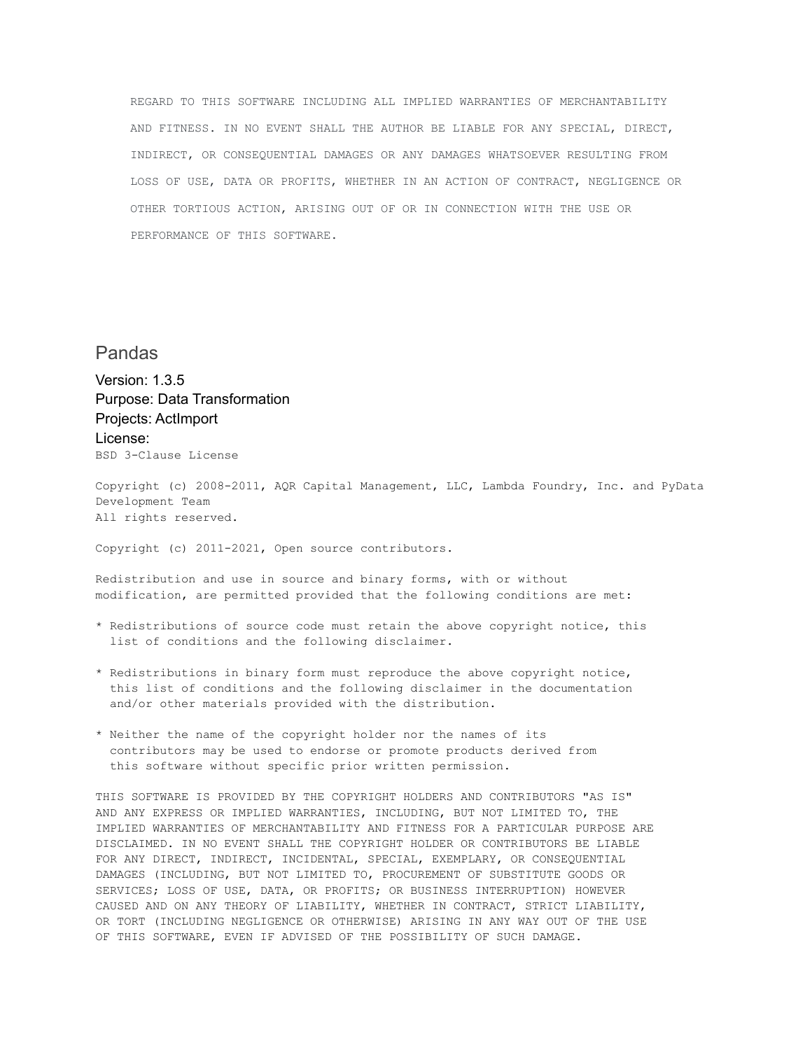```
REGARD TO THIS SOFTWARE INCLUDING ALL IMPLIED WARRANTIES OF MERCHANTABILITY
AND FITNESS. IN NO EVENT SHALL THE AUTHOR BE LIABLE FOR ANY SPECIAL, DIRECT,
INDIRECT, OR CONSEQUENTIAL DAMAGES OR ANY DAMAGES WHATSOEVER RESULTING FROM
LOSS OF USE, DATA OR PROFITS, WHETHER IN AN ACTION OF CONTRACT, NEGLIGENCE OR
OTHER TORTIOUS ACTION, ARISING OUT OF OR IN CONNECTION WITH THE USE OR
PERFORMANCE OF THIS SOFTWARE.
```

## Pandas

Version: 1.3.5
Purpose: Data Transformation
Projects: ActImport
License:

```
BSD 3-Clause License

Copyright (c) 2008-2011, AQR Capital Management, LLC, Lambda Foundry, Inc. and PyData
Development Team
All rights reserved.

Copyright (c) 2011-2021, Open source contributors.

Redistribution and use in source and binary forms, with or without
modification, are permitted provided that the following conditions are met:

* Redistributions of source code must retain the above copyright notice, this
  list of conditions and the following disclaimer.

* Redistributions in binary form must reproduce the above copyright notice,
  this list of conditions and the following disclaimer in the documentation
  and/or other materials provided with the distribution.

* Neither the name of the copyright holder nor the names of its
  contributors may be used to endorse or promote products derived from
  this software without specific prior written permission.

THIS SOFTWARE IS PROVIDED BY THE COPYRIGHT HOLDERS AND CONTRIBUTORS "AS IS"
AND ANY EXPRESS OR IMPLIED WARRANTIES, INCLUDING, BUT NOT LIMITED TO, THE
IMPLIED WARRANTIES OF MERCHANTABILITY AND FITNESS FOR A PARTICULAR PURPOSE ARE
DISCLAIMED. IN NO EVENT SHALL THE COPYRIGHT HOLDER OR CONTRIBUTORS BE LIABLE
FOR ANY DIRECT, INDIRECT, INCIDENTAL, SPECIAL, EXEMPLARY, OR CONSEQUENTIAL
DAMAGES (INCLUDING, BUT NOT LIMITED TO, PROCUREMENT OF SUBSTITUTE GOODS OR
SERVICES; LOSS OF USE, DATA, OR PROFITS; OR BUSINESS INTERRUPTION) HOWEVER
CAUSED AND ON ANY THEORY OF LIABILITY, WHETHER IN CONTRACT, STRICT LIABILITY,
OR TORT (INCLUDING NEGLIGENCE OR OTHERWISE) ARISING IN ANY WAY OUT OF THE USE
OF THIS SOFTWARE, EVEN IF ADVISED OF THE POSSIBILITY OF SUCH DAMAGE.
```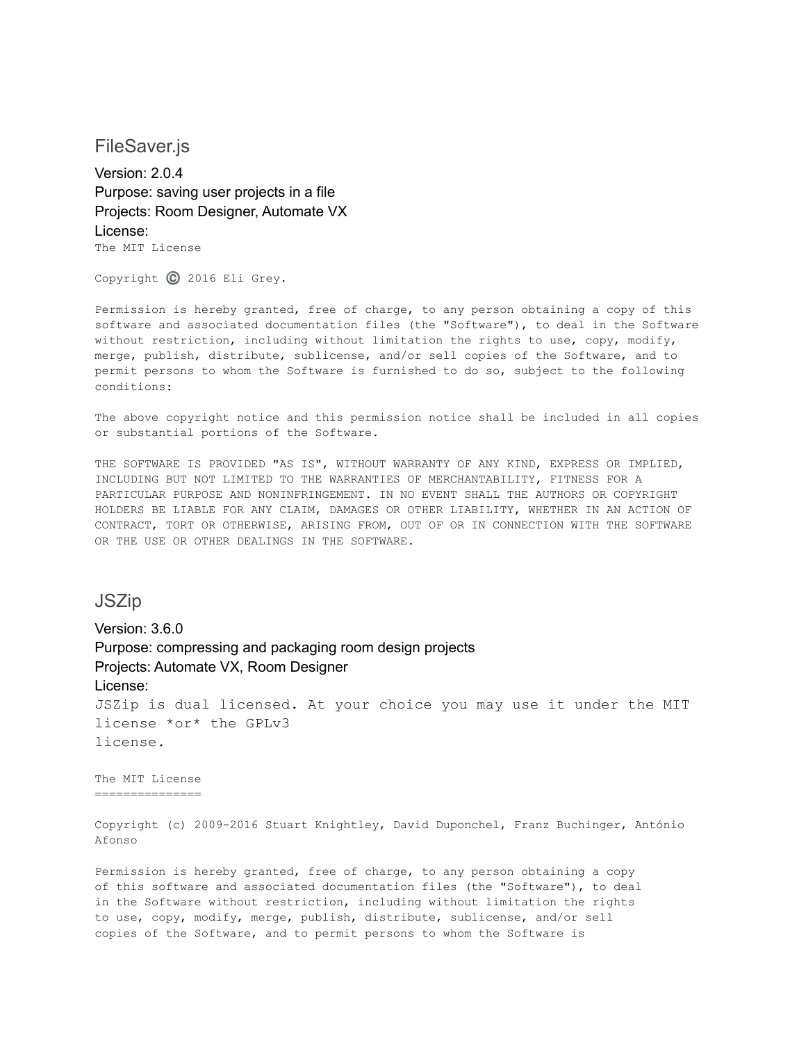## FileSaver.js

Version: 2.0.4
Purpose: saving user projects in a file
Projects: Room Designer, Automate VX
License:

```
The MIT License

Copyright © 2016 Eli Grey.

Permission is hereby granted, free of charge, to any person obtaining a copy of this
software and associated documentation files (the "Software"), to deal in the Software
without restriction, including without limitation the rights to use, copy, modify,
merge, publish, distribute, sublicense, and/or sell copies of the Software, and to
permit persons to whom the Software is furnished to do so, subject to the following
conditions:

The above copyright notice and this permission notice shall be included in all copies
or substantial portions of the Software.

THE SOFTWARE IS PROVIDED "AS IS", WITHOUT WARRANTY OF ANY KIND, EXPRESS OR IMPLIED,
INCLUDING BUT NOT LIMITED TO THE WARRANTIES OF MERCHANTABILITY, FITNESS FOR A
PARTICULAR PURPOSE AND NONINFRINGEMENT. IN NO EVENT SHALL THE AUTHORS OR COPYRIGHT
HOLDERS BE LIABLE FOR ANY CLAIM, DAMAGES OR OTHER LIABILITY, WHETHER IN AN ACTION OF
CONTRACT, TORT OR OTHERWISE, ARISING FROM, OUT OF OR IN CONNECTION WITH THE SOFTWARE
OR THE USE OR OTHER DEALINGS IN THE SOFTWARE.
```

## JSZip

Version: 3.6.0
Purpose: compressing and packaging room design projects
Projects: Automate VX, Room Designer
License:

```
JSZip is dual licensed. At your choice you may use it under the MIT
license *or* the GPLv3
license.

The MIT License
===============

Copyright (c) 2009-2016 Stuart Knightley, David Duponchel, Franz Buchinger, António
Afonso

Permission is hereby granted, free of charge, to any person obtaining a copy
of this software and associated documentation files (the "Software"), to deal
in the Software without restriction, including without limitation the rights
to use, copy, modify, merge, publish, distribute, sublicense, and/or sell
copies of the Software, and to permit persons to whom the Software is
```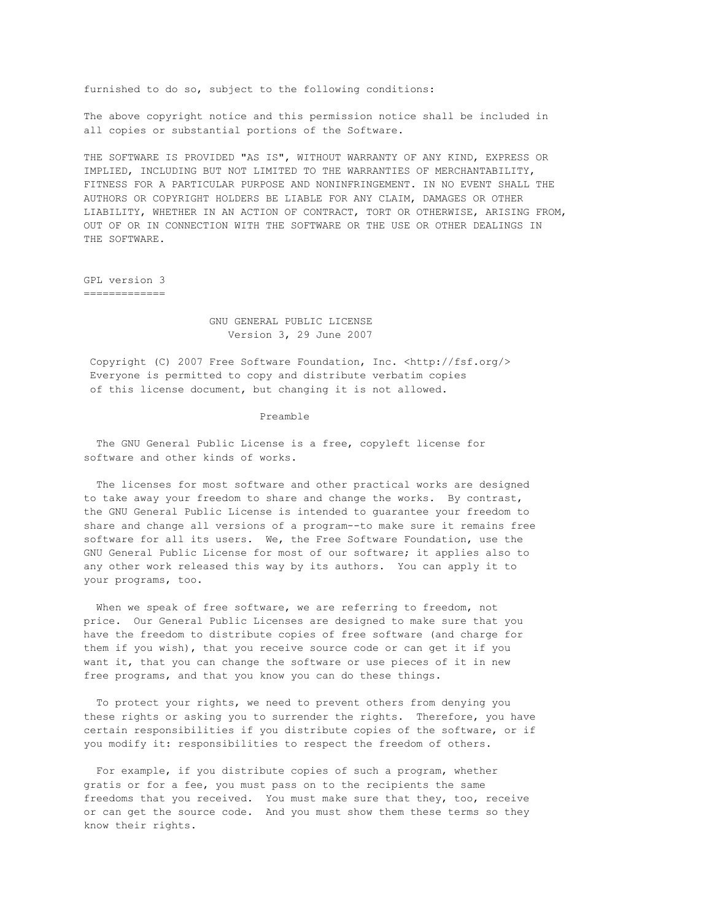furnished to do so, subject to the following conditions:

The above copyright notice and this permission notice shall be included in all copies or substantial portions of the Software.

THE SOFTWARE IS PROVIDED "AS IS", WITHOUT WARRANTY OF ANY KIND, EXPRESS OR IMPLIED, INCLUDING BUT NOT LIMITED TO THE WARRANTIES OF MERCHANTABILITY, FITNESS FOR A PARTICULAR PURPOSE AND NONINFRINGEMENT. IN NO EVENT SHALL THE AUTHORS OR COPYRIGHT HOLDERS BE LIABLE FOR ANY CLAIM, DAMAGES OR OTHER LIABILITY, WHETHER IN AN ACTION OF CONTRACT, TORT OR OTHERWISE, ARISING FROM, OUT OF OR IN CONNECTION WITH THE SOFTWARE OR THE USE OR OTHER DEALINGS IN THE SOFTWARE.

## GPL version 3

GNU GENERAL PUBLIC LICENSE
Version 3, 29 June 2007

Copyright (C) 2007 Free Software Foundation, Inc. <http://fsf.org/>
Everyone is permitted to copy and distribute verbatim copies of this license document, but changing it is not allowed.

Preamble

The GNU General Public License is a free, copyleft license for software and other kinds of works.

The licenses for most software and other practical works are designed to take away your freedom to share and change the works. By contrast, the GNU General Public License is intended to guarantee your freedom to share and change all versions of a program--to make sure it remains free software for all its users. We, the Free Software Foundation, use the GNU General Public License for most of our software; it applies also to any other work released this way by its authors. You can apply it to your programs, too.

When we speak of free software, we are referring to freedom, not price. Our General Public Licenses are designed to make sure that you have the freedom to distribute copies of free software (and charge for them if you wish), that you receive source code or can get it if you want it, that you can change the software or use pieces of it in new free programs, and that you know you can do these things.

To protect your rights, we need to prevent others from denying you these rights or asking you to surrender the rights. Therefore, you have certain responsibilities if you distribute copies of the software, or if you modify it: responsibilities to respect the freedom of others.

For example, if you distribute copies of such a program, whether gratis or for a fee, you must pass on to the recipients the same freedoms that you received. You must make sure that they, too, receive or can get the source code. And you must show them these terms so they know their rights.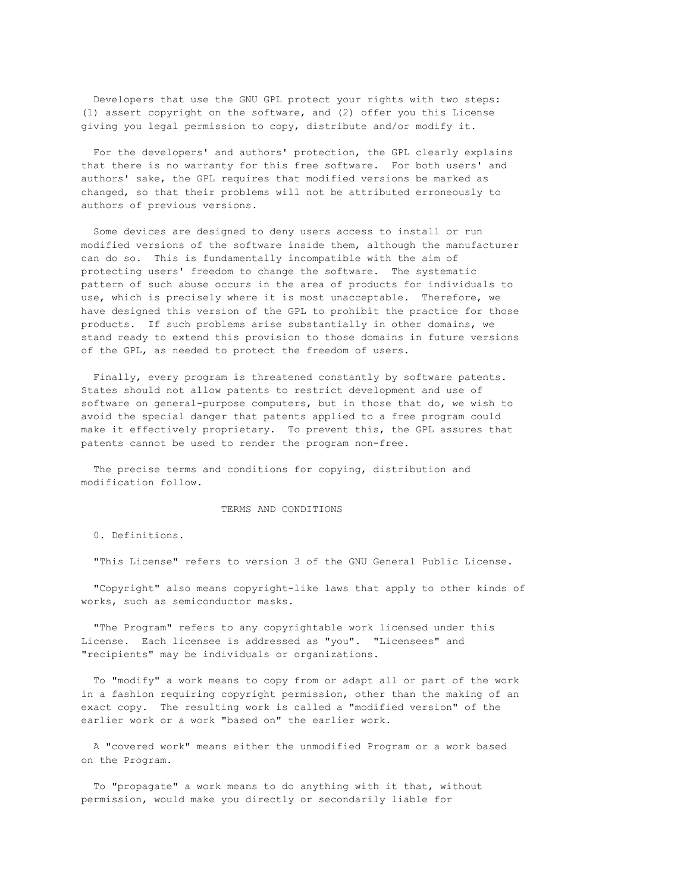Developers that use the GNU GPL protect your rights with two steps: (1) assert copyright on the software, and (2) offer you this License giving you legal permission to copy, distribute and/or modify it.

For the developers' and authors' protection, the GPL clearly explains that there is no warranty for this free software. For both users' and authors' sake, the GPL requires that modified versions be marked as changed, so that their problems will not be attributed erroneously to authors of previous versions.

Some devices are designed to deny users access to install or run modified versions of the software inside them, although the manufacturer can do so. This is fundamentally incompatible with the aim of protecting users' freedom to change the software. The systematic pattern of such abuse occurs in the area of products for individuals to use, which is precisely where it is most unacceptable. Therefore, we have designed this version of the GPL to prohibit the practice for those products. If such problems arise substantially in other domains, we stand ready to extend this provision to those domains in future versions of the GPL, as needed to protect the freedom of users.

Finally, every program is threatened constantly by software patents. States should not allow patents to restrict development and use of software on general-purpose computers, but in those that do, we wish to avoid the special danger that patents applied to a free program could make it effectively proprietary. To prevent this, the GPL assures that patents cannot be used to render the program non-free.

The precise terms and conditions for copying, distribution and modification follow.

## TERMS AND CONDITIONS

0. Definitions.

"This License" refers to version 3 of the GNU General Public License.

"Copyright" also means copyright-like laws that apply to other kinds of works, such as semiconductor masks.

"The Program" refers to any copyrightable work licensed under this License. Each licensee is addressed as "you". "Licensees" and "recipients" may be individuals or organizations.

To "modify" a work means to copy from or adapt all or part of the work in a fashion requiring copyright permission, other than the making of an exact copy. The resulting work is called a "modified version" of the earlier work or a work "based on" the earlier work.

A "covered work" means either the unmodified Program or a work based on the Program.

To "propagate" a work means to do anything with it that, without permission, would make you directly or secondarily liable for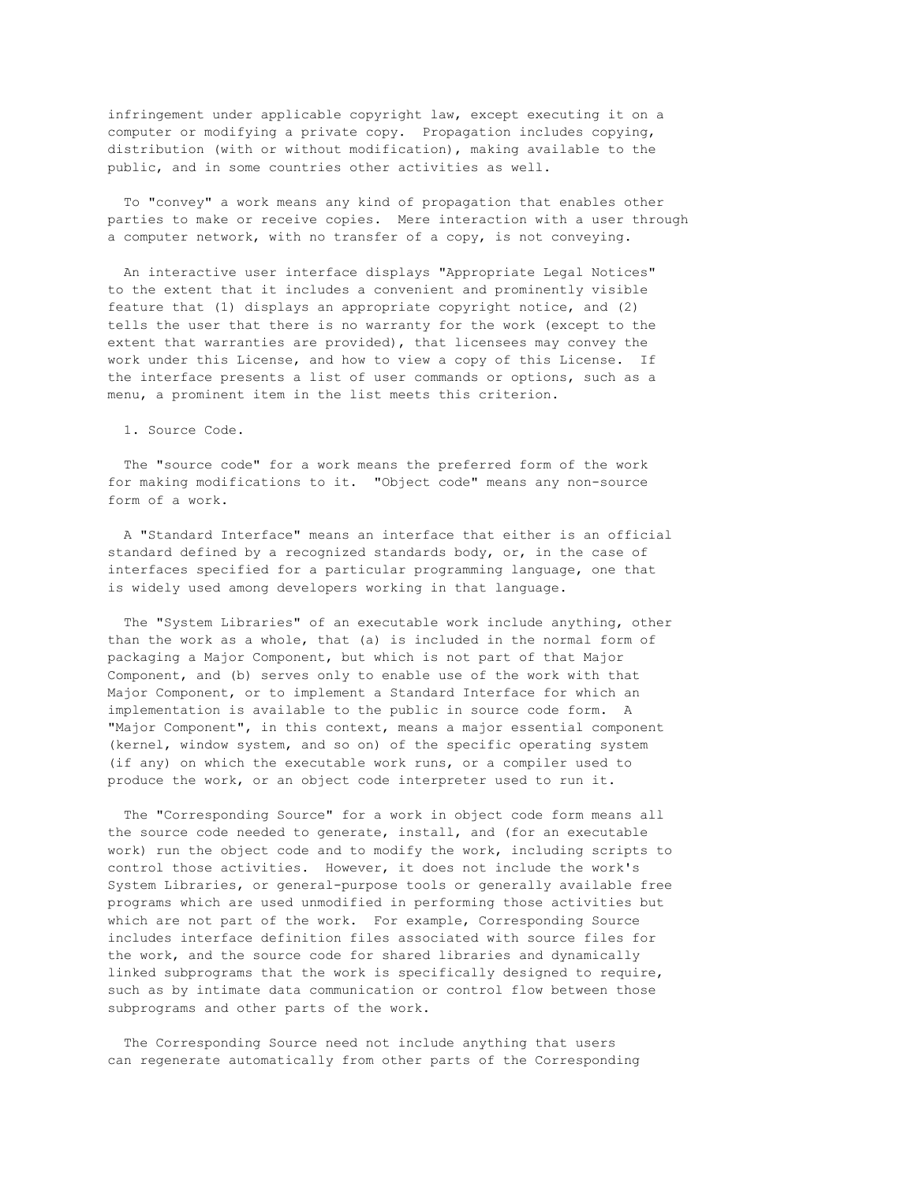infringement under applicable copyright law, except executing it on a computer or modifying a private copy. Propagation includes copying, distribution (with or without modification), making available to the public, and in some countries other activities as well.

To "convey" a work means any kind of propagation that enables other parties to make or receive copies. Mere interaction with a user through a computer network, with no transfer of a copy, is not conveying.

An interactive user interface displays "Appropriate Legal Notices" to the extent that it includes a convenient and prominently visible feature that (1) displays an appropriate copyright notice, and (2) tells the user that there is no warranty for the work (except to the extent that warranties are provided), that licensees may convey the work under this License, and how to view a copy of this License. If the interface presents a list of user commands or options, such as a menu, a prominent item in the list meets this criterion.

1. Source Code.

The "source code" for a work means the preferred form of the work for making modifications to it. "Object code" means any non-source form of a work.

A "Standard Interface" means an interface that either is an official standard defined by a recognized standards body, or, in the case of interfaces specified for a particular programming language, one that is widely used among developers working in that language.

The "System Libraries" of an executable work include anything, other than the work as a whole, that (a) is included in the normal form of packaging a Major Component, but which is not part of that Major Component, and (b) serves only to enable use of the work with that Major Component, or to implement a Standard Interface for which an implementation is available to the public in source code form. A "Major Component", in this context, means a major essential component (kernel, window system, and so on) of the specific operating system (if any) on which the executable work runs, or a compiler used to produce the work, or an object code interpreter used to run it.

The "Corresponding Source" for a work in object code form means all the source code needed to generate, install, and (for an executable work) run the object code and to modify the work, including scripts to control those activities. However, it does not include the work's System Libraries, or general-purpose tools or generally available free programs which are used unmodified in performing those activities but which are not part of the work. For example, Corresponding Source includes interface definition files associated with source files for the work, and the source code for shared libraries and dynamically linked subprograms that the work is specifically designed to require, such as by intimate data communication or control flow between those subprograms and other parts of the work.

The Corresponding Source need not include anything that users can regenerate automatically from other parts of the Corresponding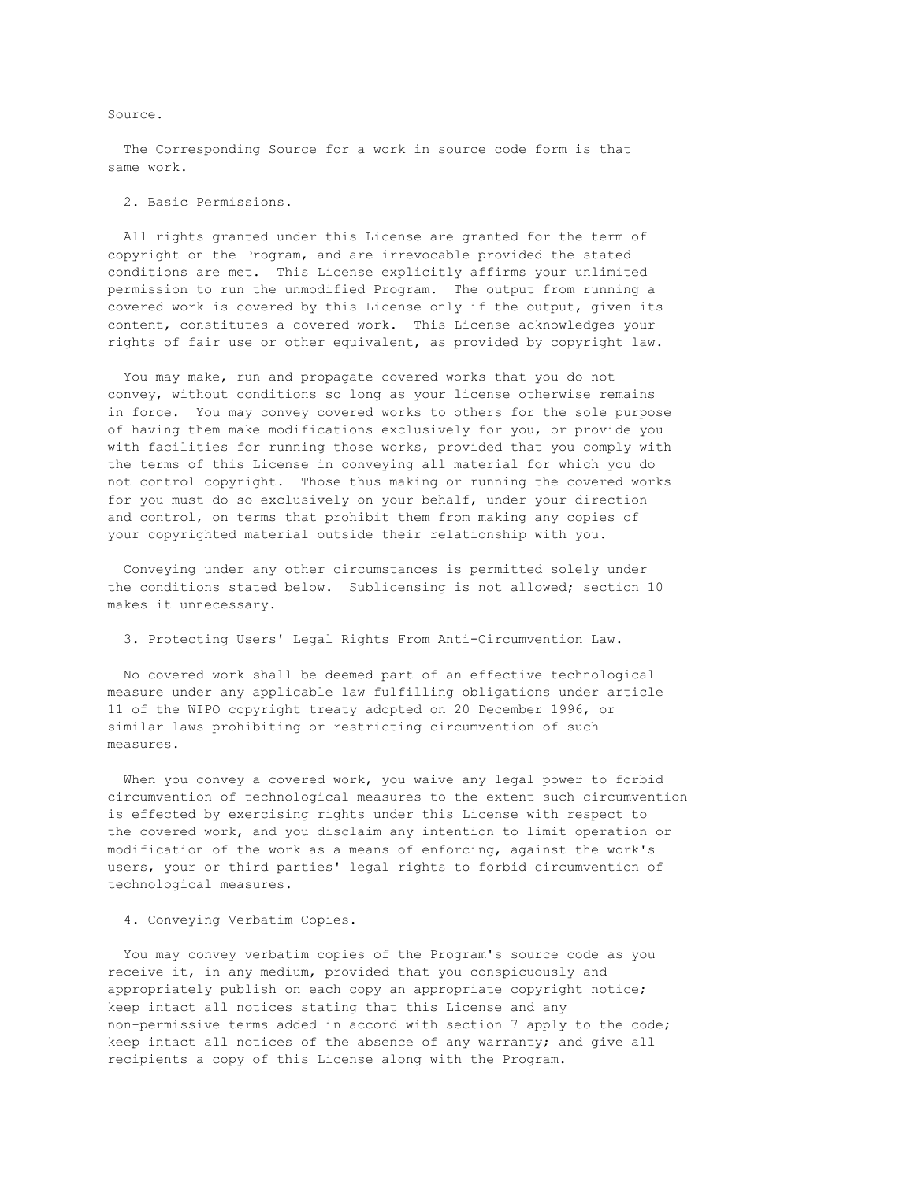Source.

The Corresponding Source for a work in source code form is that same work.

## 2. Basic Permissions.

All rights granted under this License are granted for the term of copyright on the Program, and are irrevocable provided the stated conditions are met. This License explicitly affirms your unlimited permission to run the unmodified Program. The output from running a covered work is covered by this License only if the output, given its content, constitutes a covered work. This License acknowledges your rights of fair use or other equivalent, as provided by copyright law.

You may make, run and propagate covered works that you do not convey, without conditions so long as your license otherwise remains in force. You may convey covered works to others for the sole purpose of having them make modifications exclusively for you, or provide you with facilities for running those works, provided that you comply with the terms of this License in conveying all material for which you do not control copyright. Those thus making or running the covered works for you must do so exclusively on your behalf, under your direction and control, on terms that prohibit them from making any copies of your copyrighted material outside their relationship with you.

Conveying under any other circumstances is permitted solely under the conditions stated below. Sublicensing is not allowed; section 10 makes it unnecessary.

## 3. Protecting Users' Legal Rights From Anti-Circumvention Law.

No covered work shall be deemed part of an effective technological measure under any applicable law fulfilling obligations under article 11 of the WIPO copyright treaty adopted on 20 December 1996, or similar laws prohibiting or restricting circumvention of such measures.

When you convey a covered work, you waive any legal power to forbid circumvention of technological measures to the extent such circumvention is effected by exercising rights under this License with respect to the covered work, and you disclaim any intention to limit operation or modification of the work as a means of enforcing, against the work's users, your or third parties' legal rights to forbid circumvention of technological measures.

## 4. Conveying Verbatim Copies.

You may convey verbatim copies of the Program's source code as you receive it, in any medium, provided that you conspicuously and appropriately publish on each copy an appropriate copyright notice; keep intact all notices stating that this License and any non-permissive terms added in accord with section 7 apply to the code; keep intact all notices of the absence of any warranty; and give all recipients a copy of this License along with the Program.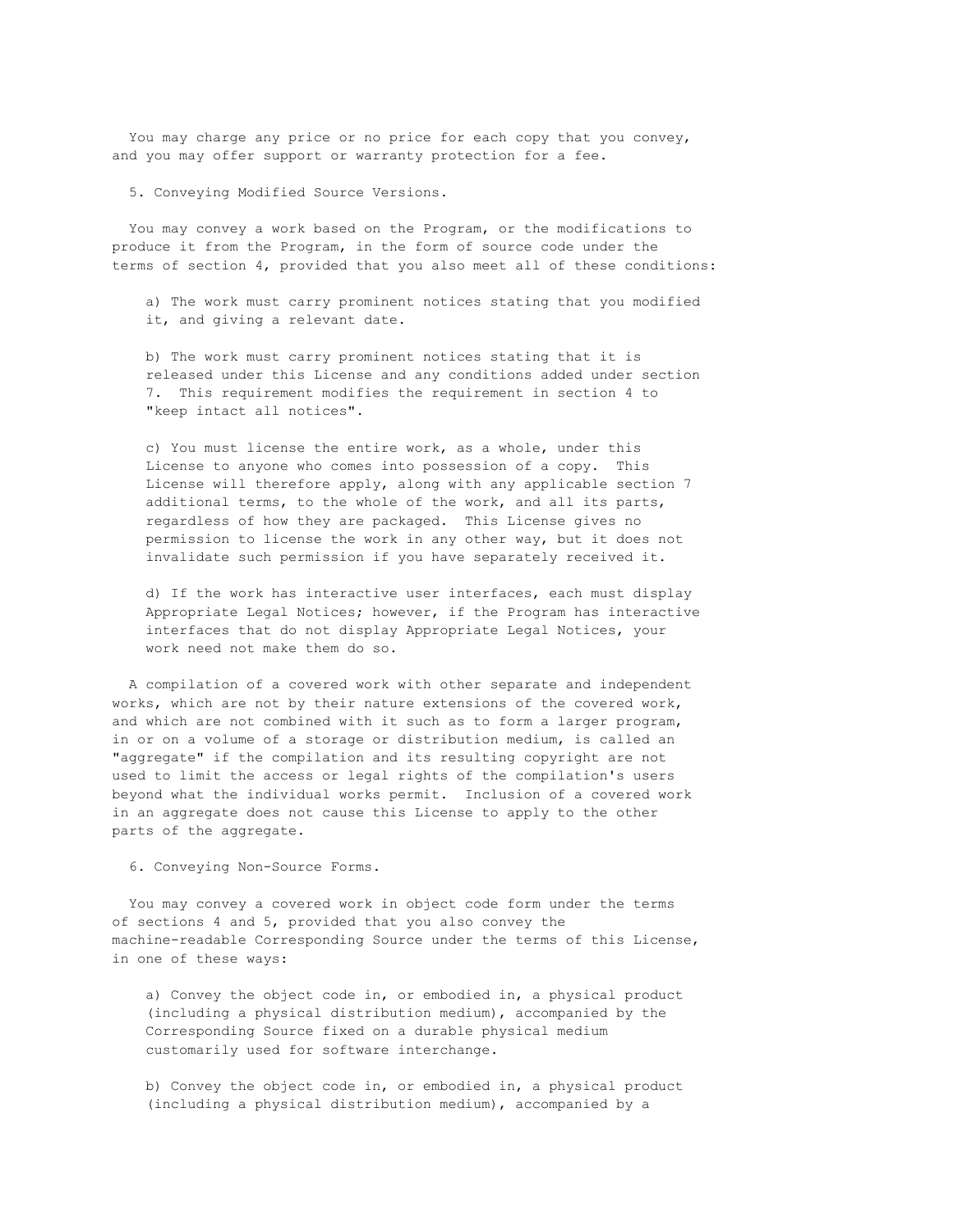You may charge any price or no price for each copy that you convey, and you may offer support or warranty protection for a fee.

5. Conveying Modified Source Versions.

You may convey a work based on the Program, or the modifications to produce it from the Program, in the form of source code under the terms of section 4, provided that you also meet all of these conditions:

a) The work must carry prominent notices stating that you modified it, and giving a relevant date.

b) The work must carry prominent notices stating that it is released under this License and any conditions added under section 7. This requirement modifies the requirement in section 4 to "keep intact all notices".

c) You must license the entire work, as a whole, under this License to anyone who comes into possession of a copy. This License will therefore apply, along with any applicable section 7 additional terms, to the whole of the work, and all its parts, regardless of how they are packaged. This License gives no permission to license the work in any other way, but it does not invalidate such permission if you have separately received it.

d) If the work has interactive user interfaces, each must display Appropriate Legal Notices; however, if the Program has interactive interfaces that do not display Appropriate Legal Notices, your work need not make them do so.

A compilation of a covered work with other separate and independent works, which are not by their nature extensions of the covered work, and which are not combined with it such as to form a larger program, in or on a volume of a storage or distribution medium, is called an "aggregate" if the compilation and its resulting copyright are not used to limit the access or legal rights of the compilation's users beyond what the individual works permit. Inclusion of a covered work in an aggregate does not cause this License to apply to the other parts of the aggregate.

6. Conveying Non-Source Forms.

You may convey a covered work in object code form under the terms of sections 4 and 5, provided that you also convey the machine-readable Corresponding Source under the terms of this License, in one of these ways:

a) Convey the object code in, or embodied in, a physical product (including a physical distribution medium), accompanied by the Corresponding Source fixed on a durable physical medium customarily used for software interchange.

b) Convey the object code in, or embodied in, a physical product (including a physical distribution medium), accompanied by a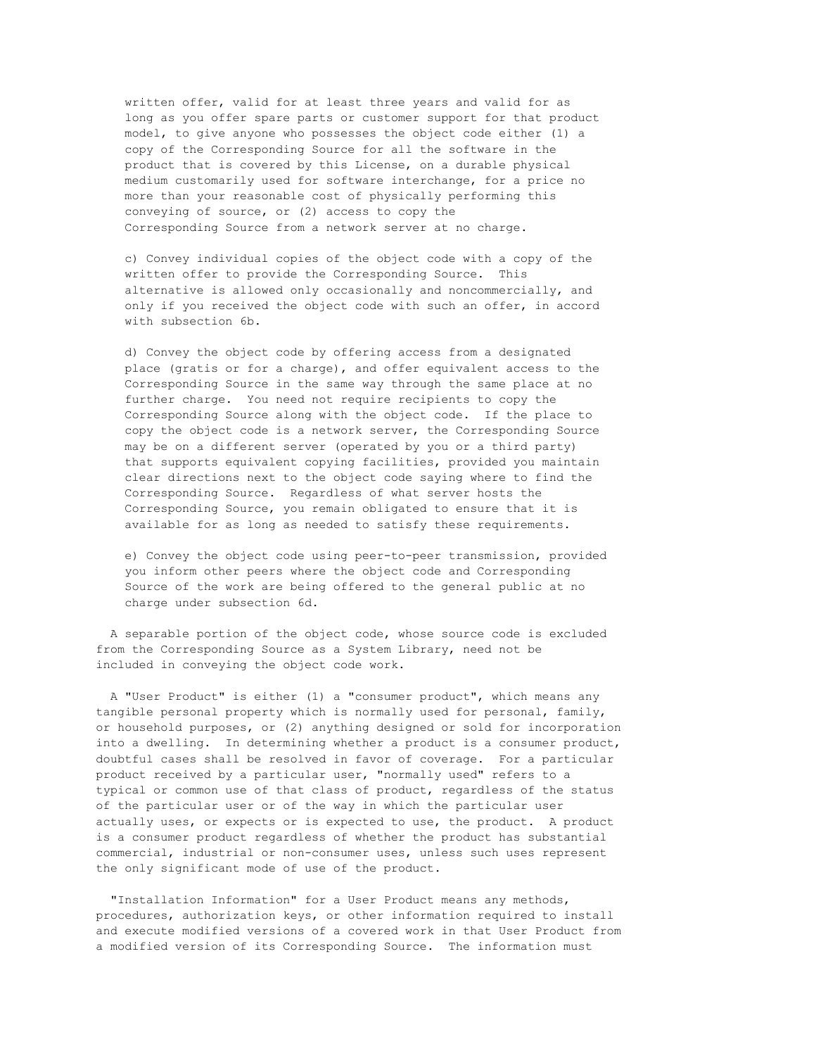written offer, valid for at least three years and valid for as long as you offer spare parts or customer support for that product model, to give anyone who possesses the object code either (1) a copy of the Corresponding Source for all the software in the product that is covered by this License, on a durable physical medium customarily used for software interchange, for a price no more than your reasonable cost of physically performing this conveying of source, or (2) access to copy the Corresponding Source from a network server at no charge.

c) Convey individual copies of the object code with a copy of the written offer to provide the Corresponding Source. This alternative is allowed only occasionally and noncommercially, and only if you received the object code with such an offer, in accord with subsection 6b.

d) Convey the object code by offering access from a designated place (gratis or for a charge), and offer equivalent access to the Corresponding Source in the same way through the same place at no further charge. You need not require recipients to copy the Corresponding Source along with the object code. If the place to copy the object code is a network server, the Corresponding Source may be on a different server (operated by you or a third party) that supports equivalent copying facilities, provided you maintain clear directions next to the object code saying where to find the Corresponding Source. Regardless of what server hosts the Corresponding Source, you remain obligated to ensure that it is available for as long as needed to satisfy these requirements.

e) Convey the object code using peer-to-peer transmission, provided you inform other peers where the object code and Corresponding Source of the work are being offered to the general public at no charge under subsection 6d.

A separable portion of the object code, whose source code is excluded from the Corresponding Source as a System Library, need not be included in conveying the object code work.

A "User Product" is either (1) a "consumer product", which means any tangible personal property which is normally used for personal, family, or household purposes, or (2) anything designed or sold for incorporation into a dwelling. In determining whether a product is a consumer product, doubtful cases shall be resolved in favor of coverage. For a particular product received by a particular user, "normally used" refers to a typical or common use of that class of product, regardless of the status of the particular user or of the way in which the particular user actually uses, or expects or is expected to use, the product. A product is a consumer product regardless of whether the product has substantial commercial, industrial or non-consumer uses, unless such uses represent the only significant mode of use of the product.

"Installation Information" for a User Product means any methods, procedures, authorization keys, or other information required to install and execute modified versions of a covered work in that User Product from a modified version of its Corresponding Source. The information must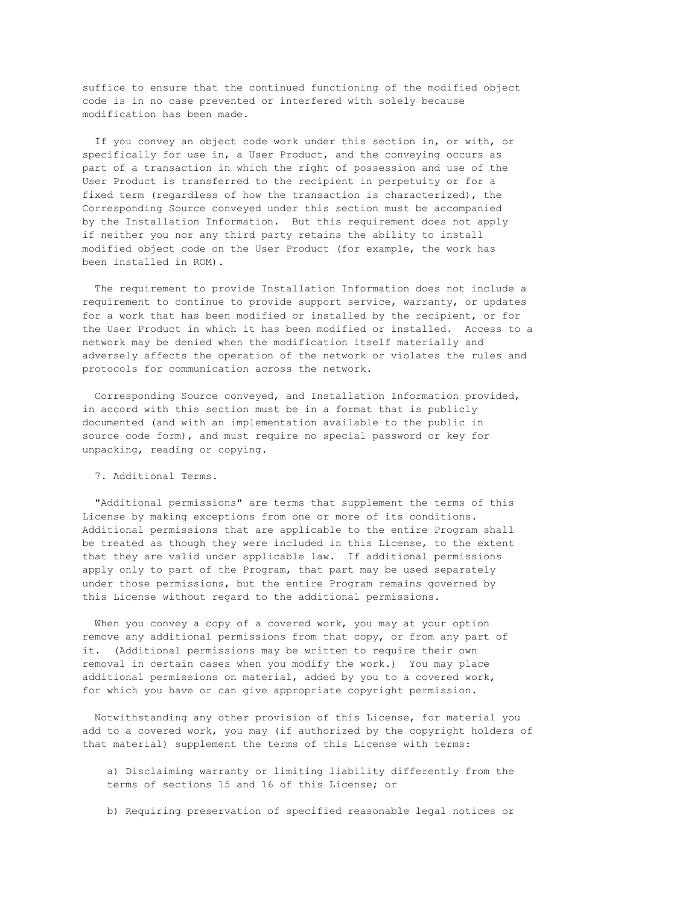suffice to ensure that the continued functioning of the modified object code is in no case prevented or interfered with solely because modification has been made.

If you convey an object code work under this section in, or with, or specifically for use in, a User Product, and the conveying occurs as part of a transaction in which the right of possession and use of the User Product is transferred to the recipient in perpetuity or for a fixed term (regardless of how the transaction is characterized), the Corresponding Source conveyed under this section must be accompanied by the Installation Information. But this requirement does not apply if neither you nor any third party retains the ability to install modified object code on the User Product (for example, the work has been installed in ROM).

The requirement to provide Installation Information does not include a requirement to continue to provide support service, warranty, or updates for a work that has been modified or installed by the recipient, or for the User Product in which it has been modified or installed. Access to a network may be denied when the modification itself materially and adversely affects the operation of the network or violates the rules and protocols for communication across the network.

Corresponding Source conveyed, and Installation Information provided, in accord with this section must be in a format that is publicly documented (and with an implementation available to the public in source code form), and must require no special password or key for unpacking, reading or copying.

7. Additional Terms.

"Additional permissions" are terms that supplement the terms of this License by making exceptions from one or more of its conditions. Additional permissions that are applicable to the entire Program shall be treated as though they were included in this License, to the extent that they are valid under applicable law. If additional permissions apply only to part of the Program, that part may be used separately under those permissions, but the entire Program remains governed by this License without regard to the additional permissions.

When you convey a copy of a covered work, you may at your option remove any additional permissions from that copy, or from any part of it. (Additional permissions may be written to require their own removal in certain cases when you modify the work.) You may place additional permissions on material, added by you to a covered work, for which you have or can give appropriate copyright permission.

Notwithstanding any other provision of this License, for material you add to a covered work, you may (if authorized by the copyright holders of that material) supplement the terms of this License with terms:

a) Disclaiming warranty or limiting liability differently from the terms of sections 15 and 16 of this License; or

b) Requiring preservation of specified reasonable legal notices or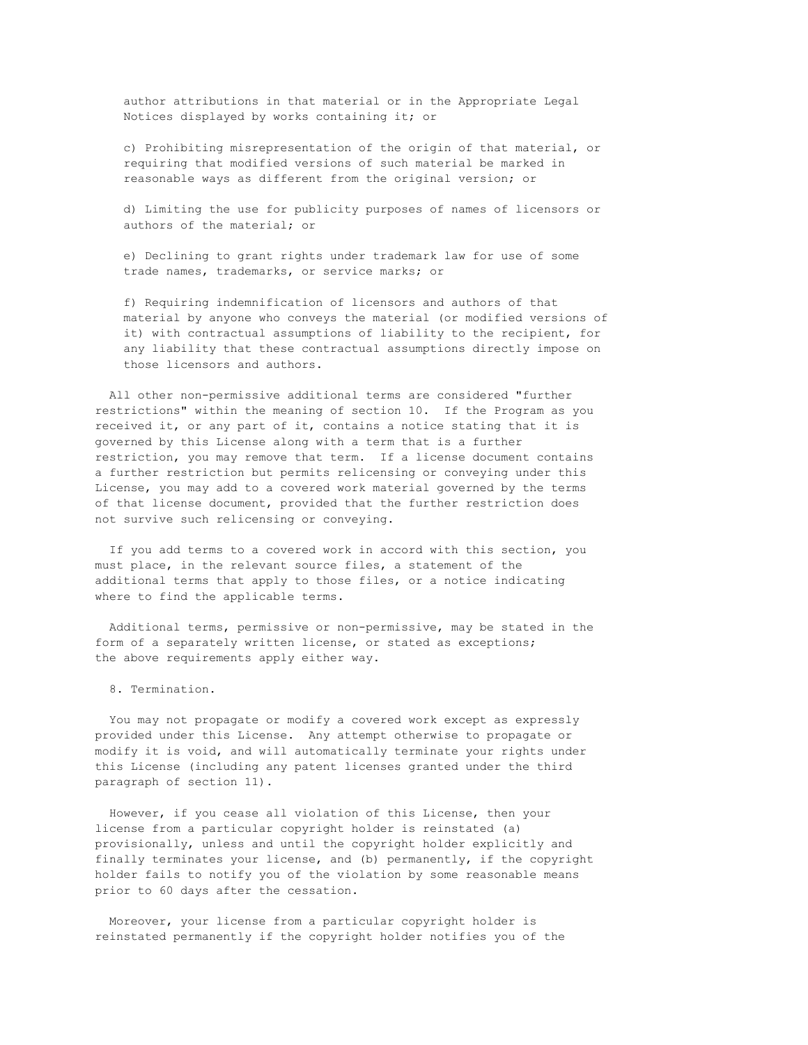author attributions in that material or in the Appropriate Legal Notices displayed by works containing it; or

c) Prohibiting misrepresentation of the origin of that material, or requiring that modified versions of such material be marked in reasonable ways as different from the original version; or

d) Limiting the use for publicity purposes of names of licensors or authors of the material; or

e) Declining to grant rights under trademark law for use of some trade names, trademarks, or service marks; or

f) Requiring indemnification of licensors and authors of that material by anyone who conveys the material (or modified versions of it) with contractual assumptions of liability to the recipient, for any liability that these contractual assumptions directly impose on those licensors and authors.

All other non-permissive additional terms are considered "further restrictions" within the meaning of section 10. If the Program as you received it, or any part of it, contains a notice stating that it is governed by this License along with a term that is a further restriction, you may remove that term. If a license document contains a further restriction but permits relicensing or conveying under this License, you may add to a covered work material governed by the terms of that license document, provided that the further restriction does not survive such relicensing or conveying.

If you add terms to a covered work in accord with this section, you must place, in the relevant source files, a statement of the additional terms that apply to those files, or a notice indicating where to find the applicable terms.

Additional terms, permissive or non-permissive, may be stated in the form of a separately written license, or stated as exceptions; the above requirements apply either way.

8. Termination.

You may not propagate or modify a covered work except as expressly provided under this License. Any attempt otherwise to propagate or modify it is void, and will automatically terminate your rights under this License (including any patent licenses granted under the third paragraph of section 11).

However, if you cease all violation of this License, then your license from a particular copyright holder is reinstated (a) provisionally, unless and until the copyright holder explicitly and finally terminates your license, and (b) permanently, if the copyright holder fails to notify you of the violation by some reasonable means prior to 60 days after the cessation.

Moreover, your license from a particular copyright holder is reinstated permanently if the copyright holder notifies you of the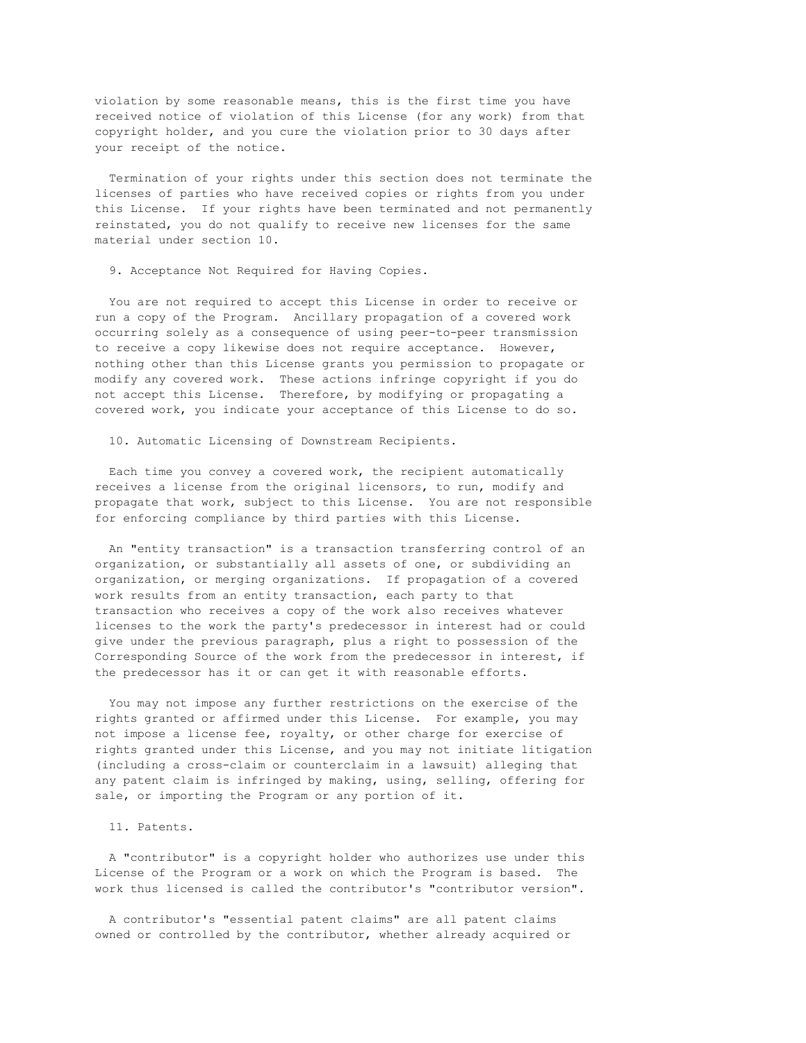violation by some reasonable means, this is the first time you have received notice of violation of this License (for any work) from that copyright holder, and you cure the violation prior to 30 days after your receipt of the notice.

Termination of your rights under this section does not terminate the licenses of parties who have received copies or rights from you under this License. If your rights have been terminated and not permanently reinstated, you do not qualify to receive new licenses for the same material under section 10.

## 9. Acceptance Not Required for Having Copies.

You are not required to accept this License in order to receive or run a copy of the Program. Ancillary propagation of a covered work occurring solely as a consequence of using peer-to-peer transmission to receive a copy likewise does not require acceptance. However, nothing other than this License grants you permission to propagate or modify any covered work. These actions infringe copyright if you do not accept this License. Therefore, by modifying or propagating a covered work, you indicate your acceptance of this License to do so.

## 10. Automatic Licensing of Downstream Recipients.

Each time you convey a covered work, the recipient automatically receives a license from the original licensors, to run, modify and propagate that work, subject to this License. You are not responsible for enforcing compliance by third parties with this License.

An "entity transaction" is a transaction transferring control of an organization, or substantially all assets of one, or subdividing an organization, or merging organizations. If propagation of a covered work results from an entity transaction, each party to that transaction who receives a copy of the work also receives whatever licenses to the work the party's predecessor in interest had or could give under the previous paragraph, plus a right to possession of the Corresponding Source of the work from the predecessor in interest, if the predecessor has it or can get it with reasonable efforts.

You may not impose any further restrictions on the exercise of the rights granted or affirmed under this License. For example, you may not impose a license fee, royalty, or other charge for exercise of rights granted under this License, and you may not initiate litigation (including a cross-claim or counterclaim in a lawsuit) alleging that any patent claim is infringed by making, using, selling, offering for sale, or importing the Program or any portion of it.

## 11. Patents.

A "contributor" is a copyright holder who authorizes use under this License of the Program or a work on which the Program is based. The work thus licensed is called the contributor's "contributor version".

A contributor's "essential patent claims" are all patent claims owned or controlled by the contributor, whether already acquired or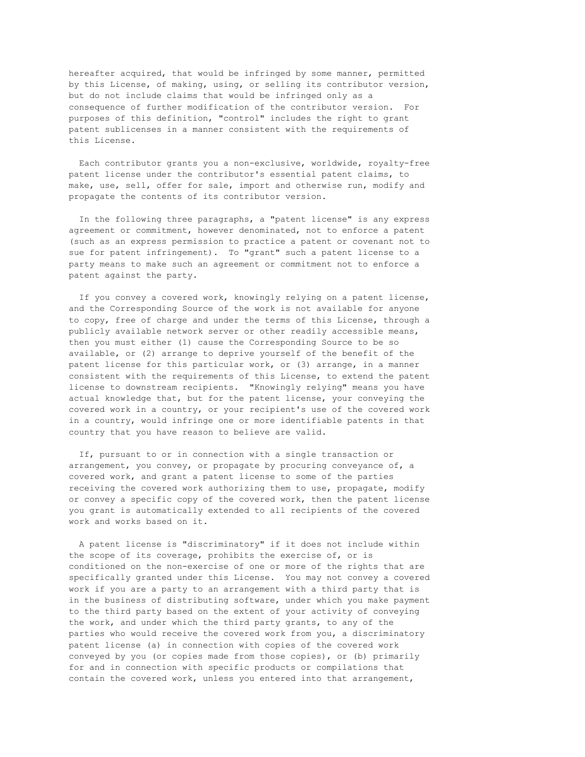hereafter acquired, that would be infringed by some manner, permitted by this License, of making, using, or selling its contributor version, but do not include claims that would be infringed only as a consequence of further modification of the contributor version. For purposes of this definition, "control" includes the right to grant patent sublicenses in a manner consistent with the requirements of this License.

Each contributor grants you a non-exclusive, worldwide, royalty-free patent license under the contributor's essential patent claims, to make, use, sell, offer for sale, import and otherwise run, modify and propagate the contents of its contributor version.

In the following three paragraphs, a "patent license" is any express agreement or commitment, however denominated, not to enforce a patent (such as an express permission to practice a patent or covenant not to sue for patent infringement). To "grant" such a patent license to a party means to make such an agreement or commitment not to enforce a patent against the party.

If you convey a covered work, knowingly relying on a patent license, and the Corresponding Source of the work is not available for anyone to copy, free of charge and under the terms of this License, through a publicly available network server or other readily accessible means, then you must either (1) cause the Corresponding Source to be so available, or (2) arrange to deprive yourself of the benefit of the patent license for this particular work, or (3) arrange, in a manner consistent with the requirements of this License, to extend the patent license to downstream recipients. "Knowingly relying" means you have actual knowledge that, but for the patent license, your conveying the covered work in a country, or your recipient's use of the covered work in a country, would infringe one or more identifiable patents in that country that you have reason to believe are valid.

If, pursuant to or in connection with a single transaction or arrangement, you convey, or propagate by procuring conveyance of, a covered work, and grant a patent license to some of the parties receiving the covered work authorizing them to use, propagate, modify or convey a specific copy of the covered work, then the patent license you grant is automatically extended to all recipients of the covered work and works based on it.

A patent license is "discriminatory" if it does not include within the scope of its coverage, prohibits the exercise of, or is conditioned on the non-exercise of one or more of the rights that are specifically granted under this License. You may not convey a covered work if you are a party to an arrangement with a third party that is in the business of distributing software, under which you make payment to the third party based on the extent of your activity of conveying the work, and under which the third party grants, to any of the parties who would receive the covered work from you, a discriminatory patent license (a) in connection with copies of the covered work conveyed by you (or copies made from those copies), or (b) primarily for and in connection with specific products or compilations that contain the covered work, unless you entered into that arrangement,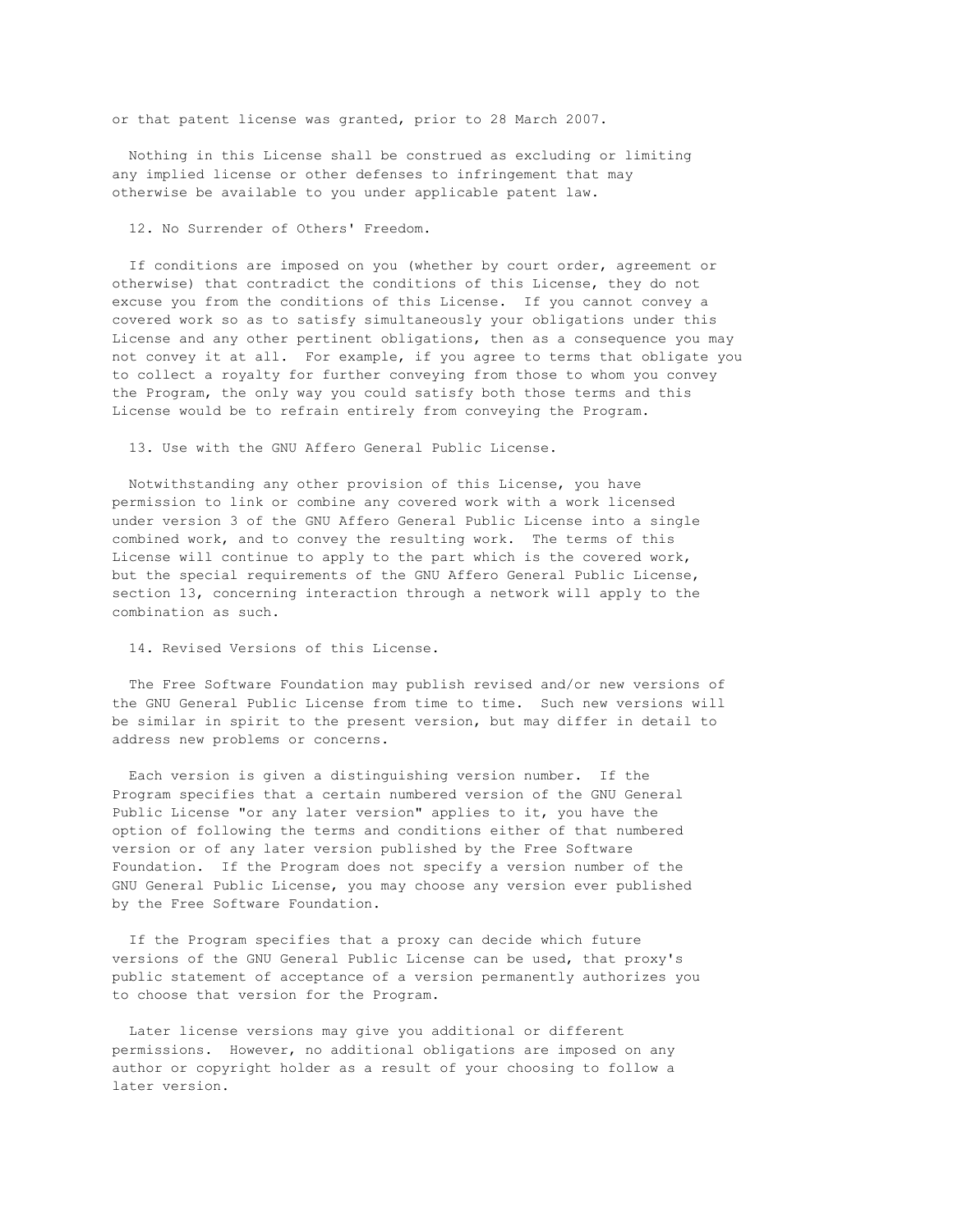or that patent license was granted, prior to 28 March 2007.

Nothing in this License shall be construed as excluding or limiting any implied license or other defenses to infringement that may otherwise be available to you under applicable patent law.

## 12. No Surrender of Others' Freedom.

If conditions are imposed on you (whether by court order, agreement or otherwise) that contradict the conditions of this License, they do not excuse you from the conditions of this License. If you cannot convey a covered work so as to satisfy simultaneously your obligations under this License and any other pertinent obligations, then as a consequence you may not convey it at all. For example, if you agree to terms that obligate you to collect a royalty for further conveying from those to whom you convey the Program, the only way you could satisfy both those terms and this License would be to refrain entirely from conveying the Program.

## 13. Use with the GNU Affero General Public License.

Notwithstanding any other provision of this License, you have permission to link or combine any covered work with a work licensed under version 3 of the GNU Affero General Public License into a single combined work, and to convey the resulting work. The terms of this License will continue to apply to the part which is the covered work, but the special requirements of the GNU Affero General Public License, section 13, concerning interaction through a network will apply to the combination as such.

## 14. Revised Versions of this License.

The Free Software Foundation may publish revised and/or new versions of the GNU General Public License from time to time. Such new versions will be similar in spirit to the present version, but may differ in detail to address new problems or concerns.

Each version is given a distinguishing version number. If the Program specifies that a certain numbered version of the GNU General Public License "or any later version" applies to it, you have the option of following the terms and conditions either of that numbered version or of any later version published by the Free Software Foundation. If the Program does not specify a version number of the GNU General Public License, you may choose any version ever published by the Free Software Foundation.

If the Program specifies that a proxy can decide which future versions of the GNU General Public License can be used, that proxy's public statement of acceptance of a version permanently authorizes you to choose that version for the Program.

Later license versions may give you additional or different permissions. However, no additional obligations are imposed on any author or copyright holder as a result of your choosing to follow a later version.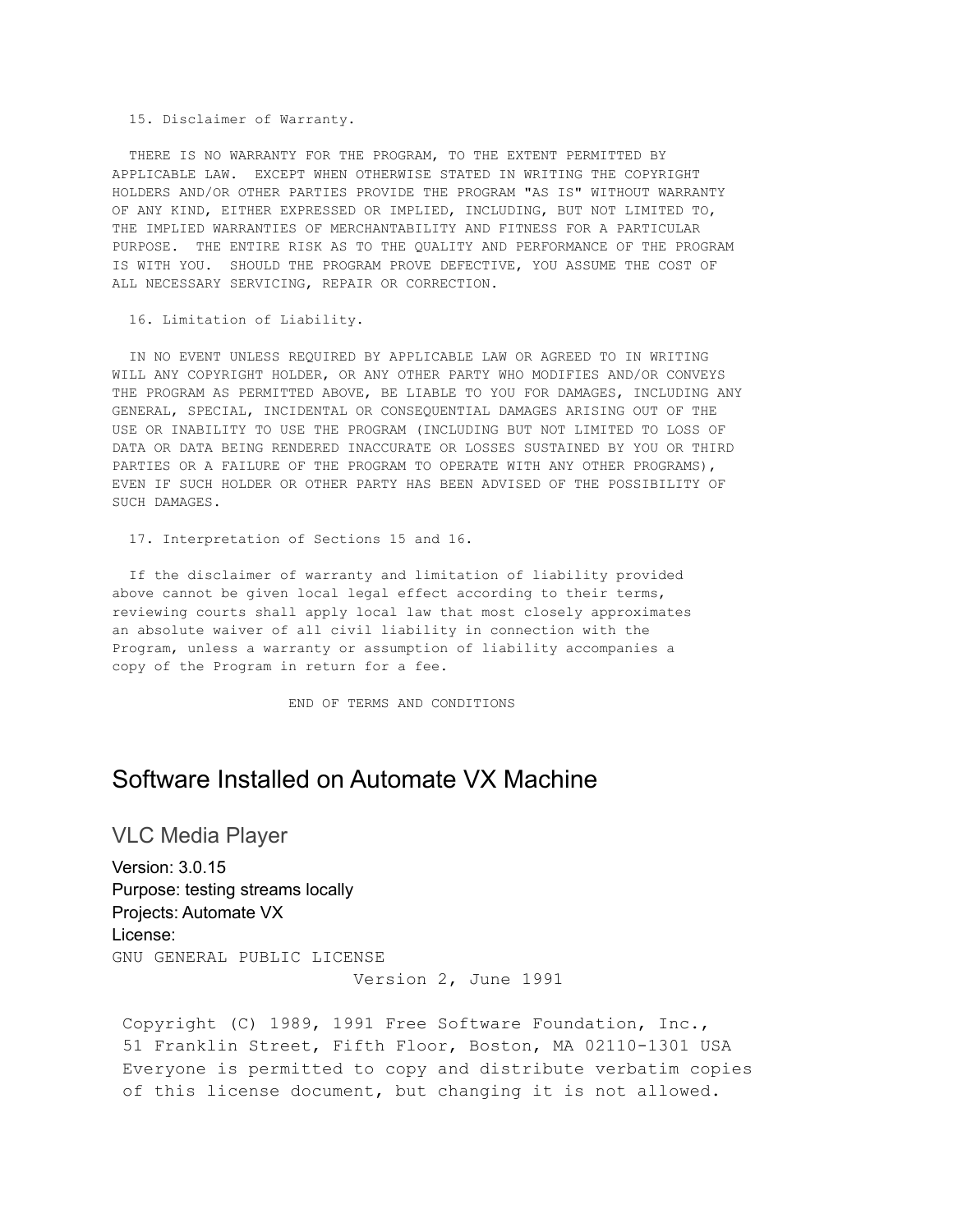```
  15. Disclaimer of Warranty.

  THERE IS NO WARRANTY FOR THE PROGRAM, TO THE EXTENT PERMITTED BY
APPLICABLE LAW.  EXCEPT WHEN OTHERWISE STATED IN WRITING THE COPYRIGHT
HOLDERS AND/OR OTHER PARTIES PROVIDE THE PROGRAM "AS IS" WITHOUT WARRANTY
OF ANY KIND, EITHER EXPRESSED OR IMPLIED, INCLUDING, BUT NOT LIMITED TO,
THE IMPLIED WARRANTIES OF MERCHANTABILITY AND FITNESS FOR A PARTICULAR
PURPOSE.  THE ENTIRE RISK AS TO THE QUALITY AND PERFORMANCE OF THE PROGRAM
IS WITH YOU.  SHOULD THE PROGRAM PROVE DEFECTIVE, YOU ASSUME THE COST OF
ALL NECESSARY SERVICING, REPAIR OR CORRECTION.

  16. Limitation of Liability.

  IN NO EVENT UNLESS REQUIRED BY APPLICABLE LAW OR AGREED TO IN WRITING
WILL ANY COPYRIGHT HOLDER, OR ANY OTHER PARTY WHO MODIFIES AND/OR CONVEYS
THE PROGRAM AS PERMITTED ABOVE, BE LIABLE TO YOU FOR DAMAGES, INCLUDING ANY
GENERAL, SPECIAL, INCIDENTAL OR CONSEQUENTIAL DAMAGES ARISING OUT OF THE
USE OR INABILITY TO USE THE PROGRAM (INCLUDING BUT NOT LIMITED TO LOSS OF
DATA OR DATA BEING RENDERED INACCURATE OR LOSSES SUSTAINED BY YOU OR THIRD
PARTIES OR A FAILURE OF THE PROGRAM TO OPERATE WITH ANY OTHER PROGRAMS),
EVEN IF SUCH HOLDER OR OTHER PARTY HAS BEEN ADVISED OF THE POSSIBILITY OF
SUCH DAMAGES.

  17. Interpretation of Sections 15 and 16.

  If the disclaimer of warranty and limitation of liability provided
above cannot be given local legal effect according to their terms,
reviewing courts shall apply local law that most closely approximates
an absolute waiver of all civil liability in connection with the
Program, unless a warranty or assumption of liability accompanies a
copy of the Program in return for a fee.

                     END OF TERMS AND CONDITIONS
```

# Software Installed on Automate VX Machine

## VLC Media Player

Version: 3.0.15
Purpose: testing streams locally
Projects: Automate VX
License:

```
GNU GENERAL PUBLIC LICENSE
                       Version 2, June 1991

 Copyright (C) 1989, 1991 Free Software Foundation, Inc.,
 51 Franklin Street, Fifth Floor, Boston, MA 02110-1301 USA
 Everyone is permitted to copy and distribute verbatim copies
 of this license document, but changing it is not allowed.
```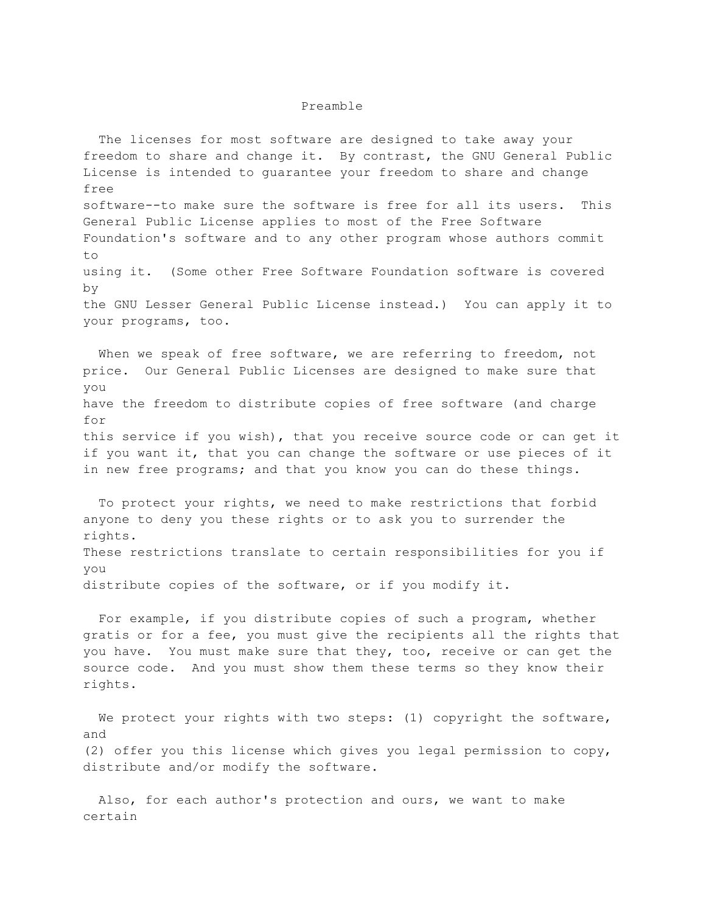## Preamble

The licenses for most software are designed to take away your freedom to share and change it. By contrast, the GNU General Public License is intended to guarantee your freedom to share and change free software--to make sure the software is free for all its users. This General Public License applies to most of the Free Software Foundation's software and to any other program whose authors commit to using it. (Some other Free Software Foundation software is covered by the GNU Lesser General Public License instead.) You can apply it to your programs, too.

When we speak of free software, we are referring to freedom, not price. Our General Public Licenses are designed to make sure that you have the freedom to distribute copies of free software (and charge for this service if you wish), that you receive source code or can get it if you want it, that you can change the software or use pieces of it in new free programs; and that you know you can do these things.

To protect your rights, we need to make restrictions that forbid anyone to deny you these rights or to ask you to surrender the rights. These restrictions translate to certain responsibilities for you if you distribute copies of the software, or if you modify it.

For example, if you distribute copies of such a program, whether gratis or for a fee, you must give the recipients all the rights that you have. You must make sure that they, too, receive or can get the source code. And you must show them these terms so they know their rights.

We protect your rights with two steps: (1) copyright the software, and (2) offer you this license which gives you legal permission to copy, distribute and/or modify the software.

Also, for each author's protection and ours, we want to make certain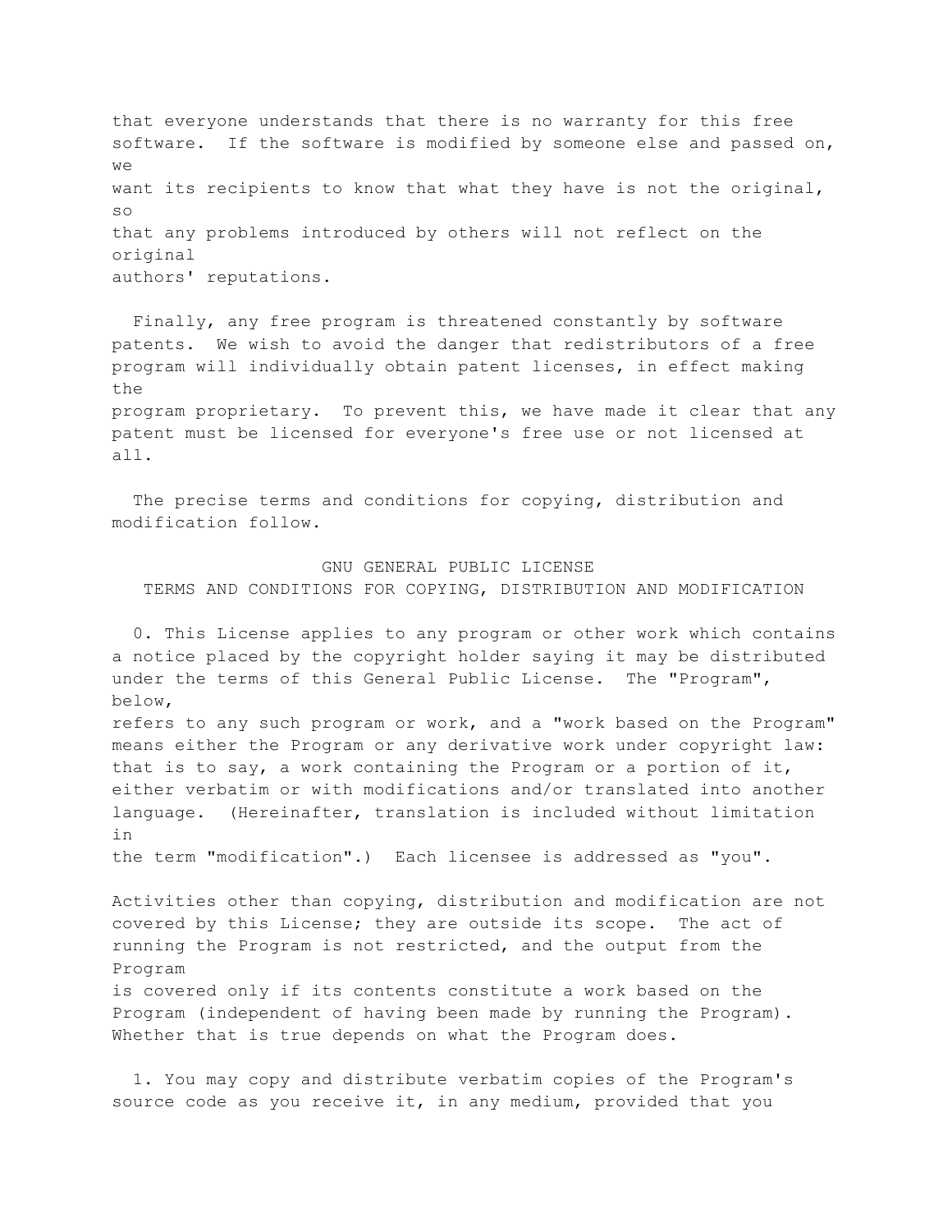that everyone understands that there is no warranty for this free software. If the software is modified by someone else and passed on, we want its recipients to know that what they have is not the original, so that any problems introduced by others will not reflect on the original authors' reputations.

Finally, any free program is threatened constantly by software patents. We wish to avoid the danger that redistributors of a free program will individually obtain patent licenses, in effect making the program proprietary. To prevent this, we have made it clear that any patent must be licensed for everyone's free use or not licensed at all.

The precise terms and conditions for copying, distribution and modification follow.

GNU GENERAL PUBLIC LICENSE
TERMS AND CONDITIONS FOR COPYING, DISTRIBUTION AND MODIFICATION

0. This License applies to any program or other work which contains a notice placed by the copyright holder saying it may be distributed under the terms of this General Public License. The "Program", below, refers to any such program or work, and a "work based on the Program" means either the Program or any derivative work under copyright law: that is to say, a work containing the Program or a portion of it, either verbatim or with modifications and/or translated into another language. (Hereinafter, translation is included without limitation in the term "modification".) Each licensee is addressed as "you".

Activities other than copying, distribution and modification are not covered by this License; they are outside its scope. The act of running the Program is not restricted, and the output from the Program is covered only if its contents constitute a work based on the Program (independent of having been made by running the Program). Whether that is true depends on what the Program does.

1. You may copy and distribute verbatim copies of the Program's source code as you receive it, in any medium, provided that you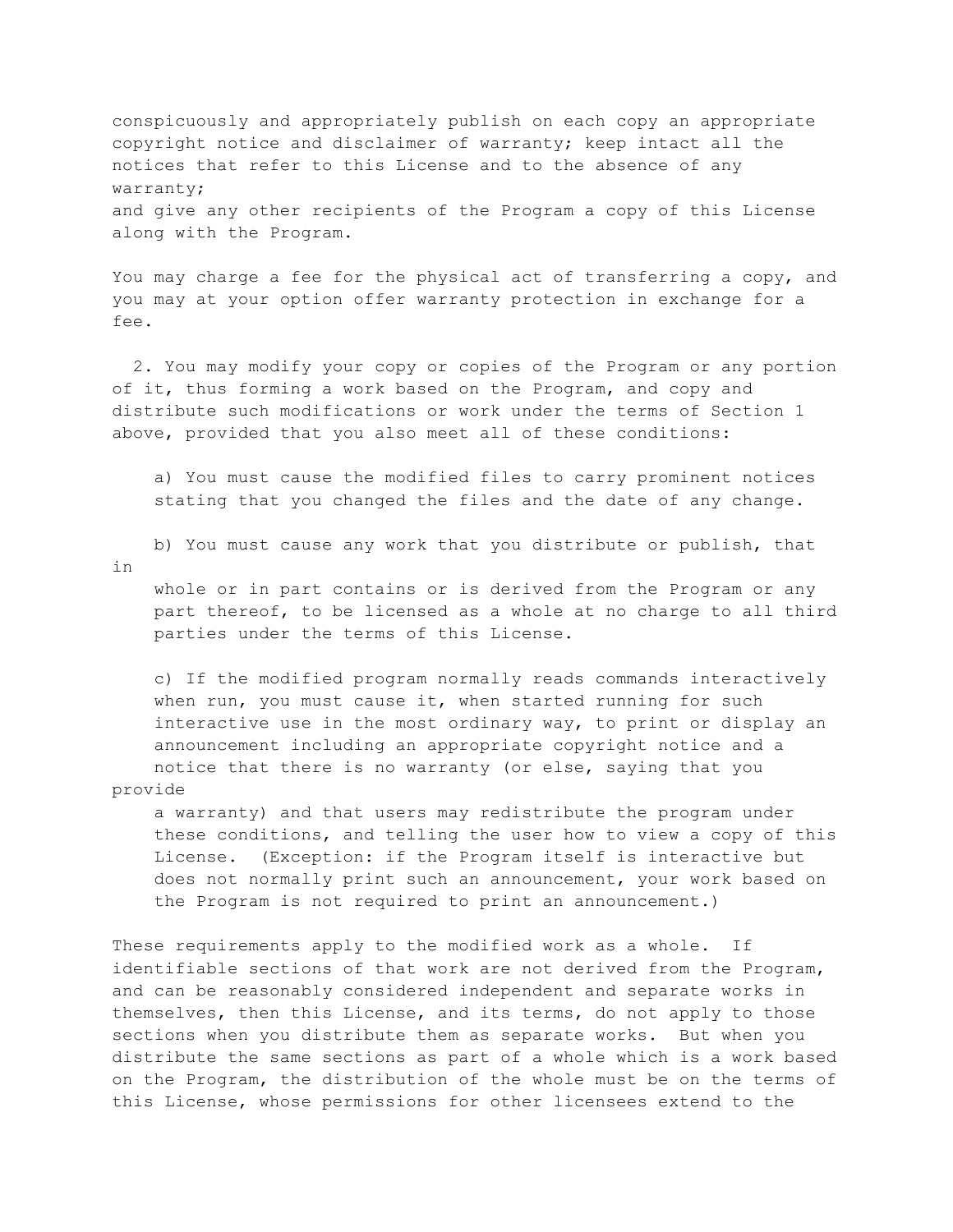conspicuously and appropriately publish on each copy an appropriate copyright notice and disclaimer of warranty; keep intact all the notices that refer to this License and to the absence of any warranty;
and give any other recipients of the Program a copy of this License along with the Program.

You may charge a fee for the physical act of transferring a copy, and you may at your option offer warranty protection in exchange for a fee.

2. You may modify your copy or copies of the Program or any portion of it, thus forming a work based on the Program, and copy and distribute such modifications or work under the terms of Section 1 above, provided that you also meet all of these conditions:

a) You must cause the modified files to carry prominent notices stating that you changed the files and the date of any change.

b) You must cause any work that you distribute or publish, that in whole or in part contains or is derived from the Program or any part thereof, to be licensed as a whole at no charge to all third parties under the terms of this License.

c) If the modified program normally reads commands interactively when run, you must cause it, when started running for such interactive use in the most ordinary way, to print or display an announcement including an appropriate copyright notice and a notice that there is no warranty (or else, saying that you provide a warranty) and that users may redistribute the program under these conditions, and telling the user how to view a copy of this License. (Exception: if the Program itself is interactive but does not normally print such an announcement, your work based on the Program is not required to print an announcement.)

These requirements apply to the modified work as a whole. If identifiable sections of that work are not derived from the Program, and can be reasonably considered independent and separate works in themselves, then this License, and its terms, do not apply to those sections when you distribute them as separate works. But when you distribute the same sections as part of a whole which is a work based on the Program, the distribution of the whole must be on the terms of this License, whose permissions for other licensees extend to the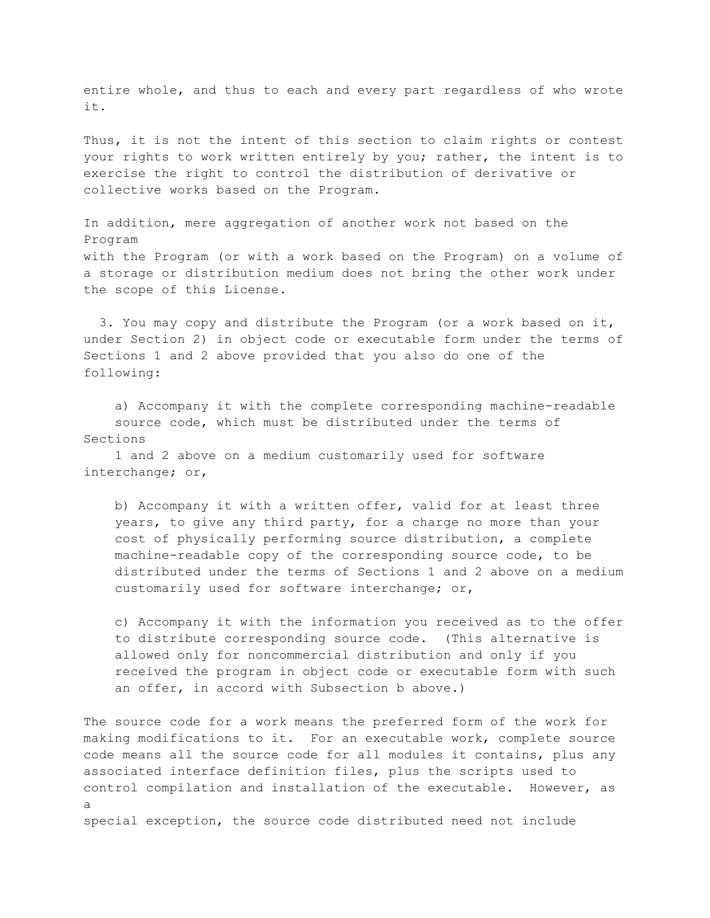entire whole, and thus to each and every part regardless of who wrote it.

Thus, it is not the intent of this section to claim rights or contest your rights to work written entirely by you; rather, the intent is to exercise the right to control the distribution of derivative or collective works based on the Program.

In addition, mere aggregation of another work not based on the Program with the Program (or with a work based on the Program) on a volume of a storage or distribution medium does not bring the other work under the scope of this License.

3. You may copy and distribute the Program (or a work based on it, under Section 2) in object code or executable form under the terms of Sections 1 and 2 above provided that you also do one of the following:

a) Accompany it with the complete corresponding machine-readable source code, which must be distributed under the terms of Sections 1 and 2 above on a medium customarily used for software interchange; or,

b) Accompany it with a written offer, valid for at least three years, to give any third party, for a charge no more than your cost of physically performing source distribution, a complete machine-readable copy of the corresponding source code, to be distributed under the terms of Sections 1 and 2 above on a medium customarily used for software interchange; or,

c) Accompany it with the information you received as to the offer to distribute corresponding source code. (This alternative is allowed only for noncommercial distribution and only if you received the program in object code or executable form with such an offer, in accord with Subsection b above.)

The source code for a work means the preferred form of the work for making modifications to it. For an executable work, complete source code means all the source code for all modules it contains, plus any associated interface definition files, plus the scripts used to control compilation and installation of the executable. However, as a special exception, the source code distributed need not include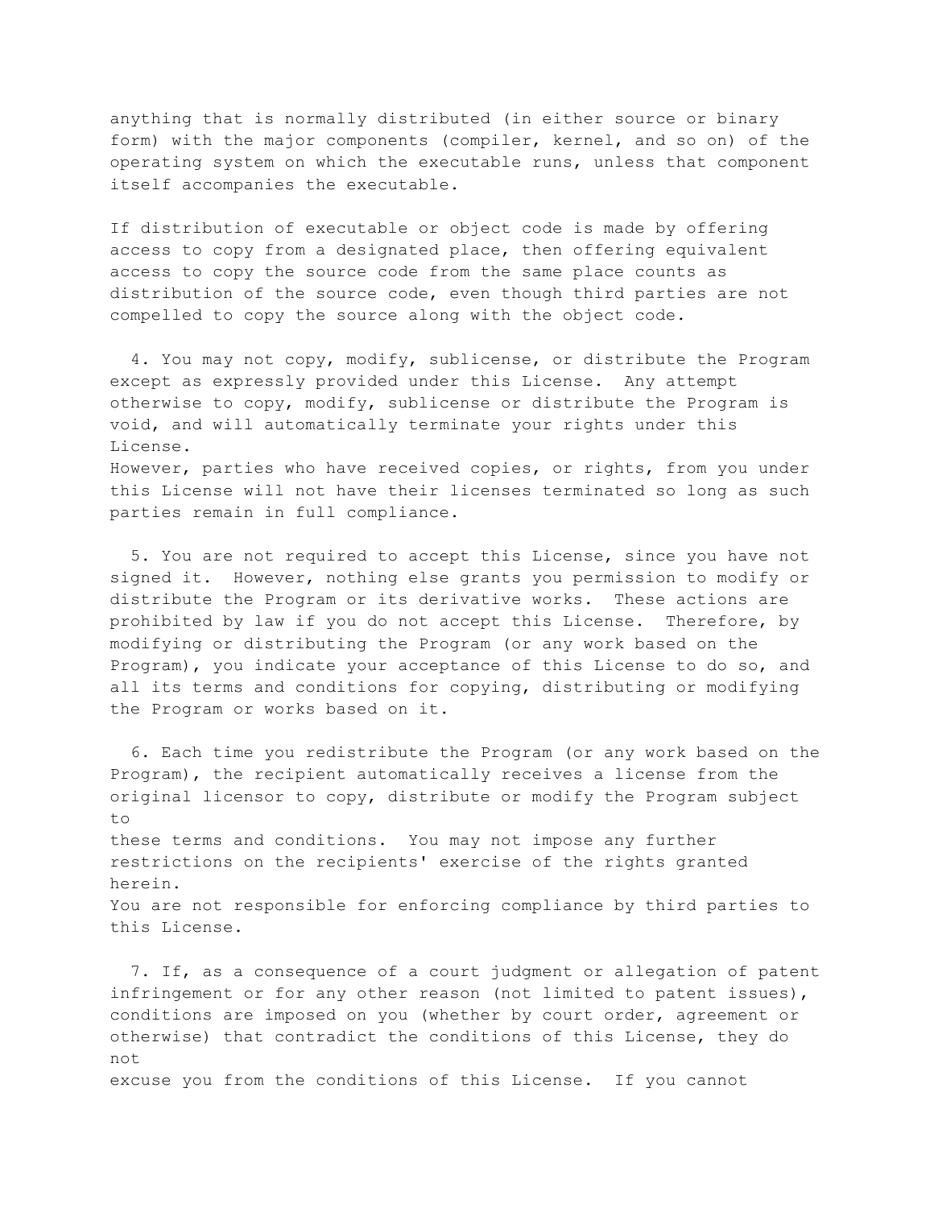anything that is normally distributed (in either source or binary form) with the major components (compiler, kernel, and so on) of the operating system on which the executable runs, unless that component itself accompanies the executable.

If distribution of executable or object code is made by offering access to copy from a designated place, then offering equivalent access to copy the source code from the same place counts as distribution of the source code, even though third parties are not compelled to copy the source along with the object code.

4. You may not copy, modify, sublicense, or distribute the Program except as expressly provided under this License. Any attempt otherwise to copy, modify, sublicense or distribute the Program is void, and will automatically terminate your rights under this License.
However, parties who have received copies, or rights, from you under this License will not have their licenses terminated so long as such parties remain in full compliance.

5. You are not required to accept this License, since you have not signed it. However, nothing else grants you permission to modify or distribute the Program or its derivative works. These actions are prohibited by law if you do not accept this License. Therefore, by modifying or distributing the Program (or any work based on the Program), you indicate your acceptance of this License to do so, and all its terms and conditions for copying, distributing or modifying the Program or works based on it.

6. Each time you redistribute the Program (or any work based on the Program), the recipient automatically receives a license from the original licensor to copy, distribute or modify the Program subject to
these terms and conditions. You may not impose any further restrictions on the recipients' exercise of the rights granted herein.
You are not responsible for enforcing compliance by third parties to this License.

7. If, as a consequence of a court judgment or allegation of patent infringement or for any other reason (not limited to patent issues), conditions are imposed on you (whether by court order, agreement or otherwise) that contradict the conditions of this License, they do not
excuse you from the conditions of this License. If you cannot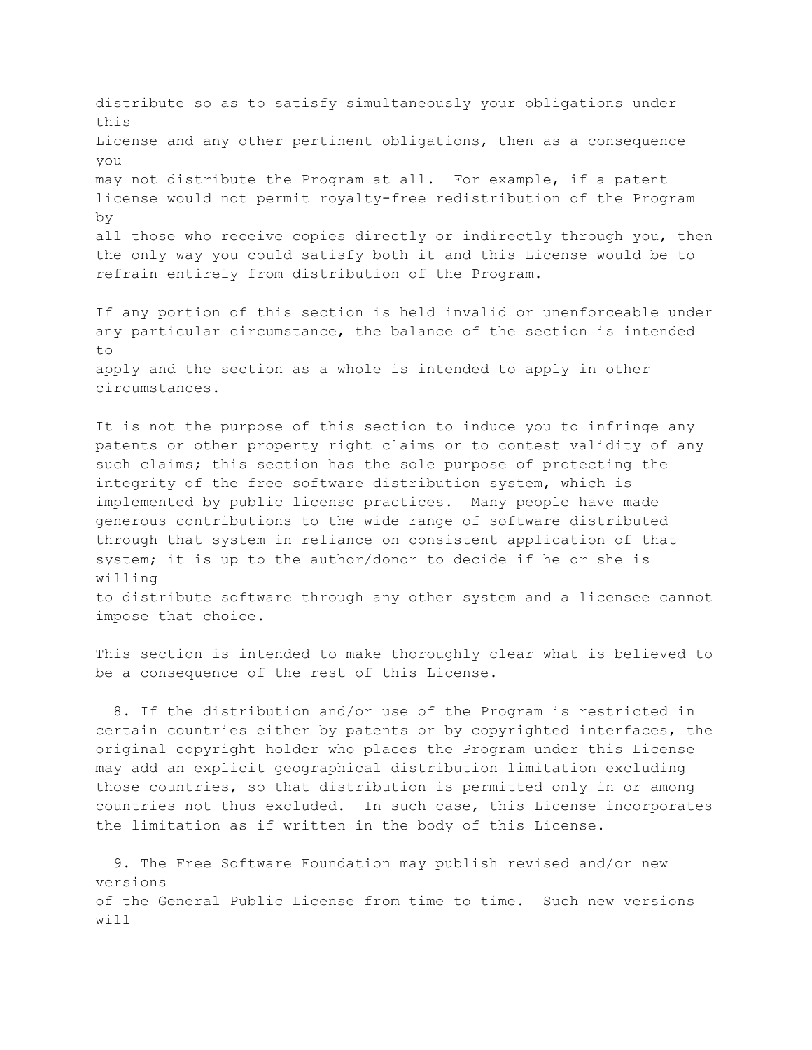distribute so as to satisfy simultaneously your obligations under this
License and any other pertinent obligations, then as a consequence you
may not distribute the Program at all.  For example, if a patent
license would not permit royalty-free redistribution of the Program by
all those who receive copies directly or indirectly through you, then
the only way you could satisfy both it and this License would be to
refrain entirely from distribution of the Program.

If any portion of this section is held invalid or unenforceable under
any particular circumstance, the balance of the section is intended to
apply and the section as a whole is intended to apply in other
circumstances.

It is not the purpose of this section to induce you to infringe any
patents or other property right claims or to contest validity of any
such claims; this section has the sole purpose of protecting the
integrity of the free software distribution system, which is
implemented by public license practices.  Many people have made
generous contributions to the wide range of software distributed
through that system in reliance on consistent application of that
system; it is up to the author/donor to decide if he or she is willing
to distribute software through any other system and a licensee cannot
impose that choice.

This section is intended to make thoroughly clear what is believed to
be a consequence of the rest of this License.

8. If the distribution and/or use of the Program is restricted in
certain countries either by patents or by copyrighted interfaces, the
original copyright holder who places the Program under this License
may add an explicit geographical distribution limitation excluding
those countries, so that distribution is permitted only in or among
countries not thus excluded.  In such case, this License incorporates
the limitation as if written in the body of this License.

9. The Free Software Foundation may publish revised and/or new versions
of the General Public License from time to time.  Such new versions will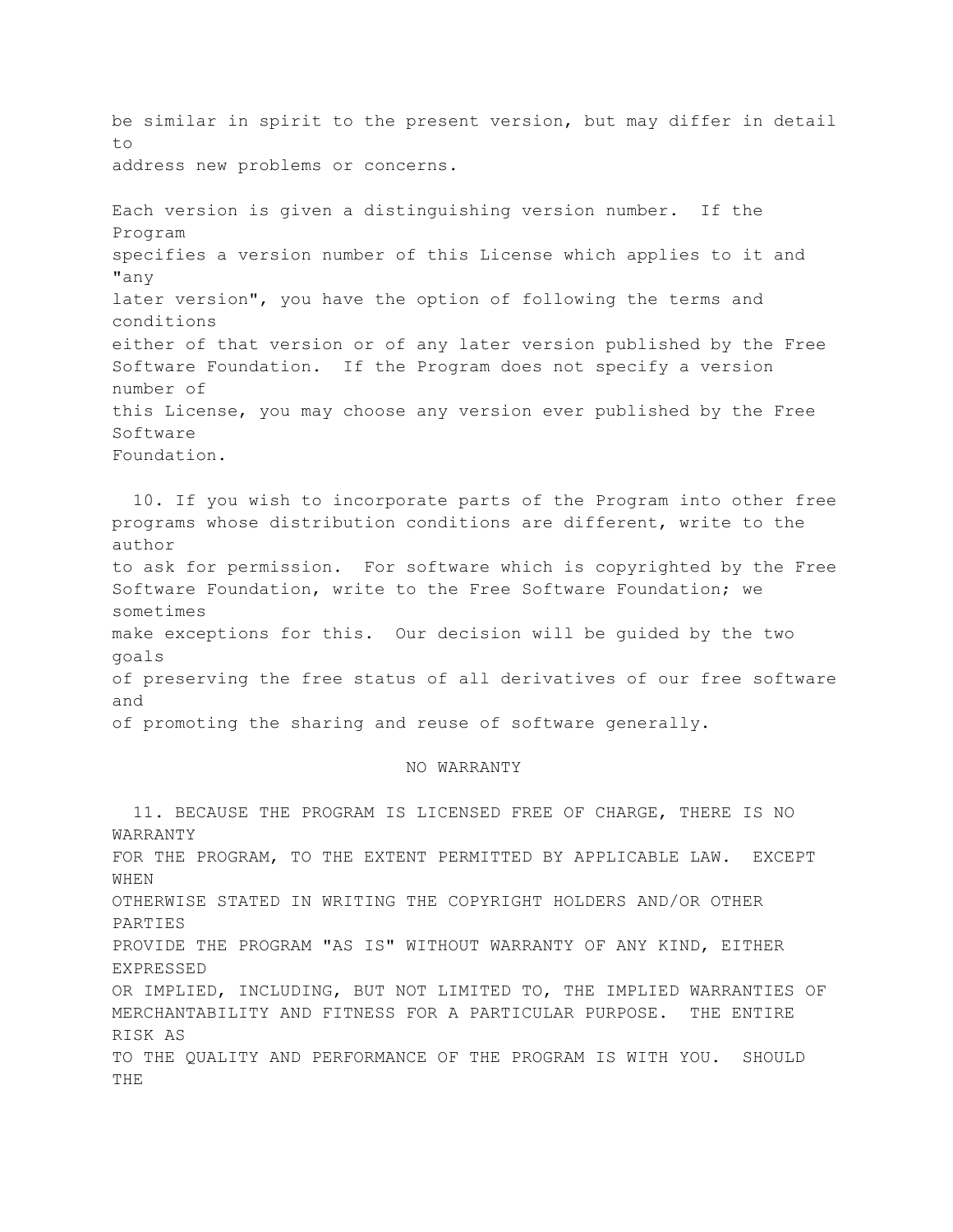be similar in spirit to the present version, but may differ in detail to address new problems or concerns.

Each version is given a distinguishing version number. If the Program specifies a version number of this License which applies to it and "any later version", you have the option of following the terms and conditions either of that version or of any later version published by the Free Software Foundation. If the Program does not specify a version number of this License, you may choose any version ever published by the Free Software Foundation.

10. If you wish to incorporate parts of the Program into other free programs whose distribution conditions are different, write to the author to ask for permission. For software which is copyrighted by the Free Software Foundation, write to the Free Software Foundation; we sometimes make exceptions for this. Our decision will be guided by the two goals of preserving the free status of all derivatives of our free software and of promoting the sharing and reuse of software generally.

NO WARRANTY

11. BECAUSE THE PROGRAM IS LICENSED FREE OF CHARGE, THERE IS NO WARRANTY FOR THE PROGRAM, TO THE EXTENT PERMITTED BY APPLICABLE LAW. EXCEPT WHEN OTHERWISE STATED IN WRITING THE COPYRIGHT HOLDERS AND/OR OTHER PARTIES PROVIDE THE PROGRAM "AS IS" WITHOUT WARRANTY OF ANY KIND, EITHER EXPRESSED OR IMPLIED, INCLUDING, BUT NOT LIMITED TO, THE IMPLIED WARRANTIES OF MERCHANTABILITY AND FITNESS FOR A PARTICULAR PURPOSE. THE ENTIRE RISK AS TO THE QUALITY AND PERFORMANCE OF THE PROGRAM IS WITH YOU. SHOULD THE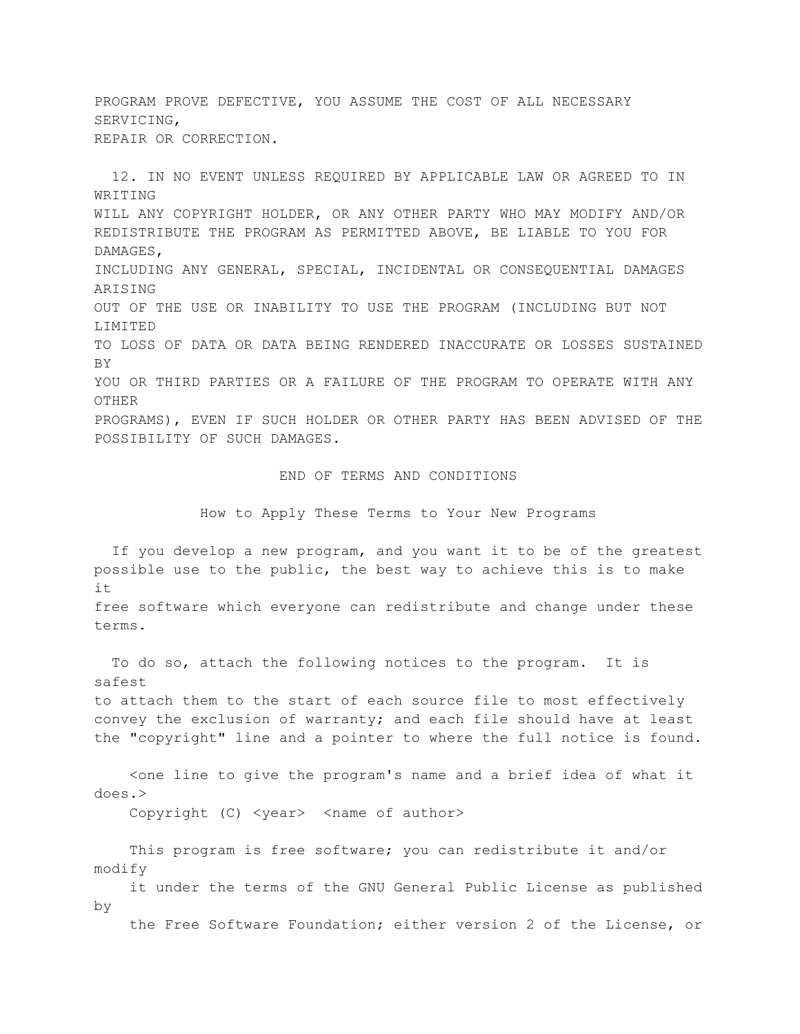PROGRAM PROVE DEFECTIVE, YOU ASSUME THE COST OF ALL NECESSARY SERVICING,
REPAIR OR CORRECTION.

12. IN NO EVENT UNLESS REQUIRED BY APPLICABLE LAW OR AGREED TO IN WRITING
WILL ANY COPYRIGHT HOLDER, OR ANY OTHER PARTY WHO MAY MODIFY AND/OR
REDISTRIBUTE THE PROGRAM AS PERMITTED ABOVE, BE LIABLE TO YOU FOR DAMAGES,
INCLUDING ANY GENERAL, SPECIAL, INCIDENTAL OR CONSEQUENTIAL DAMAGES ARISING
OUT OF THE USE OR INABILITY TO USE THE PROGRAM (INCLUDING BUT NOT LIMITED
TO LOSS OF DATA OR DATA BEING RENDERED INACCURATE OR LOSSES SUSTAINED BY
YOU OR THIRD PARTIES OR A FAILURE OF THE PROGRAM TO OPERATE WITH ANY OTHER
PROGRAMS), EVEN IF SUCH HOLDER OR OTHER PARTY HAS BEEN ADVISED OF THE
POSSIBILITY OF SUCH DAMAGES.

END OF TERMS AND CONDITIONS

How to Apply These Terms to Your New Programs

If you develop a new program, and you want it to be of the greatest
possible use to the public, the best way to achieve this is to make it
free software which everyone can redistribute and change under these terms.

To do so, attach the following notices to the program. It is safest
to attach them to the start of each source file to most effectively
convey the exclusion of warranty; and each file should have at least
the "copyright" line and a pointer to where the full notice is found.

```
    <one line to give the program's name and a brief idea of what it does.>
    Copyright (C) <year>  <name of author>

    This program is free software; you can redistribute it and/or modify
    it under the terms of the GNU General Public License as published by
    the Free Software Foundation; either version 2 of the License, or
```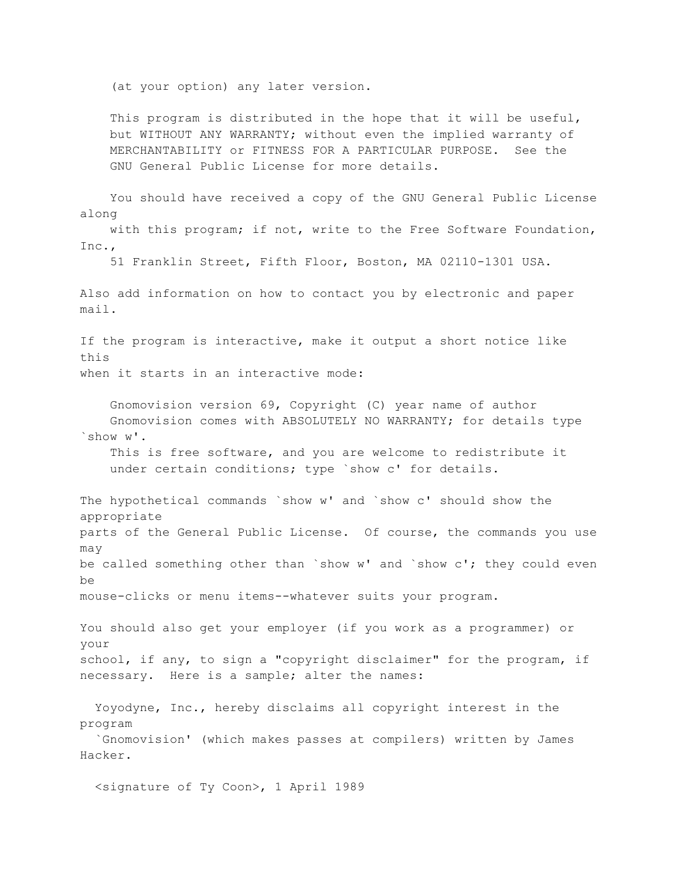(at your option) any later version.

    This program is distributed in the hope that it will be useful,
    but WITHOUT ANY WARRANTY; without even the implied warranty of
    MERCHANTABILITY or FITNESS FOR A PARTICULAR PURPOSE.  See the
    GNU General Public License for more details.

    You should have received a copy of the GNU General Public License along
    with this program; if not, write to the Free Software Foundation, Inc.,
    51 Franklin Street, Fifth Floor, Boston, MA 02110-1301 USA.

Also add information on how to contact you by electronic and paper mail.

If the program is interactive, make it output a short notice like this when it starts in an interactive mode:

```
    Gnomovision version 69, Copyright (C) year name of author
    Gnomovision comes with ABSOLUTELY NO WARRANTY; for details type `show w'.
    This is free software, and you are welcome to redistribute it
    under certain conditions; type `show c' for details.
```

The hypothetical commands `show w' and `show c' should show the appropriate parts of the General Public License. Of course, the commands you use may be called something other than `show w' and `show c'; they could even be mouse-clicks or menu items--whatever suits your program.

You should also get your employer (if you work as a programmer) or your school, if any, to sign a "copyright disclaimer" for the program, if necessary. Here is a sample; alter the names:

```
  Yoyodyne, Inc., hereby disclaims all copyright interest in the program
  `Gnomovision' (which makes passes at compilers) written by James Hacker.

  <signature of Ty Coon>, 1 April 1989
```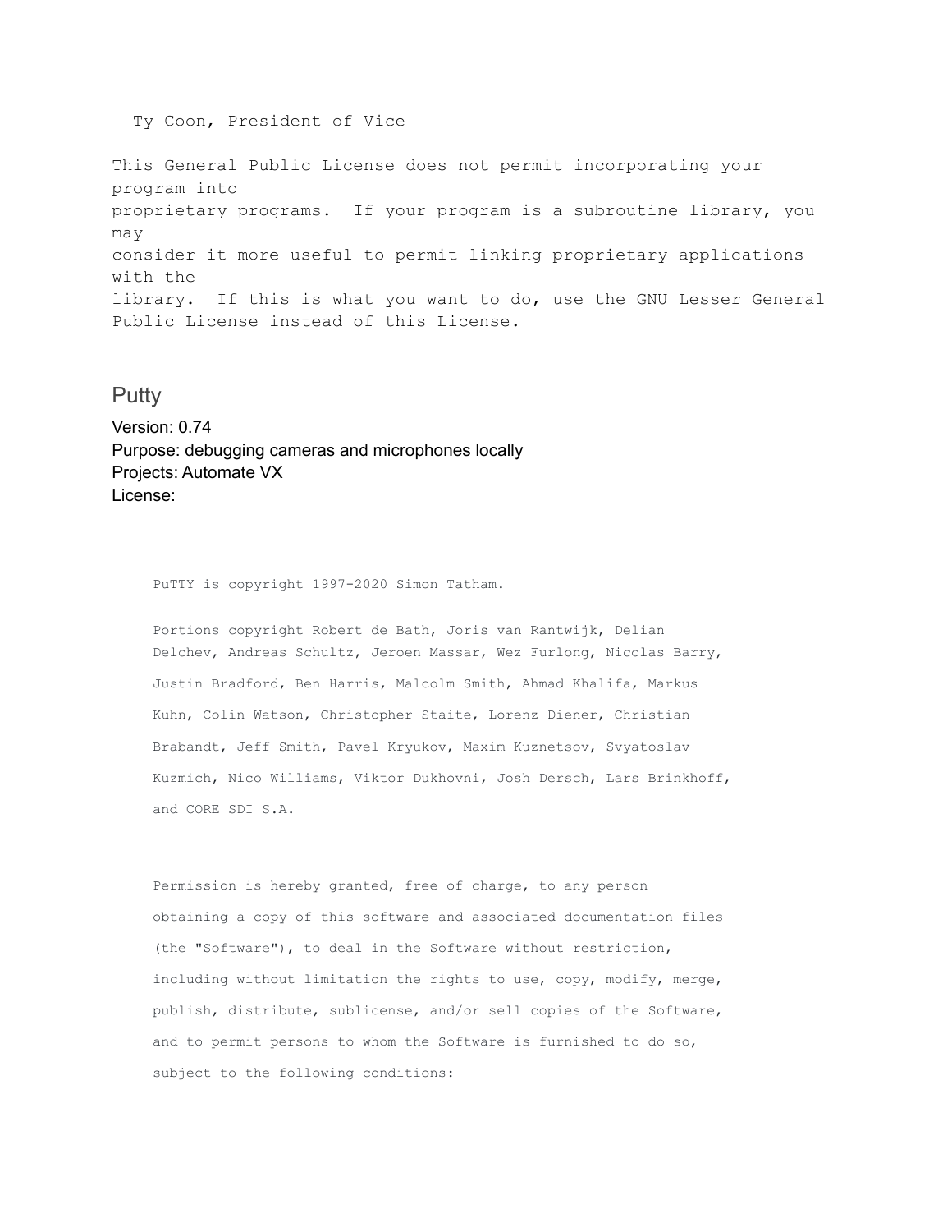```
  Ty Coon, President of Vice

This General Public License does not permit incorporating your
program into
proprietary programs.  If your program is a subroutine library, you
may
consider it more useful to permit linking proprietary applications
with the
library.  If this is what you want to do, use the GNU Lesser General
Public License instead of this License.
```

## Putty

Version: 0.74
Purpose: debugging cameras and microphones locally
Projects: Automate VX
License:

```
PuTTY is copyright 1997-2020 Simon Tatham.

Portions copyright Robert de Bath, Joris van Rantwijk, Delian
Delchev, Andreas Schultz, Jeroen Massar, Wez Furlong, Nicolas Barry,
Justin Bradford, Ben Harris, Malcolm Smith, Ahmad Khalifa, Markus
Kuhn, Colin Watson, Christopher Staite, Lorenz Diener, Christian
Brabandt, Jeff Smith, Pavel Kryukov, Maxim Kuznetsov, Svyatoslav
Kuzmich, Nico Williams, Viktor Dukhovni, Josh Dersch, Lars Brinkhoff,
and CORE SDI S.A.

Permission is hereby granted, free of charge, to any person
obtaining a copy of this software and associated documentation files
(the "Software"), to deal in the Software without restriction,
including without limitation the rights to use, copy, modify, merge,
publish, distribute, sublicense, and/or sell copies of the Software,
and to permit persons to whom the Software is furnished to do so,
subject to the following conditions:
```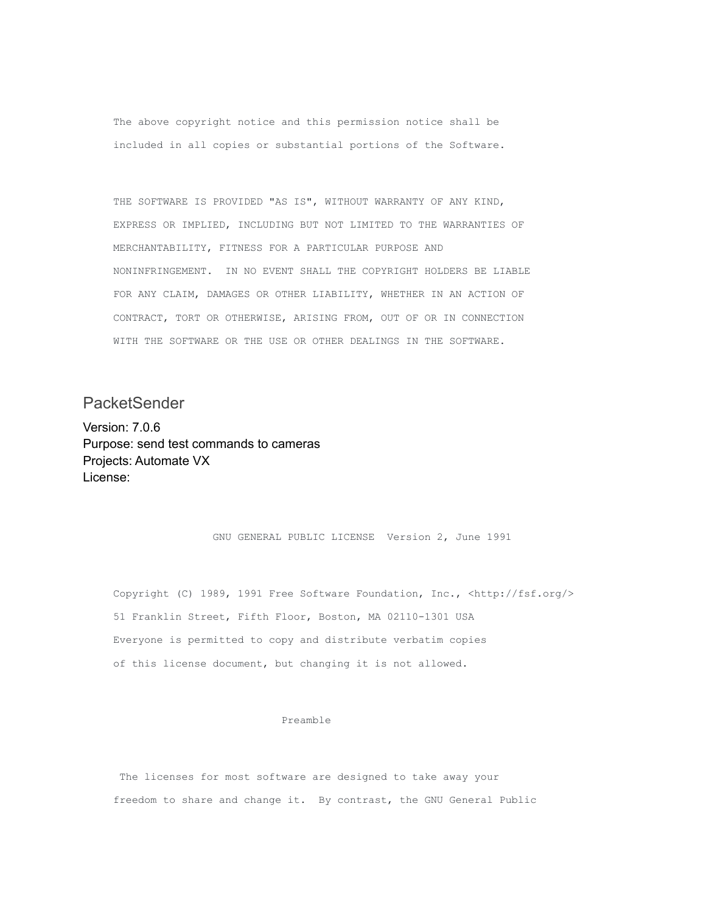```
The above copyright notice and this permission notice shall be
included in all copies or substantial portions of the Software.

THE SOFTWARE IS PROVIDED "AS IS", WITHOUT WARRANTY OF ANY KIND,
EXPRESS OR IMPLIED, INCLUDING BUT NOT LIMITED TO THE WARRANTIES OF
MERCHANTABILITY, FITNESS FOR A PARTICULAR PURPOSE AND
NONINFRINGEMENT.  IN NO EVENT SHALL THE COPYRIGHT HOLDERS BE LIABLE
FOR ANY CLAIM, DAMAGES OR OTHER LIABILITY, WHETHER IN AN ACTION OF
CONTRACT, TORT OR OTHERWISE, ARISING FROM, OUT OF OR IN CONNECTION
WITH THE SOFTWARE OR THE USE OR OTHER DEALINGS IN THE SOFTWARE.
```

## PacketSender

Version: 7.0.6
Purpose: send test commands to cameras
Projects: Automate VX
License:

```
                GNU GENERAL PUBLIC LICENSE  Version 2, June 1991

Copyright (C) 1989, 1991 Free Software Foundation, Inc., <http://fsf.org/>
51 Franklin Street, Fifth Floor, Boston, MA 02110-1301 USA
Everyone is permitted to copy and distribute verbatim copies
of this license document, but changing it is not allowed.

                           Preamble

 The licenses for most software are designed to take away your
freedom to share and change it.  By contrast, the GNU General Public
```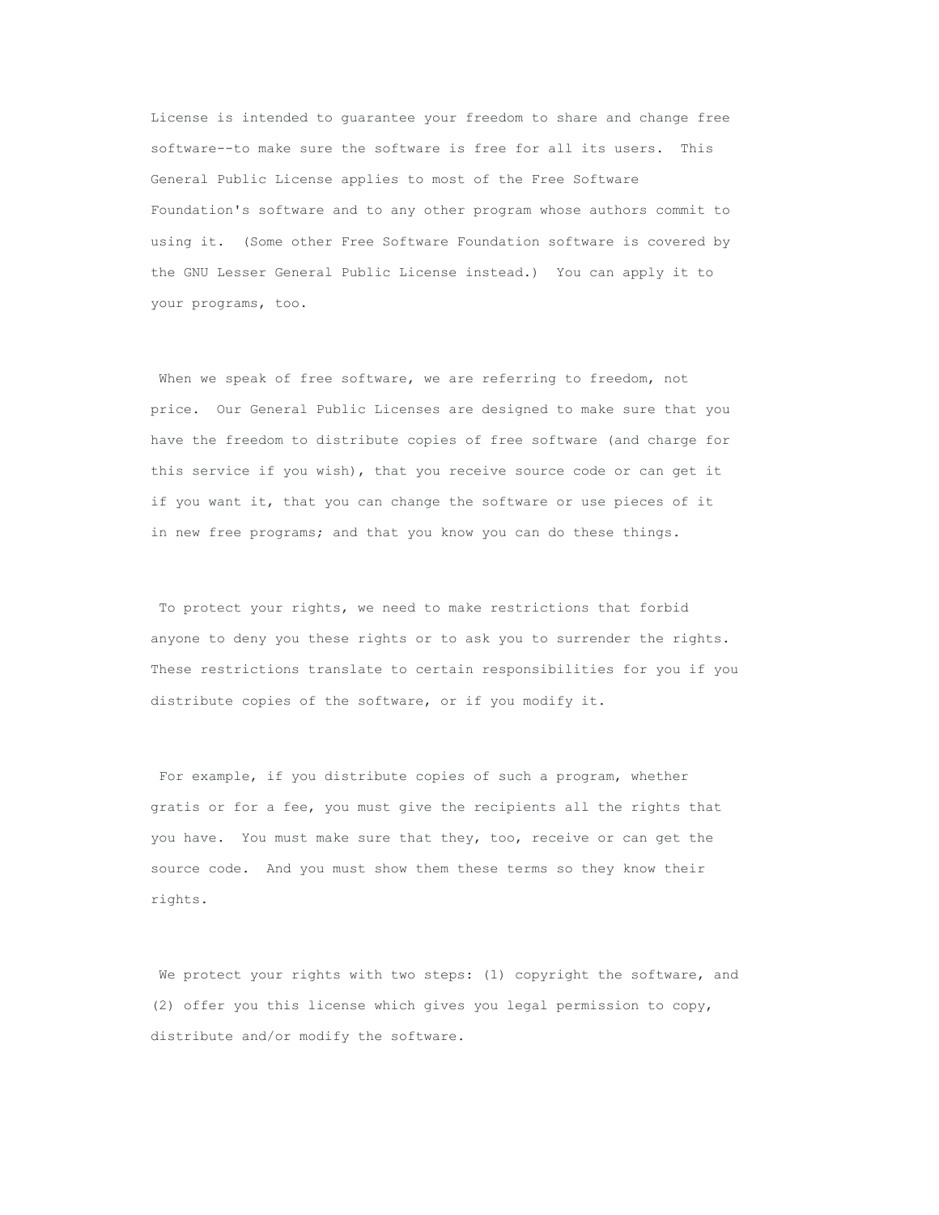License is intended to guarantee your freedom to share and change free software--to make sure the software is free for all its users. This General Public License applies to most of the Free Software Foundation's software and to any other program whose authors commit to using it. (Some other Free Software Foundation software is covered by the GNU Lesser General Public License instead.) You can apply it to your programs, too.

When we speak of free software, we are referring to freedom, not price. Our General Public Licenses are designed to make sure that you have the freedom to distribute copies of free software (and charge for this service if you wish), that you receive source code or can get it if you want it, that you can change the software or use pieces of it in new free programs; and that you know you can do these things.

To protect your rights, we need to make restrictions that forbid anyone to deny you these rights or to ask you to surrender the rights. These restrictions translate to certain responsibilities for you if you distribute copies of the software, or if you modify it.

For example, if you distribute copies of such a program, whether gratis or for a fee, you must give the recipients all the rights that you have. You must make sure that they, too, receive or can get the source code. And you must show them these terms so they know their rights.

We protect your rights with two steps: (1) copyright the software, and (2) offer you this license which gives you legal permission to copy, distribute and/or modify the software.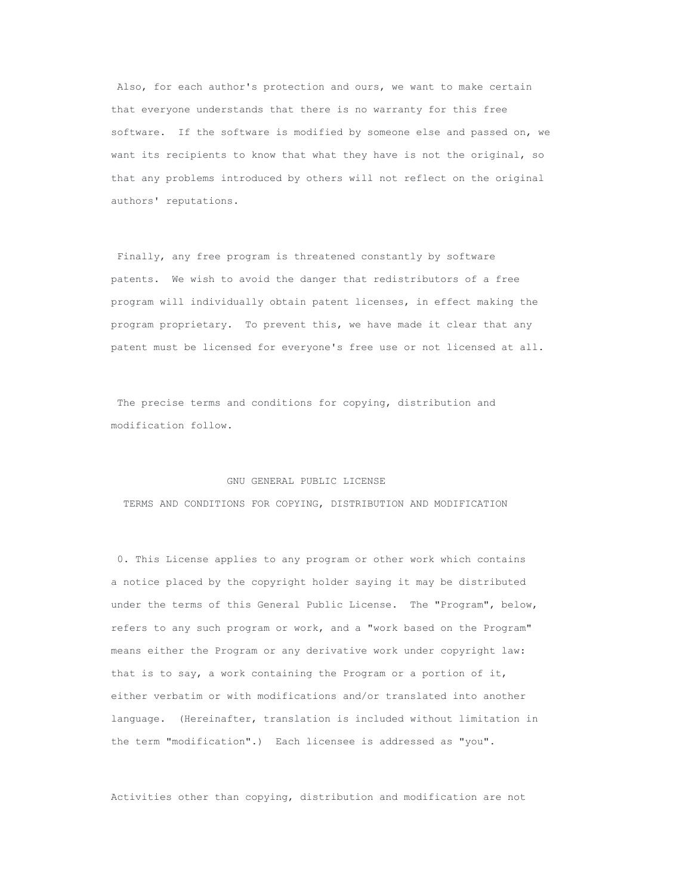Also, for each author's protection and ours, we want to make certain that everyone understands that there is no warranty for this free software. If the software is modified by someone else and passed on, we want its recipients to know that what they have is not the original, so that any problems introduced by others will not reflect on the original authors' reputations.

Finally, any free program is threatened constantly by software patents. We wish to avoid the danger that redistributors of a free program will individually obtain patent licenses, in effect making the program proprietary. To prevent this, we have made it clear that any patent must be licensed for everyone's free use or not licensed at all.

The precise terms and conditions for copying, distribution and modification follow.

GNU GENERAL PUBLIC LICENSE

TERMS AND CONDITIONS FOR COPYING, DISTRIBUTION AND MODIFICATION

0. This License applies to any program or other work which contains a notice placed by the copyright holder saying it may be distributed under the terms of this General Public License. The "Program", below, refers to any such program or work, and a "work based on the Program" means either the Program or any derivative work under copyright law: that is to say, a work containing the Program or a portion of it, either verbatim or with modifications and/or translated into another language. (Hereinafter, translation is included without limitation in the term "modification".) Each licensee is addressed as "you".

Activities other than copying, distribution and modification are not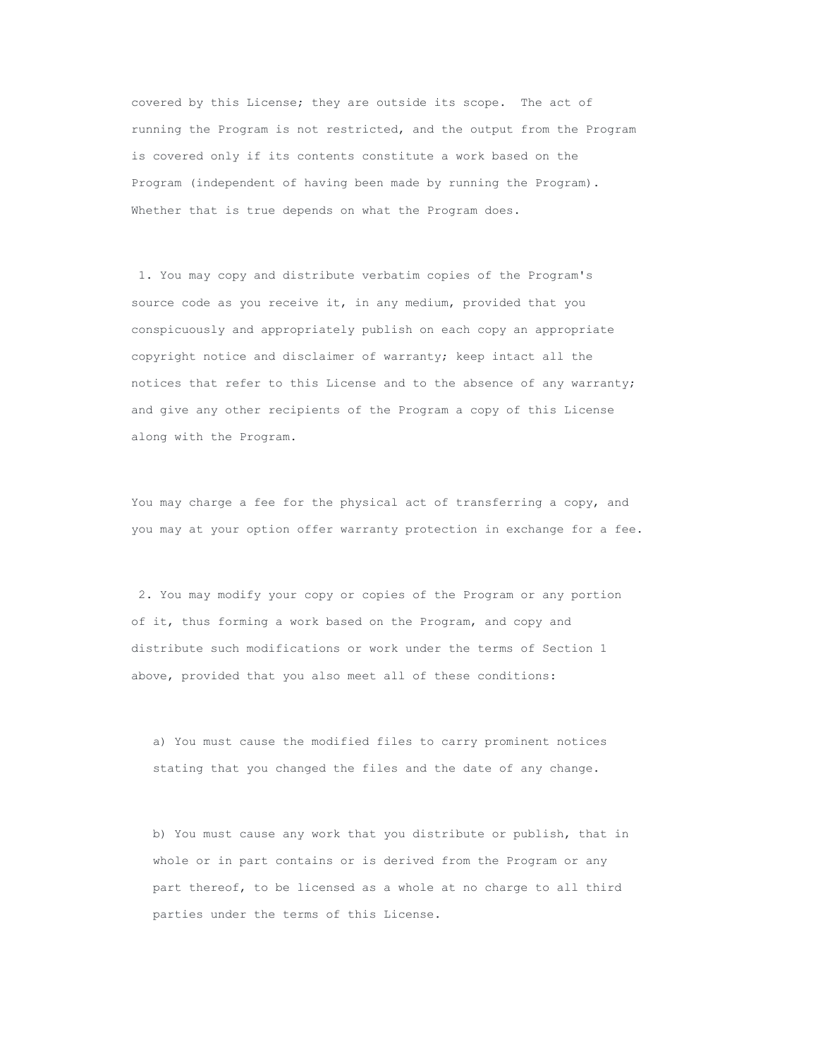covered by this License; they are outside its scope. The act of running the Program is not restricted, and the output from the Program is covered only if its contents constitute a work based on the Program (independent of having been made by running the Program). Whether that is true depends on what the Program does.

1. You may copy and distribute verbatim copies of the Program's source code as you receive it, in any medium, provided that you conspicuously and appropriately publish on each copy an appropriate copyright notice and disclaimer of warranty; keep intact all the notices that refer to this License and to the absence of any warranty; and give any other recipients of the Program a copy of this License along with the Program.

You may charge a fee for the physical act of transferring a copy, and you may at your option offer warranty protection in exchange for a fee.

2. You may modify your copy or copies of the Program or any portion of it, thus forming a work based on the Program, and copy and distribute such modifications or work under the terms of Section 1 above, provided that you also meet all of these conditions:

a) You must cause the modified files to carry prominent notices stating that you changed the files and the date of any change.

b) You must cause any work that you distribute or publish, that in whole or in part contains or is derived from the Program or any part thereof, to be licensed as a whole at no charge to all third parties under the terms of this License.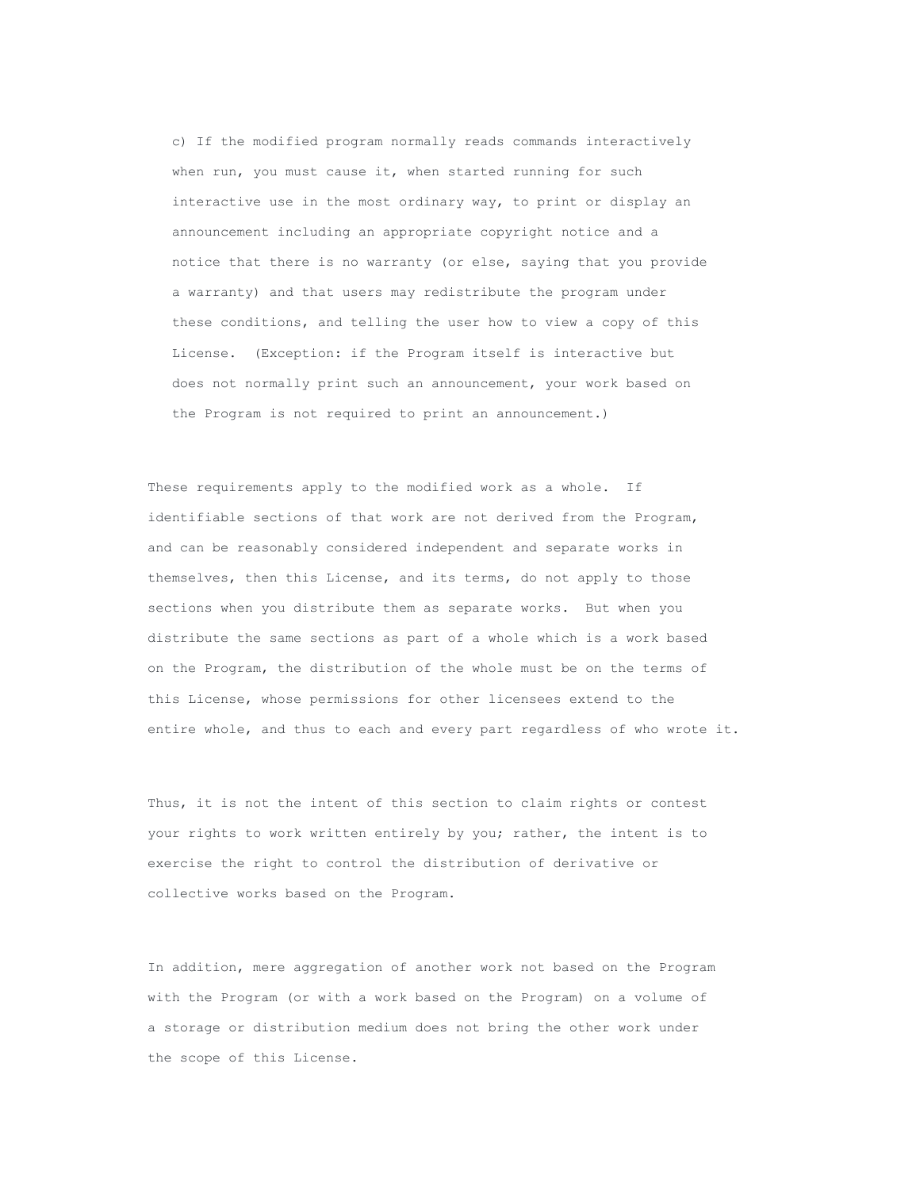c) If the modified program normally reads commands interactively when run, you must cause it, when started running for such interactive use in the most ordinary way, to print or display an announcement including an appropriate copyright notice and a notice that there is no warranty (or else, saying that you provide a warranty) and that users may redistribute the program under these conditions, and telling the user how to view a copy of this License. (Exception: if the Program itself is interactive but does not normally print such an announcement, your work based on the Program is not required to print an announcement.)

These requirements apply to the modified work as a whole. If identifiable sections of that work are not derived from the Program, and can be reasonably considered independent and separate works in themselves, then this License, and its terms, do not apply to those sections when you distribute them as separate works. But when you distribute the same sections as part of a whole which is a work based on the Program, the distribution of the whole must be on the terms of this License, whose permissions for other licensees extend to the entire whole, and thus to each and every part regardless of who wrote it.

Thus, it is not the intent of this section to claim rights or contest your rights to work written entirely by you; rather, the intent is to exercise the right to control the distribution of derivative or collective works based on the Program.

In addition, mere aggregation of another work not based on the Program with the Program (or with a work based on the Program) on a volume of a storage or distribution medium does not bring the other work under the scope of this License.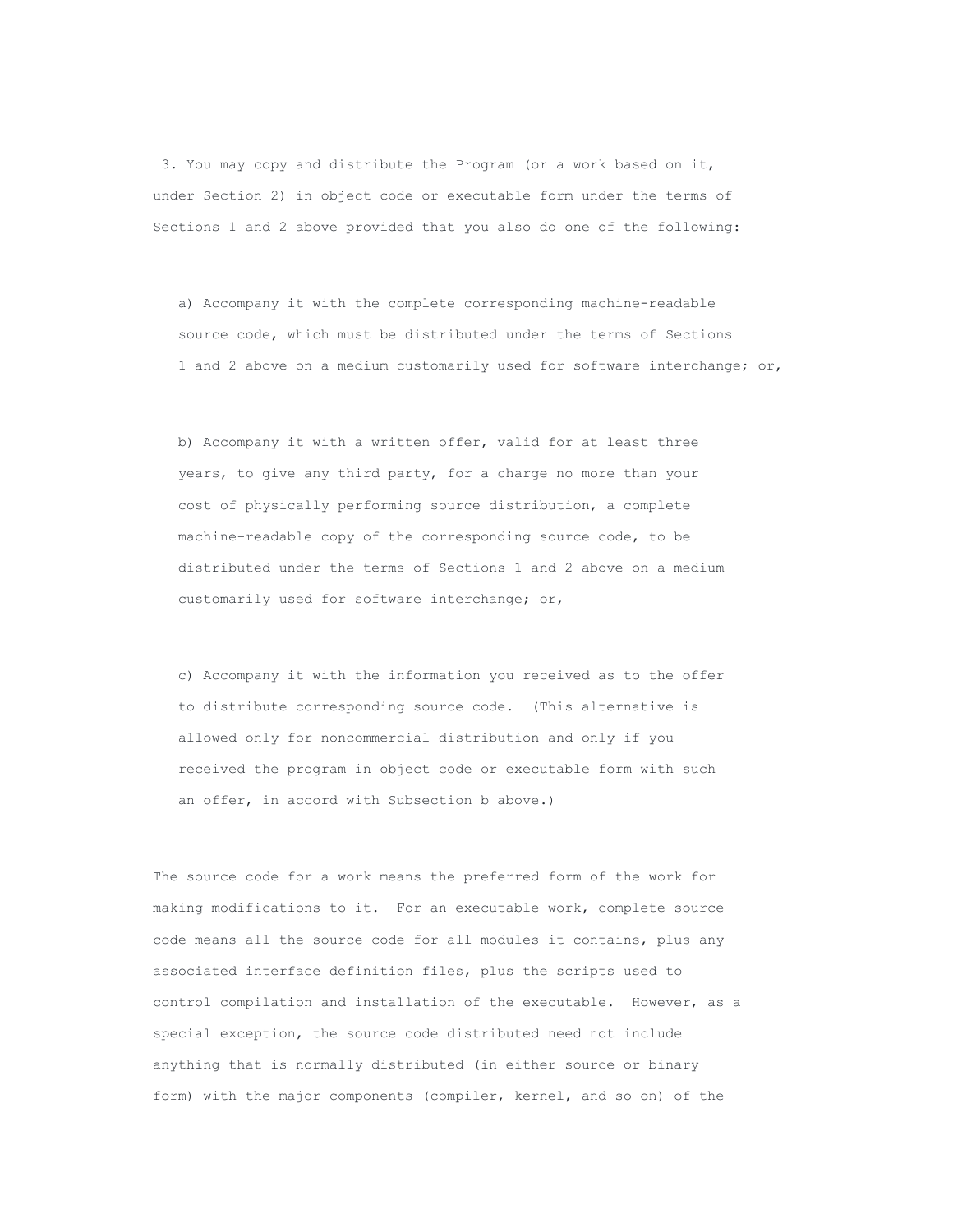3. You may copy and distribute the Program (or a work based on it, under Section 2) in object code or executable form under the terms of Sections 1 and 2 above provided that you also do one of the following:

a) Accompany it with the complete corresponding machine-readable source code, which must be distributed under the terms of Sections 1 and 2 above on a medium customarily used for software interchange; or,

b) Accompany it with a written offer, valid for at least three years, to give any third party, for a charge no more than your cost of physically performing source distribution, a complete machine-readable copy of the corresponding source code, to be distributed under the terms of Sections 1 and 2 above on a medium customarily used for software interchange; or,

c) Accompany it with the information you received as to the offer to distribute corresponding source code. (This alternative is allowed only for noncommercial distribution and only if you received the program in object code or executable form with such an offer, in accord with Subsection b above.)

The source code for a work means the preferred form of the work for making modifications to it. For an executable work, complete source code means all the source code for all modules it contains, plus any associated interface definition files, plus the scripts used to control compilation and installation of the executable. However, as a special exception, the source code distributed need not include anything that is normally distributed (in either source or binary form) with the major components (compiler, kernel, and so on) of the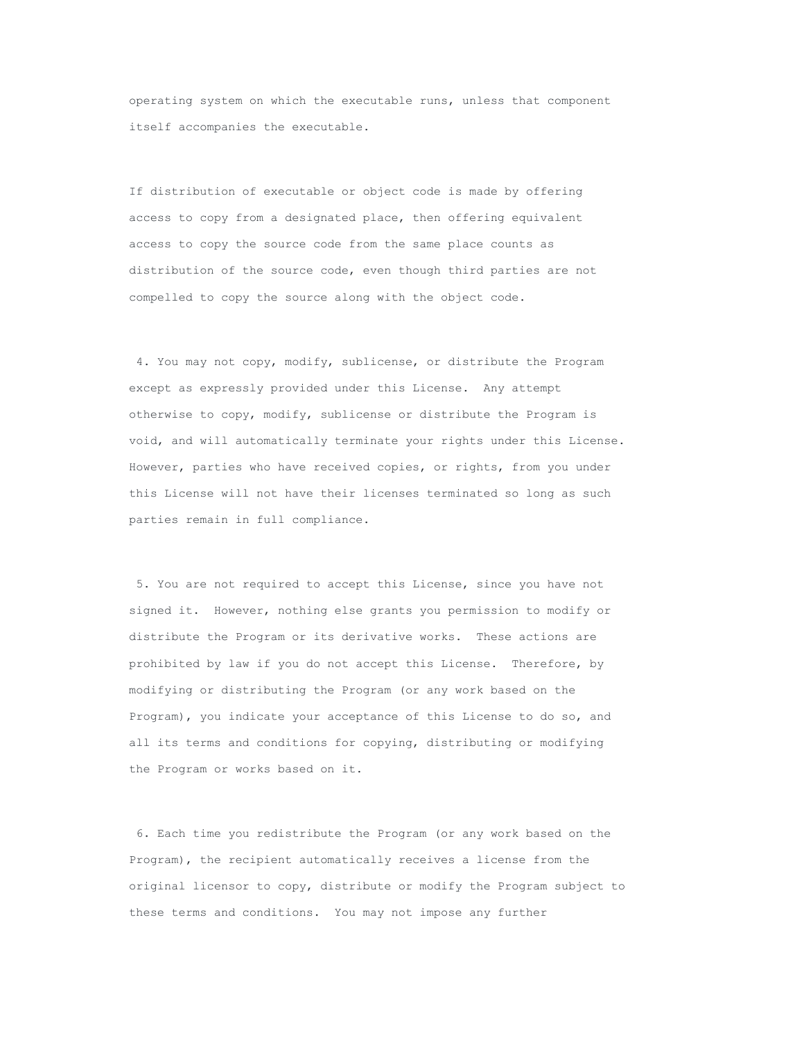operating system on which the executable runs, unless that component itself accompanies the executable.

If distribution of executable or object code is made by offering access to copy from a designated place, then offering equivalent access to copy the source code from the same place counts as distribution of the source code, even though third parties are not compelled to copy the source along with the object code.

4. You may not copy, modify, sublicense, or distribute the Program except as expressly provided under this License. Any attempt otherwise to copy, modify, sublicense or distribute the Program is void, and will automatically terminate your rights under this License. However, parties who have received copies, or rights, from you under this License will not have their licenses terminated so long as such parties remain in full compliance.

5. You are not required to accept this License, since you have not signed it. However, nothing else grants you permission to modify or distribute the Program or its derivative works. These actions are prohibited by law if you do not accept this License. Therefore, by modifying or distributing the Program (or any work based on the Program), you indicate your acceptance of this License to do so, and all its terms and conditions for copying, distributing or modifying the Program or works based on it.

6. Each time you redistribute the Program (or any work based on the Program), the recipient automatically receives a license from the original licensor to copy, distribute or modify the Program subject to these terms and conditions. You may not impose any further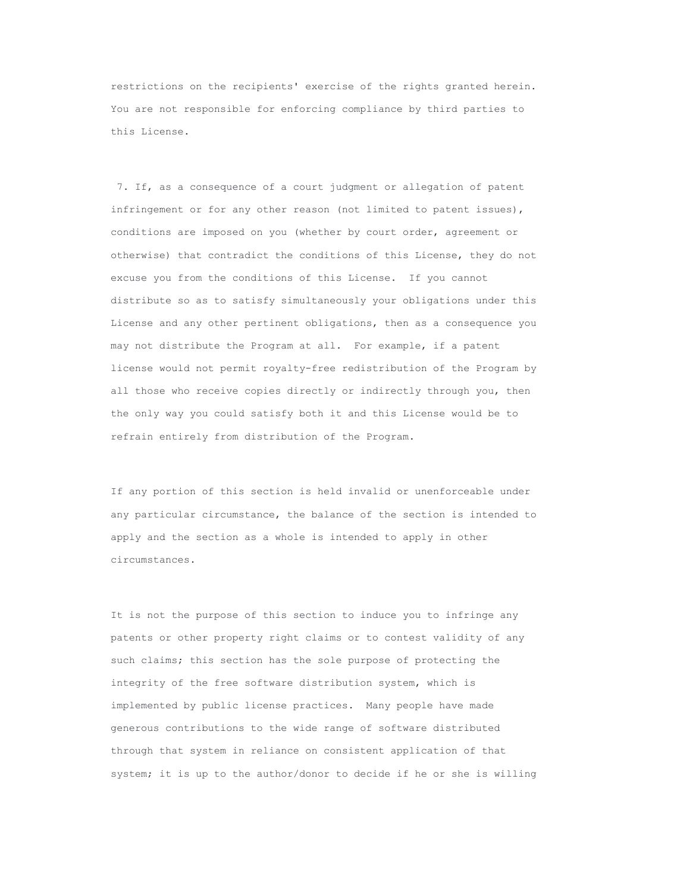restrictions on the recipients' exercise of the rights granted herein. You are not responsible for enforcing compliance by third parties to this License.

7. If, as a consequence of a court judgment or allegation of patent infringement or for any other reason (not limited to patent issues), conditions are imposed on you (whether by court order, agreement or otherwise) that contradict the conditions of this License, they do not excuse you from the conditions of this License. If you cannot distribute so as to satisfy simultaneously your obligations under this License and any other pertinent obligations, then as a consequence you may not distribute the Program at all. For example, if a patent license would not permit royalty-free redistribution of the Program by all those who receive copies directly or indirectly through you, then the only way you could satisfy both it and this License would be to refrain entirely from distribution of the Program.

If any portion of this section is held invalid or unenforceable under any particular circumstance, the balance of the section is intended to apply and the section as a whole is intended to apply in other circumstances.

It is not the purpose of this section to induce you to infringe any patents or other property right claims or to contest validity of any such claims; this section has the sole purpose of protecting the integrity of the free software distribution system, which is implemented by public license practices. Many people have made generous contributions to the wide range of software distributed through that system in reliance on consistent application of that system; it is up to the author/donor to decide if he or she is willing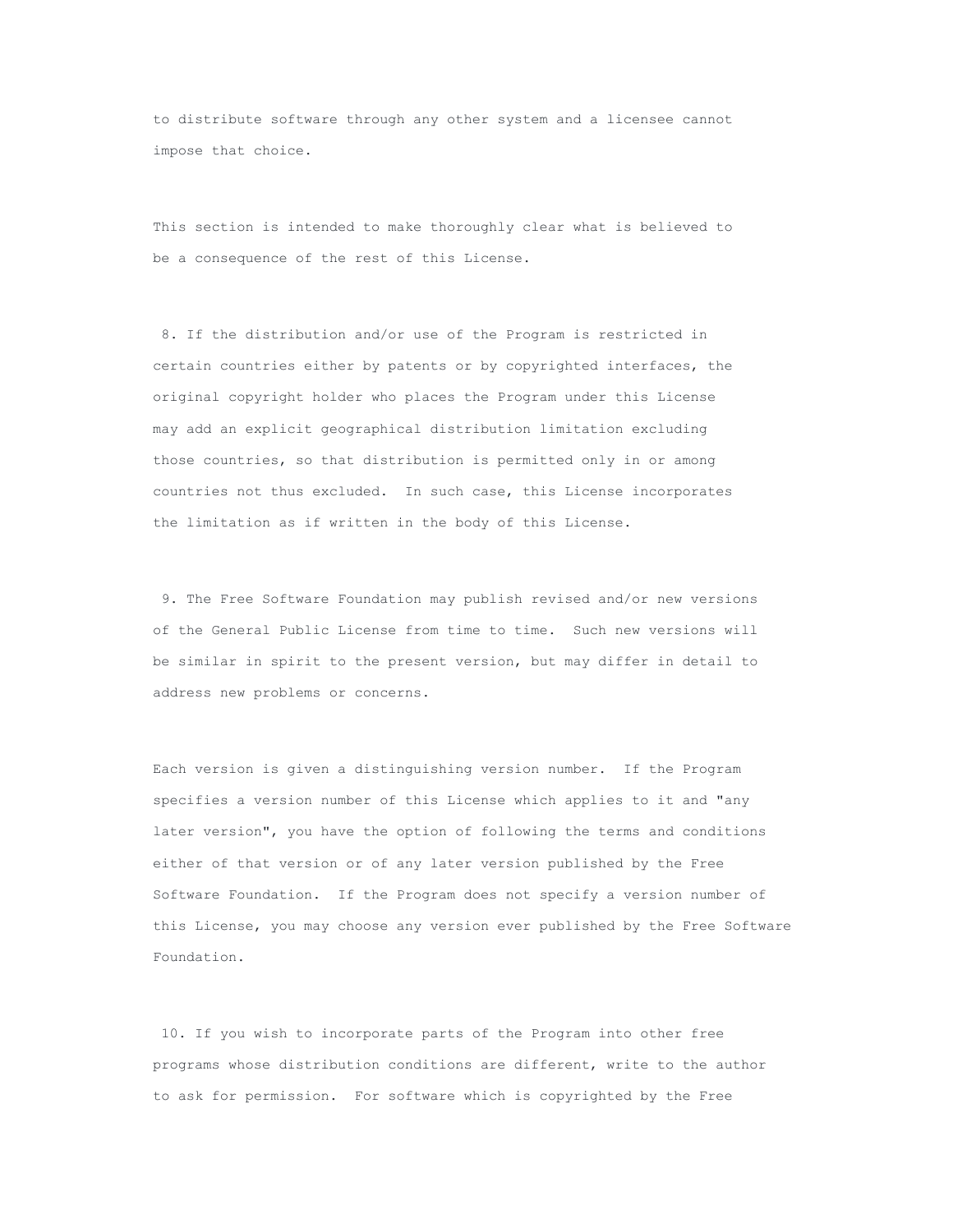to distribute software through any other system and a licensee cannot impose that choice.

This section is intended to make thoroughly clear what is believed to be a consequence of the rest of this License.

8. If the distribution and/or use of the Program is restricted in certain countries either by patents or by copyrighted interfaces, the original copyright holder who places the Program under this License may add an explicit geographical distribution limitation excluding those countries, so that distribution is permitted only in or among countries not thus excluded. In such case, this License incorporates the limitation as if written in the body of this License.

9. The Free Software Foundation may publish revised and/or new versions of the General Public License from time to time. Such new versions will be similar in spirit to the present version, but may differ in detail to address new problems or concerns.

Each version is given a distinguishing version number. If the Program specifies a version number of this License which applies to it and "any later version", you have the option of following the terms and conditions either of that version or of any later version published by the Free Software Foundation. If the Program does not specify a version number of this License, you may choose any version ever published by the Free Software Foundation.

10. If you wish to incorporate parts of the Program into other free programs whose distribution conditions are different, write to the author to ask for permission. For software which is copyrighted by the Free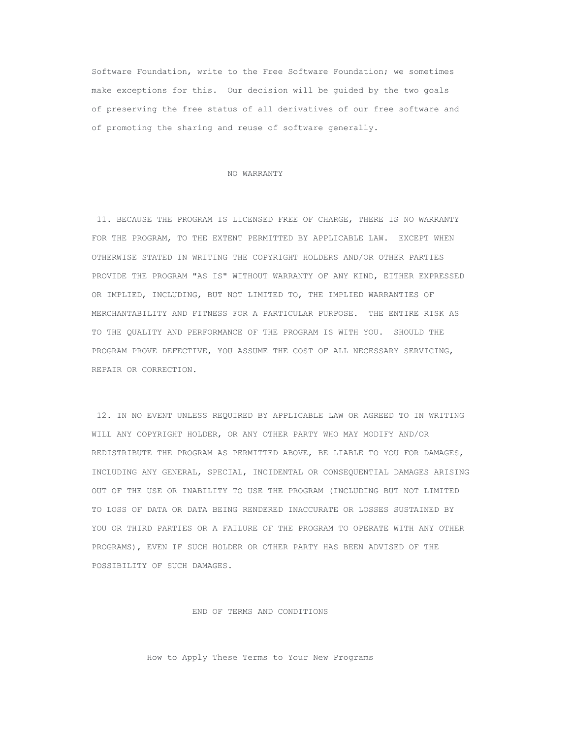Software Foundation, write to the Free Software Foundation; we sometimes make exceptions for this. Our decision will be guided by the two goals of preserving the free status of all derivatives of our free software and of promoting the sharing and reuse of software generally.

## NO WARRANTY

11. BECAUSE THE PROGRAM IS LICENSED FREE OF CHARGE, THERE IS NO WARRANTY FOR THE PROGRAM, TO THE EXTENT PERMITTED BY APPLICABLE LAW. EXCEPT WHEN OTHERWISE STATED IN WRITING THE COPYRIGHT HOLDERS AND/OR OTHER PARTIES PROVIDE THE PROGRAM "AS IS" WITHOUT WARRANTY OF ANY KIND, EITHER EXPRESSED OR IMPLIED, INCLUDING, BUT NOT LIMITED TO, THE IMPLIED WARRANTIES OF MERCHANTABILITY AND FITNESS FOR A PARTICULAR PURPOSE. THE ENTIRE RISK AS TO THE QUALITY AND PERFORMANCE OF THE PROGRAM IS WITH YOU. SHOULD THE PROGRAM PROVE DEFECTIVE, YOU ASSUME THE COST OF ALL NECESSARY SERVICING, REPAIR OR CORRECTION.

12. IN NO EVENT UNLESS REQUIRED BY APPLICABLE LAW OR AGREED TO IN WRITING WILL ANY COPYRIGHT HOLDER, OR ANY OTHER PARTY WHO MAY MODIFY AND/OR REDISTRIBUTE THE PROGRAM AS PERMITTED ABOVE, BE LIABLE TO YOU FOR DAMAGES, INCLUDING ANY GENERAL, SPECIAL, INCIDENTAL OR CONSEQUENTIAL DAMAGES ARISING OUT OF THE USE OR INABILITY TO USE THE PROGRAM (INCLUDING BUT NOT LIMITED TO LOSS OF DATA OR DATA BEING RENDERED INACCURATE OR LOSSES SUSTAINED BY YOU OR THIRD PARTIES OR A FAILURE OF THE PROGRAM TO OPERATE WITH ANY OTHER PROGRAMS), EVEN IF SUCH HOLDER OR OTHER PARTY HAS BEEN ADVISED OF THE POSSIBILITY OF SUCH DAMAGES.

END OF TERMS AND CONDITIONS

## How to Apply These Terms to Your New Programs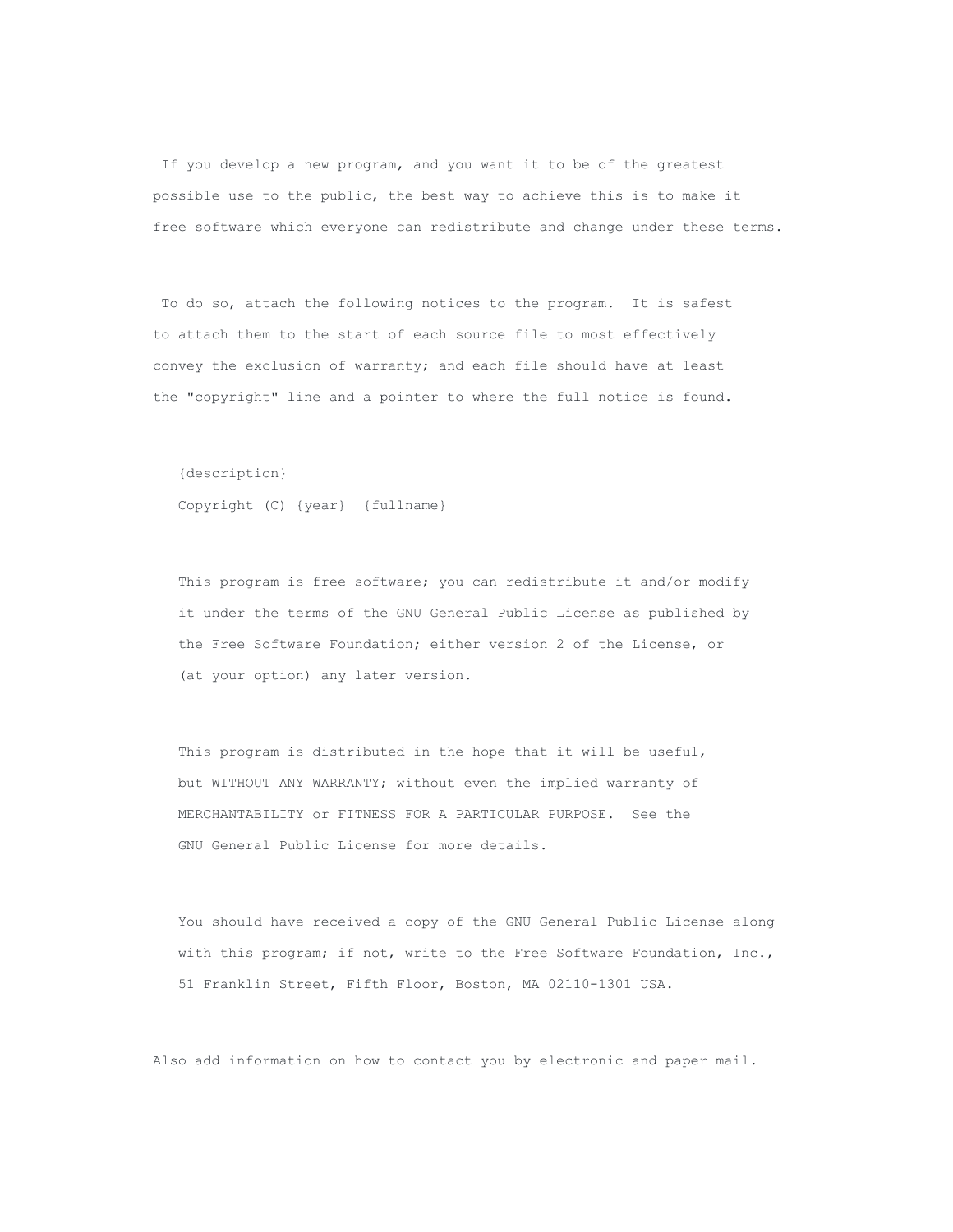If you develop a new program, and you want it to be of the greatest possible use to the public, the best way to achieve this is to make it free software which everyone can redistribute and change under these terms.

To do so, attach the following notices to the program. It is safest to attach them to the start of each source file to most effectively convey the exclusion of warranty; and each file should have at least the "copyright" line and a pointer to where the full notice is found.

```
{description}
Copyright (C) {year}  {fullname}

This program is free software; you can redistribute it and/or modify
it under the terms of the GNU General Public License as published by
the Free Software Foundation; either version 2 of the License, or
(at your option) any later version.

This program is distributed in the hope that it will be useful,
but WITHOUT ANY WARRANTY; without even the implied warranty of
MERCHANTABILITY or FITNESS FOR A PARTICULAR PURPOSE.  See the
GNU General Public License for more details.

You should have received a copy of the GNU General Public License along
with this program; if not, write to the Free Software Foundation, Inc.,
51 Franklin Street, Fifth Floor, Boston, MA 02110-1301 USA.
```

Also add information on how to contact you by electronic and paper mail.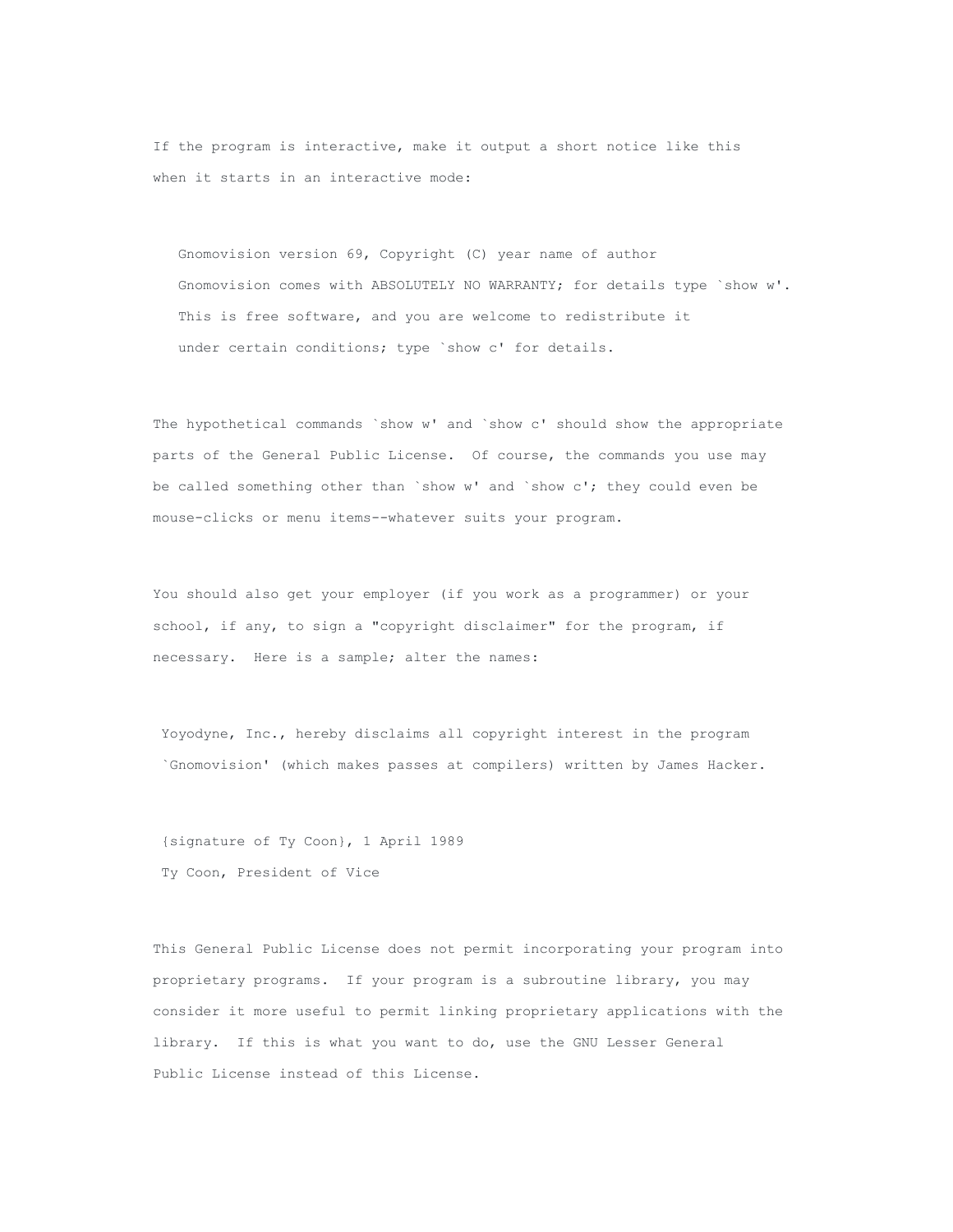If the program is interactive, make it output a short notice like this when it starts in an interactive mode:

```
Gnomovision version 69, Copyright (C) year name of author
Gnomovision comes with ABSOLUTELY NO WARRANTY; for details type `show w'.
This is free software, and you are welcome to redistribute it
under certain conditions; type `show c' for details.
```

The hypothetical commands `show w' and `show c' should show the appropriate parts of the General Public License. Of course, the commands you use may be called something other than `show w' and `show c'; they could even be mouse-clicks or menu items--whatever suits your program.

You should also get your employer (if you work as a programmer) or your school, if any, to sign a "copyright disclaimer" for the program, if necessary. Here is a sample; alter the names:

```
Yoyodyne, Inc., hereby disclaims all copyright interest in the program
`Gnomovision' (which makes passes at compilers) written by James Hacker.

{signature of Ty Coon}, 1 April 1989
Ty Coon, President of Vice
```

This General Public License does not permit incorporating your program into proprietary programs. If your program is a subroutine library, you may consider it more useful to permit linking proprietary applications with the library. If this is what you want to do, use the GNU Lesser General Public License instead of this License.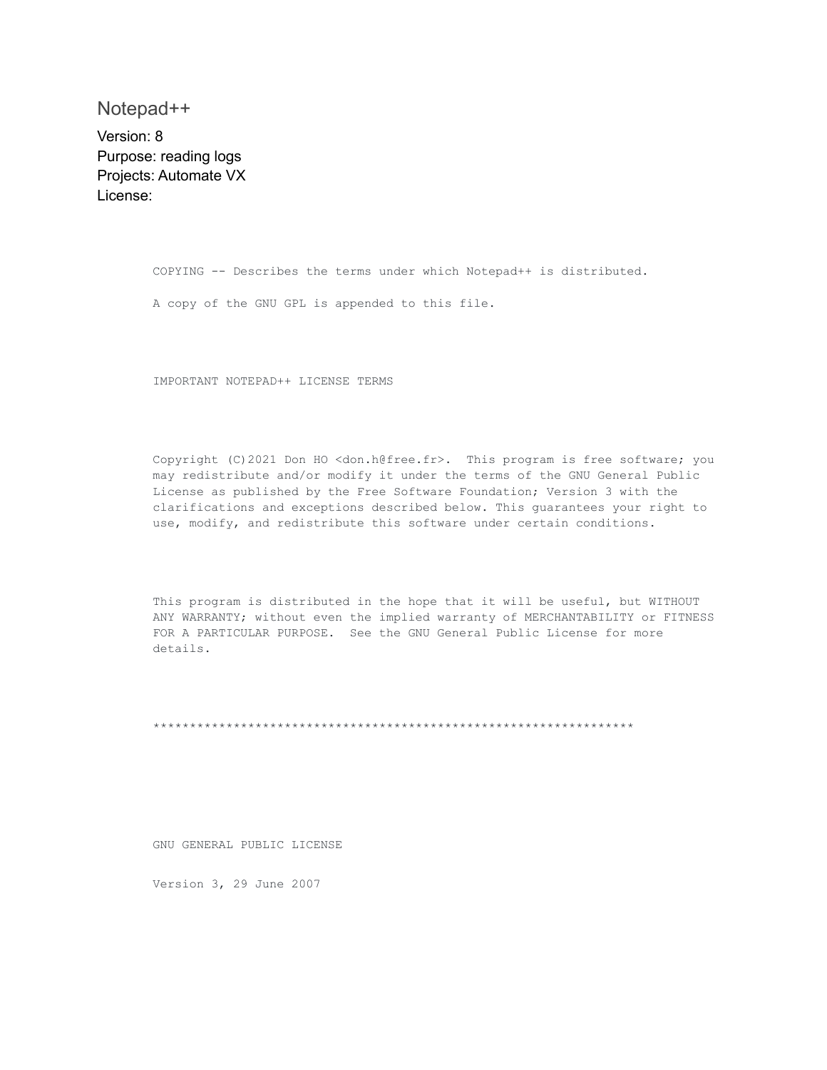## Notepad++

Version: 8
Purpose: reading logs
Projects: Automate VX
License:

COPYING -- Describes the terms under which Notepad++ is distributed.

A copy of the GNU GPL is appended to this file.

IMPORTANT NOTEPAD++ LICENSE TERMS

Copyright (C)2021 Don HO <don.h@free.fr>. This program is free software; you may redistribute and/or modify it under the terms of the GNU General Public License as published by the Free Software Foundation; Version 3 with the clarifications and exceptions described below. This guarantees your right to use, modify, and redistribute this software under certain conditions.

This program is distributed in the hope that it will be useful, but WITHOUT ANY WARRANTY; without even the implied warranty of MERCHANTABILITY or FITNESS FOR A PARTICULAR PURPOSE. See the GNU General Public License for more details.

******************************************************************

GNU GENERAL PUBLIC LICENSE

Version 3, 29 June 2007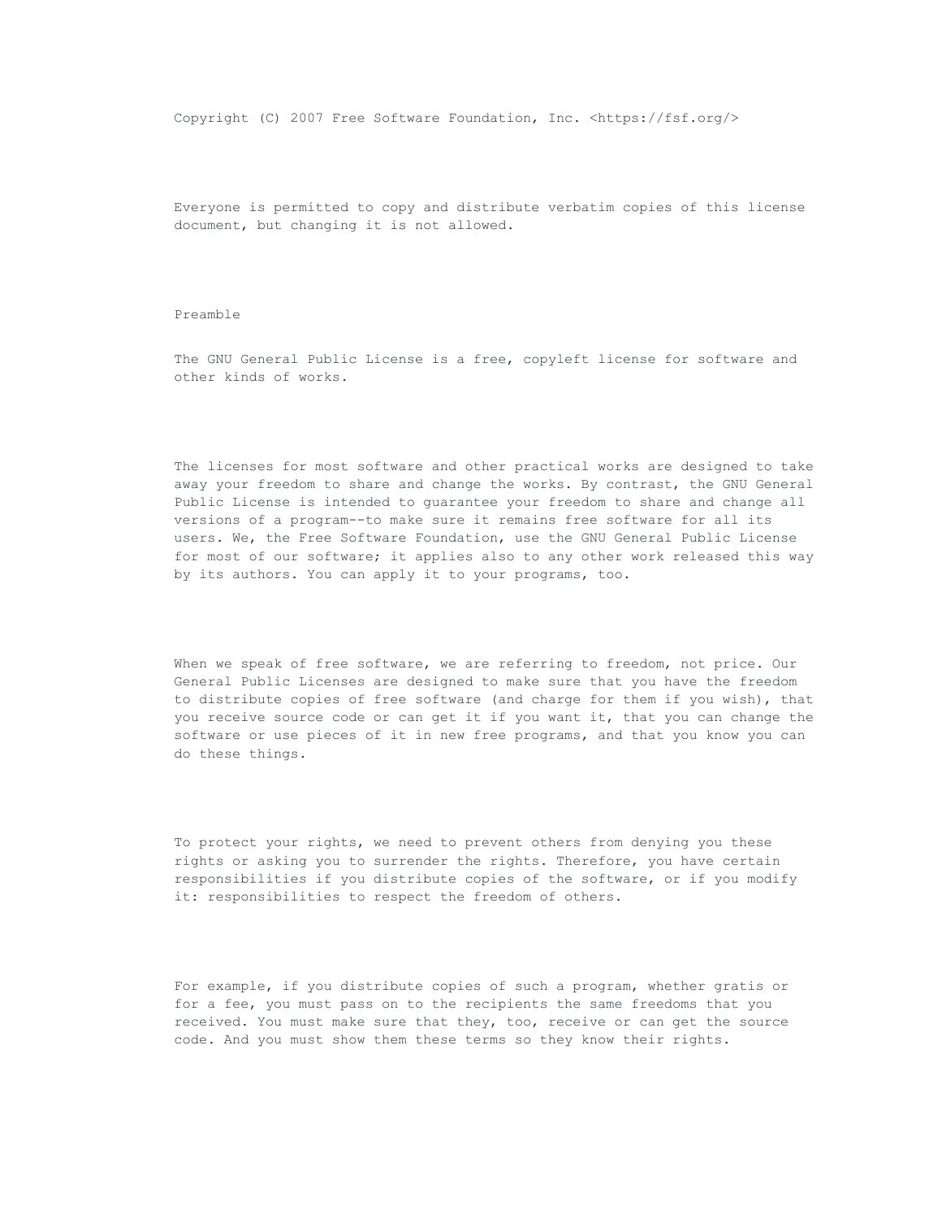Copyright (C) 2007 Free Software Foundation, Inc. <https://fsf.org/>

Everyone is permitted to copy and distribute verbatim copies of this license document, but changing it is not allowed.

## Preamble

The GNU General Public License is a free, copyleft license for software and other kinds of works.

The licenses for most software and other practical works are designed to take away your freedom to share and change the works. By contrast, the GNU General Public License is intended to guarantee your freedom to share and change all versions of a program--to make sure it remains free software for all its users. We, the Free Software Foundation, use the GNU General Public License for most of our software; it applies also to any other work released this way by its authors. You can apply it to your programs, too.

When we speak of free software, we are referring to freedom, not price. Our General Public Licenses are designed to make sure that you have the freedom to distribute copies of free software (and charge for them if you wish), that you receive source code or can get it if you want it, that you can change the software or use pieces of it in new free programs, and that you know you can do these things.

To protect your rights, we need to prevent others from denying you these rights or asking you to surrender the rights. Therefore, you have certain responsibilities if you distribute copies of the software, or if you modify it: responsibilities to respect the freedom of others.

For example, if you distribute copies of such a program, whether gratis or for a fee, you must pass on to the recipients the same freedoms that you received. You must make sure that they, too, receive or can get the source code. And you must show them these terms so they know their rights.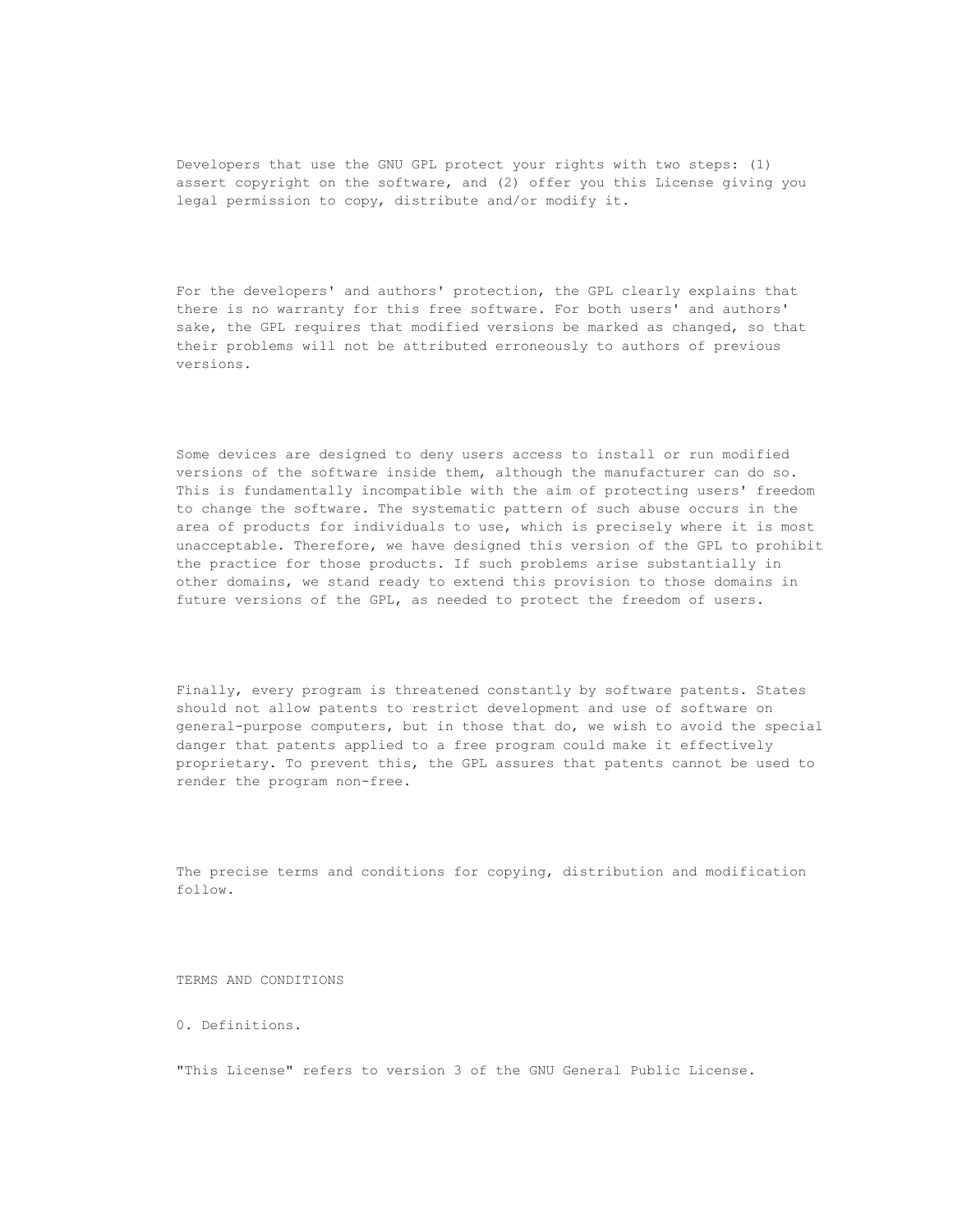Developers that use the GNU GPL protect your rights with two steps: (1) assert copyright on the software, and (2) offer you this License giving you legal permission to copy, distribute and/or modify it.

For the developers' and authors' protection, the GPL clearly explains that there is no warranty for this free software. For both users' and authors' sake, the GPL requires that modified versions be marked as changed, so that their problems will not be attributed erroneously to authors of previous versions.

Some devices are designed to deny users access to install or run modified versions of the software inside them, although the manufacturer can do so. This is fundamentally incompatible with the aim of protecting users' freedom to change the software. The systematic pattern of such abuse occurs in the area of products for individuals to use, which is precisely where it is most unacceptable. Therefore, we have designed this version of the GPL to prohibit the practice for those products. If such problems arise substantially in other domains, we stand ready to extend this provision to those domains in future versions of the GPL, as needed to protect the freedom of users.

Finally, every program is threatened constantly by software patents. States should not allow patents to restrict development and use of software on general-purpose computers, but in those that do, we wish to avoid the special danger that patents applied to a free program could make it effectively proprietary. To prevent this, the GPL assures that patents cannot be used to render the program non-free.

The precise terms and conditions for copying, distribution and modification follow.

TERMS AND CONDITIONS

0. Definitions.

"This License" refers to version 3 of the GNU General Public License.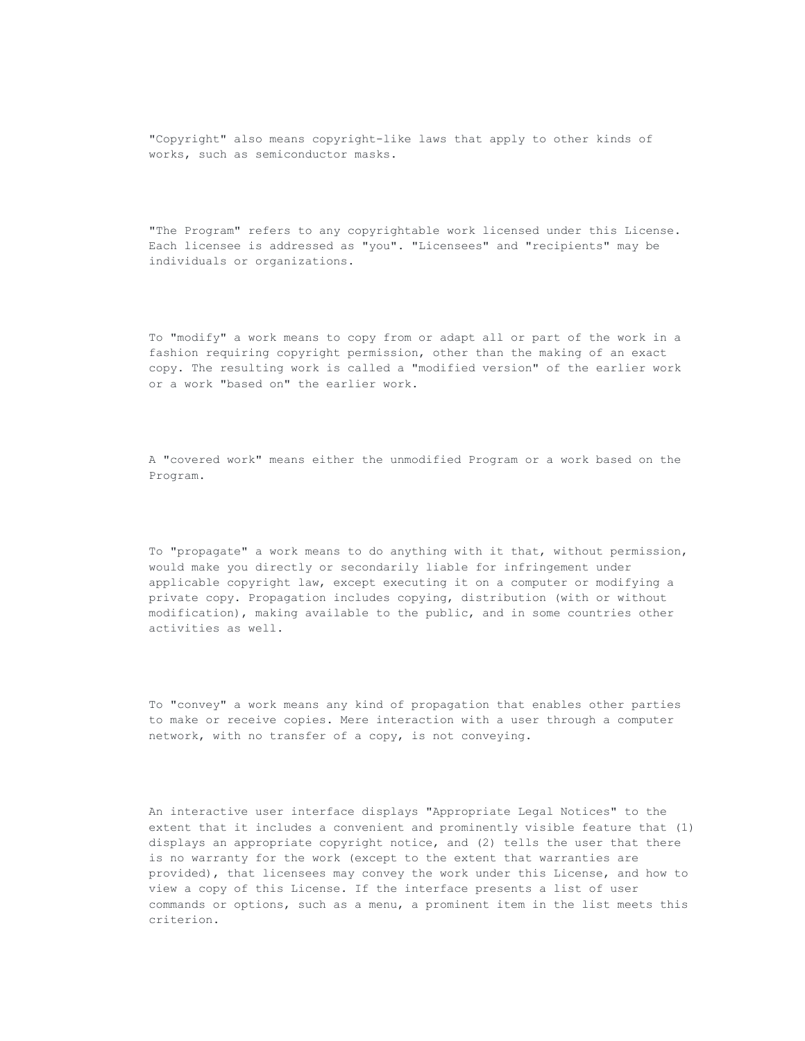"Copyright" also means copyright-like laws that apply to other kinds of works, such as semiconductor masks.

"The Program" refers to any copyrightable work licensed under this License. Each licensee is addressed as "you". "Licensees" and "recipients" may be individuals or organizations.

To "modify" a work means to copy from or adapt all or part of the work in a fashion requiring copyright permission, other than the making of an exact copy. The resulting work is called a "modified version" of the earlier work or a work "based on" the earlier work.

A "covered work" means either the unmodified Program or a work based on the Program.

To "propagate" a work means to do anything with it that, without permission, would make you directly or secondarily liable for infringement under applicable copyright law, except executing it on a computer or modifying a private copy. Propagation includes copying, distribution (with or without modification), making available to the public, and in some countries other activities as well.

To "convey" a work means any kind of propagation that enables other parties to make or receive copies. Mere interaction with a user through a computer network, with no transfer of a copy, is not conveying.

An interactive user interface displays "Appropriate Legal Notices" to the extent that it includes a convenient and prominently visible feature that (1) displays an appropriate copyright notice, and (2) tells the user that there is no warranty for the work (except to the extent that warranties are provided), that licensees may convey the work under this License, and how to view a copy of this License. If the interface presents a list of user commands or options, such as a menu, a prominent item in the list meets this criterion.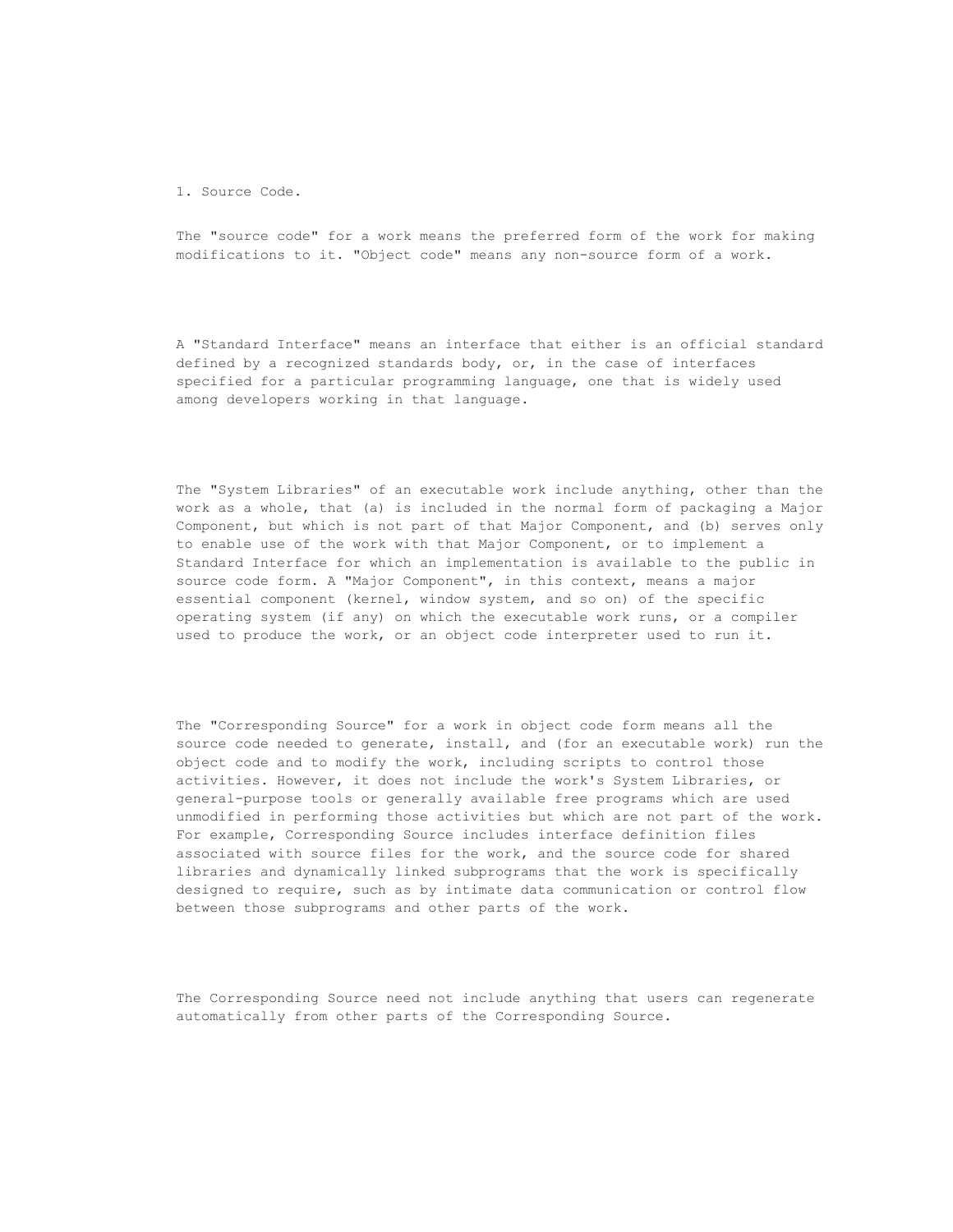1. Source Code.

The "source code" for a work means the preferred form of the work for making modifications to it. "Object code" means any non-source form of a work.

A "Standard Interface" means an interface that either is an official standard defined by a recognized standards body, or, in the case of interfaces specified for a particular programming language, one that is widely used among developers working in that language.

The "System Libraries" of an executable work include anything, other than the work as a whole, that (a) is included in the normal form of packaging a Major Component, but which is not part of that Major Component, and (b) serves only to enable use of the work with that Major Component, or to implement a Standard Interface for which an implementation is available to the public in source code form. A "Major Component", in this context, means a major essential component (kernel, window system, and so on) of the specific operating system (if any) on which the executable work runs, or a compiler used to produce the work, or an object code interpreter used to run it.

The "Corresponding Source" for a work in object code form means all the source code needed to generate, install, and (for an executable work) run the object code and to modify the work, including scripts to control those activities. However, it does not include the work's System Libraries, or general-purpose tools or generally available free programs which are used unmodified in performing those activities but which are not part of the work. For example, Corresponding Source includes interface definition files associated with source files for the work, and the source code for shared libraries and dynamically linked subprograms that the work is specifically designed to require, such as by intimate data communication or control flow between those subprograms and other parts of the work.

The Corresponding Source need not include anything that users can regenerate automatically from other parts of the Corresponding Source.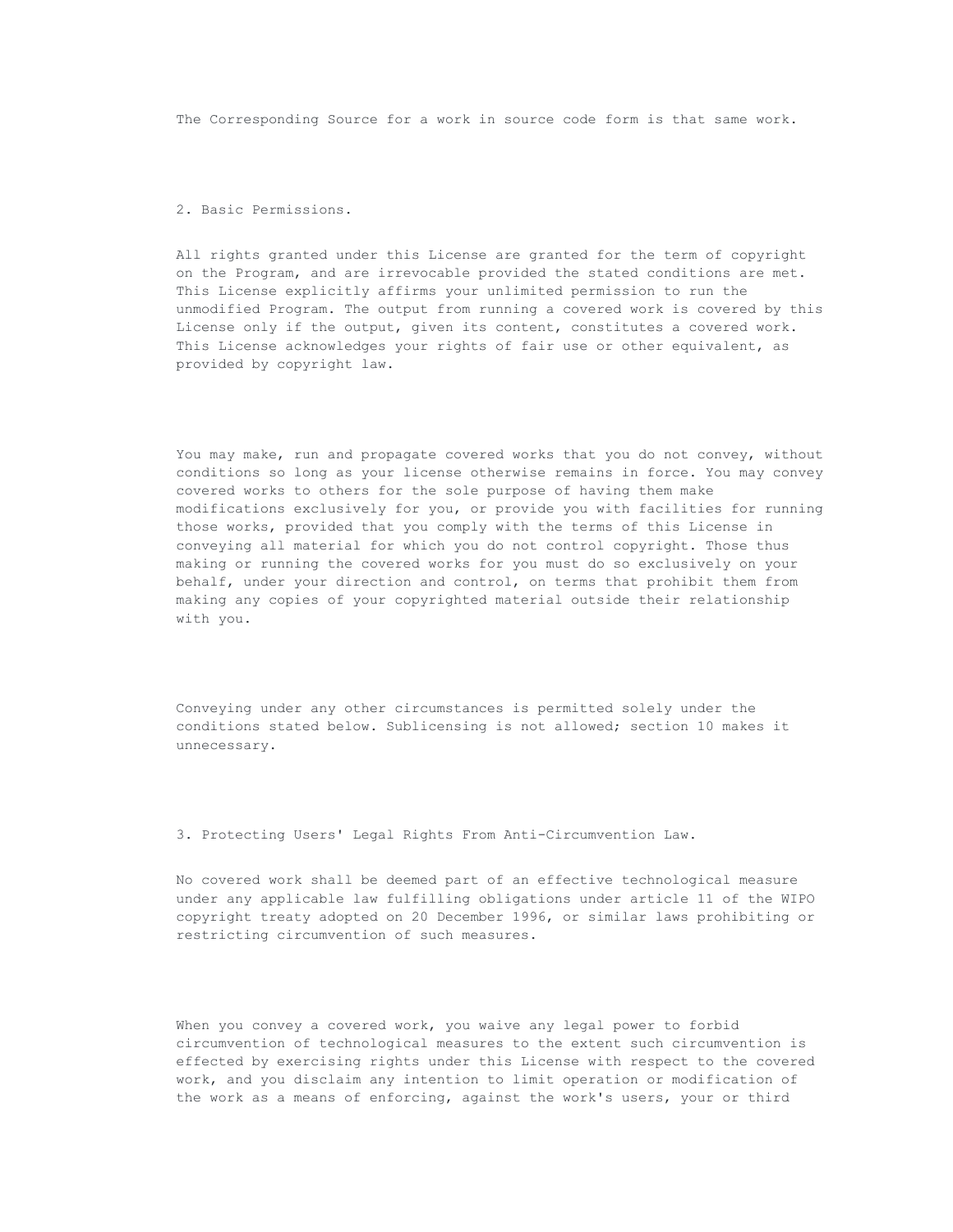The Corresponding Source for a work in source code form is that same work.

## 2. Basic Permissions.

All rights granted under this License are granted for the term of copyright on the Program, and are irrevocable provided the stated conditions are met. This License explicitly affirms your unlimited permission to run the unmodified Program. The output from running a covered work is covered by this License only if the output, given its content, constitutes a covered work. This License acknowledges your rights of fair use or other equivalent, as provided by copyright law.

You may make, run and propagate covered works that you do not convey, without conditions so long as your license otherwise remains in force. You may convey covered works to others for the sole purpose of having them make modifications exclusively for you, or provide you with facilities for running those works, provided that you comply with the terms of this License in conveying all material for which you do not control copyright. Those thus making or running the covered works for you must do so exclusively on your behalf, under your direction and control, on terms that prohibit them from making any copies of your copyrighted material outside their relationship with you.

Conveying under any other circumstances is permitted solely under the conditions stated below. Sublicensing is not allowed; section 10 makes it unnecessary.

## 3. Protecting Users' Legal Rights From Anti-Circumvention Law.

No covered work shall be deemed part of an effective technological measure under any applicable law fulfilling obligations under article 11 of the WIPO copyright treaty adopted on 20 December 1996, or similar laws prohibiting or restricting circumvention of such measures.

When you convey a covered work, you waive any legal power to forbid circumvention of technological measures to the extent such circumvention is effected by exercising rights under this License with respect to the covered work, and you disclaim any intention to limit operation or modification of the work as a means of enforcing, against the work's users, your or third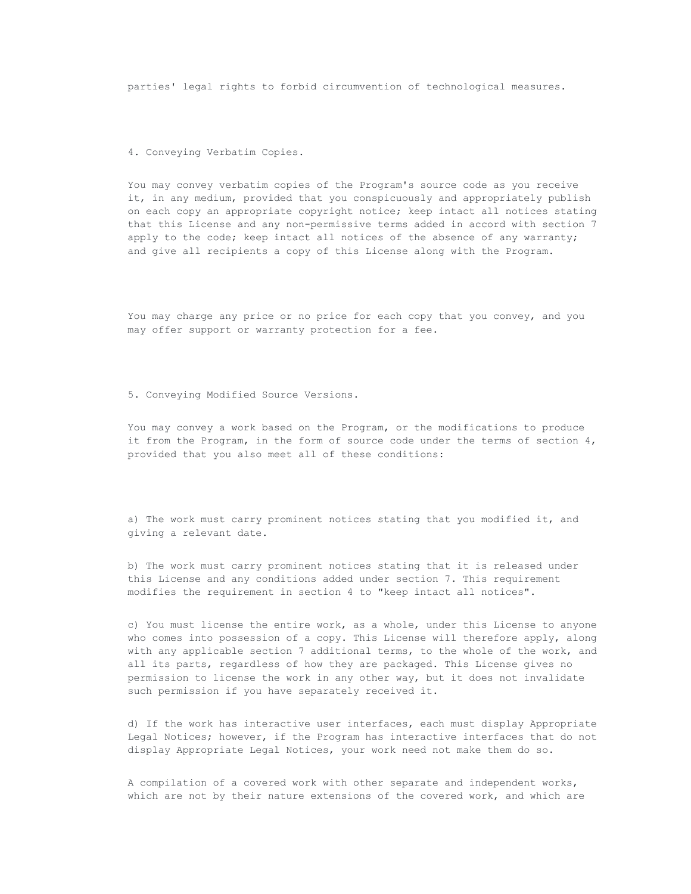parties' legal rights to forbid circumvention of technological measures.

4. Conveying Verbatim Copies.

You may convey verbatim copies of the Program's source code as you receive it, in any medium, provided that you conspicuously and appropriately publish on each copy an appropriate copyright notice; keep intact all notices stating that this License and any non-permissive terms added in accord with section 7 apply to the code; keep intact all notices of the absence of any warranty; and give all recipients a copy of this License along with the Program.

You may charge any price or no price for each copy that you convey, and you may offer support or warranty protection for a fee.

5. Conveying Modified Source Versions.

You may convey a work based on the Program, or the modifications to produce it from the Program, in the form of source code under the terms of section 4, provided that you also meet all of these conditions:

a) The work must carry prominent notices stating that you modified it, and giving a relevant date.

b) The work must carry prominent notices stating that it is released under this License and any conditions added under section 7. This requirement modifies the requirement in section 4 to "keep intact all notices".

c) You must license the entire work, as a whole, under this License to anyone who comes into possession of a copy. This License will therefore apply, along with any applicable section 7 additional terms, to the whole of the work, and all its parts, regardless of how they are packaged. This License gives no permission to license the work in any other way, but it does not invalidate such permission if you have separately received it.

d) If the work has interactive user interfaces, each must display Appropriate Legal Notices; however, if the Program has interactive interfaces that do not display Appropriate Legal Notices, your work need not make them do so.

A compilation of a covered work with other separate and independent works, which are not by their nature extensions of the covered work, and which are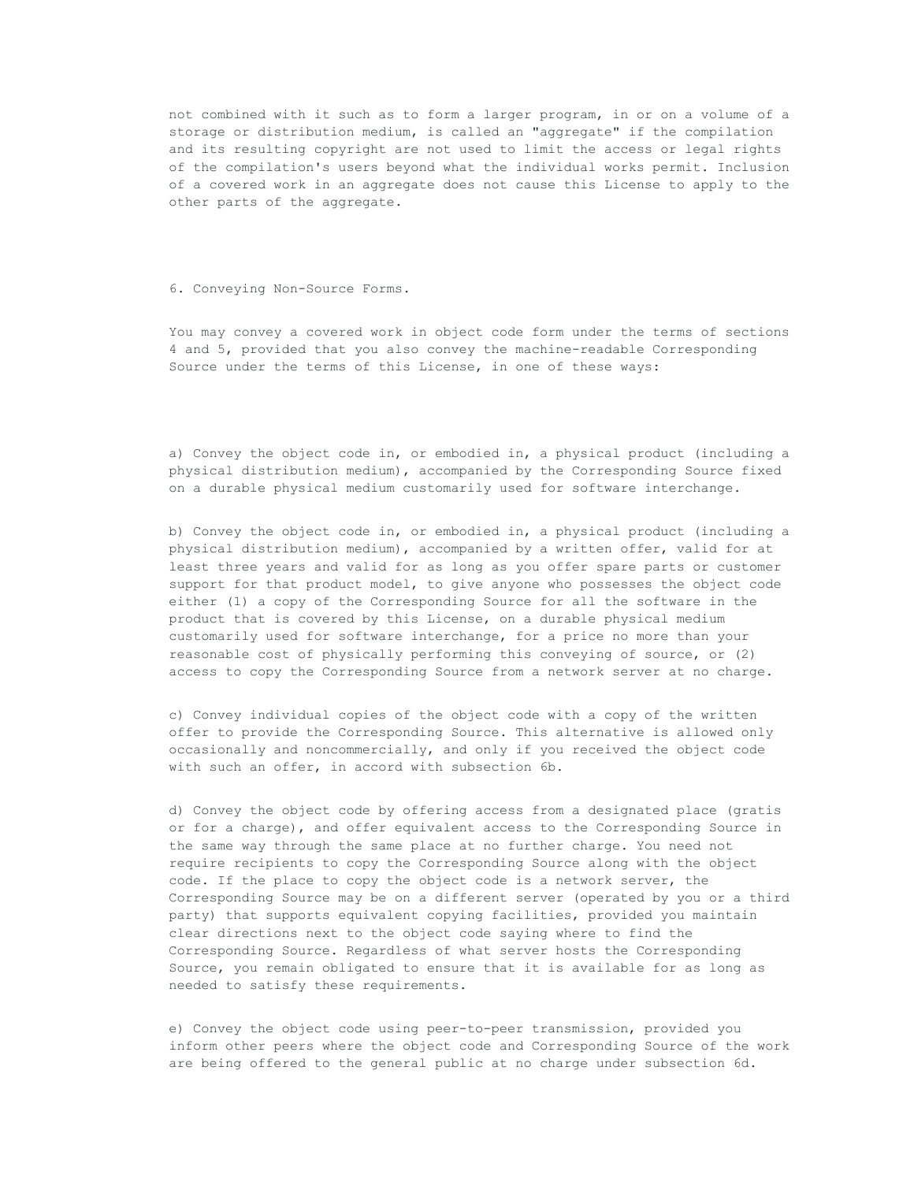not combined with it such as to form a larger program, in or on a volume of a storage or distribution medium, is called an "aggregate" if the compilation and its resulting copyright are not used to limit the access or legal rights of the compilation's users beyond what the individual works permit. Inclusion of a covered work in an aggregate does not cause this License to apply to the other parts of the aggregate.

6. Conveying Non-Source Forms.

You may convey a covered work in object code form under the terms of sections 4 and 5, provided that you also convey the machine-readable Corresponding Source under the terms of this License, in one of these ways:

a) Convey the object code in, or embodied in, a physical product (including a physical distribution medium), accompanied by the Corresponding Source fixed on a durable physical medium customarily used for software interchange.

b) Convey the object code in, or embodied in, a physical product (including a physical distribution medium), accompanied by a written offer, valid for at least three years and valid for as long as you offer spare parts or customer support for that product model, to give anyone who possesses the object code either (1) a copy of the Corresponding Source for all the software in the product that is covered by this License, on a durable physical medium customarily used for software interchange, for a price no more than your reasonable cost of physically performing this conveying of source, or (2) access to copy the Corresponding Source from a network server at no charge.

c) Convey individual copies of the object code with a copy of the written offer to provide the Corresponding Source. This alternative is allowed only occasionally and noncommercially, and only if you received the object code with such an offer, in accord with subsection 6b.

d) Convey the object code by offering access from a designated place (gratis or for a charge), and offer equivalent access to the Corresponding Source in the same way through the same place at no further charge. You need not require recipients to copy the Corresponding Source along with the object code. If the place to copy the object code is a network server, the Corresponding Source may be on a different server (operated by you or a third party) that supports equivalent copying facilities, provided you maintain clear directions next to the object code saying where to find the Corresponding Source. Regardless of what server hosts the Corresponding Source, you remain obligated to ensure that it is available for as long as needed to satisfy these requirements.

e) Convey the object code using peer-to-peer transmission, provided you inform other peers where the object code and Corresponding Source of the work are being offered to the general public at no charge under subsection 6d.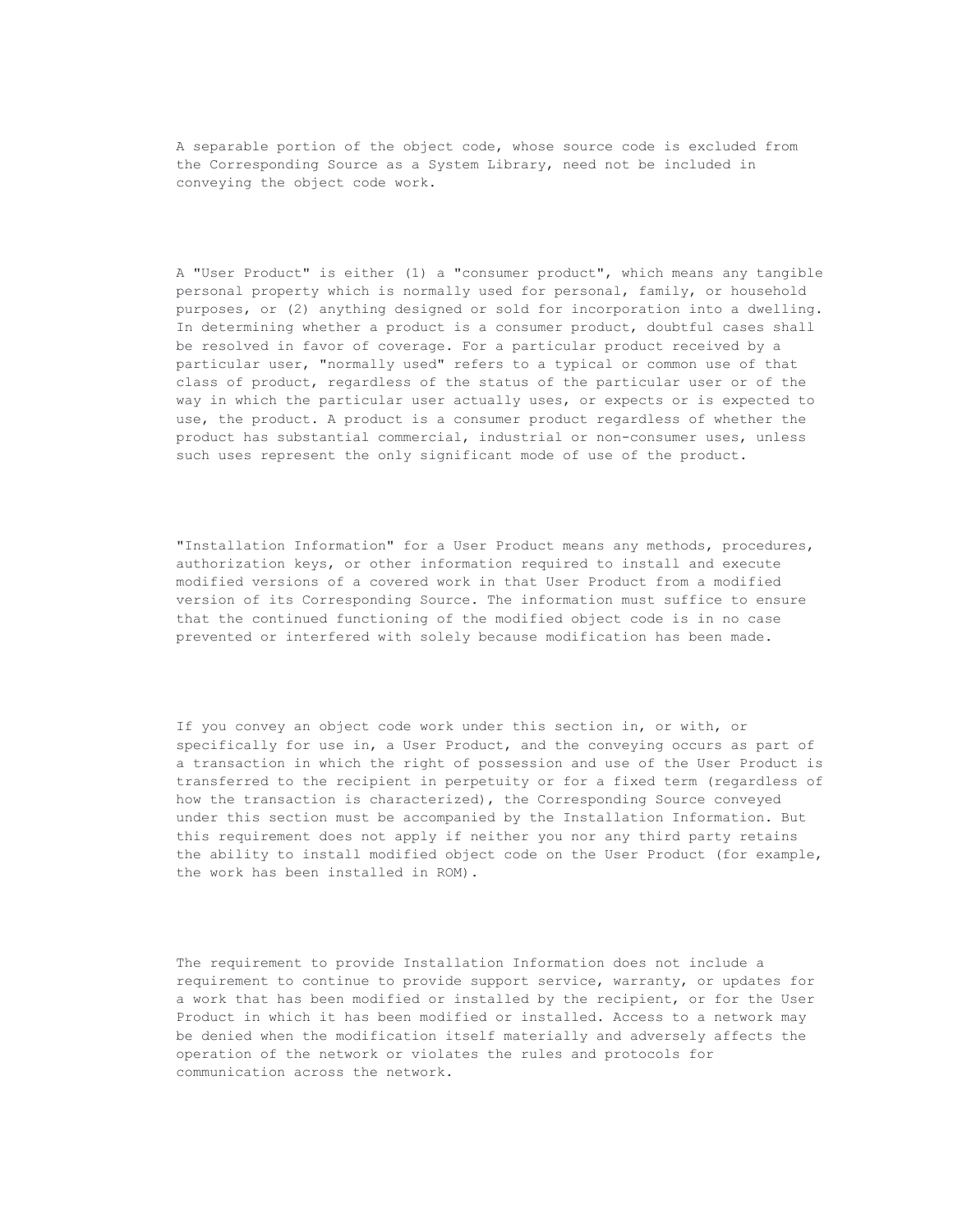A separable portion of the object code, whose source code is excluded from the Corresponding Source as a System Library, need not be included in conveying the object code work.

A "User Product" is either (1) a "consumer product", which means any tangible personal property which is normally used for personal, family, or household purposes, or (2) anything designed or sold for incorporation into a dwelling. In determining whether a product is a consumer product, doubtful cases shall be resolved in favor of coverage. For a particular product received by a particular user, "normally used" refers to a typical or common use of that class of product, regardless of the status of the particular user or of the way in which the particular user actually uses, or expects or is expected to use, the product. A product is a consumer product regardless of whether the product has substantial commercial, industrial or non-consumer uses, unless such uses represent the only significant mode of use of the product.

"Installation Information" for a User Product means any methods, procedures, authorization keys, or other information required to install and execute modified versions of a covered work in that User Product from a modified version of its Corresponding Source. The information must suffice to ensure that the continued functioning of the modified object code is in no case prevented or interfered with solely because modification has been made.

If you convey an object code work under this section in, or with, or specifically for use in, a User Product, and the conveying occurs as part of a transaction in which the right of possession and use of the User Product is transferred to the recipient in perpetuity or for a fixed term (regardless of how the transaction is characterized), the Corresponding Source conveyed under this section must be accompanied by the Installation Information. But this requirement does not apply if neither you nor any third party retains the ability to install modified object code on the User Product (for example, the work has been installed in ROM).

The requirement to provide Installation Information does not include a requirement to continue to provide support service, warranty, or updates for a work that has been modified or installed by the recipient, or for the User Product in which it has been modified or installed. Access to a network may be denied when the modification itself materially and adversely affects the operation of the network or violates the rules and protocols for communication across the network.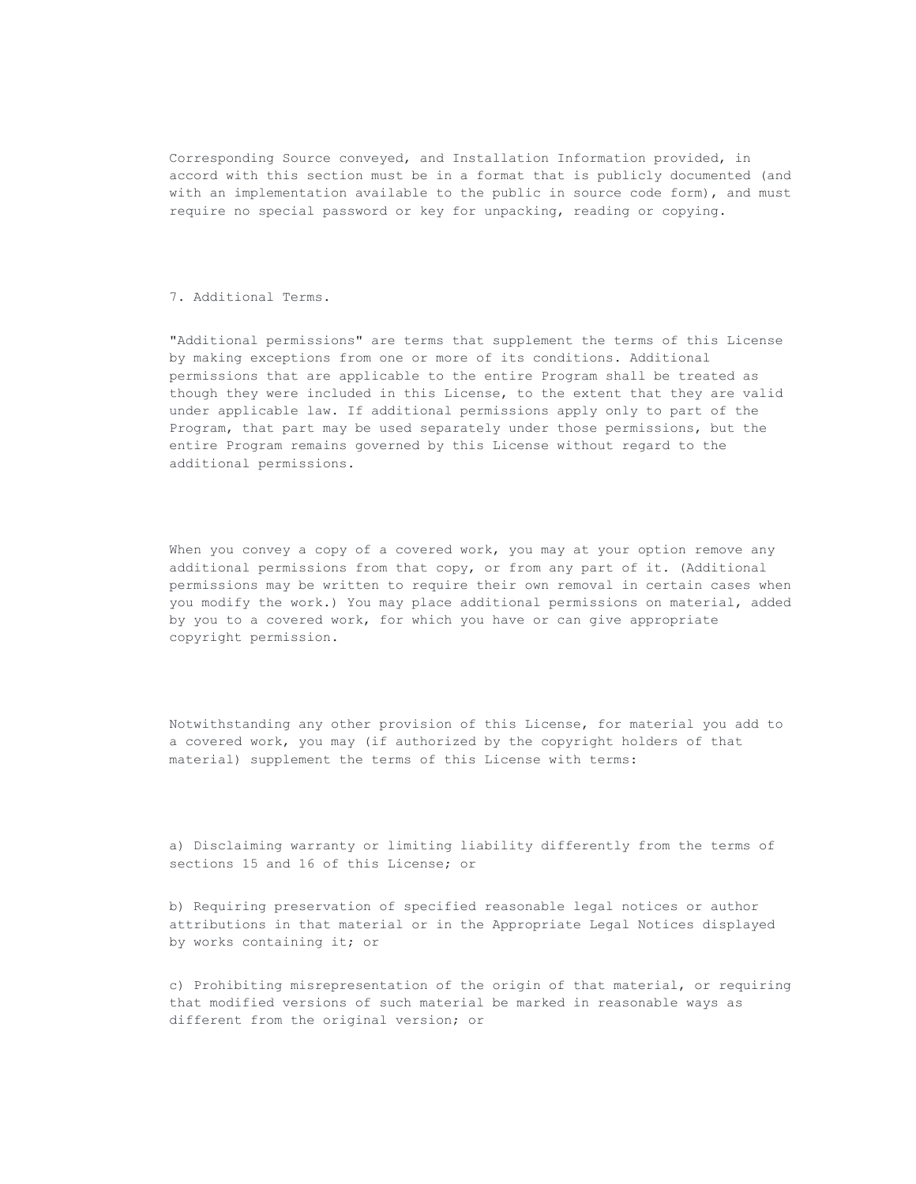Corresponding Source conveyed, and Installation Information provided, in accord with this section must be in a format that is publicly documented (and with an implementation available to the public in source code form), and must require no special password or key for unpacking, reading or copying.

7. Additional Terms.

"Additional permissions" are terms that supplement the terms of this License by making exceptions from one or more of its conditions. Additional permissions that are applicable to the entire Program shall be treated as though they were included in this License, to the extent that they are valid under applicable law. If additional permissions apply only to part of the Program, that part may be used separately under those permissions, but the entire Program remains governed by this License without regard to the additional permissions.

When you convey a copy of a covered work, you may at your option remove any additional permissions from that copy, or from any part of it. (Additional permissions may be written to require their own removal in certain cases when you modify the work.) You may place additional permissions on material, added by you to a covered work, for which you have or can give appropriate copyright permission.

Notwithstanding any other provision of this License, for material you add to a covered work, you may (if authorized by the copyright holders of that material) supplement the terms of this License with terms:

a) Disclaiming warranty or limiting liability differently from the terms of sections 15 and 16 of this License; or

b) Requiring preservation of specified reasonable legal notices or author attributions in that material or in the Appropriate Legal Notices displayed by works containing it; or

c) Prohibiting misrepresentation of the origin of that material, or requiring that modified versions of such material be marked in reasonable ways as different from the original version; or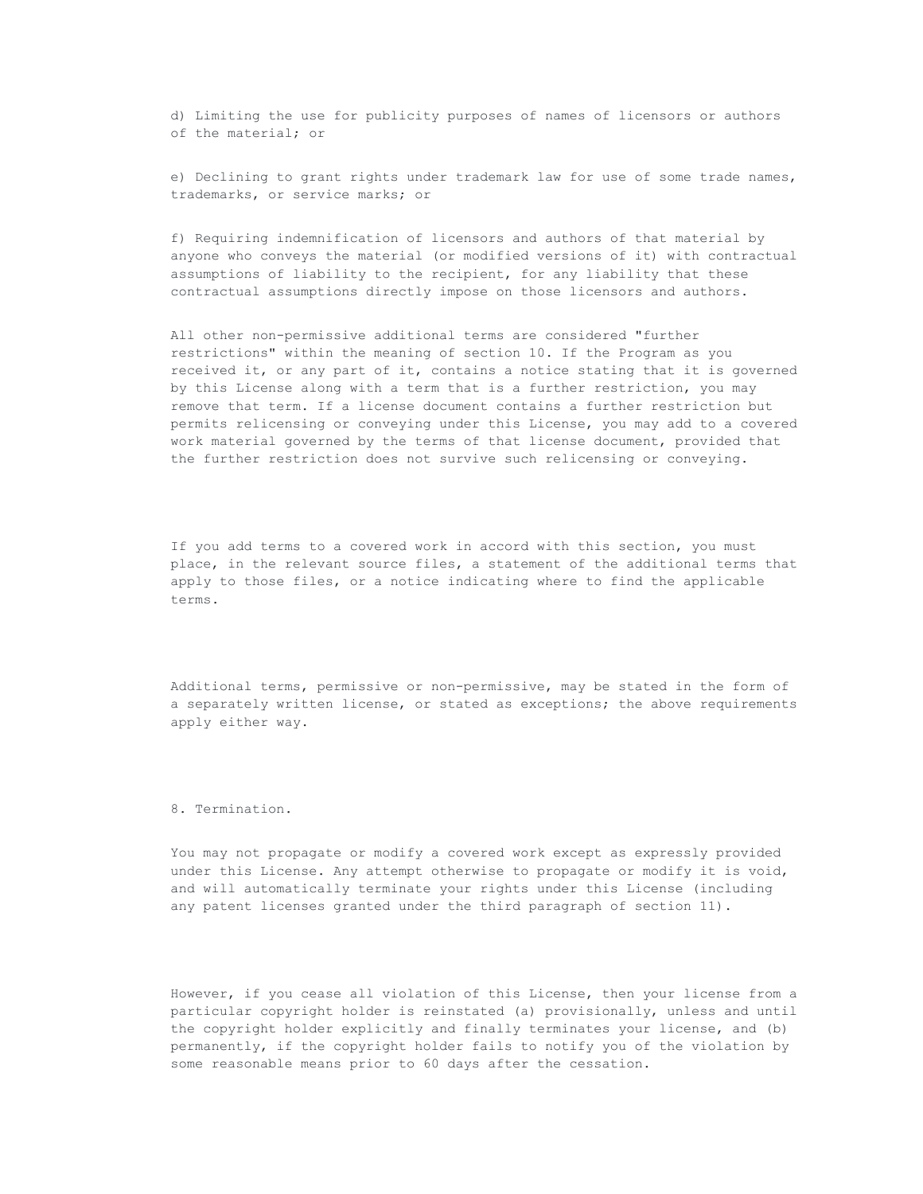d) Limiting the use for publicity purposes of names of licensors or authors of the material; or

e) Declining to grant rights under trademark law for use of some trade names, trademarks, or service marks; or

f) Requiring indemnification of licensors and authors of that material by anyone who conveys the material (or modified versions of it) with contractual assumptions of liability to the recipient, for any liability that these contractual assumptions directly impose on those licensors and authors.

All other non-permissive additional terms are considered "further restrictions" within the meaning of section 10. If the Program as you received it, or any part of it, contains a notice stating that it is governed by this License along with a term that is a further restriction, you may remove that term. If a license document contains a further restriction but permits relicensing or conveying under this License, you may add to a covered work material governed by the terms of that license document, provided that the further restriction does not survive such relicensing or conveying.

If you add terms to a covered work in accord with this section, you must place, in the relevant source files, a statement of the additional terms that apply to those files, or a notice indicating where to find the applicable terms.

Additional terms, permissive or non-permissive, may be stated in the form of a separately written license, or stated as exceptions; the above requirements apply either way.

8. Termination.

You may not propagate or modify a covered work except as expressly provided under this License. Any attempt otherwise to propagate or modify it is void, and will automatically terminate your rights under this License (including any patent licenses granted under the third paragraph of section 11).

However, if you cease all violation of this License, then your license from a particular copyright holder is reinstated (a) provisionally, unless and until the copyright holder explicitly and finally terminates your license, and (b) permanently, if the copyright holder fails to notify you of the violation by some reasonable means prior to 60 days after the cessation.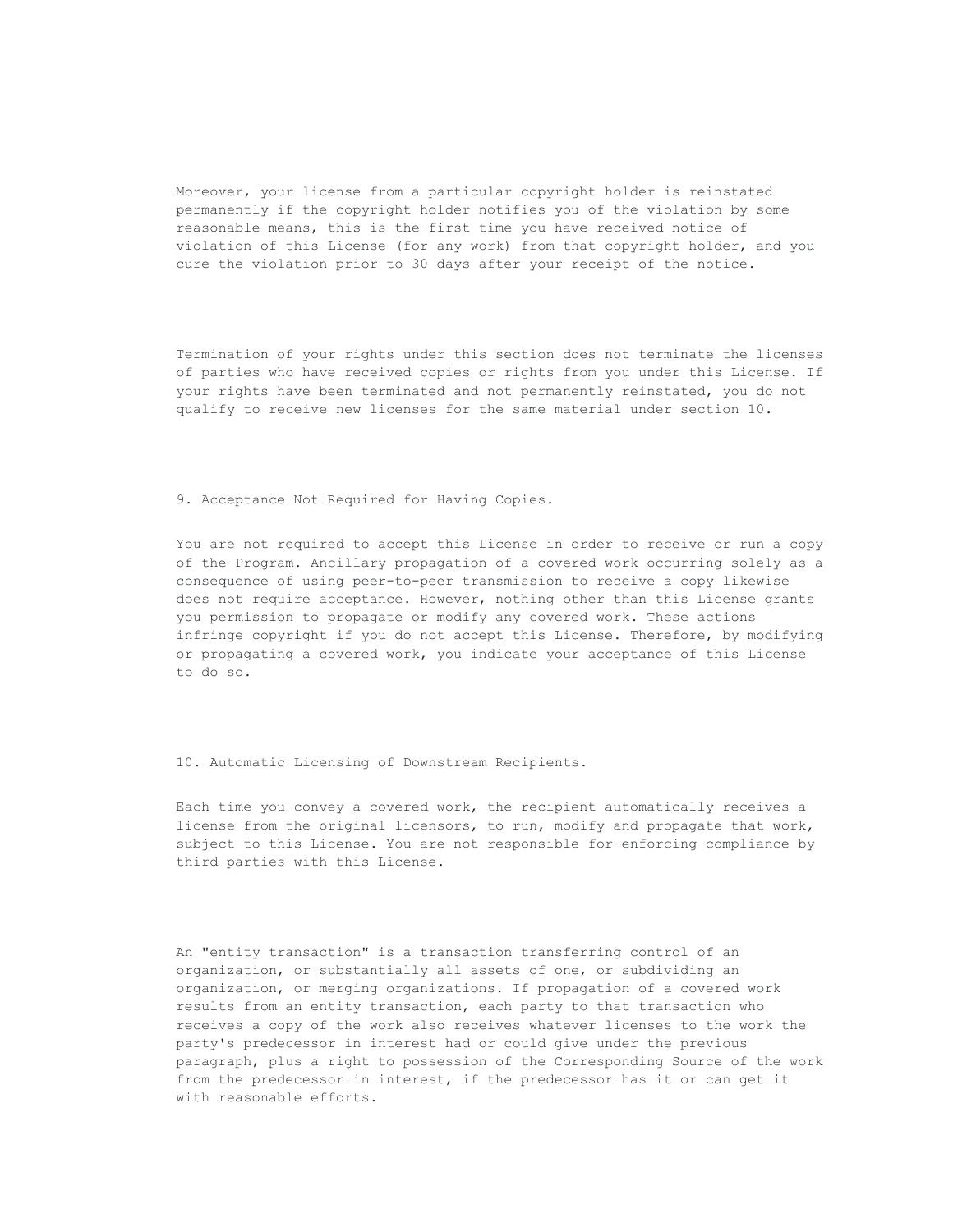Moreover, your license from a particular copyright holder is reinstated permanently if the copyright holder notifies you of the violation by some reasonable means, this is the first time you have received notice of violation of this License (for any work) from that copyright holder, and you cure the violation prior to 30 days after your receipt of the notice.

Termination of your rights under this section does not terminate the licenses of parties who have received copies or rights from you under this License. If your rights have been terminated and not permanently reinstated, you do not qualify to receive new licenses for the same material under section 10.

9. Acceptance Not Required for Having Copies.

You are not required to accept this License in order to receive or run a copy of the Program. Ancillary propagation of a covered work occurring solely as a consequence of using peer-to-peer transmission to receive a copy likewise does not require acceptance. However, nothing other than this License grants you permission to propagate or modify any covered work. These actions infringe copyright if you do not accept this License. Therefore, by modifying or propagating a covered work, you indicate your acceptance of this License to do so.

10. Automatic Licensing of Downstream Recipients.

Each time you convey a covered work, the recipient automatically receives a license from the original licensors, to run, modify and propagate that work, subject to this License. You are not responsible for enforcing compliance by third parties with this License.

An "entity transaction" is a transaction transferring control of an organization, or substantially all assets of one, or subdividing an organization, or merging organizations. If propagation of a covered work results from an entity transaction, each party to that transaction who receives a copy of the work also receives whatever licenses to the work the party's predecessor in interest had or could give under the previous paragraph, plus a right to possession of the Corresponding Source of the work from the predecessor in interest, if the predecessor has it or can get it with reasonable efforts.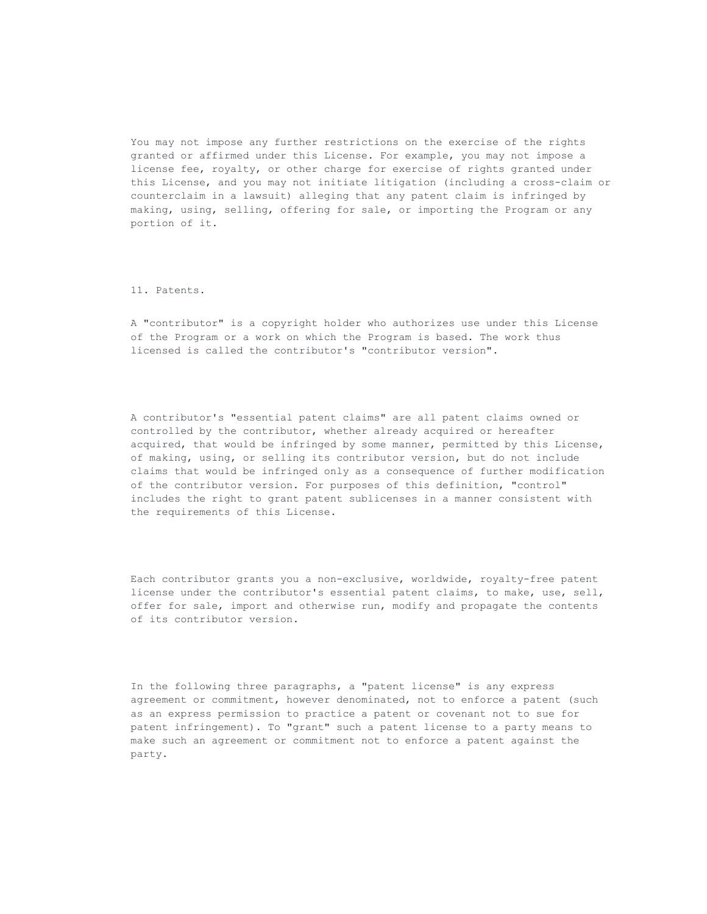You may not impose any further restrictions on the exercise of the rights granted or affirmed under this License. For example, you may not impose a license fee, royalty, or other charge for exercise of rights granted under this License, and you may not initiate litigation (including a cross-claim or counterclaim in a lawsuit) alleging that any patent claim is infringed by making, using, selling, offering for sale, or importing the Program or any portion of it.

11. Patents.

A "contributor" is a copyright holder who authorizes use under this License of the Program or a work on which the Program is based. The work thus licensed is called the contributor's "contributor version".

A contributor's "essential patent claims" are all patent claims owned or controlled by the contributor, whether already acquired or hereafter acquired, that would be infringed by some manner, permitted by this License, of making, using, or selling its contributor version, but do not include claims that would be infringed only as a consequence of further modification of the contributor version. For purposes of this definition, "control" includes the right to grant patent sublicenses in a manner consistent with the requirements of this License.

Each contributor grants you a non-exclusive, worldwide, royalty-free patent license under the contributor's essential patent claims, to make, use, sell, offer for sale, import and otherwise run, modify and propagate the contents of its contributor version.

In the following three paragraphs, a "patent license" is any express agreement or commitment, however denominated, not to enforce a patent (such as an express permission to practice a patent or covenant not to sue for patent infringement). To "grant" such a patent license to a party means to make such an agreement or commitment not to enforce a patent against the party.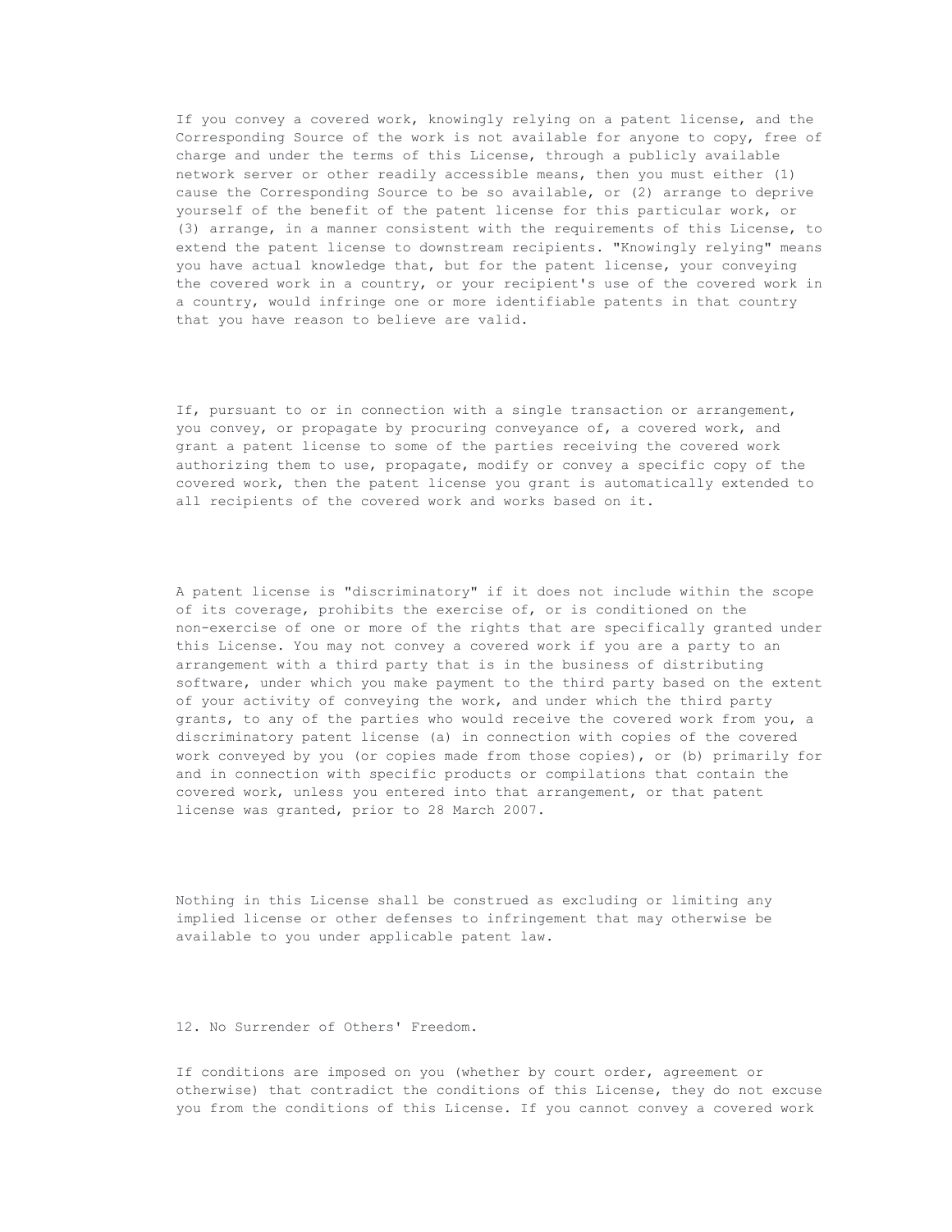If you convey a covered work, knowingly relying on a patent license, and the Corresponding Source of the work is not available for anyone to copy, free of charge and under the terms of this License, through a publicly available network server or other readily accessible means, then you must either (1) cause the Corresponding Source to be so available, or (2) arrange to deprive yourself of the benefit of the patent license for this particular work, or (3) arrange, in a manner consistent with the requirements of this License, to extend the patent license to downstream recipients. "Knowingly relying" means you have actual knowledge that, but for the patent license, your conveying the covered work in a country, or your recipient's use of the covered work in a country, would infringe one or more identifiable patents in that country that you have reason to believe are valid.

If, pursuant to or in connection with a single transaction or arrangement, you convey, or propagate by procuring conveyance of, a covered work, and grant a patent license to some of the parties receiving the covered work authorizing them to use, propagate, modify or convey a specific copy of the covered work, then the patent license you grant is automatically extended to all recipients of the covered work and works based on it.

A patent license is "discriminatory" if it does not include within the scope of its coverage, prohibits the exercise of, or is conditioned on the non-exercise of one or more of the rights that are specifically granted under this License. You may not convey a covered work if you are a party to an arrangement with a third party that is in the business of distributing software, under which you make payment to the third party based on the extent of your activity of conveying the work, and under which the third party grants, to any of the parties who would receive the covered work from you, a discriminatory patent license (a) in connection with copies of the covered work conveyed by you (or copies made from those copies), or (b) primarily for and in connection with specific products or compilations that contain the covered work, unless you entered into that arrangement, or that patent license was granted, prior to 28 March 2007.

Nothing in this License shall be construed as excluding or limiting any implied license or other defenses to infringement that may otherwise be available to you under applicable patent law.

12. No Surrender of Others' Freedom.

If conditions are imposed on you (whether by court order, agreement or otherwise) that contradict the conditions of this License, they do not excuse you from the conditions of this License. If you cannot convey a covered work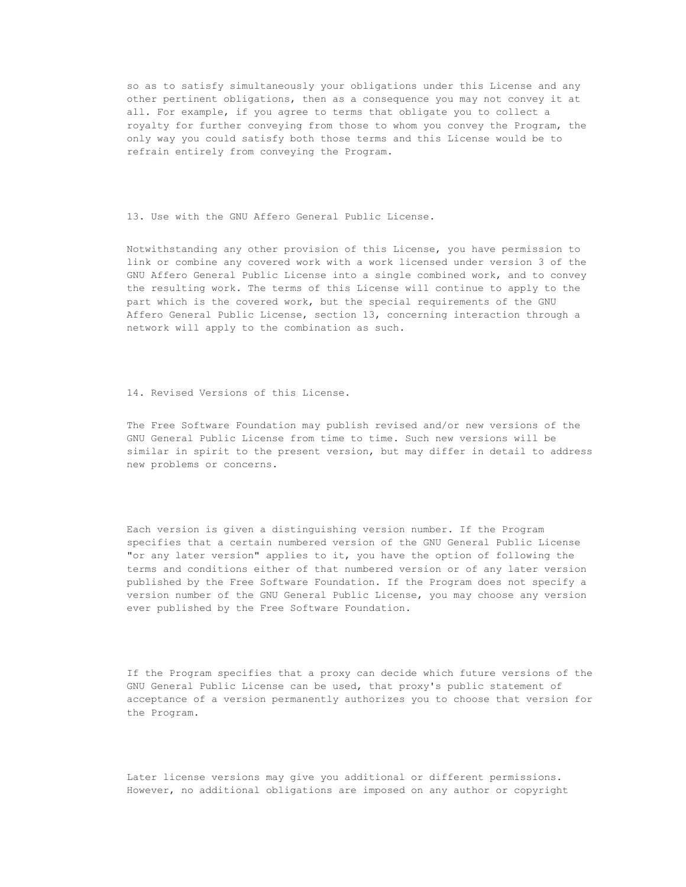so as to satisfy simultaneously your obligations under this License and any other pertinent obligations, then as a consequence you may not convey it at all. For example, if you agree to terms that obligate you to collect a royalty for further conveying from those to whom you convey the Program, the only way you could satisfy both those terms and this License would be to refrain entirely from conveying the Program.

13. Use with the GNU Affero General Public License.

Notwithstanding any other provision of this License, you have permission to link or combine any covered work with a work licensed under version 3 of the GNU Affero General Public License into a single combined work, and to convey the resulting work. The terms of this License will continue to apply to the part which is the covered work, but the special requirements of the GNU Affero General Public License, section 13, concerning interaction through a network will apply to the combination as such.

14. Revised Versions of this License.

The Free Software Foundation may publish revised and/or new versions of the GNU General Public License from time to time. Such new versions will be similar in spirit to the present version, but may differ in detail to address new problems or concerns.

Each version is given a distinguishing version number. If the Program specifies that a certain numbered version of the GNU General Public License "or any later version" applies to it, you have the option of following the terms and conditions either of that numbered version or of any later version published by the Free Software Foundation. If the Program does not specify a version number of the GNU General Public License, you may choose any version ever published by the Free Software Foundation.

If the Program specifies that a proxy can decide which future versions of the GNU General Public License can be used, that proxy's public statement of acceptance of a version permanently authorizes you to choose that version for the Program.

Later license versions may give you additional or different permissions. However, no additional obligations are imposed on any author or copyright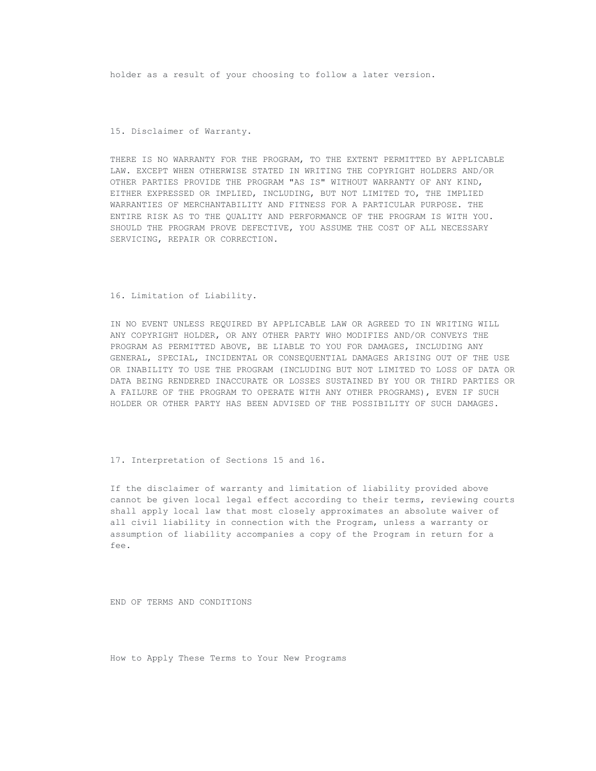holder as a result of your choosing to follow a later version.

## 15. Disclaimer of Warranty.

THERE IS NO WARRANTY FOR THE PROGRAM, TO THE EXTENT PERMITTED BY APPLICABLE LAW. EXCEPT WHEN OTHERWISE STATED IN WRITING THE COPYRIGHT HOLDERS AND/OR OTHER PARTIES PROVIDE THE PROGRAM "AS IS" WITHOUT WARRANTY OF ANY KIND, EITHER EXPRESSED OR IMPLIED, INCLUDING, BUT NOT LIMITED TO, THE IMPLIED WARRANTIES OF MERCHANTABILITY AND FITNESS FOR A PARTICULAR PURPOSE. THE ENTIRE RISK AS TO THE QUALITY AND PERFORMANCE OF THE PROGRAM IS WITH YOU. SHOULD THE PROGRAM PROVE DEFECTIVE, YOU ASSUME THE COST OF ALL NECESSARY SERVICING, REPAIR OR CORRECTION.

## 16. Limitation of Liability.

IN NO EVENT UNLESS REQUIRED BY APPLICABLE LAW OR AGREED TO IN WRITING WILL ANY COPYRIGHT HOLDER, OR ANY OTHER PARTY WHO MODIFIES AND/OR CONVEYS THE PROGRAM AS PERMITTED ABOVE, BE LIABLE TO YOU FOR DAMAGES, INCLUDING ANY GENERAL, SPECIAL, INCIDENTAL OR CONSEQUENTIAL DAMAGES ARISING OUT OF THE USE OR INABILITY TO USE THE PROGRAM (INCLUDING BUT NOT LIMITED TO LOSS OF DATA OR DATA BEING RENDERED INACCURATE OR LOSSES SUSTAINED BY YOU OR THIRD PARTIES OR A FAILURE OF THE PROGRAM TO OPERATE WITH ANY OTHER PROGRAMS), EVEN IF SUCH HOLDER OR OTHER PARTY HAS BEEN ADVISED OF THE POSSIBILITY OF SUCH DAMAGES.

## 17. Interpretation of Sections 15 and 16.

If the disclaimer of warranty and limitation of liability provided above cannot be given local legal effect according to their terms, reviewing courts shall apply local law that most closely approximates an absolute waiver of all civil liability in connection with the Program, unless a warranty or assumption of liability accompanies a copy of the Program in return for a fee.

END OF TERMS AND CONDITIONS

## How to Apply These Terms to Your New Programs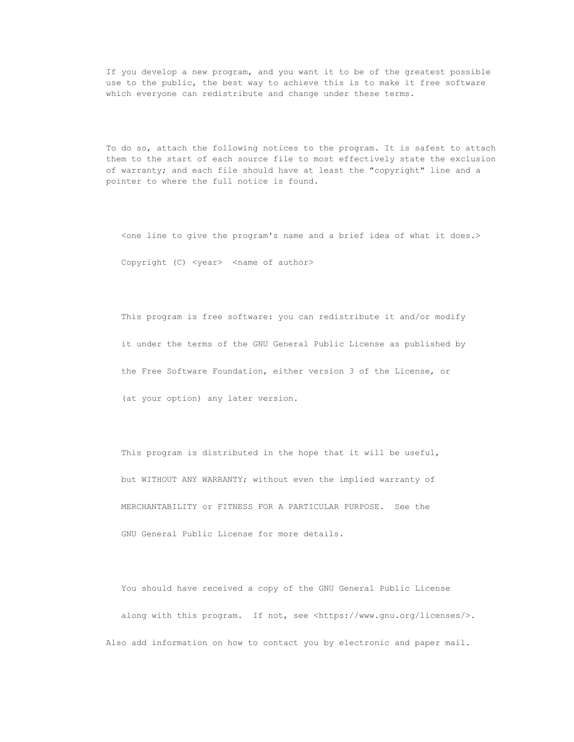If you develop a new program, and you want it to be of the greatest possible use to the public, the best way to achieve this is to make it free software which everyone can redistribute and change under these terms.

To do so, attach the following notices to the program. It is safest to attach them to the start of each source file to most effectively state the exclusion of warranty; and each file should have at least the "copyright" line and a pointer to where the full notice is found.

```
<one line to give the program's name and a brief idea of what it does.>

Copyright (C) <year>  <name of author>

This program is free software: you can redistribute it and/or modify

it under the terms of the GNU General Public License as published by

the Free Software Foundation, either version 3 of the License, or

(at your option) any later version.

This program is distributed in the hope that it will be useful,

but WITHOUT ANY WARRANTY; without even the implied warranty of

MERCHANTABILITY or FITNESS FOR A PARTICULAR PURPOSE.  See the

GNU General Public License for more details.

You should have received a copy of the GNU General Public License

along with this program.  If not, see <https://www.gnu.org/licenses/>.
```

Also add information on how to contact you by electronic and paper mail.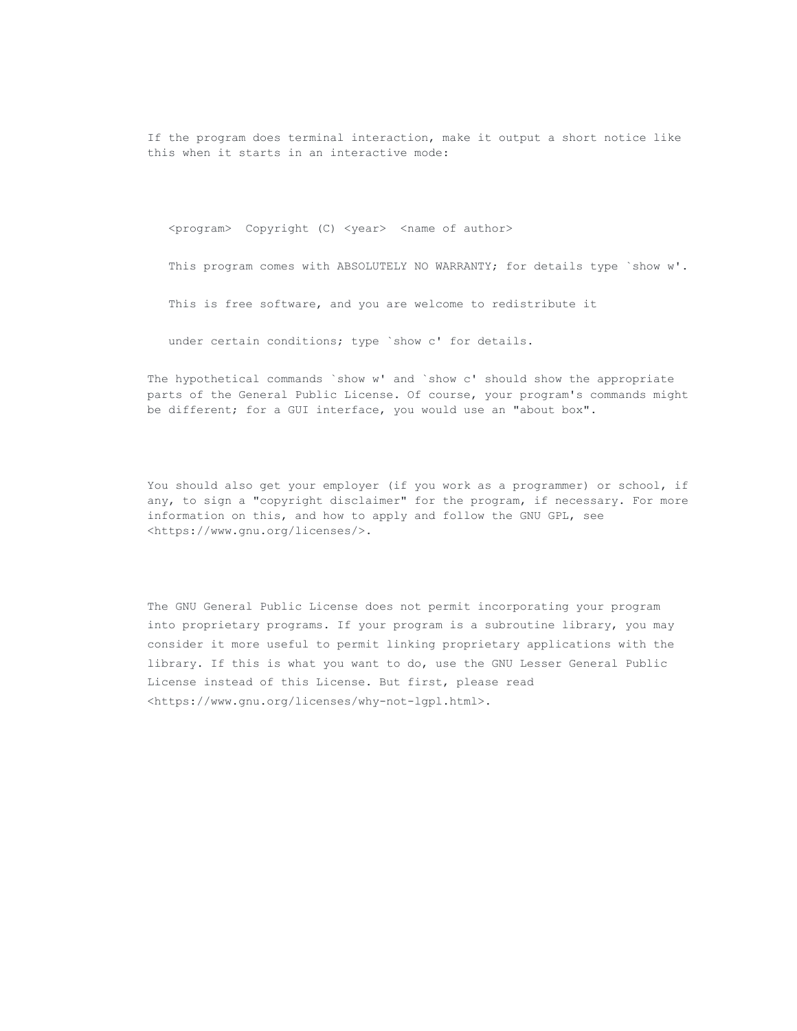If the program does terminal interaction, make it output a short notice like this when it starts in an interactive mode:

```
<program>  Copyright (C) <year>  <name of author>

This program comes with ABSOLUTELY NO WARRANTY; for details type `show w'.

This is free software, and you are welcome to redistribute it

under certain conditions; type `show c' for details.
```

The hypothetical commands `show w' and `show c' should show the appropriate parts of the General Public License. Of course, your program's commands might be different; for a GUI interface, you would use an "about box".

You should also get your employer (if you work as a programmer) or school, if any, to sign a "copyright disclaimer" for the program, if necessary. For more information on this, and how to apply and follow the GNU GPL, see <https://www.gnu.org/licenses/>.

The GNU General Public License does not permit incorporating your program into proprietary programs. If your program is a subroutine library, you may consider it more useful to permit linking proprietary applications with the library. If this is what you want to do, use the GNU Lesser General Public License instead of this License. But first, please read <https://www.gnu.org/licenses/why-not-lgpl.html>.